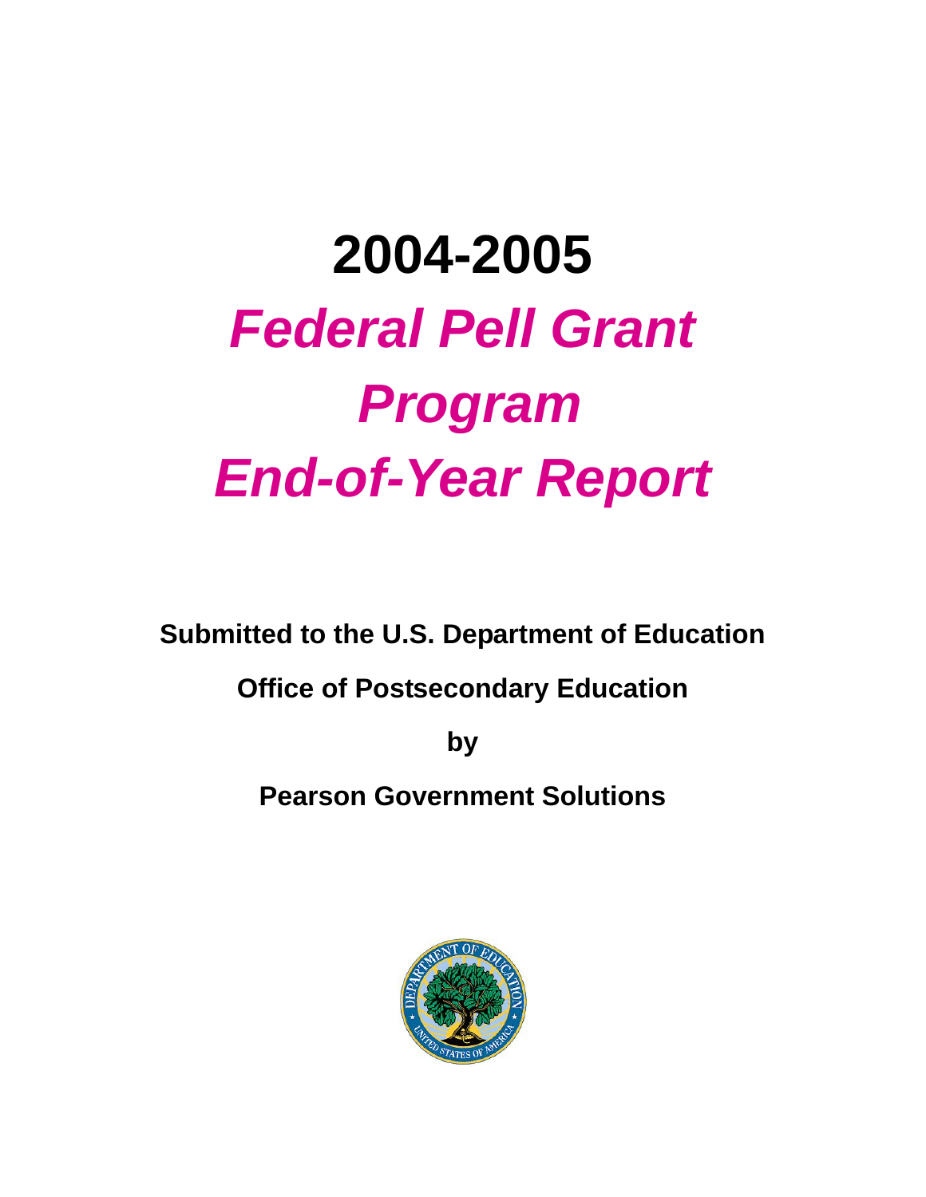# 2004-2005

# *Federal Pell Grant Program End-of-Year Report*

**Submitted to the U.S. Department of Education**

**Office of Postsecondary Education**

**by**

**Pearson Government Solutions**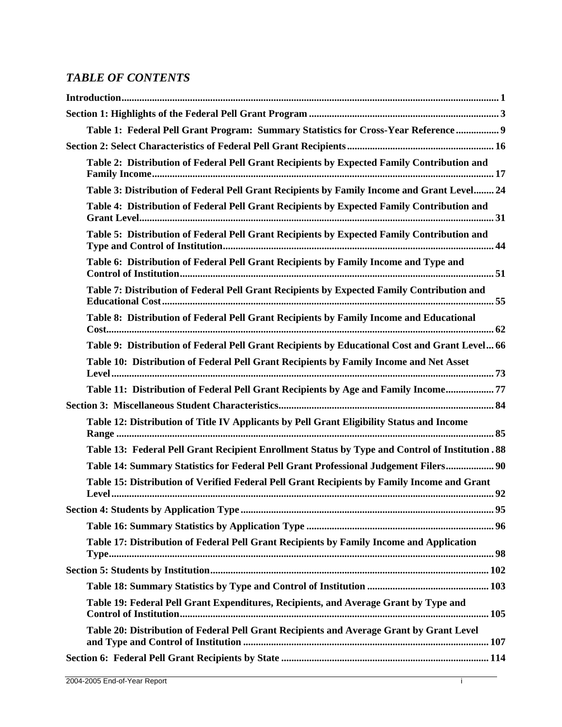# *TABLE OF CONTENTS*

**Introduction** ........ 1

**Section 1: Highlights of the Federal Pell Grant Program** ........ 3

- **Table 1: Federal Pell Grant Program: Summary Statistics for Cross-Year Reference** ........ 9

**Section 2: Select Characteristics of Federal Pell Grant Recipients** ........ 16

- **Table 2: Distribution of Federal Pell Grant Recipients by Expected Family Contribution and Family Income** ........ 17
- **Table 3: Distribution of Federal Pell Grant Recipients by Family Income and Grant Level** ........ 24
- **Table 4: Distribution of Federal Pell Grant Recipients by Expected Family Contribution and Grant Level** ........ 31
- **Table 5: Distribution of Federal Pell Grant Recipients by Expected Family Contribution and Type and Control of Institution** ........ 44
- **Table 6: Distribution of Federal Pell Grant Recipients by Family Income and Type and Control of Institution** ........ 51
- **Table 7: Distribution of Federal Pell Grant Recipients by Expected Family Contribution and Educational Cost** ........ 55
- **Table 8: Distribution of Federal Pell Grant Recipients by Family Income and Educational Cost** ........ 62
- **Table 9: Distribution of Federal Pell Grant Recipients by Educational Cost and Grant Level** ........ 66
- **Table 10: Distribution of Federal Pell Grant Recipients by Family Income and Net Asset Level** ........ 73
- **Table 11: Distribution of Federal Pell Grant Recipients by Age and Family Income** ........ 77

**Section 3: Miscellaneous Student Characteristics** ........ 84

- **Table 12: Distribution of Title IV Applicants by Pell Grant Eligibility Status and Income Range** ........ 85
- **Table 13: Federal Pell Grant Recipient Enrollment Status by Type and Control of Institution** ........ 88
- **Table 14: Summary Statistics for Federal Pell Grant Professional Judgement Filers** ........ 90
- **Table 15: Distribution of Verified Federal Pell Grant Recipients by Family Income and Grant Level** ........ 92

**Section 4: Students by Application Type** ........ 95

- **Table 16: Summary Statistics by Application Type** ........ 96
- **Table 17: Distribution of Federal Pell Grant Recipients by Family Income and Application Type** ........ 98

**Section 5: Students by Institution** ........ 102

- **Table 18: Summary Statistics by Type and Control of Institution** ........ 103
- **Table 19: Federal Pell Grant Expenditures, Recipients, and Average Grant by Type and Control of Institution** ........ 105
- **Table 20: Distribution of Federal Pell Grant Recipients and Average Grant by Grant Level and Type and Control of Institution** ........ 107

**Section 6: Federal Pell Grant Recipients by State** ........ 114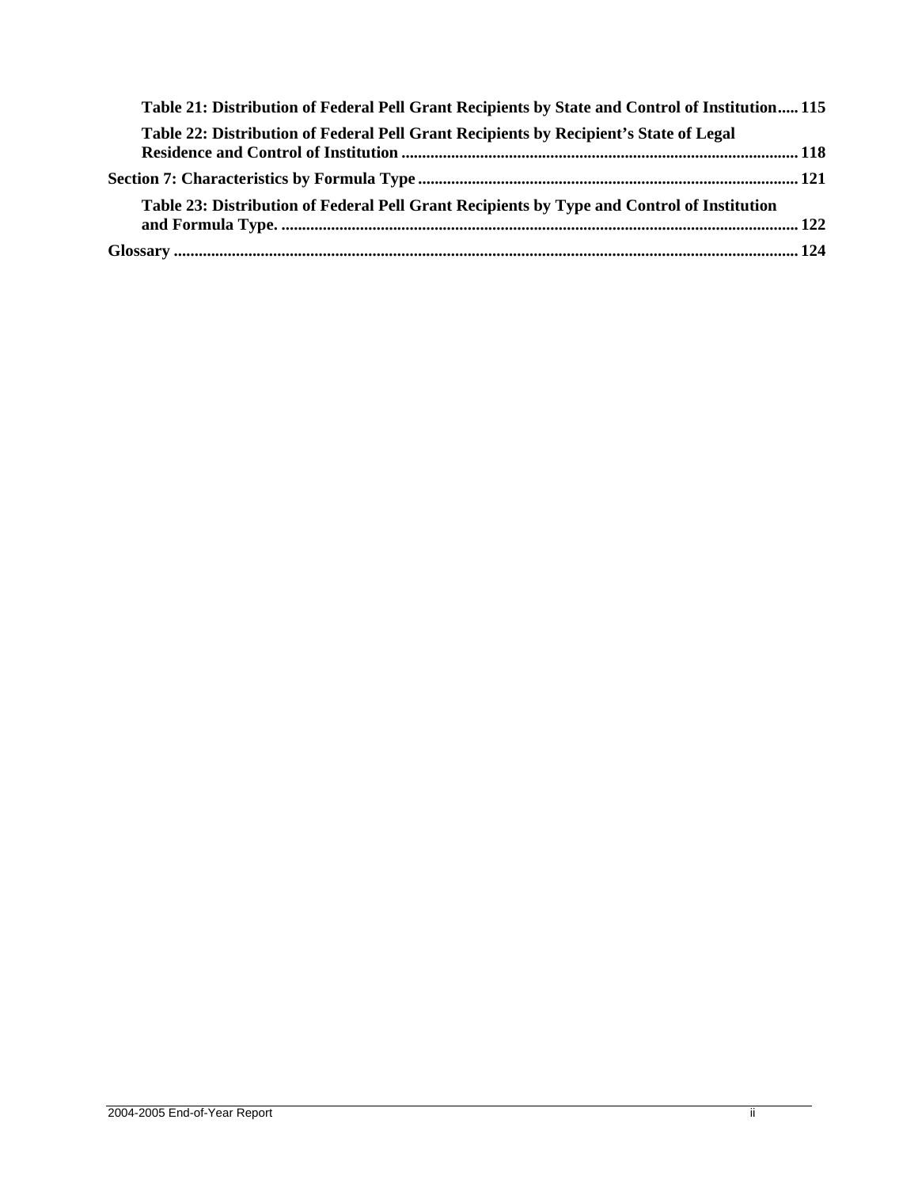**Table 21: Distribution of Federal Pell Grant Recipients by State and Control of Institution..... 115**

**Table 22: Distribution of Federal Pell Grant Recipients by Recipient's State of Legal Residence and Control of Institution ............................................................................................... 118**

**Section 7: Characteristics by Formula Type ........................................................................................... 121**

**Table 23: Distribution of Federal Pell Grant Recipients by Type and Control of Institution and Formula Type. ............................................................................................................................ 122**

**Glossary ...................................................................................................................................................... 124**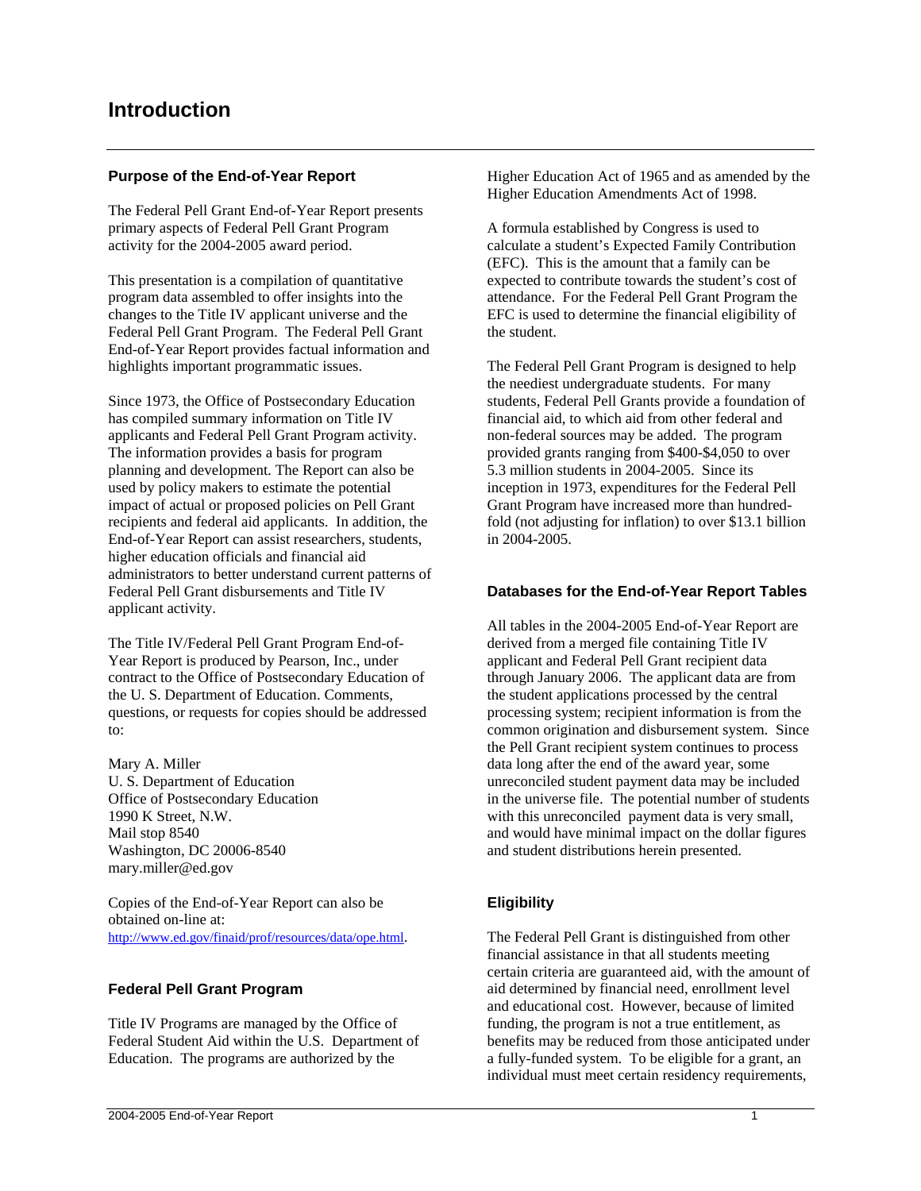# Introduction

## Purpose of the End-of-Year Report

The Federal Pell Grant End-of-Year Report presents primary aspects of Federal Pell Grant Program activity for the 2004-2005 award period.

This presentation is a compilation of quantitative program data assembled to offer insights into the changes to the Title IV applicant universe and the Federal Pell Grant Program. The Federal Pell Grant End-of-Year Report provides factual information and highlights important programmatic issues.

Since 1973, the Office of Postsecondary Education has compiled summary information on Title IV applicants and Federal Pell Grant Program activity. The information provides a basis for program planning and development. The Report can also be used by policy makers to estimate the potential impact of actual or proposed policies on Pell Grant recipients and federal aid applicants. In addition, the End-of-Year Report can assist researchers, students, higher education officials and financial aid administrators to better understand current patterns of Federal Pell Grant disbursements and Title IV applicant activity.

The Title IV/Federal Pell Grant Program End-of-Year Report is produced by Pearson, Inc., under contract to the Office of Postsecondary Education of the U. S. Department of Education. Comments, questions, or requests for copies should be addressed to:

Mary A. Miller
U. S. Department of Education
Office of Postsecondary Education
1990 K Street, N.W.
Mail stop 8540
Washington, DC 20006-8540
mary.miller@ed.gov

Copies of the End-of-Year Report can also be obtained on-line at:
http://www.ed.gov/finaid/prof/resources/data/ope.html.

## Federal Pell Grant Program

Title IV Programs are managed by the Office of Federal Student Aid within the U.S. Department of Education. The programs are authorized by the Higher Education Act of 1965 and as amended by the Higher Education Amendments Act of 1998.

A formula established by Congress is used to calculate a student's Expected Family Contribution (EFC). This is the amount that a family can be expected to contribute towards the student's cost of attendance. For the Federal Pell Grant Program the EFC is used to determine the financial eligibility of the student.

The Federal Pell Grant Program is designed to help the neediest undergraduate students. For many students, Federal Pell Grants provide a foundation of financial aid, to which aid from other federal and non-federal sources may be added. The program provided grants ranging from $400-$4,050 to over 5.3 million students in 2004-2005. Since its inception in 1973, expenditures for the Federal Pell Grant Program have increased more than hundred-fold (not adjusting for inflation) to over $13.1 billion in 2004-2005.

## Databases for the End-of-Year Report Tables

All tables in the 2004-2005 End-of-Year Report are derived from a merged file containing Title IV applicant and Federal Pell Grant recipient data through January 2006. The applicant data are from the student applications processed by the central processing system; recipient information is from the common origination and disbursement system. Since the Pell Grant recipient system continues to process data long after the end of the award year, some unreconciled student payment data may be included in the universe file. The potential number of students with this unreconciled payment data is very small, and would have minimal impact on the dollar figures and student distributions herein presented.

## Eligibility

The Federal Pell Grant is distinguished from other financial assistance in that all students meeting certain criteria are guaranteed aid, with the amount of aid determined by financial need, enrollment level and educational cost. However, because of limited funding, the program is not a true entitlement, as benefits may be reduced from those anticipated under a fully-funded system. To be eligible for a grant, an individual must meet certain residency requirements,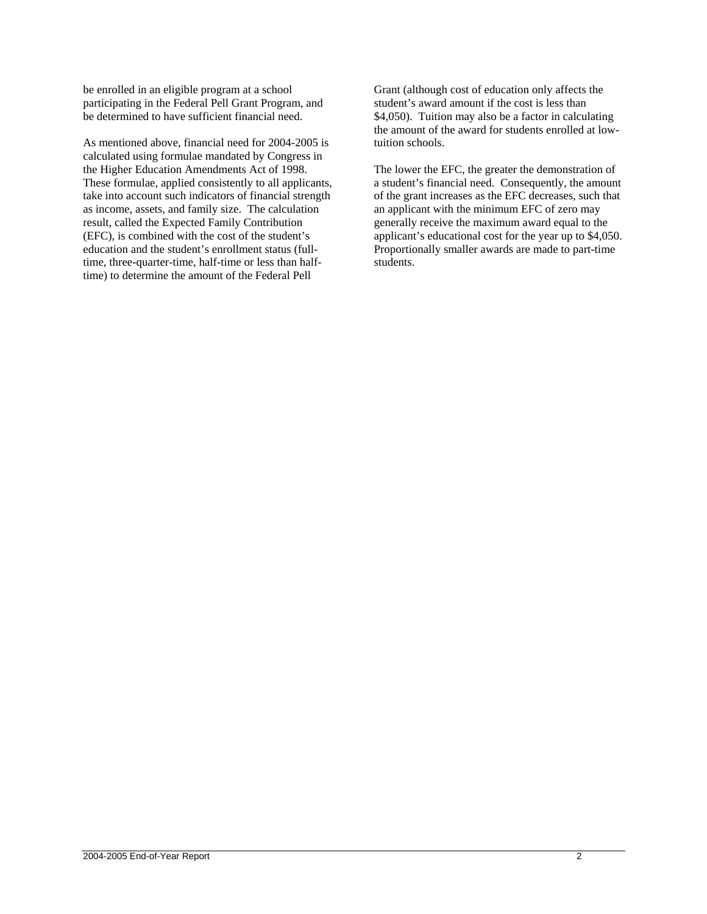be enrolled in an eligible program at a school participating in the Federal Pell Grant Program, and be determined to have sufficient financial need.

As mentioned above, financial need for 2004-2005 is calculated using formulae mandated by Congress in the Higher Education Amendments Act of 1998. These formulae, applied consistently to all applicants, take into account such indicators of financial strength as income, assets, and family size. The calculation result, called the Expected Family Contribution (EFC), is combined with the cost of the student's education and the student's enrollment status (full-time, three-quarter-time, half-time or less than half-time) to determine the amount of the Federal Pell Grant (although cost of education only affects the student's award amount if the cost is less than $4,050). Tuition may also be a factor in calculating the amount of the award for students enrolled at low-tuition schools.

The lower the EFC, the greater the demonstration of a student's financial need. Consequently, the amount of the grant increases as the EFC decreases, such that an applicant with the minimum EFC of zero may generally receive the maximum award equal to the applicant's educational cost for the year up to $4,050. Proportionally smaller awards are made to part-time students.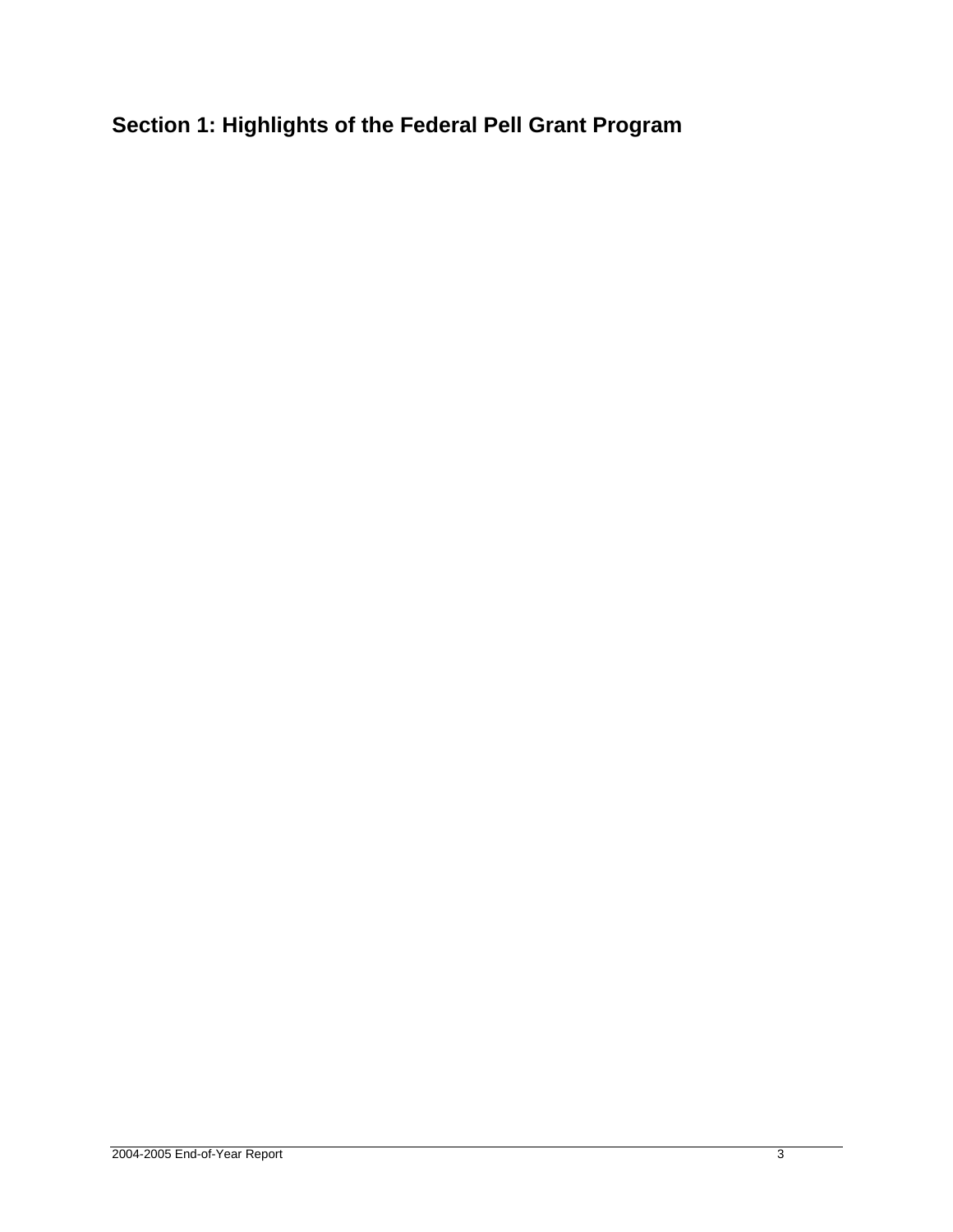# Section 1: Highlights of the Federal Pell Grant Program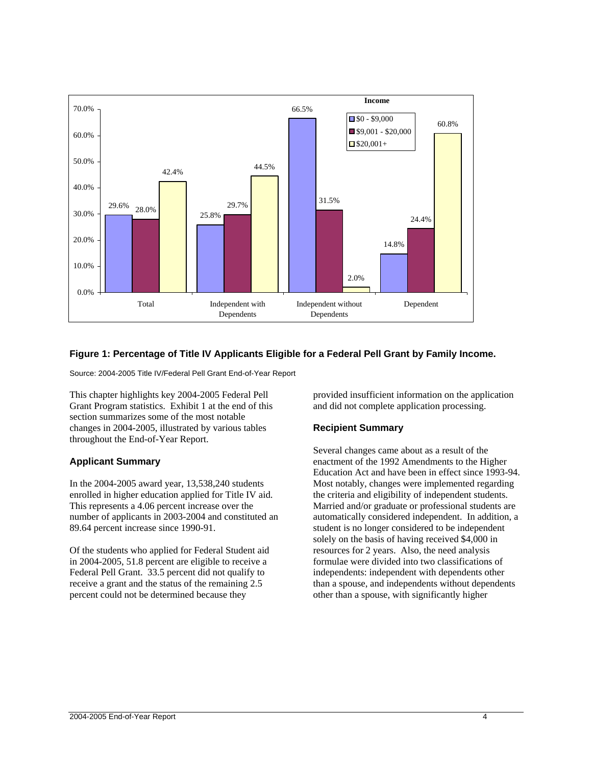Income

$0 - $9,000

$9,001 - $20,000

$20,001+

70.0%

60.0%

50.0%

40.0%

30.0%

20.0%

10.0%

0.0%

Total: 29.6%, 28.0%, 42.4%

Independent with Dependents: 25.8%, 29.7%, 44.5%

Independent without Dependents: 66.5%, 31.5%, 2.0%

Dependent: 14.8%, 24.4%, 60.8%

**Figure 1: Percentage of Title IV Applicants Eligible for a Federal Pell Grant by Family Income.**

Source: 2004-2005 Title IV/Federal Pell Grant End-of-Year Report

This chapter highlights key 2004-2005 Federal Pell Grant Program statistics. Exhibit 1 at the end of this section summarizes some of the most notable changes in 2004-2005, illustrated by various tables throughout the End-of-Year Report.

## Applicant Summary

In the 2004-2005 award year, 13,538,240 students enrolled in higher education applied for Title IV aid. This represents a 4.06 percent increase over the number of applicants in 2003-2004 and constituted an 89.64 percent increase since 1990-91.

Of the students who applied for Federal Student aid in 2004-2005, 51.8 percent are eligible to receive a Federal Pell Grant. 33.5 percent did not qualify to receive a grant and the status of the remaining 2.5 percent could not be determined because they provided insufficient information on the application and did not complete application processing.

## Recipient Summary

Several changes came about as a result of the enactment of the 1992 Amendments to the Higher Education Act and have been in effect since 1993-94. Most notably, changes were implemented regarding the criteria and eligibility of independent students. Married and/or graduate or professional students are automatically considered independent. In addition, a student is no longer considered to be independent solely on the basis of having received $4,000 in resources for 2 years. Also, the need analysis formulae were divided into two classifications of independents: independent with dependents other than a spouse, and independents without dependents other than a spouse, with significantly higher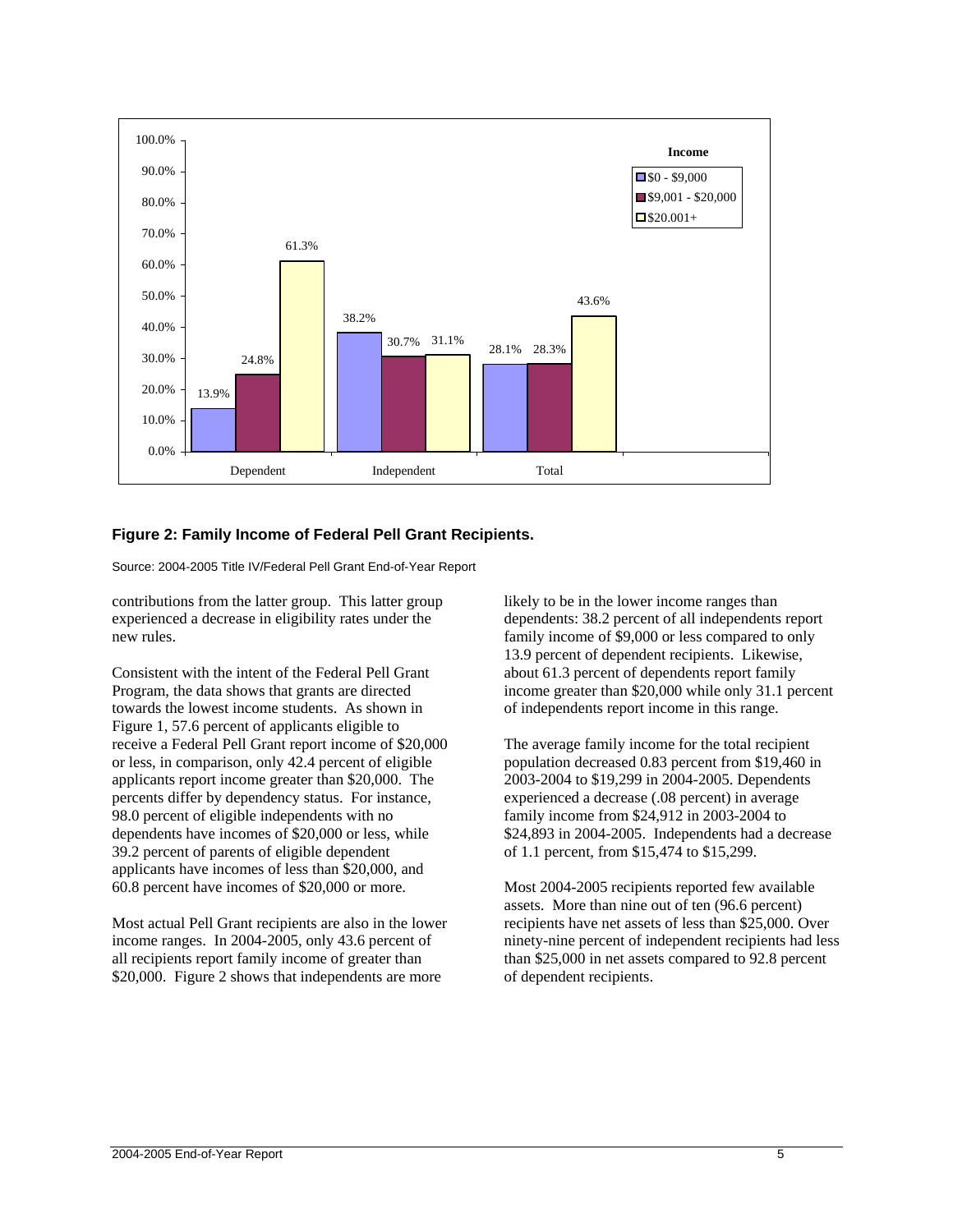100.0%
90.0%
80.0%
70.0%
60.0%
50.0%
40.0%
30.0%
20.0%
10.0%
0.0%

Income
$0 - $9,000
$9,001 - $20,000
$20.001+

13.9%
24.8%
61.3%
38.2%
30.7%
31.1%
28.1%
28.3%
43.6%

Dependent
Independent
Total

**Figure 2: Family Income of Federal Pell Grant Recipients.**

Source: 2004-2005 Title IV/Federal Pell Grant End-of-Year Report

contributions from the latter group. This latter group experienced a decrease in eligibility rates under the new rules.

Consistent with the intent of the Federal Pell Grant Program, the data shows that grants are directed towards the lowest income students. As shown in Figure 1, 57.6 percent of applicants eligible to receive a Federal Pell Grant report income of $20,000 or less, in comparison, only 42.4 percent of eligible applicants report income greater than $20,000. The percents differ by dependency status. For instance, 98.0 percent of eligible independents with no dependents have incomes of $20,000 or less, while 39.2 percent of parents of eligible dependent applicants have incomes of less than $20,000, and 60.8 percent have incomes of $20,000 or more.

Most actual Pell Grant recipients are also in the lower income ranges. In 2004-2005, only 43.6 percent of all recipients report family income of greater than $20,000. Figure 2 shows that independents are more likely to be in the lower income ranges than dependents: 38.2 percent of all independents report family income of $9,000 or less compared to only 13.9 percent of dependent recipients. Likewise, about 61.3 percent of dependents report family income greater than $20,000 while only 31.1 percent of independents report income in this range.

The average family income for the total recipient population decreased 0.83 percent from $19,460 in 2003-2004 to $19,299 in 2004-2005. Dependents experienced a decrease (.08 percent) in average family income from $24,912 in 2003-2004 to $24,893 in 2004-2005. Independents had a decrease of 1.1 percent, from $15,474 to $15,299.

Most 2004-2005 recipients reported few available assets. More than nine out of ten (96.6 percent) recipients have net assets of less than $25,000. Over ninety-nine percent of independent recipients had less than $25,000 in net assets compared to 92.8 percent of dependent recipients.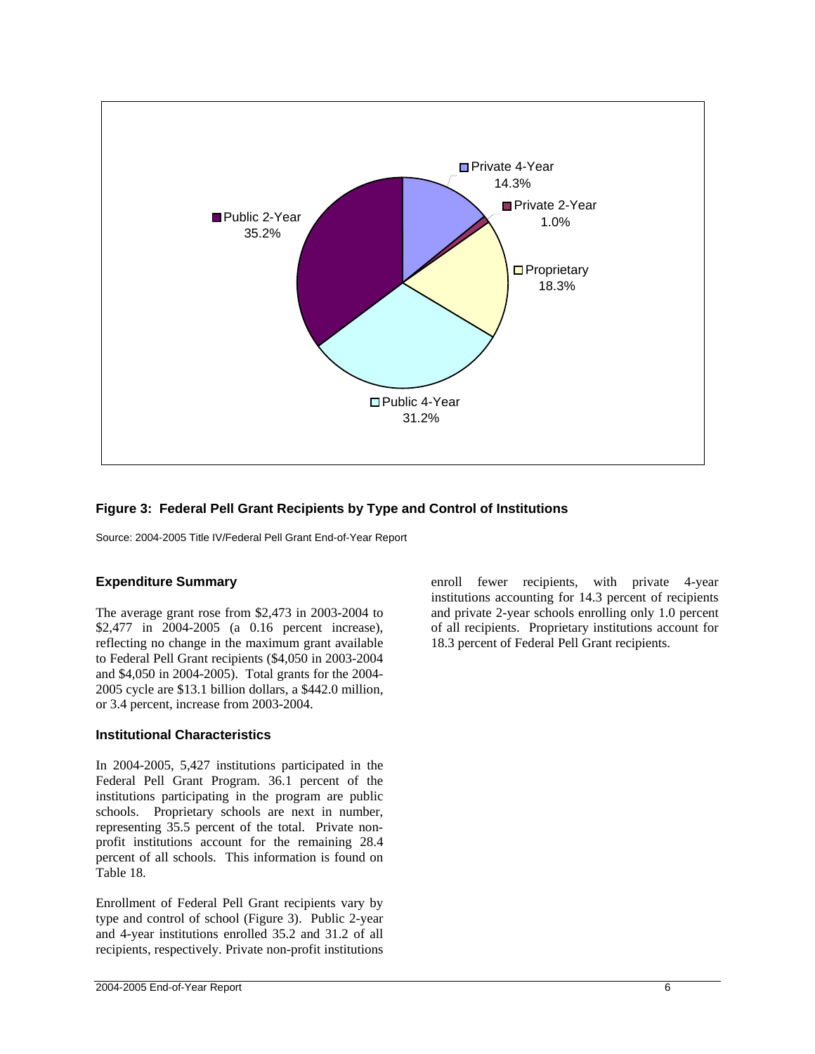Private 4-Year
14.3%

Private 2-Year
1.0%

Proprietary
18.3%

Public 4-Year
31.2%

Public 2-Year
35.2%

**Figure 3: Federal Pell Grant Recipients by Type and Control of Institutions**

Source: 2004-2005 Title IV/Federal Pell Grant End-of-Year Report

### Expenditure Summary

The average grant rose from $2,473 in 2003-2004 to $2,477 in 2004-2005 (a 0.16 percent increase), reflecting no change in the maximum grant available to Federal Pell Grant recipients ($4,050 in 2003-2004 and $4,050 in 2004-2005). Total grants for the 2004-2005 cycle are $13.1 billion dollars, a $442.0 million, or 3.4 percent, increase from 2003-2004.

### Institutional Characteristics

In 2004-2005, 5,427 institutions participated in the Federal Pell Grant Program. 36.1 percent of the institutions participating in the program are public schools. Proprietary schools are next in number, representing 35.5 percent of the total. Private non-profit institutions account for the remaining 28.4 percent of all schools. This information is found on Table 18.

Enrollment of Federal Pell Grant recipients vary by type and control of school (Figure 3). Public 2-year and 4-year institutions enrolled 35.2 and 31.2 of all recipients, respectively. Private non-profit institutions enroll fewer recipients, with private 4-year institutions accounting for 14.3 percent of recipients and private 2-year schools enrolling only 1.0 percent of all recipients. Proprietary institutions account for 18.3 percent of Federal Pell Grant recipients.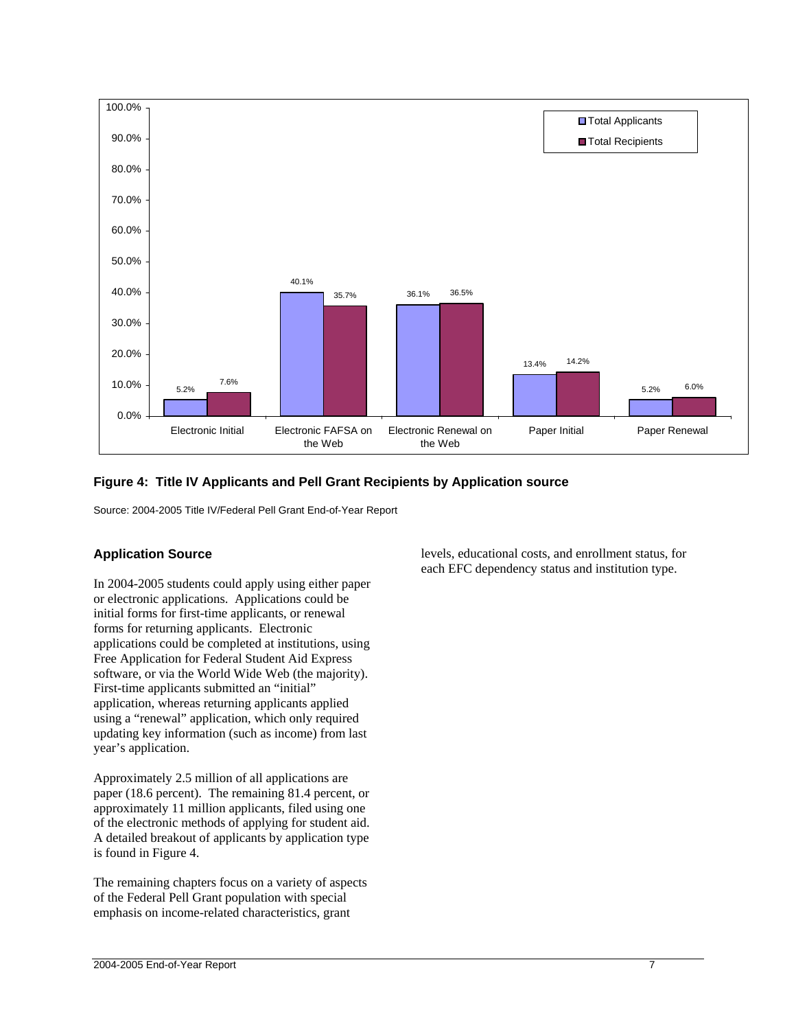100.0%
90.0%
80.0%
70.0%
60.0%
50.0%
40.0%
30.0%
20.0%
10.0%
0.0%

Total Applicants
Total Recipients

Electronic Initial: 5.2% 7.6%
Electronic FAFSA on the Web: 40.1% 35.7%
Electronic Renewal on the Web: 36.1% 36.5%
Paper Initial: 13.4% 14.2%
Paper Renewal: 5.2% 6.0%

**Figure 4: Title IV Applicants and Pell Grant Recipients by Application source**

Source: 2004-2005 Title IV/Federal Pell Grant End-of-Year Report

### Application Source

In 2004-2005 students could apply using either paper or electronic applications. Applications could be initial forms for first-time applicants, or renewal forms for returning applicants. Electronic applications could be completed at institutions, using Free Application for Federal Student Aid Express software, or via the World Wide Web (the majority). First-time applicants submitted an "initial" application, whereas returning applicants applied using a "renewal" application, which only required updating key information (such as income) from last year's application.

Approximately 2.5 million of all applications are paper (18.6 percent). The remaining 81.4 percent, or approximately 11 million applicants, filed using one of the electronic methods of applying for student aid. A detailed breakout of applicants by application type is found in Figure 4.

The remaining chapters focus on a variety of aspects of the Federal Pell Grant population with special emphasis on income-related characteristics, grant levels, educational costs, and enrollment status, for each EFC dependency status and institution type.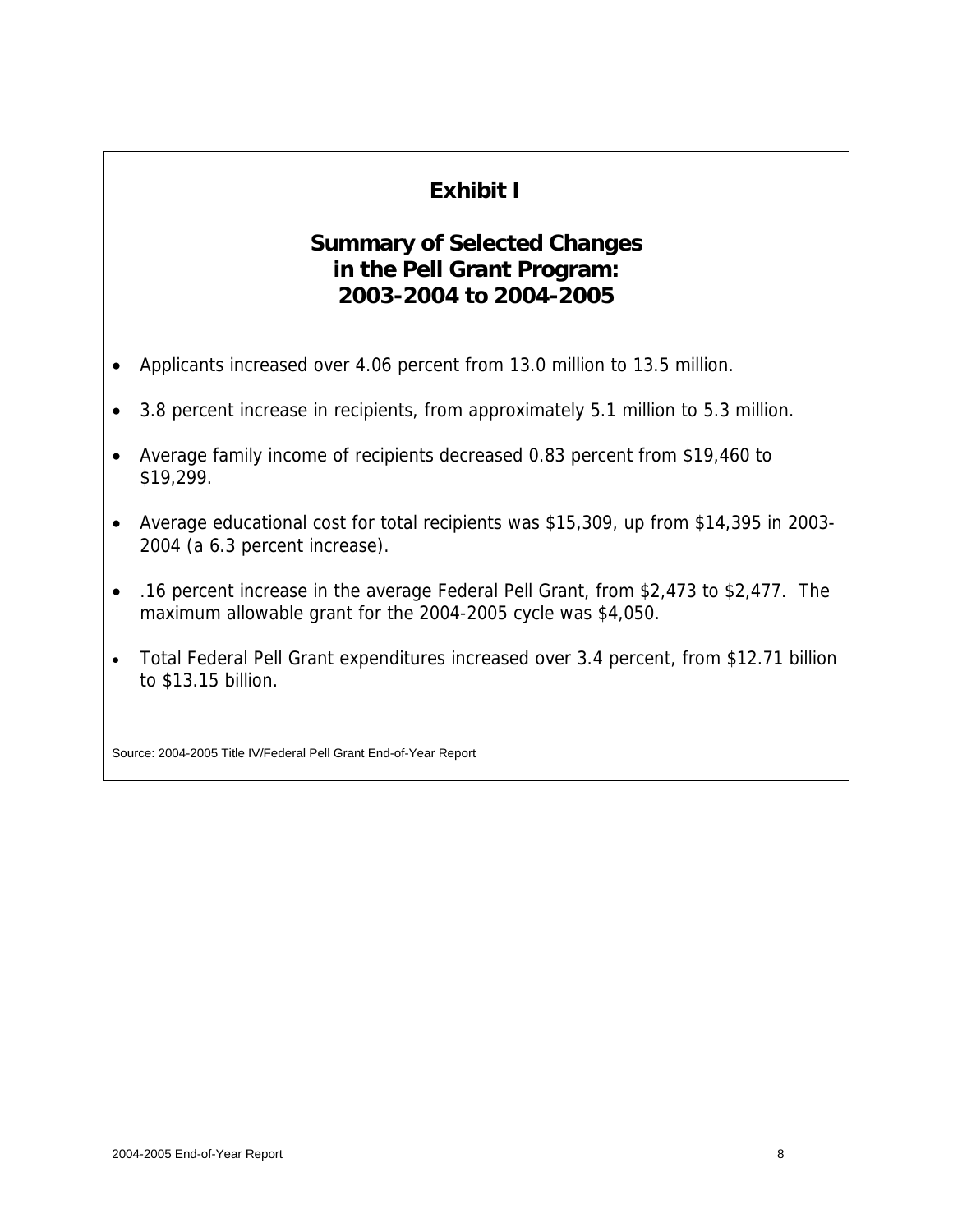# Exhibit I

## Summary of Selected Changes in the Pell Grant Program: 2003-2004 to 2004-2005

- Applicants increased over 4.06 percent from 13.0 million to 13.5 million.
- 3.8 percent increase in recipients, from approximately 5.1 million to 5.3 million.
- Average family income of recipients decreased 0.83 percent from $19,460 to $19,299.
- Average educational cost for total recipients was $15,309, up from $14,395 in 2003-2004 (a 6.3 percent increase).
- .16 percent increase in the average Federal Pell Grant, from $2,473 to $2,477. The maximum allowable grant for the 2004-2005 cycle was $4,050.
- Total Federal Pell Grant expenditures increased over 3.4 percent, from $12.71 billion to $13.15 billion.

Source: 2004-2005 Title IV/Federal Pell Grant End-of-Year Report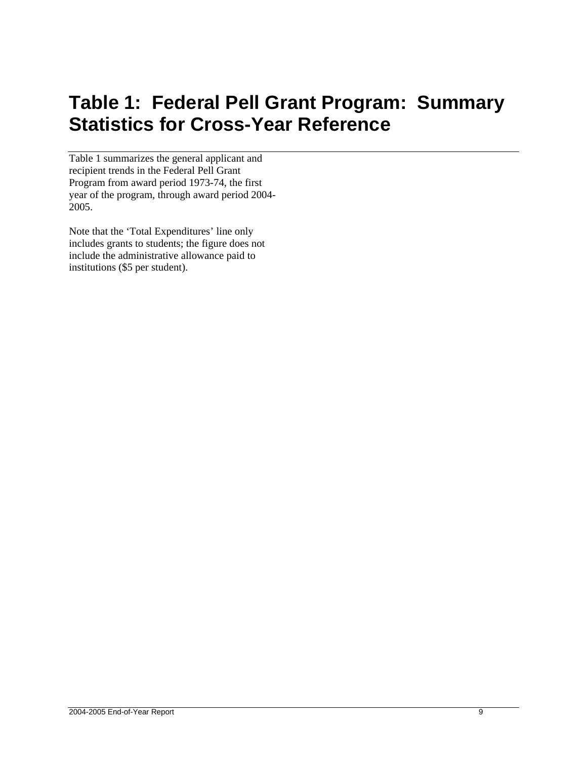# Table 1: Federal Pell Grant Program: Summary Statistics for Cross-Year Reference

Table 1 summarizes the general applicant and recipient trends in the Federal Pell Grant Program from award period 1973-74, the first year of the program, through award period 2004-2005.

Note that the 'Total Expenditures' line only includes grants to students; the figure does not include the administrative allowance paid to institutions ($5 per student).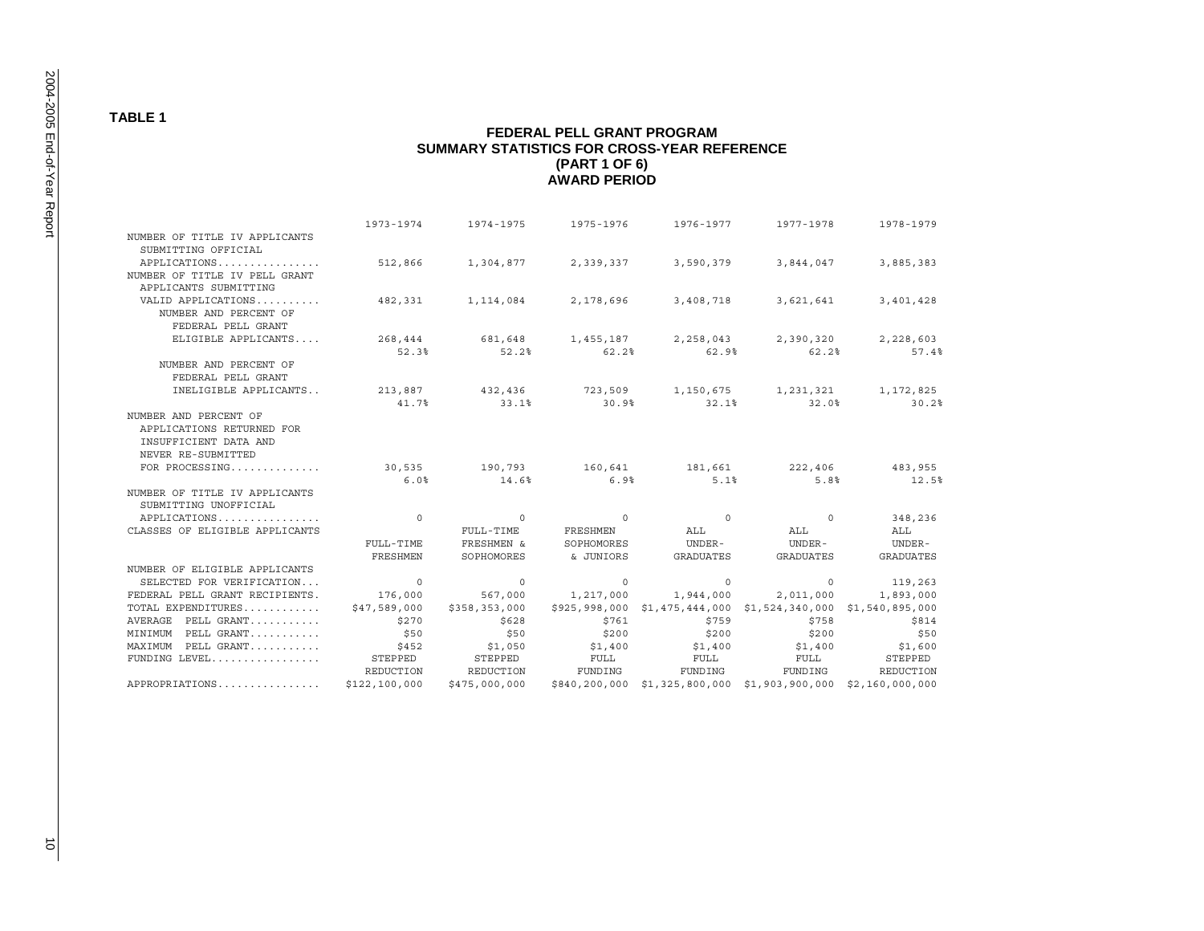**TABLE 1**

## FEDERAL PELL GRANT PROGRAM
## SUMMARY STATISTICS FOR CROSS-YEAR REFERENCE
## (PART 1 OF 6)
## AWARD PERIOD

| | 1973-1974 | 1974-1975 | 1975-1976 | 1976-1977 | 1977-1978 | 1978-1979 |
|---|---|---|---|---|---|---|
| NUMBER OF TITLE IV APPLICANTS SUBMITTING OFFICIAL APPLICATIONS................ | 512,866 | 1,304,877 | 2,339,337 | 3,590,379 | 3,844,047 | 3,885,383 |
| NUMBER OF TITLE IV PELL GRANT APPLICANTS SUBMITTING VALID APPLICATIONS.......... | 482,331 | 1,114,084 | 2,178,696 | 3,408,718 | 3,621,641 | 3,401,428 |
| NUMBER AND PERCENT OF FEDERAL PELL GRANT ELIGIBLE APPLICANTS.... | 268,444 | 681,648 | 1,455,187 | 2,258,043 | 2,390,320 | 2,228,603 |
| | 52.3% | 52.2% | 62.2% | 62.9% | 62.2% | 57.4% |
| NUMBER AND PERCENT OF FEDERAL PELL GRANT INELIGIBLE APPLICANTS.. | 213,887 | 432,436 | 723,509 | 1,150,675 | 1,231,321 | 1,172,825 |
| | 41.7% | 33.1% | 30.9% | 32.1% | 32.0% | 30.2% |
| NUMBER AND PERCENT OF APPLICATIONS RETURNED FOR INSUFFICIENT DATA AND NEVER RE-SUBMITTED FOR PROCESSING............. | 30,535 | 190,793 | 160,641 | 181,661 | 222,406 | 483,955 |
| | 6.0% | 14.6% | 6.9% | 5.1% | 5.8% | 12.5% |
| NUMBER OF TITLE IV APPLICANTS SUBMITTING UNOFFICIAL APPLICATIONS................ | 0 | 0 | 0 | 0 | 0 | 348,236 |
| CLASSES OF ELIGIBLE APPLICANTS | FULL-TIME FRESHMEN | FULL-TIME FRESHMEN & SOPHOMORES | FRESHMEN SOPHOMORES & JUNIORS | ALL UNDER-GRADUATES | ALL UNDER-GRADUATES | ALL UNDER-GRADUATES |
| NUMBER OF ELIGIBLE APPLICANTS SELECTED FOR VERIFICATION... | 0 | 0 | 0 | 0 | 0 | 119,263 |
| FEDERAL PELL GRANT RECIPIENTS. | 176,000 | 567,000 | 1,217,000 | 1,944,000 | 2,011,000 | 1,893,000 |
| TOTAL EXPENDITURES............ | $47,589,000 | $358,353,000 | $925,998,000 | $1,475,444,000 | $1,524,340,000 | $1,540,895,000 |
| AVERAGE PELL GRANT........... | $270 | $628 | $761 | $759 | $758 | $814 |
| MINIMUM PELL GRANT........... | $50 | $50 | $200 | $200 | $200 | $50 |
| MAXIMUM PELL GRANT........... | $452 | $1,050 | $1,400 | $1,400 | $1,400 | $1,600 |
| FUNDING LEVEL................. | STEPPED REDUCTION | STEPPED REDUCTION | FULL FUNDING | FULL FUNDING | FULL FUNDING | STEPPED REDUCTION |
| APPROPRIATIONS................ | $122,100,000 | $475,000,000 | $840,200,000 | $1,325,800,000 | $1,903,900,000 | $2,160,000,000 |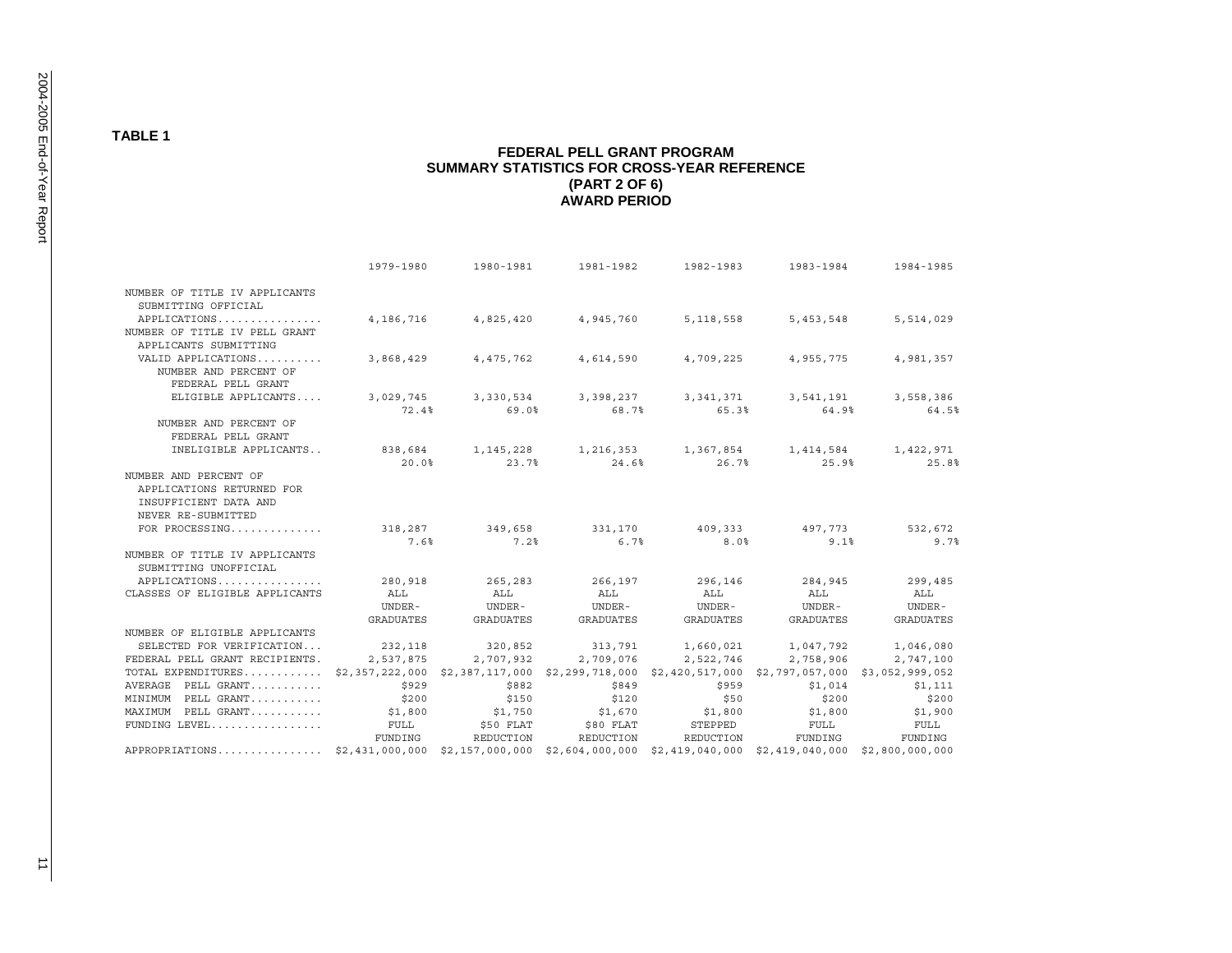**TABLE 1**

## FEDERAL PELL GRANT PROGRAM
## SUMMARY STATISTICS FOR CROSS-YEAR REFERENCE
## (PART 2 OF 6)
## AWARD PERIOD

| | 1979-1980 | 1980-1981 | 1981-1982 | 1982-1983 | 1983-1984 | 1984-1985 |
|---|---|---|---|---|---|---|
| NUMBER OF TITLE IV APPLICANTS SUBMITTING OFFICIAL APPLICATIONS................ | 4,186,716 | 4,825,420 | 4,945,760 | 5,118,558 | 5,453,548 | 5,514,029 |
| NUMBER OF TITLE IV PELL GRANT APPLICANTS SUBMITTING VALID APPLICATIONS.......... | 3,868,429 | 4,475,762 | 4,614,590 | 4,709,225 | 4,955,775 | 4,981,357 |
| NUMBER AND PERCENT OF FEDERAL PELL GRANT ELIGIBLE APPLICANTS.... | 3,029,745 | 3,330,534 | 3,398,237 | 3,341,371 | 3,541,191 | 3,558,386 |
| | 72.4% | 69.0% | 68.7% | 65.3% | 64.9% | 64.5% |
| NUMBER AND PERCENT OF FEDERAL PELL GRANT INELIGIBLE APPLICANTS.. | 838,684 | 1,145,228 | 1,216,353 | 1,367,854 | 1,414,584 | 1,422,971 |
| | 20.0% | 23.7% | 24.6% | 26.7% | 25.9% | 25.8% |
| NUMBER AND PERCENT OF APPLICATIONS RETURNED FOR INSUFFICIENT DATA AND NEVER RE-SUBMITTED FOR PROCESSING.............. | 318,287 | 349,658 | 331,170 | 409,333 | 497,773 | 532,672 |
| | 7.6% | 7.2% | 6.7% | 8.0% | 9.1% | 9.7% |
| NUMBER OF TITLE IV APPLICANTS SUBMITTING UNOFFICIAL APPLICATIONS................ | 280,918 | 265,283 | 266,197 | 296,146 | 284,945 | 299,485 |
| CLASSES OF ELIGIBLE APPLICANTS | ALL UNDER-GRADUATES | ALL UNDER-GRADUATES | ALL UNDER-GRADUATES | ALL UNDER-GRADUATES | ALL UNDER-GRADUATES | ALL UNDER-GRADUATES |
| NUMBER OF ELIGIBLE APPLICANTS SELECTED FOR VERIFICATION... | 232,118 | 320,852 | 313,791 | 1,660,021 | 1,047,792 | 1,046,080 |
| FEDERAL PELL GRANT RECIPIENTS. | 2,537,875 | 2,707,932 | 2,709,076 | 2,522,746 | 2,758,906 | 2,747,100 |
| TOTAL EXPENDITURES............ | $2,357,222,000 | $2,387,117,000 | $2,299,718,000 | $2,420,517,000 | $2,797,057,000 | $3,052,999,052 |
| AVERAGE PELL GRANT........... | $929 | $882 | $849 | $959 | $1,014 | $1,111 |
| MINIMUM PELL GRANT........... | $200 | $150 | $120 | $50 | $200 | $200 |
| MAXIMUM PELL GRANT........... | $1,800 | $1,750 | $1,670 | $1,800 | $1,800 | $1,900 |
| FUNDING LEVEL................. | FULL FUNDING | $50 FLAT REDUCTION | $80 FLAT REDUCTION | STEPPED REDUCTION | FULL FUNDING | FULL FUNDING |
| APPROPRIATIONS................ | $2,431,000,000 | $2,157,000,000 | $2,604,000,000 | $2,419,040,000 | $2,419,040,000 | $2,800,000,000 |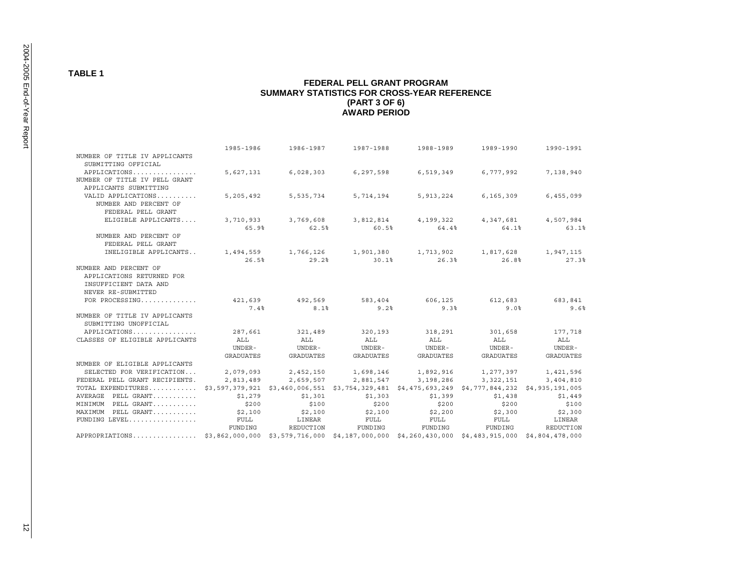**TABLE 1**

## FEDERAL PELL GRANT PROGRAM
## SUMMARY STATISTICS FOR CROSS-YEAR REFERENCE
## (PART 3 OF 6)
## AWARD PERIOD

| | 1985-1986 | 1986-1987 | 1987-1988 | 1988-1989 | 1989-1990 | 1990-1991 |
|---|---|---|---|---|---|---|
| NUMBER OF TITLE IV APPLICANTS SUBMITTING OFFICIAL APPLICATIONS................ | 5,627,131 | 6,028,303 | 6,297,598 | 6,519,349 | 6,777,992 | 7,138,940 |
| NUMBER OF TITLE IV PELL GRANT APPLICANTS SUBMITTING VALID APPLICATIONS.......... | 5,205,492 | 5,535,734 | 5,714,194 | 5,913,224 | 6,165,309 | 6,455,099 |
| NUMBER AND PERCENT OF FEDERAL PELL GRANT ELIGIBLE APPLICANTS.... | 3,710,933 | 3,769,608 | 3,812,814 | 4,199,322 | 4,347,681 | 4,507,984 |
| | 65.9% | 62.5% | 60.5% | 64.4% | 64.1% | 63.1% |
| NUMBER AND PERCENT OF FEDERAL PELL GRANT INELIGIBLE APPLICANTS.. | 1,494,559 | 1,766,126 | 1,901,380 | 1,713,902 | 1,817,628 | 1,947,115 |
| | 26.5% | 29.2% | 30.1% | 26.3% | 26.8% | 27.3% |
| NUMBER AND PERCENT OF APPLICATIONS RETURNED FOR INSUFFICIENT DATA AND NEVER RE-SUBMITTED FOR PROCESSING............. | 421,639 | 492,569 | 583,404 | 606,125 | 612,683 | 683,841 |
| | 7.4% | 8.1% | 9.2% | 9.3% | 9.0% | 9.6% |
| NUMBER OF TITLE IV APPLICANTS SUBMITTING UNOFFICIAL APPLICATIONS............... | 287,661 | 321,489 | 320,193 | 318,291 | 301,658 | 177,718 |
| CLASSES OF ELIGIBLE APPLICANTS | ALL UNDER-GRADUATES | ALL UNDER-GRADUATES | ALL UNDER-GRADUATES | ALL UNDER-GRADUATES | ALL UNDER-GRADUATES | ALL UNDER-GRADUATES |
| NUMBER OF ELIGIBLE APPLICANTS SELECTED FOR VERIFICATION... | 2,079,093 | 2,452,150 | 1,698,146 | 1,892,916 | 1,277,397 | 1,421,596 |
| FEDERAL PELL GRANT RECIPIENTS. | 2,813,489 | 2,659,507 | 2,881,547 | 3,198,286 | 3,322,151 | 3,404,810 |
| TOTAL EXPENDITURES........... | $3,597,379,921 | $3,460,006,551 | $3,754,329,481 | $4,475,693,249 | $4,777,844,232 | $4,935,191,005 |
| AVERAGE PELL GRANT........... | $1,279 | $1,301 | $1,303 | $1,399 | $1,438 | $1,449 |
| MINIMUM PELL GRANT........... | $200 | $100 | $200 | $200 | $200 | $100 |
| MAXIMUM PELL GRANT........... | $2,100 | $2,100 | $2,100 | $2,200 | $2,300 | $2,300 |
| FUNDING LEVEL................ | FULL FUNDING | LINEAR REDUCTION | FULL FUNDING | FULL FUNDING | FULL FUNDING | LINEAR REDUCTION |
| APPROPRIATIONS............... | $3,862,000,000 | $3,579,716,000 | $4,187,000,000 | $4,260,430,000 | $4,483,915,000 | $4,804,478,000 |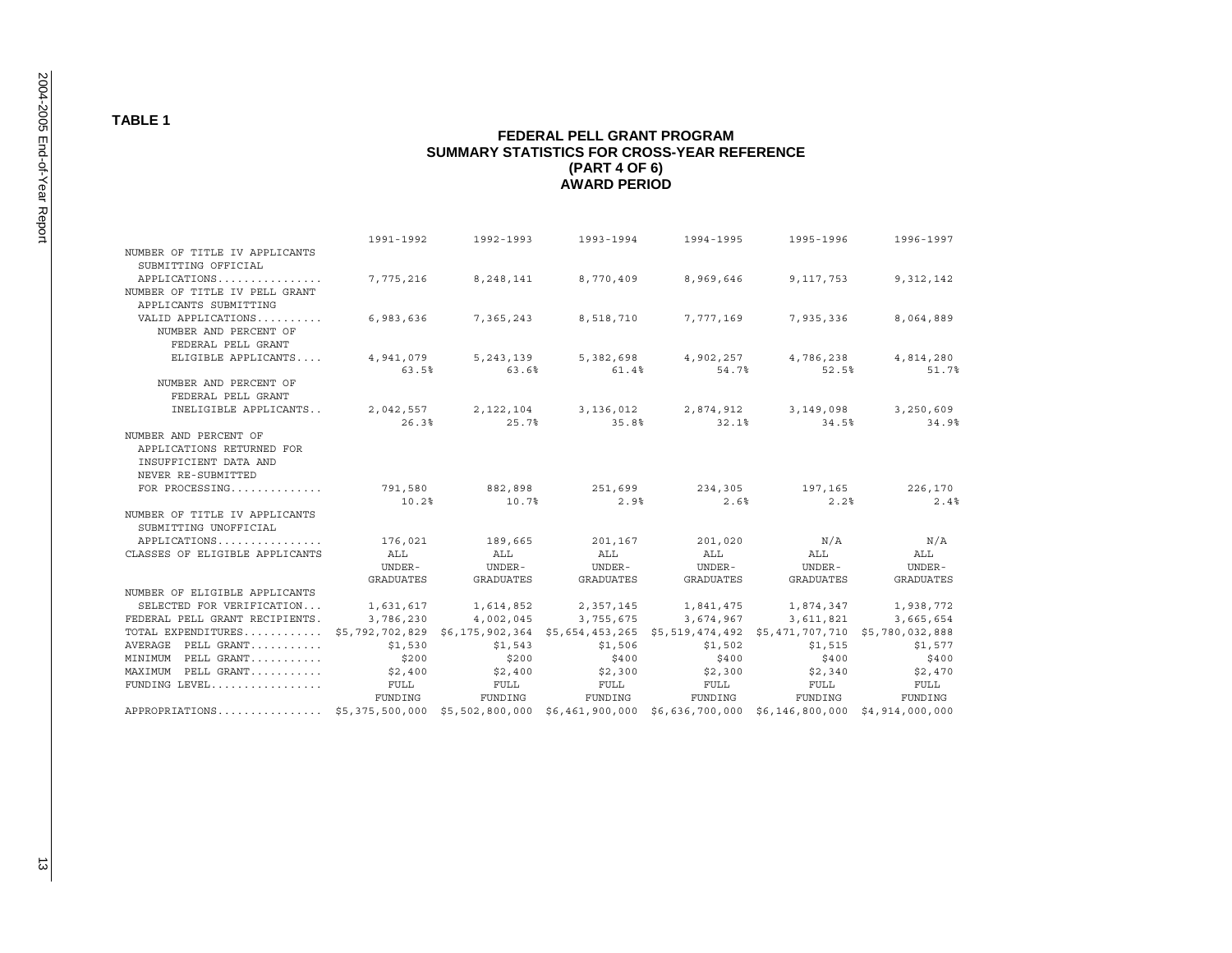**TABLE 1**

## FEDERAL PELL GRANT PROGRAM
## SUMMARY STATISTICS FOR CROSS-YEAR REFERENCE
## (PART 4 OF 6)
## AWARD PERIOD

| | 1991-1992 | 1992-1993 | 1993-1994 | 1994-1995 | 1995-1996 | 1996-1997 |
|---|---|---|---|---|---|---|
| NUMBER OF TITLE IV APPLICANTS SUBMITTING OFFICIAL APPLICATIONS................ | 7,775,216 | 8,248,141 | 8,770,409 | 8,969,646 | 9,117,753 | 9,312,142 |
| NUMBER OF TITLE IV PELL GRANT APPLICANTS SUBMITTING VALID APPLICATIONS.......... | 6,983,636 | 7,365,243 | 8,518,710 | 7,777,169 | 7,935,336 | 8,064,889 |
| NUMBER AND PERCENT OF FEDERAL PELL GRANT ELIGIBLE APPLICANTS.... | 4,941,079<br>63.5% | 5,243,139<br>63.6% | 5,382,698<br>61.4% | 4,902,257<br>54.7% | 4,786,238<br>52.5% | 4,814,280<br>51.7% |
| NUMBER AND PERCENT OF FEDERAL PELL GRANT INELIGIBLE APPLICANTS.. | 2,042,557<br>26.3% | 2,122,104<br>25.7% | 3,136,012<br>35.8% | 2,874,912<br>32.1% | 3,149,098<br>34.5% | 3,250,609<br>34.9% |
| NUMBER AND PERCENT OF APPLICATIONS RETURNED FOR INSUFFICIENT DATA AND NEVER RE-SUBMITTED FOR PROCESSING............. | 791,580<br>10.2% | 882,898<br>10.7% | 251,699<br>2.9% | 234,305<br>2.6% | 197,165<br>2.2% | 226,170<br>2.4% |
| NUMBER OF TITLE IV APPLICANTS SUBMITTING UNOFFICIAL APPLICATIONS................ | 176,021 | 189,665 | 201,167 | 201,020 | N/A | N/A |
| CLASSES OF ELIGIBLE APPLICANTS | ALL UNDER-GRADUATES | ALL UNDER-GRADUATES | ALL UNDER-GRADUATES | ALL UNDER-GRADUATES | ALL UNDER-GRADUATES | ALL UNDER-GRADUATES |
| NUMBER OF ELIGIBLE APPLICANTS SELECTED FOR VERIFICATION... | 1,631,617 | 1,614,852 | 2,357,145 | 1,841,475 | 1,874,347 | 1,938,772 |
| FEDERAL PELL GRANT RECIPIENTS. | 3,786,230 | 4,002,045 | 3,755,675 | 3,674,967 | 3,611,821 | 3,665,654 |
| TOTAL EXPENDITURES........... | $5,792,702,829 | $6,175,902,364 | $5,654,453,265 | $5,519,474,492 | $5,471,707,710 | $5,780,032,888 |
| AVERAGE PELL GRANT........... | $1,530 | $1,543 | $1,506 | $1,502 | $1,515 | $1,577 |
| MINIMUM PELL GRANT........... | $200 | $200 | $400 | $400 | $400 | $400 |
| MAXIMUM PELL GRANT........... | $2,400 | $2,400 | $2,300 | $2,300 | $2,340 | $2,470 |
| FUNDING LEVEL................. | FULL FUNDING | FULL FUNDING | FULL FUNDING | FULL FUNDING | FULL FUNDING | FULL FUNDING |
| APPROPRIATIONS................ | $5,375,500,000 | $5,502,800,000 | $6,461,900,000 | $6,636,700,000 | $6,146,800,000 | $4,914,000,000 |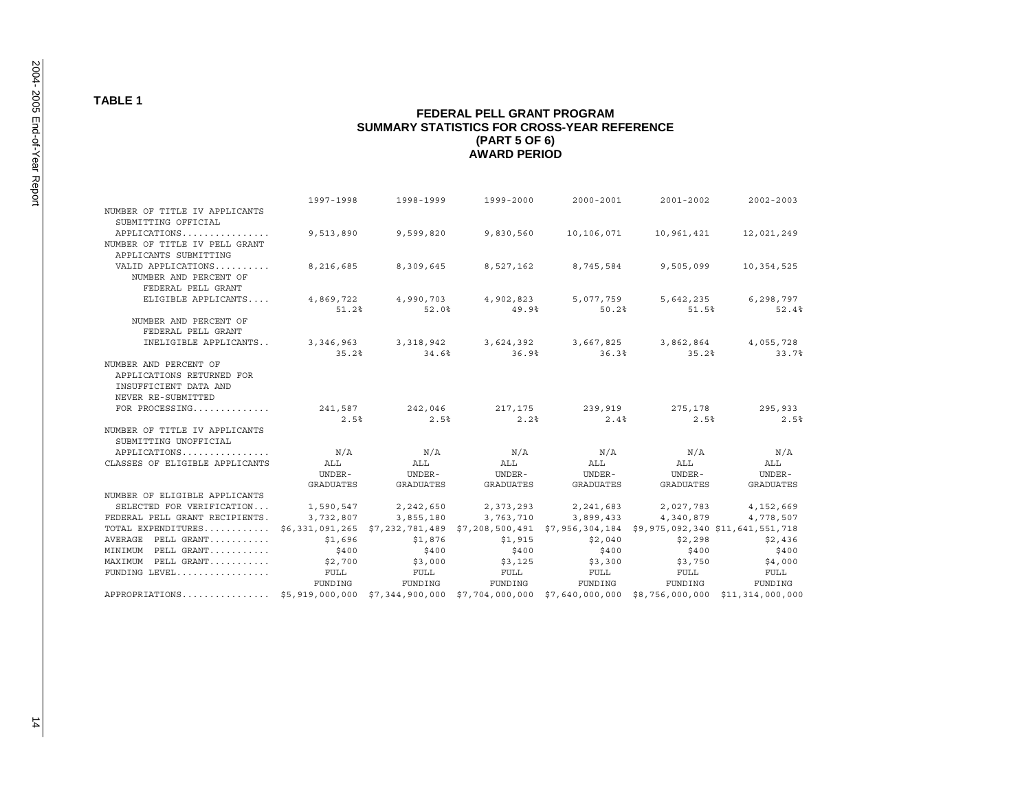**TABLE 1**

# FEDERAL PELL GRANT PROGRAM
## SUMMARY STATISTICS FOR CROSS-YEAR REFERENCE
### (PART 5 OF 6)
### AWARD PERIOD

| | 1997-1998 | 1998-1999 | 1999-2000 | 2000-2001 | 2001-2002 | 2002-2003 |
|---|---|---|---|---|---|---|
| NUMBER OF TITLE IV APPLICANTS SUBMITTING OFFICIAL APPLICATIONS................ | 9,513,890 | 9,599,820 | 9,830,560 | 10,106,071 | 10,961,421 | 12,021,249 |
| NUMBER OF TITLE IV PELL GRANT APPLICANTS SUBMITTING VALID APPLICATIONS.......... | 8,216,685 | 8,309,645 | 8,527,162 | 8,745,584 | 9,505,099 | 10,354,525 |
| NUMBER AND PERCENT OF FEDERAL PELL GRANT ELIGIBLE APPLICANTS.... | 4,869,722<br>51.2% | 4,990,703<br>52.0% | 4,902,823<br>49.9% | 5,077,759<br>50.2% | 5,642,235<br>51.5% | 6,298,797<br>52.4% |
| NUMBER AND PERCENT OF FEDERAL PELL GRANT INELIGIBLE APPLICANTS.. | 3,346,963<br>35.2% | 3,318,942<br>34.6% | 3,624,392<br>36.9% | 3,667,825<br>36.3% | 3,862,864<br>35.2% | 4,055,728<br>33.7% |
| NUMBER AND PERCENT OF APPLICATIONS RETURNED FOR INSUFFICIENT DATA AND NEVER RE-SUBMITTED FOR PROCESSING............. | 241,587<br>2.5% | 242,046<br>2.5% | 217,175<br>2.2% | 239,919<br>2.4% | 275,178<br>2.5% | 295,933<br>2.5% |
| NUMBER OF TITLE IV APPLICANTS SUBMITTING UNOFFICIAL APPLICATIONS................ | N/A | N/A | N/A | N/A | N/A | N/A |
| CLASSES OF ELIGIBLE APPLICANTS | ALL UNDER-GRADUATES | ALL UNDER-GRADUATES | ALL UNDER-GRADUATES | ALL UNDER-GRADUATES | ALL UNDER-GRADUATES | ALL UNDER-GRADUATES |
| NUMBER OF ELIGIBLE APPLICANTS SELECTED FOR VERIFICATION... | 1,590,547 | 2,242,650 | 2,373,293 | 2,241,683 | 2,027,783 | 4,152,669 |
| FEDERAL PELL GRANT RECIPIENTS. | 3,732,807 | 3,855,180 | 3,763,710 | 3,899,433 | 4,340,879 | 4,778,507 |
| TOTAL EXPENDITURES............ | $6,331,091,265 | $7,232,781,489 | $7,208,500,491 | $7,956,304,184 | $9,975,092,340 | $11,641,551,718 |
| AVERAGE PELL GRANT........... | $1,696 | $1,876 | $1,915 | $2,040 | $2,298 | $2,436 |
| MINIMUM PELL GRANT........... | $400 | $400 | $400 | $400 | $400 | $400 |
| MAXIMUM PELL GRANT........... | $2,700 | $3,000 | $3,125 | $3,300 | $3,750 | $4,000 |
| FUNDING LEVEL................. | FULL FUNDING | FULL FUNDING | FULL FUNDING | FULL FUNDING | FULL FUNDING | FULL FUNDING |
| APPROPRIATIONS................ | $5,919,000,000 | $7,344,900,000 | $7,704,000,000 | $7,640,000,000 | $8,756,000,000 | $11,314,000,000 |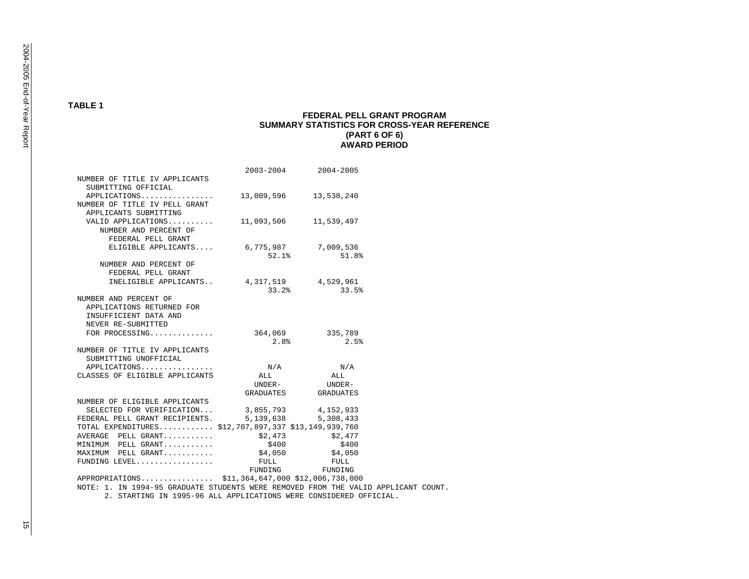**TABLE 1**

## FEDERAL PELL GRANT PROGRAM
## SUMMARY STATISTICS FOR CROSS-YEAR REFERENCE
## (PART 6 OF 6)
## AWARD PERIOD

| | 2003-2004 | 2004-2005 |
|---|---|---|
| NUMBER OF TITLE IV APPLICANTS SUBMITTING OFFICIAL APPLICATIONS................ | 13,009,596 | 13,538,240 |
| NUMBER OF TITLE IV PELL GRANT APPLICANTS SUBMITTING VALID APPLICATIONS.......... | 11,093,506 | 11,539,497 |
| NUMBER AND PERCENT OF FEDERAL PELL GRANT ELIGIBLE APPLICANTS.... | 6,775,987 | 7,009,536 |
| | 52.1% | 51.8% |
| NUMBER AND PERCENT OF FEDERAL PELL GRANT INELIGIBLE APPLICANTS.. | 4,317,519 | 4,529,961 |
| | 33.2% | 33.5% |
| NUMBER AND PERCENT OF APPLICATIONS RETURNED FOR INSUFFICIENT DATA AND NEVER RE-SUBMITTED FOR PROCESSING............. | 364,069 | 335,789 |
| | 2.8% | 2.5% |
| NUMBER OF TITLE IV APPLICANTS SUBMITTING UNOFFICIAL APPLICATIONS................ | N/A | N/A |
| CLASSES OF ELIGIBLE APPLICANTS | ALL UNDER-GRADUATES | ALL UNDER-GRADUATES |
| NUMBER OF ELIGIBLE APPLICANTS SELECTED FOR VERIFICATION... | 3,855,793 | 4,152,933 |
| FEDERAL PELL GRANT RECIPIENTS. | 5,139,638 | 5,308,433 |
| TOTAL EXPENDITURES........... | $12,707,897,337 | $13,149,939,760 |
| AVERAGE PELL GRANT........... | $2,473 | $2,477 |
| MINIMUM PELL GRANT........... | $400 | $400 |
| MAXIMUM PELL GRANT........... | $4,050 | $4,050 |
| FUNDING LEVEL................ | FULL FUNDING | FULL FUNDING |
| APPROPRIATIONS............... | $11,364,647,000 | $12,006,738,000 |

NOTE: 1. IN 1994-95 GRADUATE STUDENTS WERE REMOVED FROM THE VALID APPLICANT COUNT.
2. STARTING IN 1995-96 ALL APPLICATIONS WERE CONSIDERED OFFICIAL.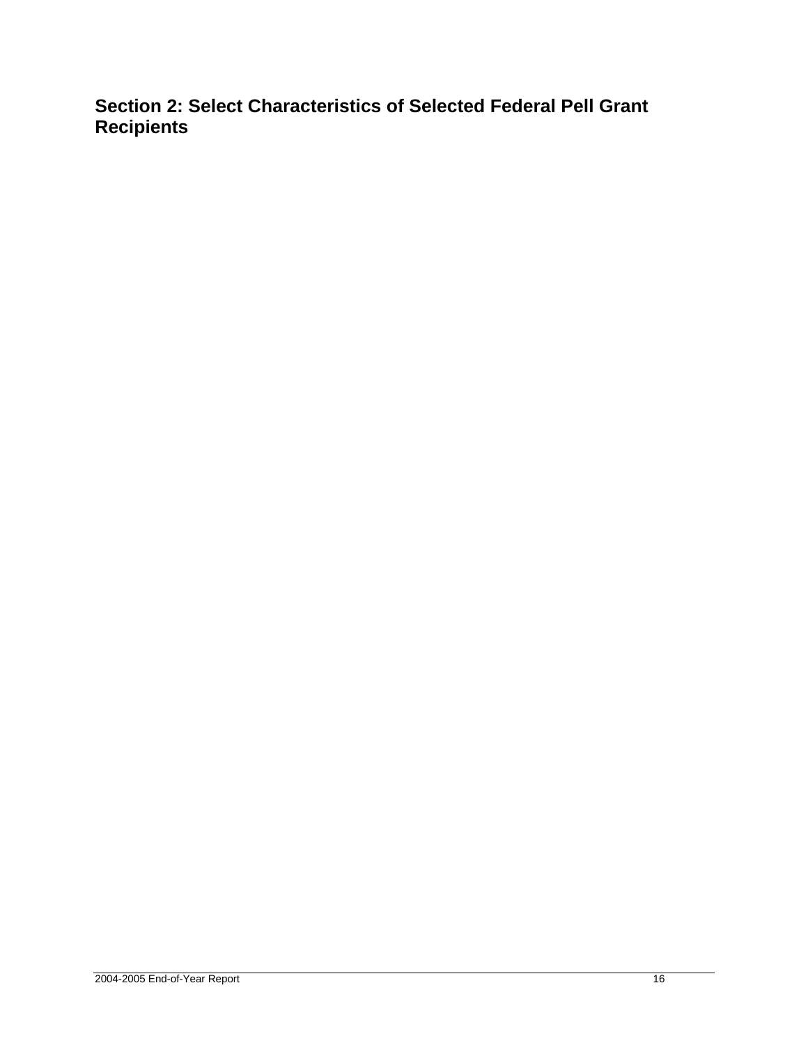## Section 2: Select Characteristics of Selected Federal Pell Grant Recipients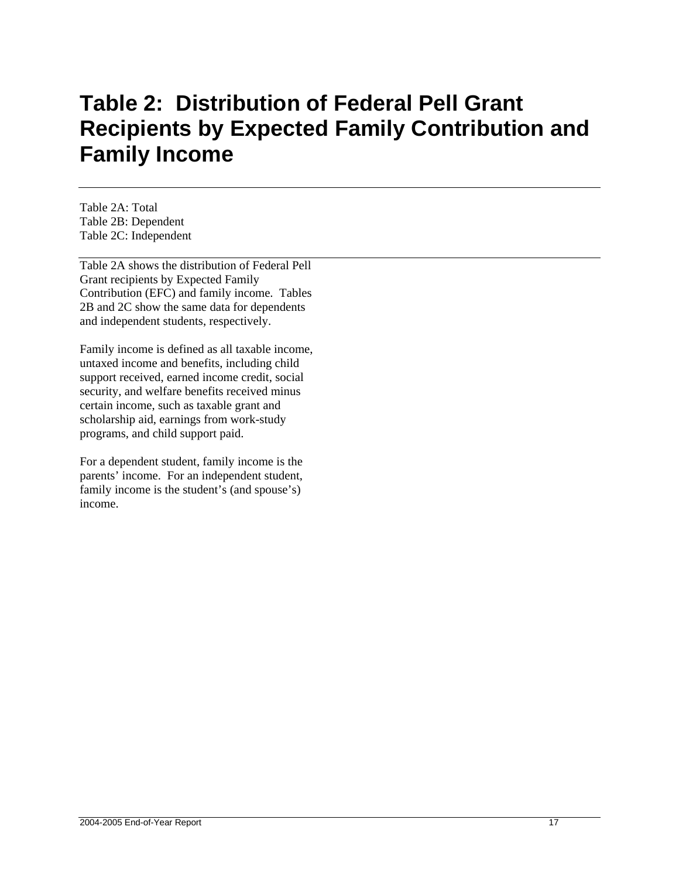# Table 2: Distribution of Federal Pell Grant Recipients by Expected Family Contribution and Family Income

Table 2A: Total
Table 2B: Dependent
Table 2C: Independent

Table 2A shows the distribution of Federal Pell Grant recipients by Expected Family Contribution (EFC) and family income. Tables 2B and 2C show the same data for dependents and independent students, respectively.

Family income is defined as all taxable income, untaxed income and benefits, including child support received, earned income credit, social security, and welfare benefits received minus certain income, such as taxable grant and scholarship aid, earnings from work-study programs, and child support paid.

For a dependent student, family income is the parents' income. For an independent student, family income is the student's (and spouse's) income.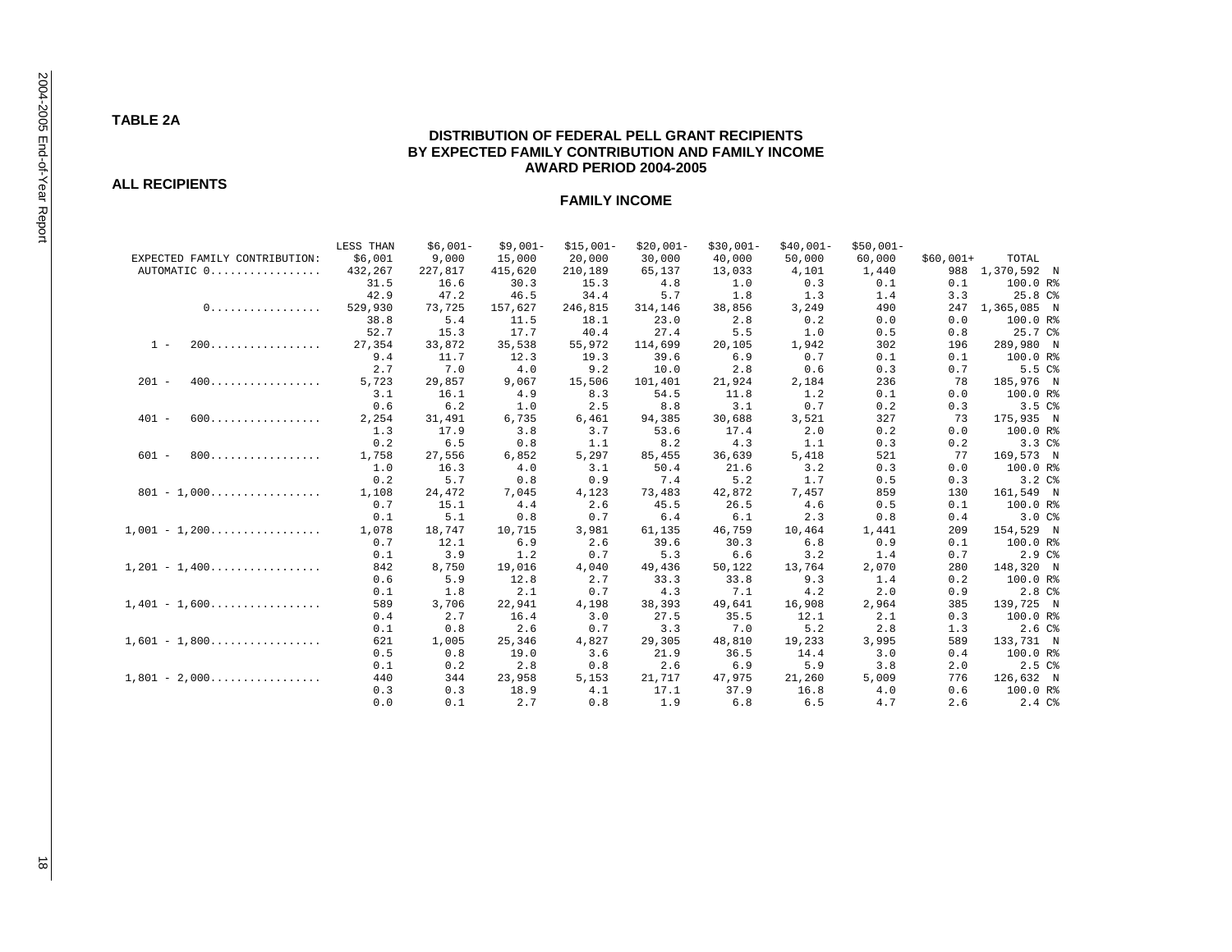**TABLE 2A**

## DISTRIBUTION OF FEDERAL PELL GRANT RECIPIENTS BY EXPECTED FAMILY CONTRIBUTION AND FAMILY INCOME AWARD PERIOD 2004-2005

**ALL RECIPIENTS**

### FAMILY INCOME

| EXPECTED FAMILY CONTRIBUTION: | LESS THAN $6,001 | $6,001- 9,000 | $9,001- 15,000 | $15,001- 20,000 | $20,001- 30,000 | $30,001- 40,000 | $40,001- 50,000 | $50,001- 60,000 | $60,001+ | TOTAL | |
|---|---|---|---|---|---|---|---|---|---|---|---|
| AUTOMATIC 0................. | 432,267 | 227,817 | 415,620 | 210,189 | 65,137 | 13,033 | 4,101 | 1,440 | 988 | 1,370,592 | N |
| | 31.5 | 16.6 | 30.3 | 15.3 | 4.8 | 1.0 | 0.3 | 0.1 | 0.1 | 100.0 | R% |
| | 42.9 | 47.2 | 46.5 | 34.4 | 5.7 | 1.8 | 1.3 | 1.4 | 3.3 | 25.8 | C% |
| 0................. | 529,930 | 73,725 | 157,627 | 246,815 | 314,146 | 38,856 | 3,249 | 490 | 247 | 1,365,085 | N |
| | 38.8 | 5.4 | 11.5 | 18.1 | 23.0 | 2.8 | 0.2 | 0.0 | 0.0 | 100.0 | R% |
| | 52.7 | 15.3 | 17.7 | 40.4 | 27.4 | 5.5 | 1.0 | 0.5 | 0.8 | 25.7 | C% |
| 1 - 200................. | 27,354 | 33,872 | 35,538 | 55,972 | 114,699 | 20,105 | 1,942 | 302 | 196 | 289,980 | N |
| | 9.4 | 11.7 | 12.3 | 19.3 | 39.6 | 6.9 | 0.7 | 0.1 | 0.1 | 100.0 | R% |
| | 2.7 | 7.0 | 4.0 | 9.2 | 10.0 | 2.8 | 0.6 | 0.3 | 0.7 | 5.5 | C% |
| 201 - 400................. | 5,723 | 29,857 | 9,067 | 15,506 | 101,401 | 21,924 | 2,184 | 236 | 78 | 185,976 | N |
| | 3.1 | 16.1 | 4.9 | 8.3 | 54.5 | 11.8 | 1.2 | 0.1 | 0.0 | 100.0 | R% |
| | 0.6 | 6.2 | 1.0 | 2.5 | 8.8 | 3.1 | 0.7 | 0.2 | 0.3 | 3.5 | C% |
| 401 - 600................. | 2,254 | 31,491 | 6,735 | 6,461 | 94,385 | 30,688 | 3,521 | 327 | 73 | 175,935 | N |
| | 1.3 | 17.9 | 3.8 | 3.7 | 53.6 | 17.4 | 2.0 | 0.2 | 0.0 | 100.0 | R% |
| | 0.2 | 6.5 | 0.8 | 1.1 | 8.2 | 4.3 | 1.1 | 0.3 | 0.2 | 3.3 | C% |
| 601 - 800................. | 1,758 | 27,556 | 6,852 | 5,297 | 85,455 | 36,639 | 5,418 | 521 | 77 | 169,573 | N |
| | 1.0 | 16.3 | 4.0 | 3.1 | 50.4 | 21.6 | 3.2 | 0.3 | 0.0 | 100.0 | R% |
| | 0.2 | 5.7 | 0.8 | 0.9 | 7.4 | 5.2 | 1.7 | 0.5 | 0.3 | 3.2 | C% |
| 801 - 1,000................. | 1,108 | 24,472 | 7,045 | 4,123 | 73,483 | 42,872 | 7,457 | 859 | 130 | 161,549 | N |
| | 0.7 | 15.1 | 4.4 | 2.6 | 45.5 | 26.5 | 4.6 | 0.5 | 0.1 | 100.0 | R% |
| | 0.1 | 5.1 | 0.8 | 0.7 | 6.4 | 6.1 | 2.3 | 0.8 | 0.4 | 3.0 | C% |
| 1,001 - 1,200................. | 1,078 | 18,747 | 10,715 | 3,981 | 61,135 | 46,759 | 10,464 | 1,441 | 209 | 154,529 | N |
| | 0.7 | 12.1 | 6.9 | 2.6 | 39.6 | 30.3 | 6.8 | 0.9 | 0.1 | 100.0 | R% |
| | 0.1 | 3.9 | 1.2 | 0.7 | 5.3 | 6.6 | 3.2 | 1.4 | 0.7 | 2.9 | C% |
| 1,201 - 1,400................. | 842 | 8,750 | 19,016 | 4,040 | 49,436 | 50,122 | 13,764 | 2,070 | 280 | 148,320 | N |
| | 0.6 | 5.9 | 12.8 | 2.7 | 33.3 | 33.8 | 9.3 | 1.4 | 0.2 | 100.0 | R% |
| | 0.1 | 1.8 | 2.1 | 0.7 | 4.3 | 7.1 | 4.2 | 2.0 | 0.9 | 2.8 | C% |
| 1,401 - 1,600................. | 589 | 3,706 | 22,941 | 4,198 | 38,393 | 49,641 | 16,908 | 2,964 | 385 | 139,725 | N |
| | 0.4 | 2.7 | 16.4 | 3.0 | 27.5 | 35.5 | 12.1 | 2.1 | 0.3 | 100.0 | R% |
| | 0.1 | 0.8 | 2.6 | 0.7 | 3.3 | 7.0 | 5.2 | 2.8 | 1.3 | 2.6 | C% |
| 1,601 - 1,800................. | 621 | 1,005 | 25,346 | 4,827 | 29,305 | 48,810 | 19,233 | 3,995 | 589 | 133,731 | N |
| | 0.5 | 0.8 | 19.0 | 3.6 | 21.9 | 36.5 | 14.4 | 3.0 | 0.4 | 100.0 | R% |
| | 0.1 | 0.2 | 2.8 | 0.8 | 2.6 | 6.9 | 5.9 | 3.8 | 2.0 | 2.5 | C% |
| 1,801 - 2,000................. | 440 | 344 | 23,958 | 5,153 | 21,717 | 47,975 | 21,260 | 5,009 | 776 | 126,632 | N |
| | 0.3 | 0.3 | 18.9 | 4.1 | 17.1 | 37.9 | 16.8 | 4.0 | 0.6 | 100.0 | R% |
| | 0.0 | 0.1 | 2.7 | 0.8 | 1.9 | 6.8 | 6.5 | 4.7 | 2.6 | 2.4 | C% |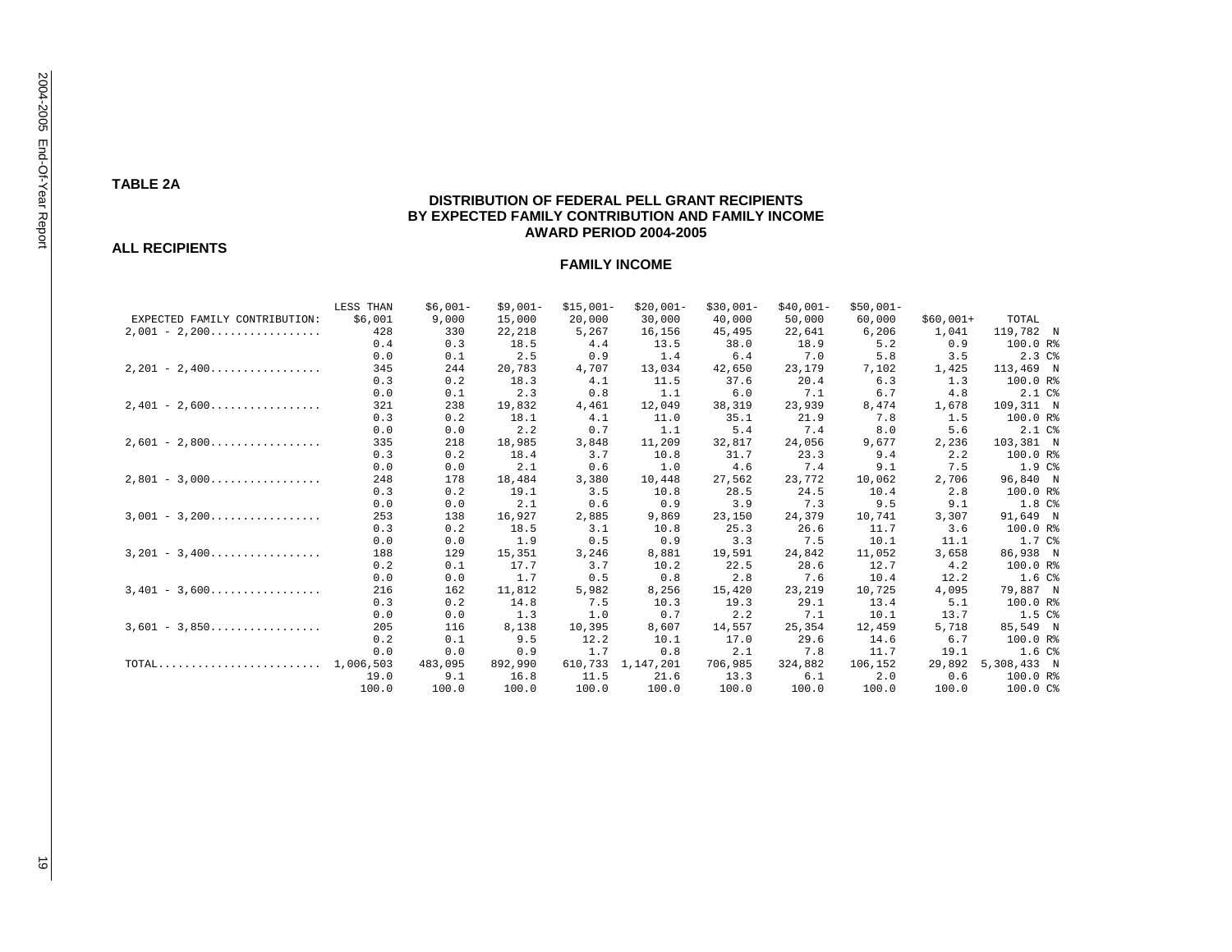**TABLE 2A**

## DISTRIBUTION OF FEDERAL PELL GRANT RECIPIENTS BY EXPECTED FAMILY CONTRIBUTION AND FAMILY INCOME AWARD PERIOD 2004-2005

**ALL RECIPIENTS**

### FAMILY INCOME

| EXPECTED FAMILY CONTRIBUTION: | LESS THAN $6,001 | $6,001- 9,000 | $9,001- 15,000 | $15,001- 20,000 | $20,001- 30,000 | $30,001- 40,000 | $40,001- 50,000 | $50,001- 60,000 | $60,001+ | TOTAL | |
|---|---|---|---|---|---|---|---|---|---|---|---|
| 2,001 - 2,200................. | 428 | 330 | 22,218 | 5,267 | 16,156 | 45,495 | 22,641 | 6,206 | 1,041 | 119,782 | N |
| | 0.4 | 0.3 | 18.5 | 4.4 | 13.5 | 38.0 | 18.9 | 5.2 | 0.9 | 100.0 | R% |
| | 0.0 | 0.1 | 2.5 | 0.9 | 1.4 | 6.4 | 7.0 | 5.8 | 3.5 | 2.3 | C% |
| 2,201 - 2,400................. | 345 | 244 | 20,783 | 4,707 | 13,034 | 42,650 | 23,179 | 7,102 | 1,425 | 113,469 | N |
| | 0.3 | 0.2 | 18.3 | 4.1 | 11.5 | 37.6 | 20.4 | 6.3 | 1.3 | 100.0 | R% |
| | 0.0 | 0.1 | 2.3 | 0.8 | 1.1 | 6.0 | 7.1 | 6.7 | 4.8 | 2.1 | C% |
| 2,401 - 2,600................. | 321 | 238 | 19,832 | 4,461 | 12,049 | 38,319 | 23,939 | 8,474 | 1,678 | 109,311 | N |
| | 0.3 | 0.2 | 18.1 | 4.1 | 11.0 | 35.1 | 21.9 | 7.8 | 1.5 | 100.0 | R% |
| | 0.0 | 0.0 | 2.2 | 0.7 | 1.1 | 5.4 | 7.4 | 8.0 | 5.6 | 2.1 | C% |
| 2,601 - 2,800................. | 335 | 218 | 18,985 | 3,848 | 11,209 | 32,817 | 24,056 | 9,677 | 2,236 | 103,381 | N |
| | 0.3 | 0.2 | 18.4 | 3.7 | 10.8 | 31.7 | 23.3 | 9.4 | 2.2 | 100.0 | R% |
| | 0.0 | 0.0 | 2.1 | 0.6 | 1.0 | 4.6 | 7.4 | 9.1 | 7.5 | 1.9 | C% |
| 2,801 - 3,000................. | 248 | 178 | 18,484 | 3,380 | 10,448 | 27,562 | 23,772 | 10,062 | 2,706 | 96,840 | N |
| | 0.3 | 0.2 | 19.1 | 3.5 | 10.8 | 28.5 | 24.5 | 10.4 | 2.8 | 100.0 | R% |
| | 0.0 | 0.0 | 2.1 | 0.6 | 0.9 | 3.9 | 7.3 | 9.5 | 9.1 | 1.8 | C% |
| 3,001 - 3,200................. | 253 | 138 | 16,927 | 2,885 | 9,869 | 23,150 | 24,379 | 10,741 | 3,307 | 91,649 | N |
| | 0.3 | 0.2 | 18.5 | 3.1 | 10.8 | 25.3 | 26.6 | 11.7 | 3.6 | 100.0 | R% |
| | 0.0 | 0.0 | 1.9 | 0.5 | 0.9 | 3.3 | 7.5 | 10.1 | 11.1 | 1.7 | C% |
| 3,201 - 3,400................. | 188 | 129 | 15,351 | 3,246 | 8,881 | 19,591 | 24,842 | 11,052 | 3,658 | 86,938 | N |
| | 0.2 | 0.1 | 17.7 | 3.7 | 10.2 | 22.5 | 28.6 | 12.7 | 4.2 | 100.0 | R% |
| | 0.0 | 0.0 | 1.7 | 0.5 | 0.8 | 2.8 | 7.6 | 10.4 | 12.2 | 1.6 | C% |
| 3,401 - 3,600................. | 216 | 162 | 11,812 | 5,982 | 8,256 | 15,420 | 23,219 | 10,725 | 4,095 | 79,887 | N |
| | 0.3 | 0.2 | 14.8 | 7.5 | 10.3 | 19.3 | 29.1 | 13.4 | 5.1 | 100.0 | R% |
| | 0.0 | 0.0 | 1.3 | 1.0 | 0.7 | 2.2 | 7.1 | 10.1 | 13.7 | 1.5 | C% |
| 3,601 - 3,850................. | 205 | 116 | 8,138 | 10,395 | 8,607 | 14,557 | 25,354 | 12,459 | 5,718 | 85,549 | N |
| | 0.2 | 0.1 | 9.5 | 12.2 | 10.1 | 17.0 | 29.6 | 14.6 | 6.7 | 100.0 | R% |
| | 0.0 | 0.0 | 0.9 | 1.7 | 0.8 | 2.1 | 7.8 | 11.7 | 19.1 | 1.6 | C% |
| TOTAL......................... | 1,006,503 | 483,095 | 892,990 | 610,733 | 1,147,201 | 706,985 | 324,882 | 106,152 | 29,892 | 5,308,433 | N |
| | 19.0 | 9.1 | 16.8 | 11.5 | 21.6 | 13.3 | 6.1 | 2.0 | 0.6 | 100.0 | R% |
| | 100.0 | 100.0 | 100.0 | 100.0 | 100.0 | 100.0 | 100.0 | 100.0 | 100.0 | 100.0 | C% |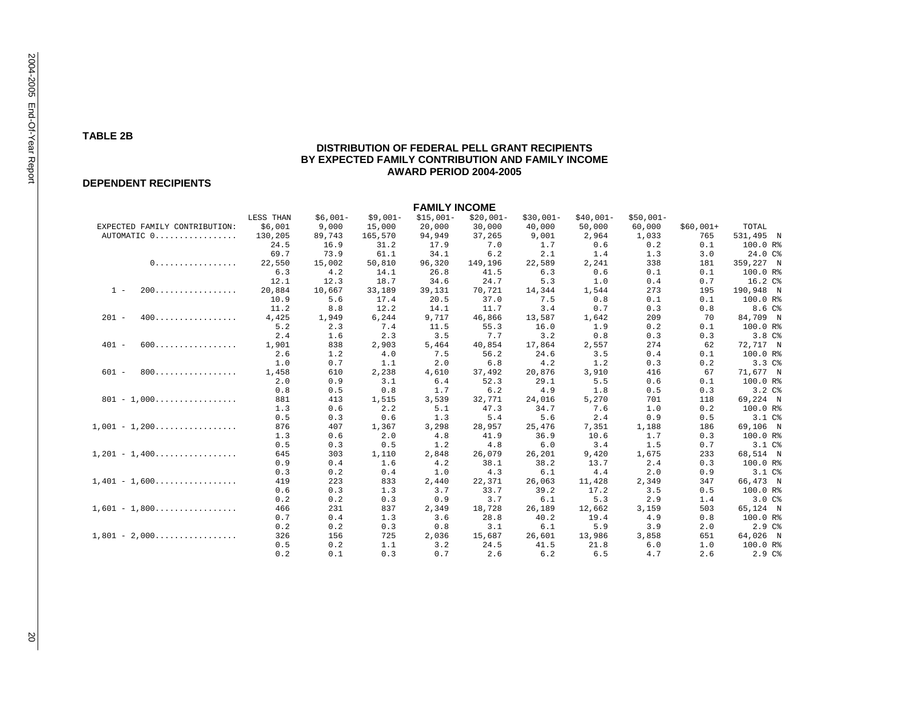**TABLE 2B**

## DISTRIBUTION OF FEDERAL PELL GRANT RECIPIENTS BY EXPECTED FAMILY CONTRIBUTION AND FAMILY INCOME AWARD PERIOD 2004-2005

**DEPENDENT RECIPIENTS**

| | FAMILY INCOME | | | | | | | | | | |
|---|---|---|---|---|---|---|---|---|---|---|---|
| EXPECTED FAMILY CONTRIBUTION: | LESS THAN $6,001 | $6,001- 9,000 | $9,001- 15,000 | $15,001- 20,000 | $20,001- 30,000 | $30,001- 40,000 | $40,001- 50,000 | $50,001- 60,000 | $60,001+ | TOTAL | |
| AUTOMATIC 0................. | 130,205 | 89,743 | 165,570 | 94,949 | 37,265 | 9,001 | 2,964 | 1,033 | 765 | 531,495 | N |
| | 24.5 | 16.9 | 31.2 | 17.9 | 7.0 | 1.7 | 0.6 | 0.2 | 0.1 | 100.0 | R% |
| | 69.7 | 73.9 | 61.1 | 34.1 | 6.2 | 2.1 | 1.4 | 1.3 | 3.0 | 24.0 | C% |
| 0................. | 22,550 | 15,002 | 50,810 | 96,320 | 149,196 | 22,589 | 2,241 | 338 | 181 | 359,227 | N |
| | 6.3 | 4.2 | 14.1 | 26.8 | 41.5 | 6.3 | 0.6 | 0.1 | 0.1 | 100.0 | R% |
| | 12.1 | 12.3 | 18.7 | 34.6 | 24.7 | 5.3 | 1.0 | 0.4 | 0.7 | 16.2 | C% |
| 1 - 200................. | 20,884 | 10,667 | 33,189 | 39,131 | 70,721 | 14,344 | 1,544 | 273 | 195 | 190,948 | N |
| | 10.9 | 5.6 | 17.4 | 20.5 | 37.0 | 7.5 | 0.8 | 0.1 | 0.1 | 100.0 | R% |
| | 11.2 | 8.8 | 12.2 | 14.1 | 11.7 | 3.4 | 0.7 | 0.3 | 0.8 | 8.6 | C% |
| 201 - 400................. | 4,425 | 1,949 | 6,244 | 9,717 | 46,866 | 13,587 | 1,642 | 209 | 70 | 84,709 | N |
| | 5.2 | 2.3 | 7.4 | 11.5 | 55.3 | 16.0 | 1.9 | 0.2 | 0.1 | 100.0 | R% |
| | 2.4 | 1.6 | 2.3 | 3.5 | 7.7 | 3.2 | 0.8 | 0.3 | 0.3 | 3.8 | C% |
| 401 - 600................. | 1,901 | 838 | 2,903 | 5,464 | 40,854 | 17,864 | 2,557 | 274 | 62 | 72,717 | N |
| | 2.6 | 1.2 | 4.0 | 7.5 | 56.2 | 24.6 | 3.5 | 0.4 | 0.1 | 100.0 | R% |
| | 1.0 | 0.7 | 1.1 | 2.0 | 6.8 | 4.2 | 1.2 | 0.3 | 0.2 | 3.3 | C% |
| 601 - 800................. | 1,458 | 610 | 2,238 | 4,610 | 37,492 | 20,876 | 3,910 | 416 | 67 | 71,677 | N |
| | 2.0 | 0.9 | 3.1 | 6.4 | 52.3 | 29.1 | 5.5 | 0.6 | 0.1 | 100.0 | R% |
| | 0.8 | 0.5 | 0.8 | 1.7 | 6.2 | 4.9 | 1.8 | 0.5 | 0.3 | 3.2 | C% |
| 801 - 1,000................. | 881 | 413 | 1,515 | 3,539 | 32,771 | 24,016 | 5,270 | 701 | 118 | 69,224 | N |
| | 1.3 | 0.6 | 2.2 | 5.1 | 47.3 | 34.7 | 7.6 | 1.0 | 0.2 | 100.0 | R% |
| | 0.5 | 0.3 | 0.6 | 1.3 | 5.4 | 5.6 | 2.4 | 0.9 | 0.5 | 3.1 | C% |
| 1,001 - 1,200................. | 876 | 407 | 1,367 | 3,298 | 28,957 | 25,476 | 7,351 | 1,188 | 186 | 69,106 | N |
| | 1.3 | 0.6 | 2.0 | 4.8 | 41.9 | 36.9 | 10.6 | 1.7 | 0.3 | 100.0 | R% |
| | 0.5 | 0.3 | 0.5 | 1.2 | 4.8 | 6.0 | 3.4 | 1.5 | 0.7 | 3.1 | C% |
| 1,201 - 1,400................. | 645 | 303 | 1,110 | 2,848 | 26,079 | 26,201 | 9,420 | 1,675 | 233 | 68,514 | N |
| | 0.9 | 0.4 | 1.6 | 4.2 | 38.1 | 38.2 | 13.7 | 2.4 | 0.3 | 100.0 | R% |
| | 0.3 | 0.2 | 0.4 | 1.0 | 4.3 | 6.1 | 4.4 | 2.0 | 0.9 | 3.1 | C% |
| 1,401 - 1,600................. | 419 | 223 | 833 | 2,440 | 22,371 | 26,063 | 11,428 | 2,349 | 347 | 66,473 | N |
| | 0.6 | 0.3 | 1.3 | 3.7 | 33.7 | 39.2 | 17.2 | 3.5 | 0.5 | 100.0 | R% |
| | 0.2 | 0.2 | 0.3 | 0.9 | 3.7 | 6.1 | 5.3 | 2.9 | 1.4 | 3.0 | C% |
| 1,601 - 1,800................. | 466 | 231 | 837 | 2,349 | 18,728 | 26,189 | 12,662 | 3,159 | 503 | 65,124 | N |
| | 0.7 | 0.4 | 1.3 | 3.6 | 28.8 | 40.2 | 19.4 | 4.9 | 0.8 | 100.0 | R% |
| | 0.2 | 0.2 | 0.3 | 0.8 | 3.1 | 6.1 | 5.9 | 3.9 | 2.0 | 2.9 | C% |
| 1,801 - 2,000................. | 326 | 156 | 725 | 2,036 | 15,687 | 26,601 | 13,986 | 3,858 | 651 | 64,026 | N |
| | 0.5 | 0.2 | 1.1 | 3.2 | 24.5 | 41.5 | 21.8 | 6.0 | 1.0 | 100.0 | R% |
| | 0.2 | 0.1 | 0.3 | 0.7 | 2.6 | 6.2 | 6.5 | 4.7 | 2.6 | 2.9 | C% |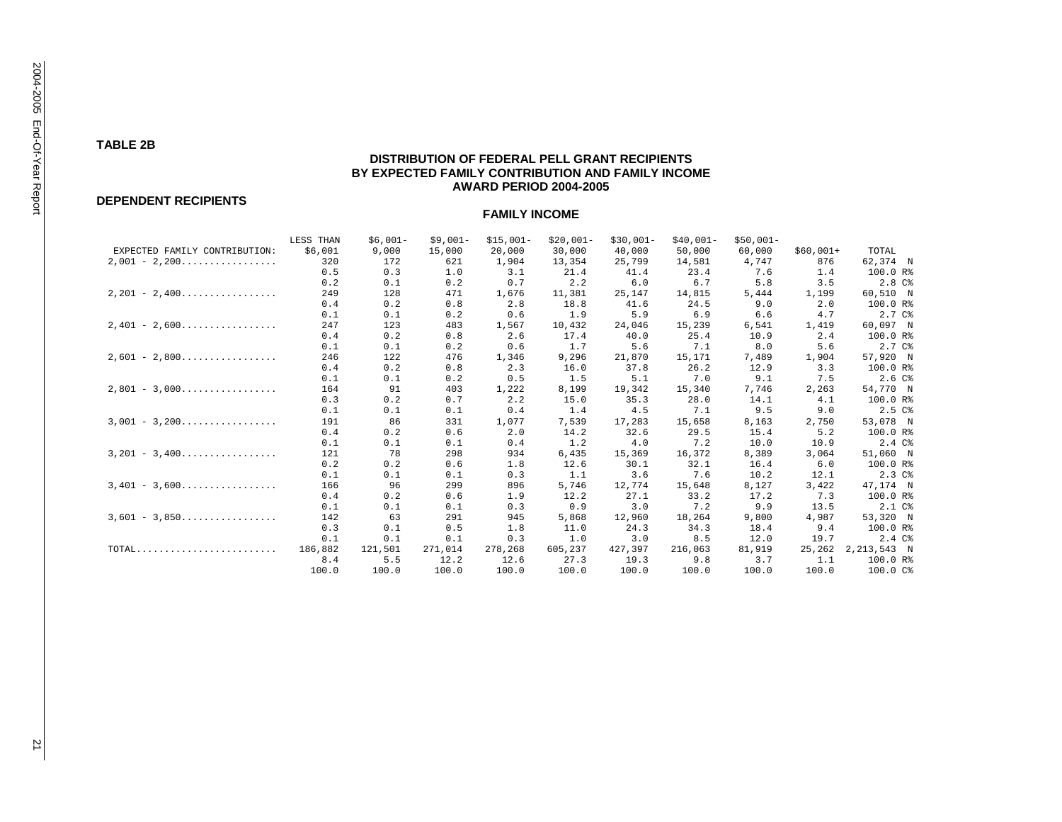**TABLE 2B**

## DISTRIBUTION OF FEDERAL PELL GRANT RECIPIENTS BY EXPECTED FAMILY CONTRIBUTION AND FAMILY INCOME AWARD PERIOD 2004-2005

**DEPENDENT RECIPIENTS**

### FAMILY INCOME

| EXPECTED FAMILY CONTRIBUTION: | LESS THAN $6,001 | $6,001- 9,000 | $9,001- 15,000 | $15,001- 20,000 | $20,001- 30,000 | $30,001- 40,000 | $40,001- 50,000 | $50,001- 60,000 | $60,001+ | TOTAL | |
|---|---|---|---|---|---|---|---|---|---|---|---|
| 2,001 - 2,200................. | 320 | 172 | 621 | 1,904 | 13,354 | 25,799 | 14,581 | 4,747 | 876 | 62,374 | N |
| | 0.5 | 0.3 | 1.0 | 3.1 | 21.4 | 41.4 | 23.4 | 7.6 | 1.4 | 100.0 | R% |
| | 0.2 | 0.1 | 0.2 | 0.7 | 2.2 | 6.0 | 6.7 | 5.8 | 3.5 | 2.8 | C% |
| 2,201 - 2,400................. | 249 | 128 | 471 | 1,676 | 11,381 | 25,147 | 14,815 | 5,444 | 1,199 | 60,510 | N |
| | 0.4 | 0.2 | 0.8 | 2.8 | 18.8 | 41.6 | 24.5 | 9.0 | 2.0 | 100.0 | R% |
| | 0.1 | 0.1 | 0.2 | 0.6 | 1.9 | 5.9 | 6.9 | 6.6 | 4.7 | 2.7 | C% |
| 2,401 - 2,600................. | 247 | 123 | 483 | 1,567 | 10,432 | 24,046 | 15,239 | 6,541 | 1,419 | 60,097 | N |
| | 0.4 | 0.2 | 0.8 | 2.6 | 17.4 | 40.0 | 25.4 | 10.9 | 2.4 | 100.0 | R% |
| | 0.1 | 0.1 | 0.2 | 0.6 | 1.7 | 5.6 | 7.1 | 8.0 | 5.6 | 2.7 | C% |
| 2,601 - 2,800................. | 246 | 122 | 476 | 1,346 | 9,296 | 21,870 | 15,171 | 7,489 | 1,904 | 57,920 | N |
| | 0.4 | 0.2 | 0.8 | 2.3 | 16.0 | 37.8 | 26.2 | 12.9 | 3.3 | 100.0 | R% |
| | 0.1 | 0.1 | 0.2 | 0.5 | 1.5 | 5.1 | 7.0 | 9.1 | 7.5 | 2.6 | C% |
| 2,801 - 3,000................. | 164 | 91 | 403 | 1,222 | 8,199 | 19,342 | 15,340 | 7,746 | 2,263 | 54,770 | N |
| | 0.3 | 0.2 | 0.7 | 2.2 | 15.0 | 35.3 | 28.0 | 14.1 | 4.1 | 100.0 | R% |
| | 0.1 | 0.1 | 0.1 | 0.4 | 1.4 | 4.5 | 7.1 | 9.5 | 9.0 | 2.5 | C% |
| 3,001 - 3,200................. | 191 | 86 | 331 | 1,077 | 7,539 | 17,283 | 15,658 | 8,163 | 2,750 | 53,078 | N |
| | 0.4 | 0.2 | 0.6 | 2.0 | 14.2 | 32.6 | 29.5 | 15.4 | 5.2 | 100.0 | R% |
| | 0.1 | 0.1 | 0.1 | 0.4 | 1.2 | 4.0 | 7.2 | 10.0 | 10.9 | 2.4 | C% |
| 3,201 - 3,400................. | 121 | 78 | 298 | 934 | 6,435 | 15,369 | 16,372 | 8,389 | 3,064 | 51,060 | N |
| | 0.2 | 0.2 | 0.6 | 1.8 | 12.6 | 30.1 | 32.1 | 16.4 | 6.0 | 100.0 | R% |
| | 0.1 | 0.1 | 0.1 | 0.3 | 1.1 | 3.6 | 7.6 | 10.2 | 12.1 | 2.3 | C% |
| 3,401 - 3,600................. | 166 | 96 | 299 | 896 | 5,746 | 12,774 | 15,648 | 8,127 | 3,422 | 47,174 | N |
| | 0.4 | 0.2 | 0.6 | 1.9 | 12.2 | 27.1 | 33.2 | 17.2 | 7.3 | 100.0 | R% |
| | 0.1 | 0.1 | 0.1 | 0.3 | 0.9 | 3.0 | 7.2 | 9.9 | 13.5 | 2.1 | C% |
| 3,601 - 3,850................. | 142 | 63 | 291 | 945 | 5,868 | 12,960 | 18,264 | 9,800 | 4,987 | 53,320 | N |
| | 0.3 | 0.1 | 0.5 | 1.8 | 11.0 | 24.3 | 34.3 | 18.4 | 9.4 | 100.0 | R% |
| | 0.1 | 0.1 | 0.1 | 0.3 | 1.0 | 3.0 | 8.5 | 12.0 | 19.7 | 2.4 | C% |
| TOTAL......................... | 186,882 | 121,501 | 271,014 | 278,268 | 605,237 | 427,397 | 216,063 | 81,919 | 25,262 | 2,213,543 | N |
| | 8.4 | 5.5 | 12.2 | 12.6 | 27.3 | 19.3 | 9.8 | 3.7 | 1.1 | 100.0 | R% |
| | 100.0 | 100.0 | 100.0 | 100.0 | 100.0 | 100.0 | 100.0 | 100.0 | 100.0 | 100.0 | C% |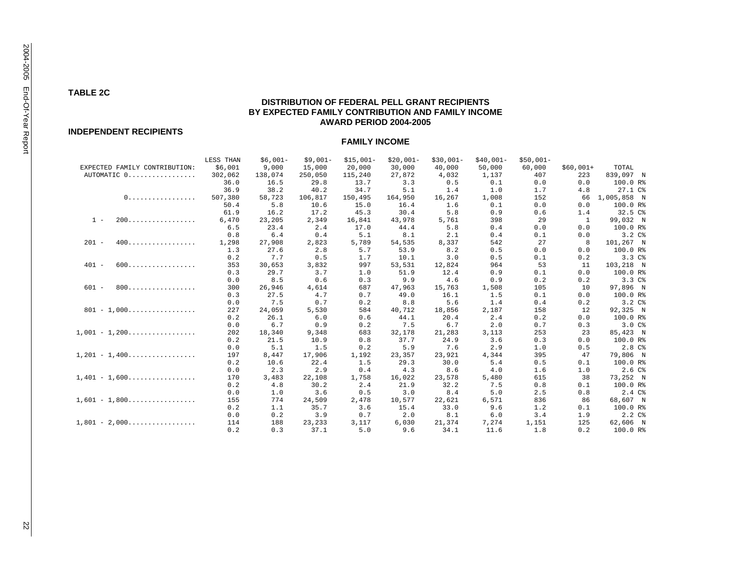**TABLE 2C**

## DISTRIBUTION OF FEDERAL PELL GRANT RECIPIENTS BY EXPECTED FAMILY CONTRIBUTION AND FAMILY INCOME AWARD PERIOD 2004-2005

**INDEPENDENT RECIPIENTS**

**FAMILY INCOME**

| EXPECTED FAMILY CONTRIBUTION: | LESS THAN $6,001 | $6,001- 9,000 | $9,001- 15,000 | $15,001- 20,000 | $20,001- 30,000 | $30,001- 40,000 | $40,001- 50,000 | $50,001- 60,000 | $60,001+ | TOTAL | |
|---|---|---|---|---|---|---|---|---|---|---|---|
| AUTOMATIC 0................. | 302,062 | 138,074 | 250,050 | 115,240 | 27,872 | 4,032 | 1,137 | 407 | 223 | 839,097 | N |
| | 36.0 | 16.5 | 29.8 | 13.7 | 3.3 | 0.5 | 0.1 | 0.0 | 0.0 | 100.0 | R% |
| | 36.9 | 38.2 | 40.2 | 34.7 | 5.1 | 1.4 | 1.0 | 1.7 | 4.8 | 27.1 | C% |
| 0................. | 507,380 | 58,723 | 106,817 | 150,495 | 164,950 | 16,267 | 1,008 | 152 | 66 | 1,005,858 | N |
| | 50.4 | 5.8 | 10.6 | 15.0 | 16.4 | 1.6 | 0.1 | 0.0 | 0.0 | 100.0 | R% |
| | 61.9 | 16.2 | 17.2 | 45.3 | 30.4 | 5.8 | 0.9 | 0.6 | 1.4 | 32.5 | C% |
| 1 - 200................. | 6,470 | 23,205 | 2,349 | 16,841 | 43,978 | 5,761 | 398 | 29 | 1 | 99,032 | N |
| | 6.5 | 23.4 | 2.4 | 17.0 | 44.4 | 5.8 | 0.4 | 0.0 | 0.0 | 100.0 | R% |
| | 0.8 | 6.4 | 0.4 | 5.1 | 8.1 | 2.1 | 0.4 | 0.1 | 0.0 | 3.2 | C% |
| 201 - 400................. | 1,298 | 27,908 | 2,823 | 5,789 | 54,535 | 8,337 | 542 | 27 | 8 | 101,267 | N |
| | 1.3 | 27.6 | 2.8 | 5.7 | 53.9 | 8.2 | 0.5 | 0.0 | 0.0 | 100.0 | R% |
| | 0.2 | 7.7 | 0.5 | 1.7 | 10.1 | 3.0 | 0.5 | 0.1 | 0.2 | 3.3 | C% |
| 401 - 600................. | 353 | 30,653 | 3,832 | 997 | 53,531 | 12,824 | 964 | 53 | 11 | 103,218 | N |
| | 0.3 | 29.7 | 3.7 | 1.0 | 51.9 | 12.4 | 0.9 | 0.1 | 0.0 | 100.0 | R% |
| | 0.0 | 8.5 | 0.6 | 0.3 | 9.9 | 4.6 | 0.9 | 0.2 | 0.2 | 3.3 | C% |
| 601 - 800................. | 300 | 26,946 | 4,614 | 687 | 47,963 | 15,763 | 1,508 | 105 | 10 | 97,896 | N |
| | 0.3 | 27.5 | 4.7 | 0.7 | 49.0 | 16.1 | 1.5 | 0.1 | 0.0 | 100.0 | R% |
| | 0.0 | 7.5 | 0.7 | 0.2 | 8.8 | 5.6 | 1.4 | 0.4 | 0.2 | 3.2 | C% |
| 801 - 1,000................. | 227 | 24,059 | 5,530 | 584 | 40,712 | 18,856 | 2,187 | 158 | 12 | 92,325 | N |
| | 0.2 | 26.1 | 6.0 | 0.6 | 44.1 | 20.4 | 2.4 | 0.2 | 0.0 | 100.0 | R% |
| | 0.0 | 6.7 | 0.9 | 0.2 | 7.5 | 6.7 | 2.0 | 0.7 | 0.3 | 3.0 | C% |
| 1,001 - 1,200................. | 202 | 18,340 | 9,348 | 683 | 32,178 | 21,283 | 3,113 | 253 | 23 | 85,423 | N |
| | 0.2 | 21.5 | 10.9 | 0.8 | 37.7 | 24.9 | 3.6 | 0.3 | 0.0 | 100.0 | R% |
| | 0.0 | 5.1 | 1.5 | 0.2 | 5.9 | 7.6 | 2.9 | 1.0 | 0.5 | 2.8 | C% |
| 1,201 - 1,400................. | 197 | 8,447 | 17,906 | 1,192 | 23,357 | 23,921 | 4,344 | 395 | 47 | 79,806 | N |
| | 0.2 | 10.6 | 22.4 | 1.5 | 29.3 | 30.0 | 5.4 | 0.5 | 0.1 | 100.0 | R% |
| | 0.0 | 2.3 | 2.9 | 0.4 | 4.3 | 8.6 | 4.0 | 1.6 | 1.0 | 2.6 | C% |
| 1,401 - 1,600................. | 170 | 3,483 | 22,108 | 1,758 | 16,022 | 23,578 | 5,480 | 615 | 38 | 73,252 | N |
| | 0.2 | 4.8 | 30.2 | 2.4 | 21.9 | 32.2 | 7.5 | 0.8 | 0.1 | 100.0 | R% |
| | 0.0 | 1.0 | 3.6 | 0.5 | 3.0 | 8.4 | 5.0 | 2.5 | 0.8 | 2.4 | C% |
| 1,601 - 1,800................. | 155 | 774 | 24,509 | 2,478 | 10,577 | 22,621 | 6,571 | 836 | 86 | 68,607 | N |
| | 0.2 | 1.1 | 35.7 | 3.6 | 15.4 | 33.0 | 9.6 | 1.2 | 0.1 | 100.0 | R% |
| | 0.0 | 0.2 | 3.9 | 0.7 | 2.0 | 8.1 | 6.0 | 3.4 | 1.9 | 2.2 | C% |
| 1,801 - 2,000................. | 114 | 188 | 23,233 | 3,117 | 6,030 | 21,374 | 7,274 | 1,151 | 125 | 62,606 | N |
| | 0.2 | 0.3 | 37.1 | 5.0 | 9.6 | 34.1 | 11.6 | 1.8 | 0.2 | 100.0 | R% |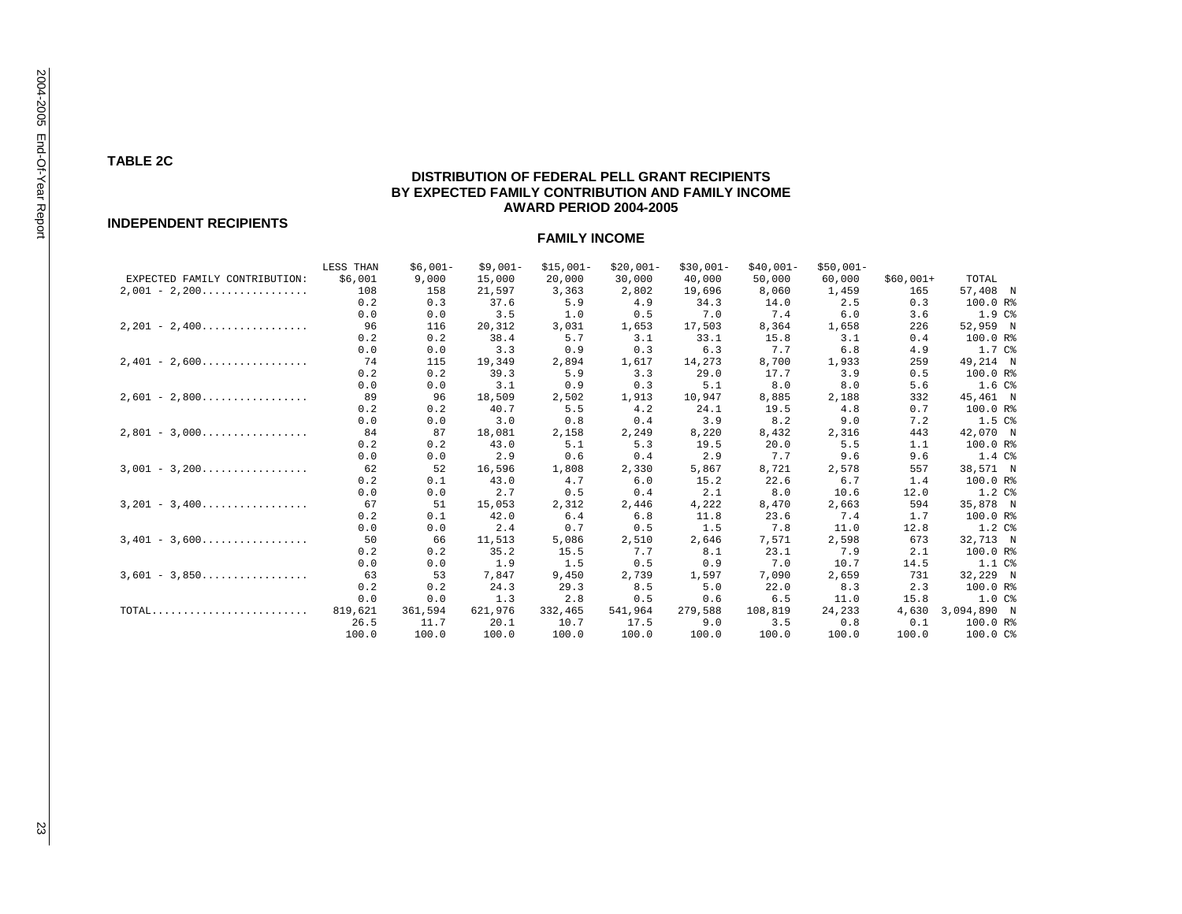**TABLE 2C**

## DISTRIBUTION OF FEDERAL PELL GRANT RECIPIENTS BY EXPECTED FAMILY CONTRIBUTION AND FAMILY INCOME AWARD PERIOD 2004-2005

**INDEPENDENT RECIPIENTS**

**FAMILY INCOME**

| EXPECTED FAMILY CONTRIBUTION: | LESS THAN $6,001 | $6,001- 9,000 | $9,001- 15,000 | $15,001- 20,000 | $20,001- 30,000 | $30,001- 40,000 | $40,001- 50,000 | $50,001- 60,000 | $60,001+ | TOTAL | |
|---|---|---|---|---|---|---|---|---|---|---|---|
| 2,001 - 2,200................. | 108 | 158 | 21,597 | 3,363 | 2,802 | 19,696 | 8,060 | 1,459 | 165 | 57,408 | N |
| | 0.2 | 0.3 | 37.6 | 5.9 | 4.9 | 34.3 | 14.0 | 2.5 | 0.3 | 100.0 | R% |
| | 0.0 | 0.0 | 3.5 | 1.0 | 0.5 | 7.0 | 7.4 | 6.0 | 3.6 | 1.9 | C% |
| 2,201 - 2,400................. | 96 | 116 | 20,312 | 3,031 | 1,653 | 17,503 | 8,364 | 1,658 | 226 | 52,959 | N |
| | 0.2 | 0.2 | 38.4 | 5.7 | 3.1 | 33.1 | 15.8 | 3.1 | 0.4 | 100.0 | R% |
| | 0.0 | 0.0 | 3.3 | 0.9 | 0.3 | 6.3 | 7.7 | 6.8 | 4.9 | 1.7 | C% |
| 2,401 - 2,600................. | 74 | 115 | 19,349 | 2,894 | 1,617 | 14,273 | 8,700 | 1,933 | 259 | 49,214 | N |
| | 0.2 | 0.2 | 39.3 | 5.9 | 3.3 | 29.0 | 17.7 | 3.9 | 0.5 | 100.0 | R% |
| | 0.0 | 0.0 | 3.1 | 0.9 | 0.3 | 5.1 | 8.0 | 8.0 | 5.6 | 1.6 | C% |
| 2,601 - 2,800................. | 89 | 96 | 18,509 | 2,502 | 1,913 | 10,947 | 8,885 | 2,188 | 332 | 45,461 | N |
| | 0.2 | 0.2 | 40.7 | 5.5 | 4.2 | 24.1 | 19.5 | 4.8 | 0.7 | 100.0 | R% |
| | 0.0 | 0.0 | 3.0 | 0.8 | 0.4 | 3.9 | 8.2 | 9.0 | 7.2 | 1.5 | C% |
| 2,801 - 3,000................. | 84 | 87 | 18,081 | 2,158 | 2,249 | 8,220 | 8,432 | 2,316 | 443 | 42,070 | N |
| | 0.2 | 0.2 | 43.0 | 5.1 | 5.3 | 19.5 | 20.0 | 5.5 | 1.1 | 100.0 | R% |
| | 0.0 | 0.0 | 2.9 | 0.6 | 0.4 | 2.9 | 7.7 | 9.6 | 9.6 | 1.4 | C% |
| 3,001 - 3,200................. | 62 | 52 | 16,596 | 1,808 | 2,330 | 5,867 | 8,721 | 2,578 | 557 | 38,571 | N |
| | 0.2 | 0.1 | 43.0 | 4.7 | 6.0 | 15.2 | 22.6 | 6.7 | 1.4 | 100.0 | R% |
| | 0.0 | 0.0 | 2.7 | 0.5 | 0.4 | 2.1 | 8.0 | 10.6 | 12.0 | 1.2 | C% |
| 3,201 - 3,400................. | 67 | 51 | 15,053 | 2,312 | 2,446 | 4,222 | 8,470 | 2,663 | 594 | 35,878 | N |
| | 0.2 | 0.1 | 42.0 | 6.4 | 6.8 | 11.8 | 23.6 | 7.4 | 1.7 | 100.0 | R% |
| | 0.0 | 0.0 | 2.4 | 0.7 | 0.5 | 1.5 | 7.8 | 11.0 | 12.8 | 1.2 | C% |
| 3,401 - 3,600................. | 50 | 66 | 11,513 | 5,086 | 2,510 | 2,646 | 7,571 | 2,598 | 673 | 32,713 | N |
| | 0.2 | 0.2 | 35.2 | 15.5 | 7.7 | 8.1 | 23.1 | 7.9 | 2.1 | 100.0 | R% |
| | 0.0 | 0.0 | 1.9 | 1.5 | 0.5 | 0.9 | 7.0 | 10.7 | 14.5 | 1.1 | C% |
| 3,601 - 3,850................. | 63 | 53 | 7,847 | 9,450 | 2,739 | 1,597 | 7,090 | 2,659 | 731 | 32,229 | N |
| | 0.2 | 0.2 | 24.3 | 29.3 | 8.5 | 5.0 | 22.0 | 8.3 | 2.3 | 100.0 | R% |
| | 0.0 | 0.0 | 1.3 | 2.8 | 0.5 | 0.6 | 6.5 | 11.0 | 15.8 | 1.0 | C% |
| TOTAL......................... | 819,621 | 361,594 | 621,976 | 332,465 | 541,964 | 279,588 | 108,819 | 24,233 | 4,630 | 3,094,890 | N |
| | 26.5 | 11.7 | 20.1 | 10.7 | 17.5 | 9.0 | 3.5 | 0.8 | 0.1 | 100.0 | R% |
| | 100.0 | 100.0 | 100.0 | 100.0 | 100.0 | 100.0 | 100.0 | 100.0 | 100.0 | 100.0 | C% |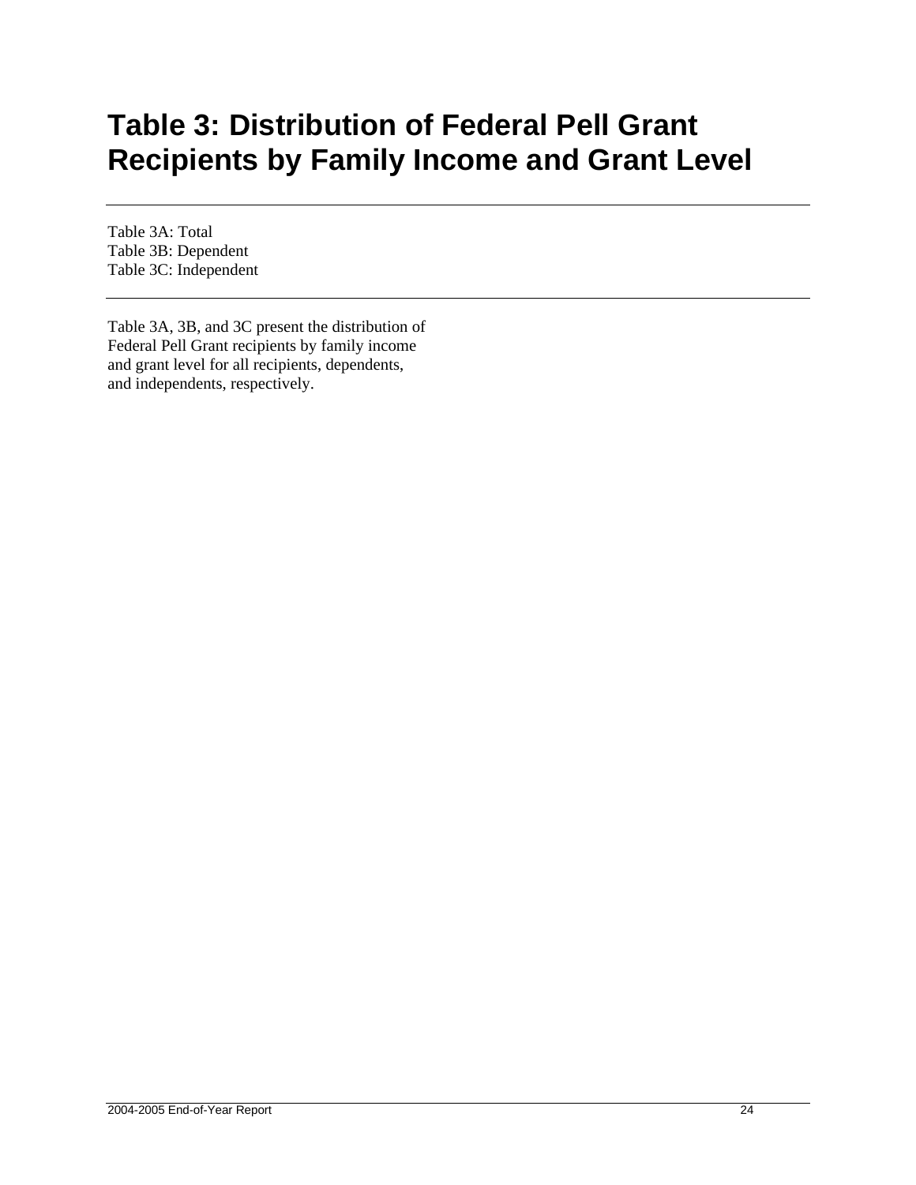# Table 3: Distribution of Federal Pell Grant Recipients by Family Income and Grant Level

---

Table 3A: Total
Table 3B: Dependent
Table 3C: Independent

---

Table 3A, 3B, and 3C present the distribution of Federal Pell Grant recipients by family income and grant level for all recipients, dependents, and independents, respectively.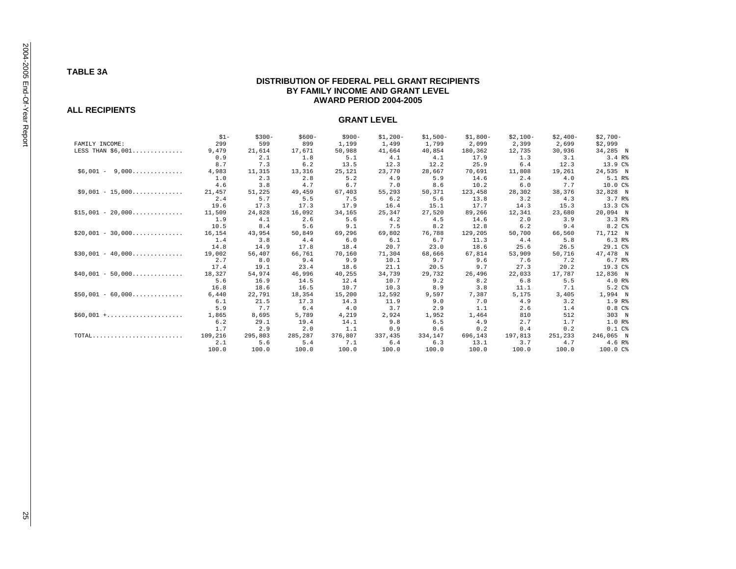**TABLE 3A**

## DISTRIBUTION OF FEDERAL PELL GRANT RECIPIENTS BY FAMILY INCOME AND GRANT LEVEL AWARD PERIOD 2004-2005

**ALL RECIPIENTS**

### GRANT LEVEL

| FAMILY INCOME: | $1- 299 | $300- 599 | $600- 899 | $900- 1,199 | $1,200- 1,499 | $1,500- 1,799 | $1,800- 2,099 | $2,100- 2,399 | $2,400- 2,699 | $2,700- $2,999 | |
|---|---|---|---|---|---|---|---|---|---|---|---|
| LESS THAN $6,001.............. | 9,479 | 21,614 | 17,671 | 50,988 | 41,664 | 40,854 | 180,362 | 12,735 | 30,936 | 34,285 | N |
| | 0.9 | 2.1 | 1.8 | 5.1 | 4.1 | 4.1 | 17.9 | 1.3 | 3.1 | 3.4 | R% |
| | 8.7 | 7.3 | 6.2 | 13.5 | 12.3 | 12.2 | 25.9 | 6.4 | 12.3 | 13.9 | C% |
| $6,001 - 9,000.............. | 4,983 | 11,315 | 13,316 | 25,121 | 23,770 | 28,667 | 70,691 | 11,808 | 19,261 | 24,535 | N |
| | 1.0 | 2.3 | 2.8 | 5.2 | 4.9 | 5.9 | 14.6 | 2.4 | 4.0 | 5.1 | R% |
| | 4.6 | 3.8 | 4.7 | 6.7 | 7.0 | 8.6 | 10.2 | 6.0 | 7.7 | 10.0 | C% |
| $9,001 - 15,000.............. | 21,457 | 51,225 | 49,459 | 67,403 | 55,293 | 50,371 | 123,458 | 28,302 | 38,376 | 32,828 | N |
| | 2.4 | 5.7 | 5.5 | 7.5 | 6.2 | 5.6 | 13.8 | 3.2 | 4.3 | 3.7 | R% |
| | 19.6 | 17.3 | 17.3 | 17.9 | 16.4 | 15.1 | 17.7 | 14.3 | 15.3 | 13.3 | C% |
| $15,001 - 20,000.............. | 11,509 | 24,828 | 16,092 | 34,165 | 25,347 | 27,520 | 89,266 | 12,341 | 23,680 | 20,094 | N |
| | 1.9 | 4.1 | 2.6 | 5.6 | 4.2 | 4.5 | 14.6 | 2.0 | 3.9 | 3.3 | R% |
| | 10.5 | 8.4 | 5.6 | 9.1 | 7.5 | 8.2 | 12.8 | 6.2 | 9.4 | 8.2 | C% |
| $20,001 - 30,000.............. | 16,154 | 43,954 | 50,849 | 69,296 | 69,802 | 76,788 | 129,205 | 50,700 | 66,560 | 71,712 | N |
| | 1.4 | 3.8 | 4.4 | 6.0 | 6.1 | 6.7 | 11.3 | 4.4 | 5.8 | 6.3 | R% |
| | 14.8 | 14.9 | 17.8 | 18.4 | 20.7 | 23.0 | 18.6 | 25.6 | 26.5 | 29.1 | C% |
| $30,001 - 40,000.............. | 19,002 | 56,407 | 66,761 | 70,160 | 71,304 | 68,666 | 67,814 | 53,909 | 50,716 | 47,478 | N |
| | 2.7 | 8.0 | 9.4 | 9.9 | 10.1 | 9.7 | 9.6 | 7.6 | 7.2 | 6.7 | R% |
| | 17.4 | 19.1 | 23.4 | 18.6 | 21.1 | 20.5 | 9.7 | 27.3 | 20.2 | 19.3 | C% |
| $40,001 - 50,000.............. | 18,327 | 54,974 | 46,996 | 40,255 | 34,739 | 29,732 | 26,496 | 22,033 | 17,787 | 12,836 | N |
| | 5.6 | 16.9 | 14.5 | 12.4 | 10.7 | 9.2 | 8.2 | 6.8 | 5.5 | 4.0 | R% |
| | 16.8 | 18.6 | 16.5 | 10.7 | 10.3 | 8.9 | 3.8 | 11.1 | 7.1 | 5.2 | C% |
| $50,001 - 60,000.............. | 6,440 | 22,791 | 18,354 | 15,200 | 12,592 | 9,597 | 7,387 | 5,175 | 3,405 | 1,994 | N |
| | 6.1 | 21.5 | 17.3 | 14.3 | 11.9 | 9.0 | 7.0 | 4.9 | 3.2 | 1.9 | R% |
| | 5.9 | 7.7 | 6.4 | 4.0 | 3.7 | 2.9 | 1.1 | 2.6 | 1.4 | 0.8 | C% |
| $60,001 +..................... | 1,865 | 8,695 | 5,789 | 4,219 | 2,924 | 1,952 | 1,464 | 810 | 512 | 303 | N |
| | 6.2 | 29.1 | 19.4 | 14.1 | 9.8 | 6.5 | 4.9 | 2.7 | 1.7 | 1.0 | R% |
| | 1.7 | 2.9 | 2.0 | 1.1 | 0.9 | 0.6 | 0.2 | 0.4 | 0.2 | 0.1 | C% |
| TOTAL......................... | 109,216 | 295,803 | 285,287 | 376,807 | 337,435 | 334,147 | 696,143 | 197,813 | 251,233 | 246,065 | N |
| | 2.1 | 5.6 | 5.4 | 7.1 | 6.4 | 6.3 | 13.1 | 3.7 | 4.7 | 4.6 | R% |
| | 100.0 | 100.0 | 100.0 | 100.0 | 100.0 | 100.0 | 100.0 | 100.0 | 100.0 | 100.0 | C% |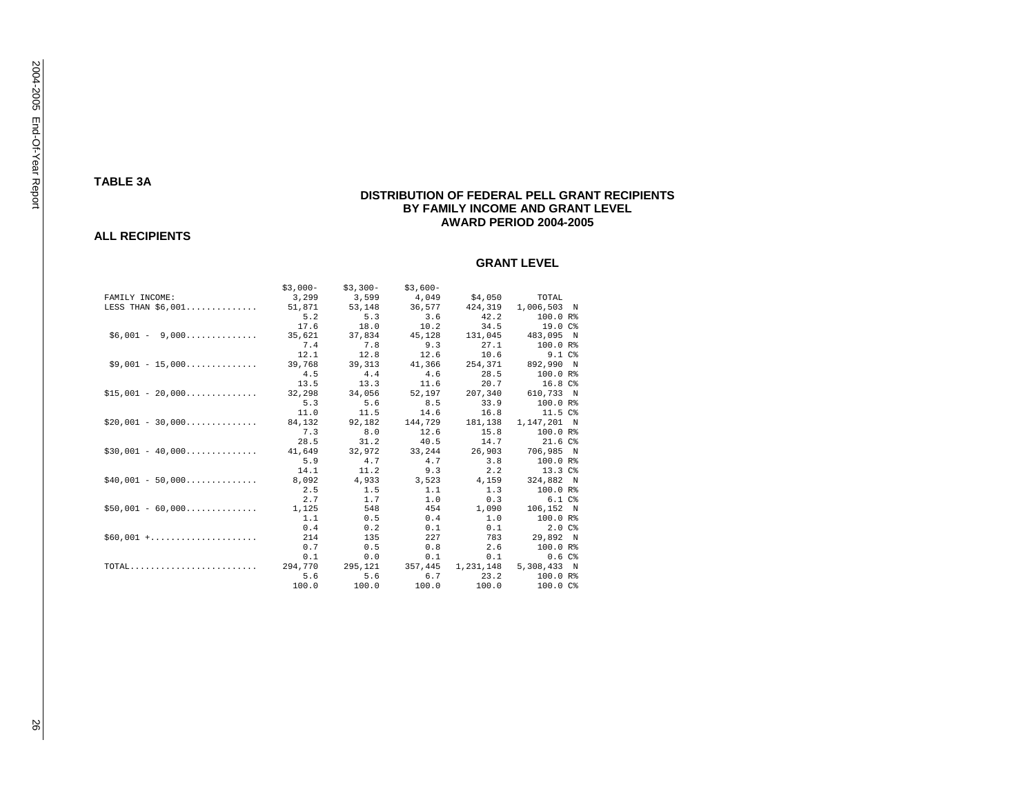**TABLE 3A**

## DISTRIBUTION OF FEDERAL PELL GRANT RECIPIENTS BY FAMILY INCOME AND GRANT LEVEL AWARD PERIOD 2004-2005

**ALL RECIPIENTS**

### GRANT LEVEL

| FAMILY INCOME: | $3,000- 3,299 | $3,300- 3,599 | $3,600- 4,049 | $4,050 | TOTAL | |
|---|---|---|---|---|---|---|
| LESS THAN $6,001.............. | 51,871 | 53,148 | 36,577 | 424,319 | 1,006,503 | N |
| | 5.2 | 5.3 | 3.6 | 42.2 | 100.0 | R% |
| | 17.6 | 18.0 | 10.2 | 34.5 | 19.0 | C% |
| $6,001 - 9,000.............. | 35,621 | 37,834 | 45,128 | 131,045 | 483,095 | N |
| | 7.4 | 7.8 | 9.3 | 27.1 | 100.0 | R% |
| | 12.1 | 12.8 | 12.6 | 10.6 | 9.1 | C% |
| $9,001 - 15,000.............. | 39,768 | 39,313 | 41,366 | 254,371 | 892,990 | N |
| | 4.5 | 4.4 | 4.6 | 28.5 | 100.0 | R% |
| | 13.5 | 13.3 | 11.6 | 20.7 | 16.8 | C% |
| $15,001 - 20,000.............. | 32,298 | 34,056 | 52,197 | 207,340 | 610,733 | N |
| | 5.3 | 5.6 | 8.5 | 33.9 | 100.0 | R% |
| | 11.0 | 11.5 | 14.6 | 16.8 | 11.5 | C% |
| $20,001 - 30,000.............. | 84,132 | 92,182 | 144,729 | 181,138 | 1,147,201 | N |
| | 7.3 | 8.0 | 12.6 | 15.8 | 100.0 | R% |
| | 28.5 | 31.2 | 40.5 | 14.7 | 21.6 | C% |
| $30,001 - 40,000.............. | 41,649 | 32,972 | 33,244 | 26,903 | 706,985 | N |
| | 5.9 | 4.7 | 4.7 | 3.8 | 100.0 | R% |
| | 14.1 | 11.2 | 9.3 | 2.2 | 13.3 | C% |
| $40,001 - 50,000.............. | 8,092 | 4,933 | 3,523 | 4,159 | 324,882 | N |
| | 2.5 | 1.5 | 1.1 | 1.3 | 100.0 | R% |
| | 2.7 | 1.7 | 1.0 | 0.3 | 6.1 | C% |
| $50,001 - 60,000.............. | 1,125 | 548 | 454 | 1,090 | 106,152 | N |
| | 1.1 | 0.5 | 0.4 | 1.0 | 100.0 | R% |
| | 0.4 | 0.2 | 0.1 | 0.1 | 2.0 | C% |
| $60,001 +..................... | 214 | 135 | 227 | 783 | 29,892 | N |
| | 0.7 | 0.5 | 0.8 | 2.6 | 100.0 | R% |
| | 0.1 | 0.0 | 0.1 | 0.1 | 0.6 | C% |
| TOTAL......................... | 294,770 | 295,121 | 357,445 | 1,231,148 | 5,308,433 | N |
| | 5.6 | 5.6 | 6.7 | 23.2 | 100.0 | R% |
| | 100.0 | 100.0 | 100.0 | 100.0 | 100.0 | C% |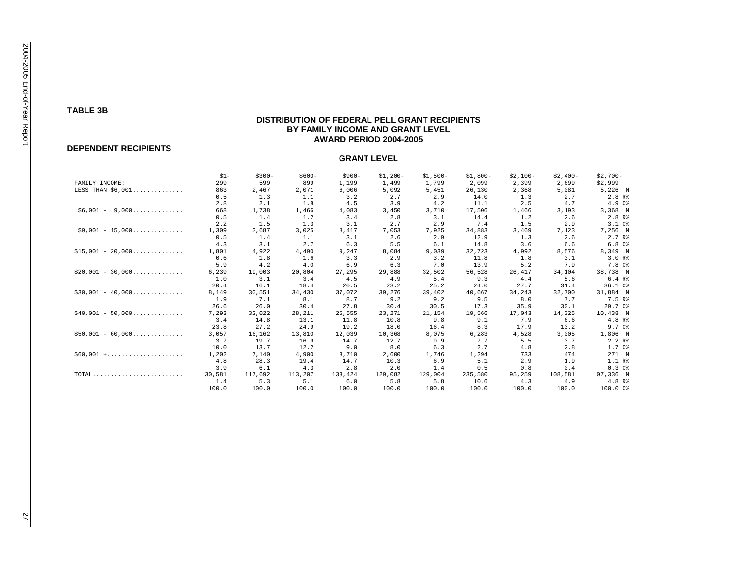**TABLE 3B**

## DISTRIBUTION OF FEDERAL PELL GRANT RECIPIENTS BY FAMILY INCOME AND GRANT LEVEL AWARD PERIOD 2004-2005

**DEPENDENT RECIPIENTS**

**GRANT LEVEL**

| FAMILY INCOME: | $1- 299 | $300- 599 | $600- 899 | $900- 1,199 | $1,200- 1,499 | $1,500- 1,799 | $1,800- 2,099 | $2,100- 2,399 | $2,400- 2,699 | $2,700- $2,999 | |
|---|---|---|---|---|---|---|---|---|---|---|---|
| LESS THAN $6,001............. | 863 | 2,467 | 2,071 | 6,006 | 5,092 | 5,451 | 26,130 | 2,368 | 5,081 | 5,226 | N |
| | 0.5 | 1.3 | 1.1 | 3.2 | 2.7 | 2.9 | 14.0 | 1.3 | 2.7 | 2.8 | R% |
| | 2.8 | 2.1 | 1.8 | 4.5 | 3.9 | 4.2 | 11.1 | 2.5 | 4.7 | 4.9 | C% |
| $6,001 - 9,000............. | 668 | 1,738 | 1,466 | 4,083 | 3,450 | 3,710 | 17,506 | 1,466 | 3,193 | 3,368 | N |
| | 0.5 | 1.4 | 1.2 | 3.4 | 2.8 | 3.1 | 14.4 | 1.2 | 2.6 | 2.8 | R% |
| | 2.2 | 1.5 | 1.3 | 3.1 | 2.7 | 2.9 | 7.4 | 1.5 | 2.9 | 3.1 | C% |
| $9,001 - 15,000............. | 1,309 | 3,687 | 3,025 | 8,417 | 7,053 | 7,925 | 34,883 | 3,469 | 7,123 | 7,256 | N |
| | 0.5 | 1.4 | 1.1 | 3.1 | 2.6 | 2.9 | 12.9 | 1.3 | 2.6 | 2.7 | R% |
| | 4.3 | 3.1 | 2.7 | 6.3 | 5.5 | 6.1 | 14.8 | 3.6 | 6.6 | 6.8 | C% |
| $15,001 - 20,000............. | 1,801 | 4,922 | 4,490 | 9,247 | 8,084 | 9,039 | 32,723 | 4,992 | 8,576 | 8,349 | N |
| | 0.6 | 1.8 | 1.6 | 3.3 | 2.9 | 3.2 | 11.8 | 1.8 | 3.1 | 3.0 | R% |
| | 5.9 | 4.2 | 4.0 | 6.9 | 6.3 | 7.0 | 13.9 | 5.2 | 7.9 | 7.8 | C% |
| $20,001 - 30,000............. | 6,239 | 19,003 | 20,804 | 27,295 | 29,888 | 32,502 | 56,528 | 26,417 | 34,104 | 38,738 | N |
| | 1.0 | 3.1 | 3.4 | 4.5 | 4.9 | 5.4 | 9.3 | 4.4 | 5.6 | 6.4 | R% |
| | 20.4 | 16.1 | 18.4 | 20.5 | 23.2 | 25.2 | 24.0 | 27.7 | 31.4 | 36.1 | C% |
| $30,001 - 40,000............. | 8,149 | 30,551 | 34,430 | 37,072 | 39,276 | 39,402 | 40,667 | 34,243 | 32,700 | 31,884 | N |
| | 1.9 | 7.1 | 8.1 | 8.7 | 9.2 | 9.2 | 9.5 | 8.0 | 7.7 | 7.5 | R% |
| | 26.6 | 26.0 | 30.4 | 27.8 | 30.4 | 30.5 | 17.3 | 35.9 | 30.1 | 29.7 | C% |
| $40,001 - 50,000............. | 7,293 | 32,022 | 28,211 | 25,555 | 23,271 | 21,154 | 19,566 | 17,043 | 14,325 | 10,438 | N |
| | 3.4 | 14.8 | 13.1 | 11.8 | 10.8 | 9.8 | 9.1 | 7.9 | 6.6 | 4.8 | R% |
| | 23.8 | 27.2 | 24.9 | 19.2 | 18.0 | 16.4 | 8.3 | 17.9 | 13.2 | 9.7 | C% |
| $50,001 - 60,000............. | 3,057 | 16,162 | 13,810 | 12,039 | 10,368 | 8,075 | 6,283 | 4,528 | 3,005 | 1,806 | N |
| | 3.7 | 19.7 | 16.9 | 14.7 | 12.7 | 9.9 | 7.7 | 5.5 | 3.7 | 2.2 | R% |
| | 10.0 | 13.7 | 12.2 | 9.0 | 8.0 | 6.3 | 2.7 | 4.8 | 2.8 | 1.7 | C% |
| $60,001 +.................... | 1,202 | 7,140 | 4,900 | 3,710 | 2,600 | 1,746 | 1,294 | 733 | 474 | 271 | N |
| | 4.8 | 28.3 | 19.4 | 14.7 | 10.3 | 6.9 | 5.1 | 2.9 | 1.9 | 1.1 | R% |
| | 3.9 | 6.1 | 4.3 | 2.8 | 2.0 | 1.4 | 0.5 | 0.8 | 0.4 | 0.3 | C% |
| TOTAL........................ | 30,581 | 117,692 | 113,207 | 133,424 | 129,082 | 129,004 | 235,580 | 95,259 | 108,581 | 107,336 | N |
| | 1.4 | 5.3 | 5.1 | 6.0 | 5.8 | 5.8 | 10.6 | 4.3 | 4.9 | 4.8 | R% |
| | 100.0 | 100.0 | 100.0 | 100.0 | 100.0 | 100.0 | 100.0 | 100.0 | 100.0 | 100.0 | C% |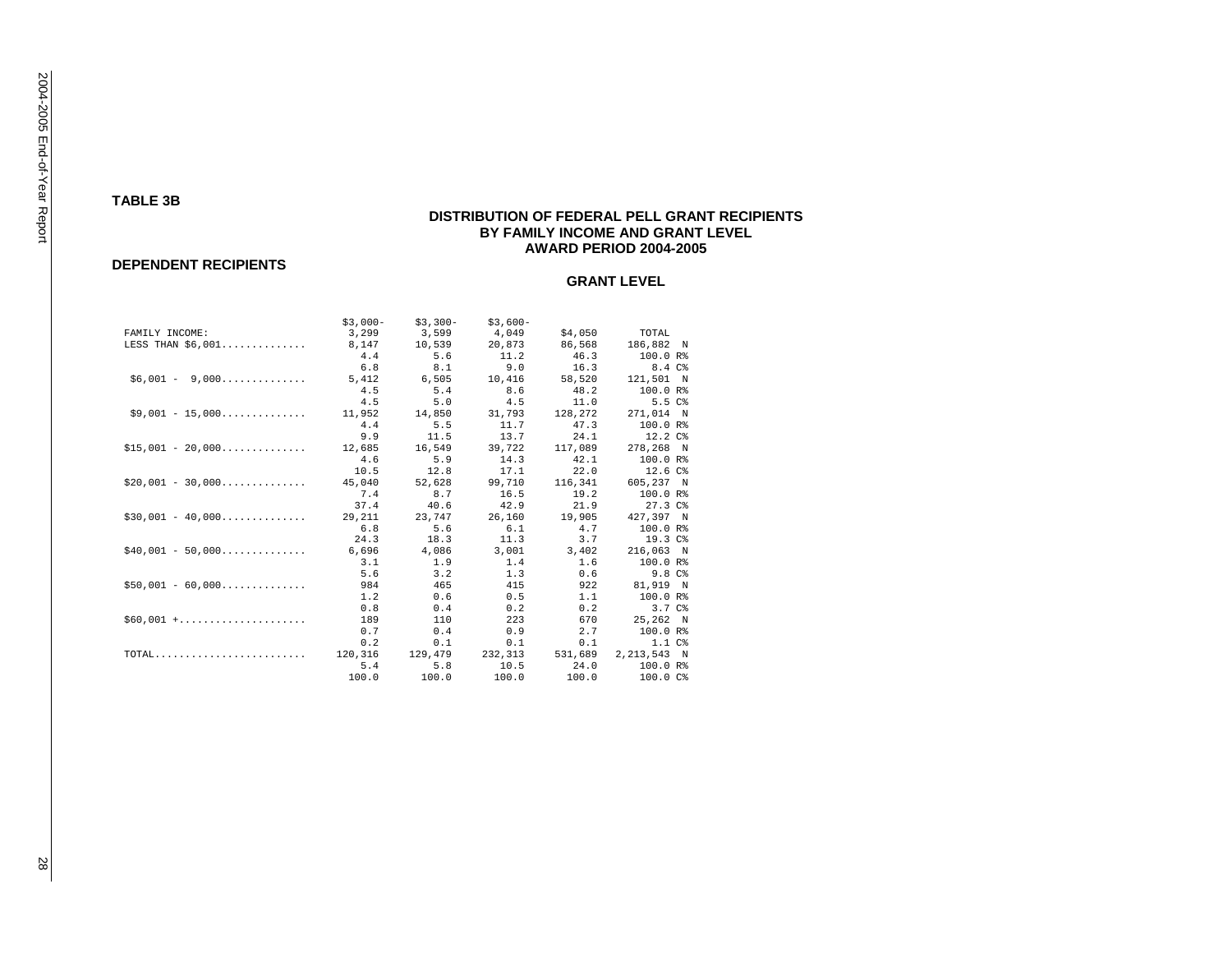**TABLE 3B**

## DISTRIBUTION OF FEDERAL PELL GRANT RECIPIENTS BY FAMILY INCOME AND GRANT LEVEL AWARD PERIOD 2004-2005

**DEPENDENT RECIPIENTS**

**GRANT LEVEL**

| FAMILY INCOME: | $3,000- 3,299 | $3,300- 3,599 | $3,600- 4,049 | $4,050 | TOTAL | |
|---|---|---|---|---|---|---|
| LESS THAN $6,001.............. | 8,147 | 10,539 | 20,873 | 86,568 | 186,882 | N |
| | 4.4 | 5.6 | 11.2 | 46.3 | 100.0 | R% |
| | 6.8 | 8.1 | 9.0 | 16.3 | 8.4 | C% |
| $6,001 - 9,000.............. | 5,412 | 6,505 | 10,416 | 58,520 | 121,501 | N |
| | 4.5 | 5.4 | 8.6 | 48.2 | 100.0 | R% |
| | 4.5 | 5.0 | 4.5 | 11.0 | 5.5 | C% |
| $9,001 - 15,000.............. | 11,952 | 14,850 | 31,793 | 128,272 | 271,014 | N |
| | 4.4 | 5.5 | 11.7 | 47.3 | 100.0 | R% |
| | 9.9 | 11.5 | 13.7 | 24.1 | 12.2 | C% |
| $15,001 - 20,000.............. | 12,685 | 16,549 | 39,722 | 117,089 | 278,268 | N |
| | 4.6 | 5.9 | 14.3 | 42.1 | 100.0 | R% |
| | 10.5 | 12.8 | 17.1 | 22.0 | 12.6 | C% |
| $20,001 - 30,000.............. | 45,040 | 52,628 | 99,710 | 116,341 | 605,237 | N |
| | 7.4 | 8.7 | 16.5 | 19.2 | 100.0 | R% |
| | 37.4 | 40.6 | 42.9 | 21.9 | 27.3 | C% |
| $30,001 - 40,000.............. | 29,211 | 23,747 | 26,160 | 19,905 | 427,397 | N |
| | 6.8 | 5.6 | 6.1 | 4.7 | 100.0 | R% |
| | 24.3 | 18.3 | 11.3 | 3.7 | 19.3 | C% |
| $40,001 - 50,000.............. | 6,696 | 4,086 | 3,001 | 3,402 | 216,063 | N |
| | 3.1 | 1.9 | 1.4 | 1.6 | 100.0 | R% |
| | 5.6 | 3.2 | 1.3 | 0.6 | 9.8 | C% |
| $50,001 - 60,000.............. | 984 | 465 | 415 | 922 | 81,919 | N |
| | 1.2 | 0.6 | 0.5 | 1.1 | 100.0 | R% |
| | 0.8 | 0.4 | 0.2 | 0.2 | 3.7 | C% |
| $60,001 +..................... | 189 | 110 | 223 | 670 | 25,262 | N |
| | 0.7 | 0.4 | 0.9 | 2.7 | 100.0 | R% |
| | 0.2 | 0.1 | 0.1 | 0.1 | 1.1 | C% |
| TOTAL......................... | 120,316 | 129,479 | 232,313 | 531,689 | 2,213,543 | N |
| | 5.4 | 5.8 | 10.5 | 24.0 | 100.0 | R% |
| | 100.0 | 100.0 | 100.0 | 100.0 | 100.0 | C% |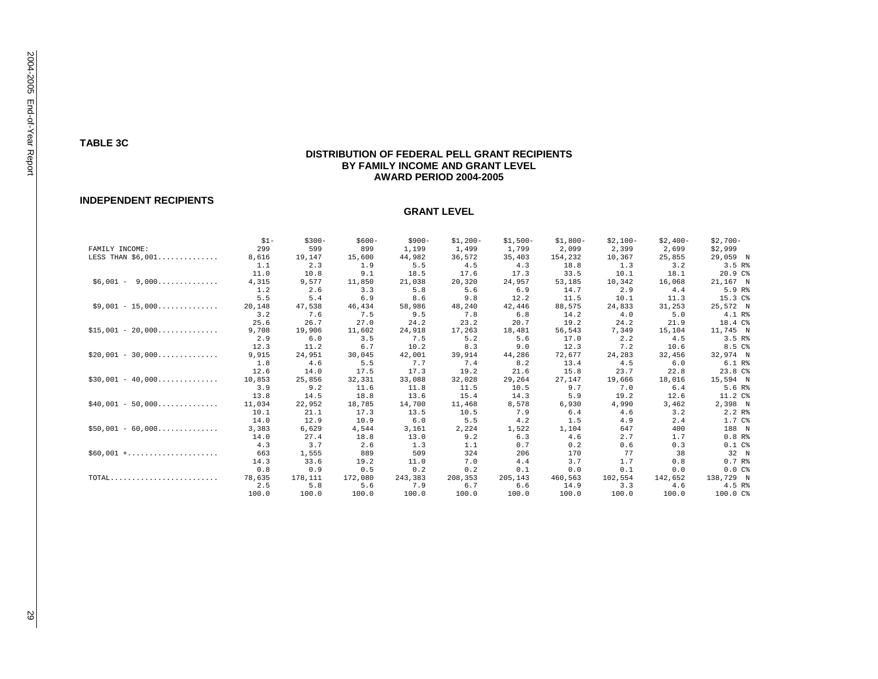**TABLE 3C**

## DISTRIBUTION OF FEDERAL PELL GRANT RECIPIENTS BY FAMILY INCOME AND GRANT LEVEL AWARD PERIOD 2004-2005

**INDEPENDENT RECIPIENTS**

**GRANT LEVEL**

| FAMILY INCOME: | $1- 299 | $300- 599 | $600- 899 | $900- 1,199 | $1,200- 1,499 | $1,500- 1,799 | $1,800- 2,099 | $2,100- 2,399 | $2,400- 2,699 | $2,700- $2,999 | |
|---|---|---|---|---|---|---|---|---|---|---|---|
| LESS THAN $6,001............. | 8,616 | 19,147 | 15,600 | 44,982 | 36,572 | 35,403 | 154,232 | 10,367 | 25,855 | 29,059 | N |
| | 1.1 | 2.3 | 1.9 | 5.5 | 4.5 | 4.3 | 18.8 | 1.3 | 3.2 | 3.5 | R% |
| | 11.0 | 10.8 | 9.1 | 18.5 | 17.6 | 17.3 | 33.5 | 10.1 | 18.1 | 20.9 | C% |
| $6,001 - 9,000............. | 4,315 | 9,577 | 11,850 | 21,038 | 20,320 | 24,957 | 53,185 | 10,342 | 16,068 | 21,167 | N |
| | 1.2 | 2.6 | 3.3 | 5.8 | 5.6 | 6.9 | 14.7 | 2.9 | 4.4 | 5.9 | R% |
| | 5.5 | 5.4 | 6.9 | 8.6 | 9.8 | 12.2 | 11.5 | 10.1 | 11.3 | 15.3 | C% |
| $9,001 - 15,000............. | 20,148 | 47,538 | 46,434 | 58,986 | 48,240 | 42,446 | 88,575 | 24,833 | 31,253 | 25,572 | N |
| | 3.2 | 7.6 | 7.5 | 9.5 | 7.8 | 6.8 | 14.2 | 4.0 | 5.0 | 4.1 | R% |
| | 25.6 | 26.7 | 27.0 | 24.2 | 23.2 | 20.7 | 19.2 | 24.2 | 21.9 | 18.4 | C% |
| $15,001 - 20,000............. | 9,708 | 19,906 | 11,602 | 24,918 | 17,263 | 18,481 | 56,543 | 7,349 | 15,104 | 11,745 | N |
| | 2.9 | 6.0 | 3.5 | 7.5 | 5.2 | 5.6 | 17.0 | 2.2 | 4.5 | 3.5 | R% |
| | 12.3 | 11.2 | 6.7 | 10.2 | 8.3 | 9.0 | 12.3 | 7.2 | 10.6 | 8.5 | C% |
| $20,001 - 30,000............. | 9,915 | 24,951 | 30,045 | 42,001 | 39,914 | 44,286 | 72,677 | 24,283 | 32,456 | 32,974 | N |
| | 1.8 | 4.6 | 5.5 | 7.7 | 7.4 | 8.2 | 13.4 | 4.5 | 6.0 | 6.1 | R% |
| | 12.6 | 14.0 | 17.5 | 17.3 | 19.2 | 21.6 | 15.8 | 23.7 | 22.8 | 23.8 | C% |
| $30,001 - 40,000............. | 10,853 | 25,856 | 32,331 | 33,088 | 32,028 | 29,264 | 27,147 | 19,666 | 18,016 | 15,594 | N |
| | 3.9 | 9.2 | 11.6 | 11.8 | 11.5 | 10.5 | 9.7 | 7.0 | 6.4 | 5.6 | R% |
| | 13.8 | 14.5 | 18.8 | 13.6 | 15.4 | 14.3 | 5.9 | 19.2 | 12.6 | 11.2 | C% |
| $40,001 - 50,000............. | 11,034 | 22,952 | 18,785 | 14,700 | 11,468 | 8,578 | 6,930 | 4,990 | 3,462 | 2,398 | N |
| | 10.1 | 21.1 | 17.3 | 13.5 | 10.5 | 7.9 | 6.4 | 4.6 | 3.2 | 2.2 | R% |
| | 14.0 | 12.9 | 10.9 | 6.0 | 5.5 | 4.2 | 1.5 | 4.9 | 2.4 | 1.7 | C% |
| $50,001 - 60,000............. | 3,383 | 6,629 | 4,544 | 3,161 | 2,224 | 1,522 | 1,104 | 647 | 400 | 188 | N |
| | 14.0 | 27.4 | 18.8 | 13.0 | 9.2 | 6.3 | 4.6 | 2.7 | 1.7 | 0.8 | R% |
| | 4.3 | 3.7 | 2.6 | 1.3 | 1.1 | 0.7 | 0.2 | 0.6 | 0.3 | 0.1 | C% |
| $60,001 +.................... | 663 | 1,555 | 889 | 509 | 324 | 206 | 170 | 77 | 38 | 32 | N |
| | 14.3 | 33.6 | 19.2 | 11.0 | 7.0 | 4.4 | 3.7 | 1.7 | 0.8 | 0.7 | R% |
| | 0.8 | 0.9 | 0.5 | 0.2 | 0.2 | 0.1 | 0.0 | 0.1 | 0.0 | 0.0 | C% |
| TOTAL........................ | 78,635 | 178,111 | 172,080 | 243,383 | 208,353 | 205,143 | 460,563 | 102,554 | 142,652 | 138,729 | N |
| | 2.5 | 5.8 | 5.6 | 7.9 | 6.7 | 6.6 | 14.9 | 3.3 | 4.6 | 4.5 | R% |
| | 100.0 | 100.0 | 100.0 | 100.0 | 100.0 | 100.0 | 100.0 | 100.0 | 100.0 | 100.0 | C% |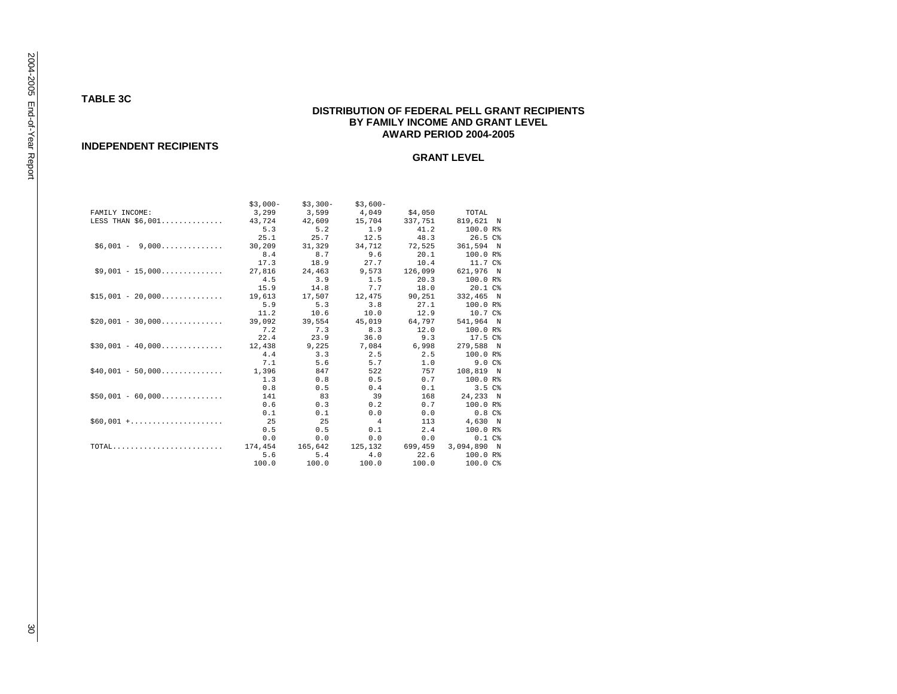**TABLE 3C**

## DISTRIBUTION OF FEDERAL PELL GRANT RECIPIENTS BY FAMILY INCOME AND GRANT LEVEL AWARD PERIOD 2004-2005

**INDEPENDENT RECIPIENTS**

**GRANT LEVEL**

| FAMILY INCOME: | $3,000-3,299 | $3,300-3,599 | $3,600-4,049 | $4,050 | TOTAL | |
|---|---|---|---|---|---|---|
| LESS THAN $6,001.............. | 43,724 | 42,609 | 15,704 | 337,751 | 819,621 | N |
| | 5.3 | 5.2 | 1.9 | 41.2 | 100.0 | R% |
| | 25.1 | 25.7 | 12.5 | 48.3 | 26.5 | C% |
| $6,001 - 9,000.............. | 30,209 | 31,329 | 34,712 | 72,525 | 361,594 | N |
| | 8.4 | 8.7 | 9.6 | 20.1 | 100.0 | R% |
| | 17.3 | 18.9 | 27.7 | 10.4 | 11.7 | C% |
| $9,001 - 15,000.............. | 27,816 | 24,463 | 9,573 | 126,099 | 621,976 | N |
| | 4.5 | 3.9 | 1.5 | 20.3 | 100.0 | R% |
| | 15.9 | 14.8 | 7.7 | 18.0 | 20.1 | C% |
| $15,001 - 20,000.............. | 19,613 | 17,507 | 12,475 | 90,251 | 332,465 | N |
| | 5.9 | 5.3 | 3.8 | 27.1 | 100.0 | R% |
| | 11.2 | 10.6 | 10.0 | 12.9 | 10.7 | C% |
| $20,001 - 30,000.............. | 39,092 | 39,554 | 45,019 | 64,797 | 541,964 | N |
| | 7.2 | 7.3 | 8.3 | 12.0 | 100.0 | R% |
| | 22.4 | 23.9 | 36.0 | 9.3 | 17.5 | C% |
| $30,001 - 40,000.............. | 12,438 | 9,225 | 7,084 | 6,998 | 279,588 | N |
| | 4.4 | 3.3 | 2.5 | 2.5 | 100.0 | R% |
| | 7.1 | 5.6 | 5.7 | 1.0 | 9.0 | C% |
| $40,001 - 50,000.............. | 1,396 | 847 | 522 | 757 | 108,819 | N |
| | 1.3 | 0.8 | 0.5 | 0.7 | 100.0 | R% |
| | 0.8 | 0.5 | 0.4 | 0.1 | 3.5 | C% |
| $50,001 - 60,000.............. | 141 | 83 | 39 | 168 | 24,233 | N |
| | 0.6 | 0.3 | 0.2 | 0.7 | 100.0 | R% |
| | 0.1 | 0.1 | 0.0 | 0.0 | 0.8 | C% |
| $60,001 +..................... | 25 | 25 | 4 | 113 | 4,630 | N |
| | 0.5 | 0.5 | 0.1 | 2.4 | 100.0 | R% |
| | 0.0 | 0.0 | 0.0 | 0.0 | 0.1 | C% |
| TOTAL......................... | 174,454 | 165,642 | 125,132 | 699,459 | 3,094,890 | N |
| | 5.6 | 5.4 | 4.0 | 22.6 | 100.0 | R% |
| | 100.0 | 100.0 | 100.0 | 100.0 | 100.0 | C% |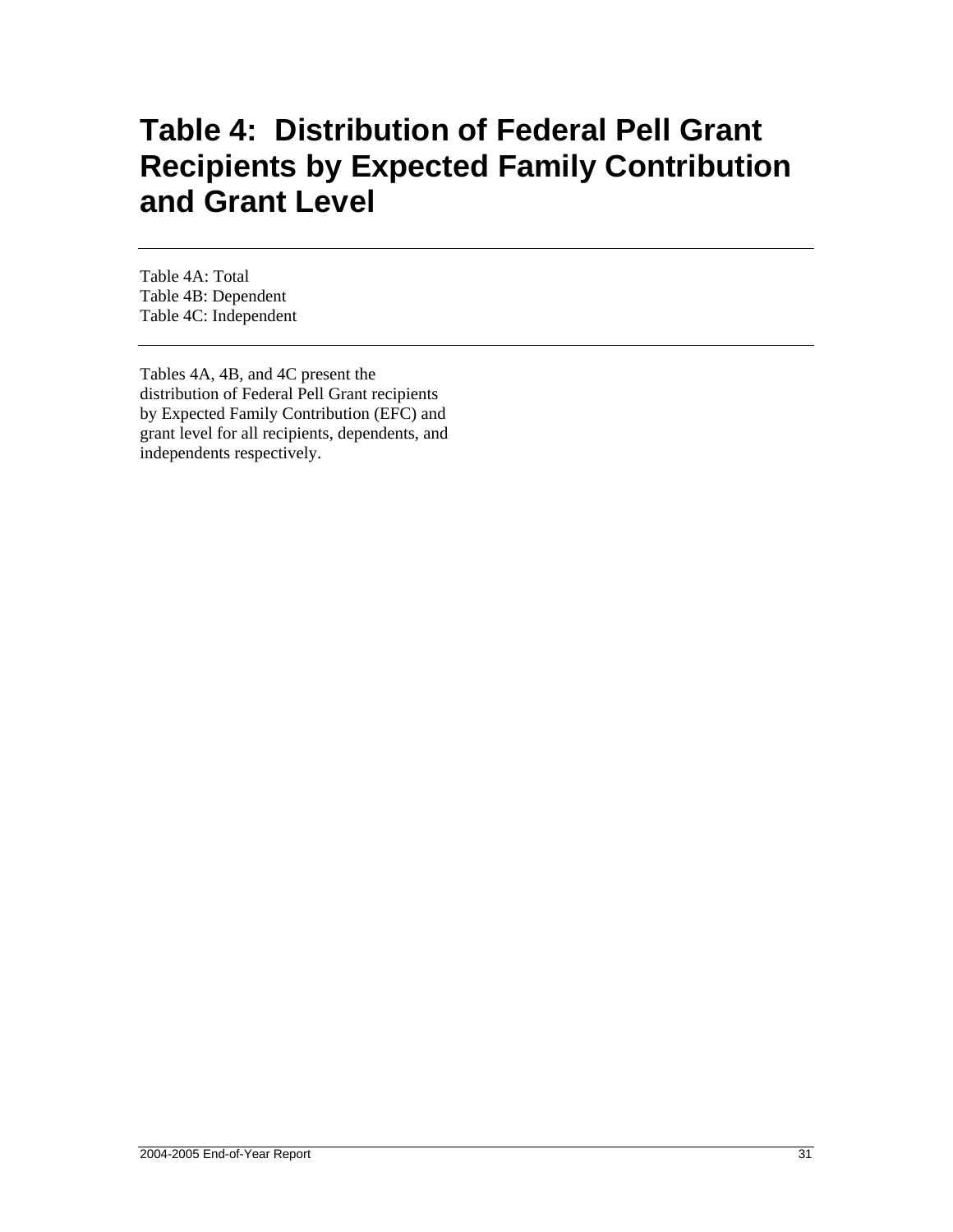# Table 4: Distribution of Federal Pell Grant Recipients by Expected Family Contribution and Grant Level

Table 4A: Total
Table 4B: Dependent
Table 4C: Independent

Tables 4A, 4B, and 4C present the distribution of Federal Pell Grant recipients by Expected Family Contribution (EFC) and grant level for all recipients, dependents, and independents respectively.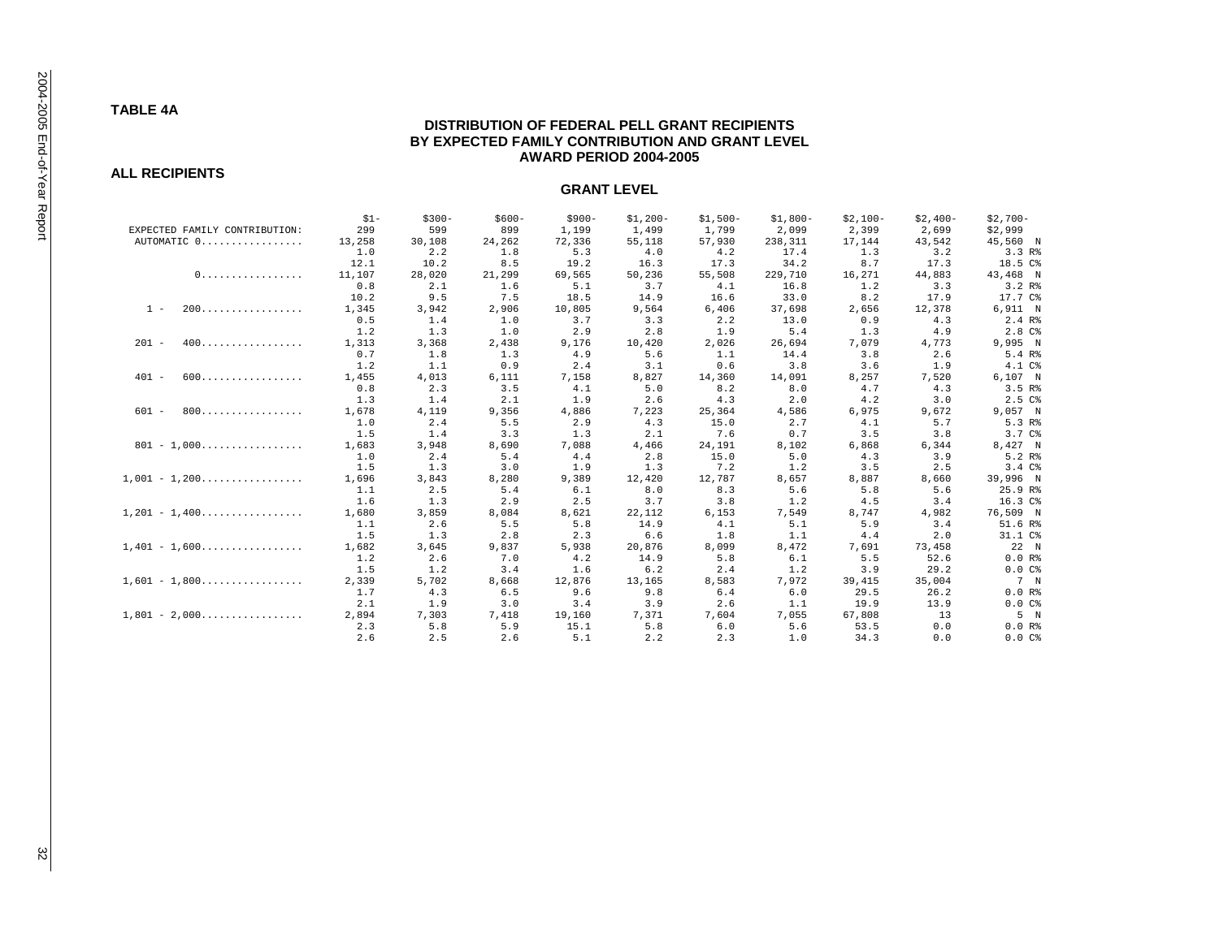**TABLE 4A**

## DISTRIBUTION OF FEDERAL PELL GRANT RECIPIENTS BY EXPECTED FAMILY CONTRIBUTION AND GRANT LEVEL AWARD PERIOD 2004-2005

**ALL RECIPIENTS**

### GRANT LEVEL

| EXPECTED FAMILY CONTRIBUTION: | $1-299 | $300-599 | $600-899 | $900-1,199 | $1,200-1,499 | $1,500-1,799 | $1,800-2,099 | $2,100-2,399 | $2,400-2,699 | $2,700-$2,999 | |
|---|---|---|---|---|---|---|---|---|---|---|---|
| AUTOMATIC 0................. | 13,258 | 30,108 | 24,262 | 72,336 | 55,118 | 57,930 | 238,311 | 17,144 | 43,542 | 45,560 | N |
| | 1.0 | 2.2 | 1.8 | 5.3 | 4.0 | 4.2 | 17.4 | 1.3 | 3.2 | 3.3 | R% |
| | 12.1 | 10.2 | 8.5 | 19.2 | 16.3 | 17.3 | 34.2 | 8.7 | 17.3 | 18.5 | C% |
| 0................. | 11,107 | 28,020 | 21,299 | 69,565 | 50,236 | 55,508 | 229,710 | 16,271 | 44,883 | 43,468 | N |
| | 0.8 | 2.1 | 1.6 | 5.1 | 3.7 | 4.1 | 16.8 | 1.2 | 3.3 | 3.2 | R% |
| | 10.2 | 9.5 | 7.5 | 18.5 | 14.9 | 16.6 | 33.0 | 8.2 | 17.9 | 17.7 | C% |
| 1 - 200................. | 1,345 | 3,942 | 2,906 | 10,805 | 9,564 | 6,406 | 37,698 | 2,656 | 12,378 | 6,911 | N |
| | 0.5 | 1.4 | 1.0 | 3.7 | 3.3 | 2.2 | 13.0 | 0.9 | 4.3 | 2.4 | R% |
| | 1.2 | 1.3 | 1.0 | 2.9 | 2.8 | 1.9 | 5.4 | 1.3 | 4.9 | 2.8 | C% |
| 201 - 400................. | 1,313 | 3,368 | 2,438 | 9,176 | 10,420 | 2,026 | 26,694 | 7,079 | 4,773 | 9,995 | N |
| | 0.7 | 1.8 | 1.3 | 4.9 | 5.6 | 1.1 | 14.4 | 3.8 | 2.6 | 5.4 | R% |
| | 1.2 | 1.1 | 0.9 | 2.4 | 3.1 | 0.6 | 3.8 | 3.6 | 1.9 | 4.1 | C% |
| 401 - 600................. | 1,455 | 4,013 | 6,111 | 7,158 | 8,827 | 14,360 | 14,091 | 8,257 | 7,520 | 6,107 | N |
| | 0.8 | 2.3 | 3.5 | 4.1 | 5.0 | 8.2 | 8.0 | 4.7 | 4.3 | 3.5 | R% |
| | 1.3 | 1.4 | 2.1 | 1.9 | 2.6 | 4.3 | 2.0 | 4.2 | 3.0 | 2.5 | C% |
| 601 - 800................. | 1,678 | 4,119 | 9,356 | 4,886 | 7,223 | 25,364 | 4,586 | 6,975 | 9,672 | 9,057 | N |
| | 1.0 | 2.4 | 5.5 | 2.9 | 4.3 | 15.0 | 2.7 | 4.1 | 5.7 | 5.3 | R% |
| | 1.5 | 1.4 | 3.3 | 1.3 | 2.1 | 7.6 | 0.7 | 3.5 | 3.8 | 3.7 | C% |
| 801 - 1,000................. | 1,683 | 3,948 | 8,690 | 7,088 | 4,466 | 24,191 | 8,102 | 6,868 | 6,344 | 8,427 | N |
| | 1.0 | 2.4 | 5.4 | 4.4 | 2.8 | 15.0 | 5.0 | 4.3 | 3.9 | 5.2 | R% |
| | 1.5 | 1.3 | 3.0 | 1.9 | 1.3 | 7.2 | 1.2 | 3.5 | 2.5 | 3.4 | C% |
| 1,001 - 1,200................. | 1,696 | 3,843 | 8,280 | 9,389 | 12,420 | 12,787 | 8,657 | 8,887 | 8,660 | 39,996 | N |
| | 1.1 | 2.5 | 5.4 | 6.1 | 8.0 | 8.3 | 5.6 | 5.8 | 5.6 | 25.9 | R% |
| | 1.6 | 1.3 | 2.9 | 2.5 | 3.7 | 3.8 | 1.2 | 4.5 | 3.4 | 16.3 | C% |
| 1,201 - 1,400................. | 1,680 | 3,859 | 8,084 | 8,621 | 22,112 | 6,153 | 7,549 | 8,747 | 4,982 | 76,509 | N |
| | 1.1 | 2.6 | 5.5 | 5.8 | 14.9 | 4.1 | 5.1 | 5.9 | 3.4 | 51.6 | R% |
| | 1.5 | 1.3 | 2.8 | 2.3 | 6.6 | 1.8 | 1.1 | 4.4 | 2.0 | 31.1 | C% |
| 1,401 - 1,600................. | 1,682 | 3,645 | 9,837 | 5,938 | 20,876 | 8,099 | 8,472 | 7,691 | 73,458 | 22 | N |
| | 1.2 | 2.6 | 7.0 | 4.2 | 14.9 | 5.8 | 6.1 | 5.5 | 52.6 | 0.0 | R% |
| | 1.5 | 1.2 | 3.4 | 1.6 | 6.2 | 2.4 | 1.2 | 3.9 | 29.2 | 0.0 | C% |
| 1,601 - 1,800................. | 2,339 | 5,702 | 8,668 | 12,876 | 13,165 | 8,583 | 7,972 | 39,415 | 35,004 | 7 | N |
| | 1.7 | 4.3 | 6.5 | 9.6 | 9.8 | 6.4 | 6.0 | 29.5 | 26.2 | 0.0 | R% |
| | 2.1 | 1.9 | 3.0 | 3.4 | 3.9 | 2.6 | 1.1 | 19.9 | 13.9 | 0.0 | C% |
| 1,801 - 2,000................. | 2,894 | 7,303 | 7,418 | 19,160 | 7,371 | 7,604 | 7,055 | 67,808 | 13 | 5 | N |
| | 2.3 | 5.8 | 5.9 | 15.1 | 5.8 | 6.0 | 5.6 | 53.5 | 0.0 | 0.0 | R% |
| | 2.6 | 2.5 | 2.6 | 5.1 | 2.2 | 2.3 | 1.0 | 34.3 | 0.0 | 0.0 | C% |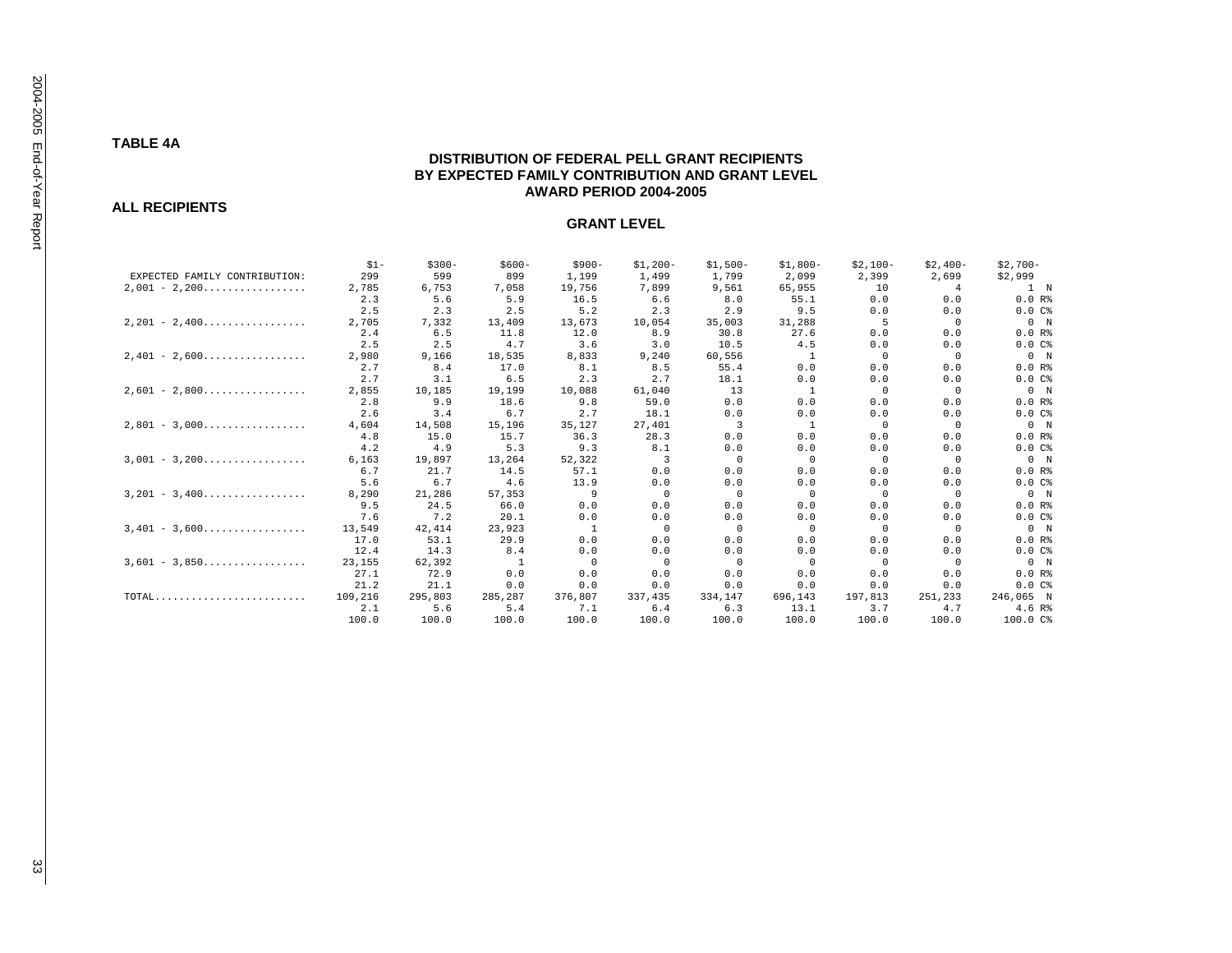**TABLE 4A**

## DISTRIBUTION OF FEDERAL PELL GRANT RECIPIENTS BY EXPECTED FAMILY CONTRIBUTION AND GRANT LEVEL AWARD PERIOD 2004-2005

**ALL RECIPIENTS**

### GRANT LEVEL

| EXPECTED FAMILY CONTRIBUTION: | $1- 299 | $300- 599 | $600- 899 | $900- 1,199 | $1,200- 1,499 | $1,500- 1,799 | $1,800- 2,099 | $2,100- 2,399 | $2,400- 2,699 | $2,700- $2,999 | |
|---|---|---|---|---|---|---|---|---|---|---|---|
| 2,001 - 2,200................. | 2,785 | 6,753 | 7,058 | 19,756 | 7,899 | 9,561 | 65,955 | 10 | 4 | 1 | N |
| | 2.3 | 5.6 | 5.9 | 16.5 | 6.6 | 8.0 | 55.1 | 0.0 | 0.0 | 0.0 | R% |
| | 2.5 | 2.3 | 2.5 | 5.2 | 2.3 | 2.9 | 9.5 | 0.0 | 0.0 | 0.0 | C% |
| 2,201 - 2,400................. | 2,705 | 7,332 | 13,409 | 13,673 | 10,054 | 35,003 | 31,288 | 5 | 0 | 0 | N |
| | 2.4 | 6.5 | 11.8 | 12.0 | 8.9 | 30.8 | 27.6 | 0.0 | 0.0 | 0.0 | R% |
| | 2.5 | 2.5 | 4.7 | 3.6 | 3.0 | 10.5 | 4.5 | 0.0 | 0.0 | 0.0 | C% |
| 2,401 - 2,600................. | 2,980 | 9,166 | 18,535 | 8,833 | 9,240 | 60,556 | 1 | 0 | 0 | 0 | N |
| | 2.7 | 8.4 | 17.0 | 8.1 | 8.5 | 55.4 | 0.0 | 0.0 | 0.0 | 0.0 | R% |
| | 2.7 | 3.1 | 6.5 | 2.3 | 2.7 | 18.1 | 0.0 | 0.0 | 0.0 | 0.0 | C% |
| 2,601 - 2,800................. | 2,855 | 10,185 | 19,199 | 10,088 | 61,040 | 13 | 1 | 0 | 0 | 0 | N |
| | 2.8 | 9.9 | 18.6 | 9.8 | 59.0 | 0.0 | 0.0 | 0.0 | 0.0 | 0.0 | R% |
| | 2.6 | 3.4 | 6.7 | 2.7 | 18.1 | 0.0 | 0.0 | 0.0 | 0.0 | 0.0 | C% |
| 2,801 - 3,000................. | 4,604 | 14,508 | 15,196 | 35,127 | 27,401 | 3 | 1 | 0 | 0 | 0 | N |
| | 4.8 | 15.0 | 15.7 | 36.3 | 28.3 | 0.0 | 0.0 | 0.0 | 0.0 | 0.0 | R% |
| | 4.2 | 4.9 | 5.3 | 9.3 | 8.1 | 0.0 | 0.0 | 0.0 | 0.0 | 0.0 | C% |
| 3,001 - 3,200................. | 6,163 | 19,897 | 13,264 | 52,322 | 3 | 0 | 0 | 0 | 0 | 0 | N |
| | 6.7 | 21.7 | 14.5 | 57.1 | 0.0 | 0.0 | 0.0 | 0.0 | 0.0 | 0.0 | R% |
| | 5.6 | 6.7 | 4.6 | 13.9 | 0.0 | 0.0 | 0.0 | 0.0 | 0.0 | 0.0 | C% |
| 3,201 - 3,400................. | 8,290 | 21,286 | 57,353 | 9 | 0 | 0 | 0 | 0 | 0 | 0 | N |
| | 9.5 | 24.5 | 66.0 | 0.0 | 0.0 | 0.0 | 0.0 | 0.0 | 0.0 | 0.0 | R% |
| | 7.6 | 7.2 | 20.1 | 0.0 | 0.0 | 0.0 | 0.0 | 0.0 | 0.0 | 0.0 | C% |
| 3,401 - 3,600................. | 13,549 | 42,414 | 23,923 | 1 | 0 | 0 | 0 | 0 | 0 | 0 | N |
| | 17.0 | 53.1 | 29.9 | 0.0 | 0.0 | 0.0 | 0.0 | 0.0 | 0.0 | 0.0 | R% |
| | 12.4 | 14.3 | 8.4 | 0.0 | 0.0 | 0.0 | 0.0 | 0.0 | 0.0 | 0.0 | C% |
| 3,601 - 3,850................. | 23,155 | 62,392 | 1 | 0 | 0 | 0 | 0 | 0 | 0 | 0 | N |
| | 27.1 | 72.9 | 0.0 | 0.0 | 0.0 | 0.0 | 0.0 | 0.0 | 0.0 | 0.0 | R% |
| | 21.2 | 21.1 | 0.0 | 0.0 | 0.0 | 0.0 | 0.0 | 0.0 | 0.0 | 0.0 | C% |
| TOTAL......................... | 109,216 | 295,803 | 285,287 | 376,807 | 337,435 | 334,147 | 696,143 | 197,813 | 251,233 | 246,065 | N |
| | 2.1 | 5.6 | 5.4 | 7.1 | 6.4 | 6.3 | 13.1 | 3.7 | 4.7 | 4.6 | R% |
| | 100.0 | 100.0 | 100.0 | 100.0 | 100.0 | 100.0 | 100.0 | 100.0 | 100.0 | 100.0 | C% |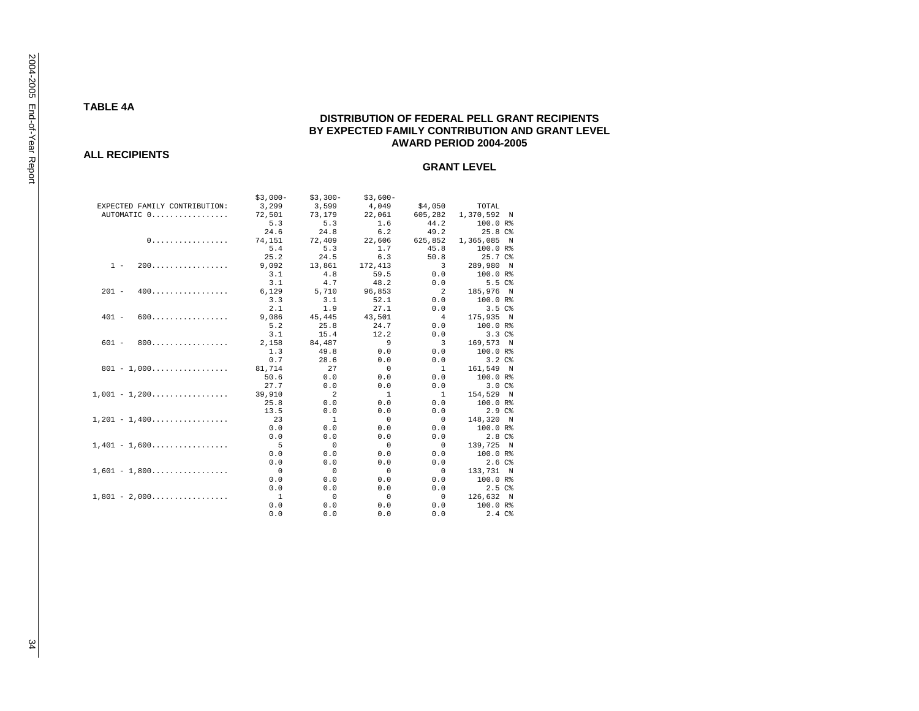**TABLE 4A**

## DISTRIBUTION OF FEDERAL PELL GRANT RECIPIENTS BY EXPECTED FAMILY CONTRIBUTION AND GRANT LEVEL AWARD PERIOD 2004-2005

**ALL RECIPIENTS**

**GRANT LEVEL**

| EXPECTED FAMILY CONTRIBUTION: | $3,000-3,299 | $3,300-3,599 | $3,600-4,049 | $4,050 | TOTAL | |
|---|---|---|---|---|---|---|
| AUTOMATIC 0................. | 72,501 | 73,179 | 22,061 | 605,282 | 1,370,592 | N |
| | 5.3 | 5.3 | 1.6 | 44.2 | 100.0 | R% |
| | 24.6 | 24.8 | 6.2 | 49.2 | 25.8 | C% |
| 0................. | 74,151 | 72,409 | 22,606 | 625,852 | 1,365,085 | N |
| | 5.4 | 5.3 | 1.7 | 45.8 | 100.0 | R% |
| | 25.2 | 24.5 | 6.3 | 50.8 | 25.7 | C% |
| 1 - 200................. | 9,092 | 13,861 | 172,413 | 3 | 289,980 | N |
| | 3.1 | 4.8 | 59.5 | 0.0 | 100.0 | R% |
| | 3.1 | 4.7 | 48.2 | 0.0 | 5.5 | C% |
| 201 - 400................. | 6,129 | 5,710 | 96,853 | 2 | 185,976 | N |
| | 3.3 | 3.1 | 52.1 | 0.0 | 100.0 | R% |
| | 2.1 | 1.9 | 27.1 | 0.0 | 3.5 | C% |
| 401 - 600................. | 9,086 | 45,445 | 43,501 | 4 | 175,935 | N |
| | 5.2 | 25.8 | 24.7 | 0.0 | 100.0 | R% |
| | 3.1 | 15.4 | 12.2 | 0.0 | 3.3 | C% |
| 601 - 800................. | 2,158 | 84,487 | 9 | 3 | 169,573 | N |
| | 1.3 | 49.8 | 0.0 | 0.0 | 100.0 | R% |
| | 0.7 | 28.6 | 0.0 | 0.0 | 3.2 | C% |
| 801 - 1,000................. | 81,714 | 27 | 0 | 1 | 161,549 | N |
| | 50.6 | 0.0 | 0.0 | 0.0 | 100.0 | R% |
| | 27.7 | 0.0 | 0.0 | 0.0 | 3.0 | C% |
| 1,001 - 1,200................. | 39,910 | 2 | 1 | 1 | 154,529 | N |
| | 25.8 | 0.0 | 0.0 | 0.0 | 100.0 | R% |
| | 13.5 | 0.0 | 0.0 | 0.0 | 2.9 | C% |
| 1,201 - 1,400................. | 23 | 1 | 0 | 0 | 148,320 | N |
| | 0.0 | 0.0 | 0.0 | 0.0 | 100.0 | R% |
| | 0.0 | 0.0 | 0.0 | 0.0 | 2.8 | C% |
| 1,401 - 1,600................. | 5 | 0 | 0 | 0 | 139,725 | N |
| | 0.0 | 0.0 | 0.0 | 0.0 | 100.0 | R% |
| | 0.0 | 0.0 | 0.0 | 0.0 | 2.6 | C% |
| 1,601 - 1,800................. | 0 | 0 | 0 | 0 | 133,731 | N |
| | 0.0 | 0.0 | 0.0 | 0.0 | 100.0 | R% |
| | 0.0 | 0.0 | 0.0 | 0.0 | 2.5 | C% |
| 1,801 - 2,000................. | 1 | 0 | 0 | 0 | 126,632 | N |
| | 0.0 | 0.0 | 0.0 | 0.0 | 100.0 | R% |
| | 0.0 | 0.0 | 0.0 | 0.0 | 2.4 | C% |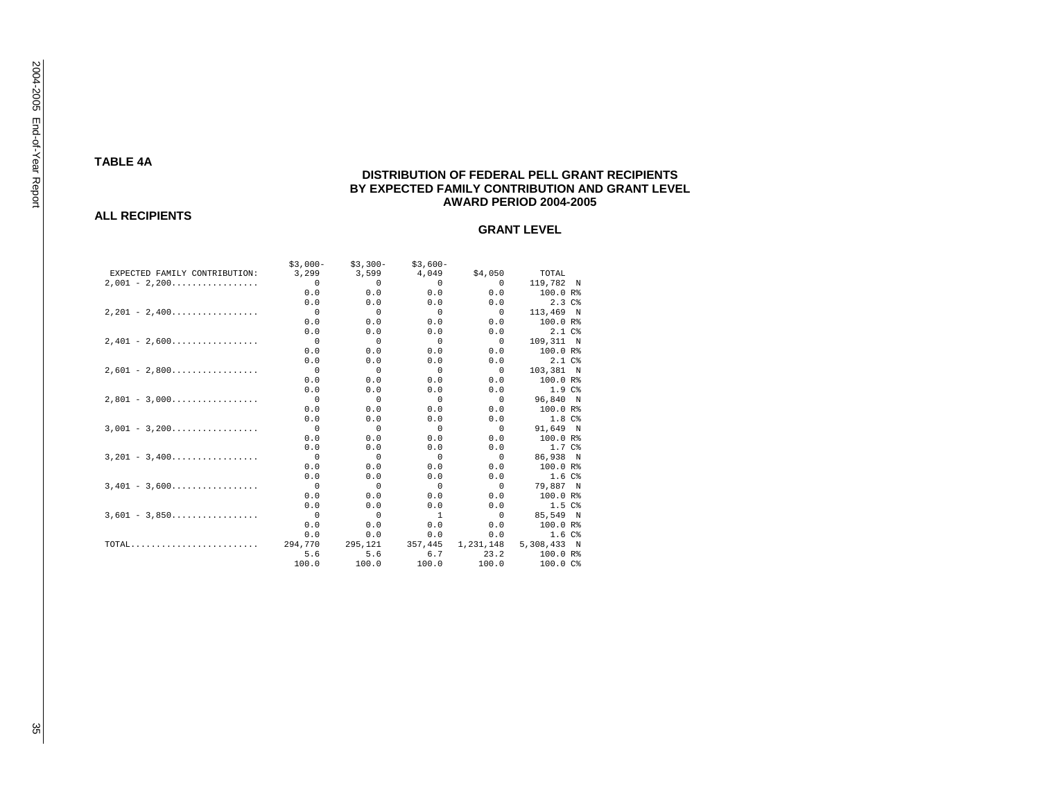**TABLE 4A**

**DISTRIBUTION OF FEDERAL PELL GRANT RECIPIENTS BY EXPECTED FAMILY CONTRIBUTION AND GRANT LEVEL AWARD PERIOD 2004-2005**

**ALL RECIPIENTS**

**GRANT LEVEL**

| EXPECTED FAMILY CONTRIBUTION: | $3,000-3,299 | $3,300-3,599 | $3,600-4,049 | $4,050 | TOTAL | |
|---|---|---|---|---|---|---|
| 2,001 - 2,200................. | 0 | 0 | 0 | 0 | 119,782 | N |
| | 0.0 | 0.0 | 0.0 | 0.0 | 100.0 | R% |
| | 0.0 | 0.0 | 0.0 | 0.0 | 2.3 | C% |
| 2,201 - 2,400................. | 0 | 0 | 0 | 0 | 113,469 | N |
| | 0.0 | 0.0 | 0.0 | 0.0 | 100.0 | R% |
| | 0.0 | 0.0 | 0.0 | 0.0 | 2.1 | C% |
| 2,401 - 2,600................. | 0 | 0 | 0 | 0 | 109,311 | N |
| | 0.0 | 0.0 | 0.0 | 0.0 | 100.0 | R% |
| | 0.0 | 0.0 | 0.0 | 0.0 | 2.1 | C% |
| 2,601 - 2,800................. | 0 | 0 | 0 | 0 | 103,381 | N |
| | 0.0 | 0.0 | 0.0 | 0.0 | 100.0 | R% |
| | 0.0 | 0.0 | 0.0 | 0.0 | 1.9 | C% |
| 2,801 - 3,000................. | 0 | 0 | 0 | 0 | 96,840 | N |
| | 0.0 | 0.0 | 0.0 | 0.0 | 100.0 | R% |
| | 0.0 | 0.0 | 0.0 | 0.0 | 1.8 | C% |
| 3,001 - 3,200................. | 0 | 0 | 0 | 0 | 91,649 | N |
| | 0.0 | 0.0 | 0.0 | 0.0 | 100.0 | R% |
| | 0.0 | 0.0 | 0.0 | 0.0 | 1.7 | C% |
| 3,201 - 3,400................. | 0 | 0 | 0 | 0 | 86,938 | N |
| | 0.0 | 0.0 | 0.0 | 0.0 | 100.0 | R% |
| | 0.0 | 0.0 | 0.0 | 0.0 | 1.6 | C% |
| 3,401 - 3,600................. | 0 | 0 | 0 | 0 | 79,887 | N |
| | 0.0 | 0.0 | 0.0 | 0.0 | 100.0 | R% |
| | 0.0 | 0.0 | 0.0 | 0.0 | 1.5 | C% |
| 3,601 - 3,850................. | 0 | 0 | 1 | 0 | 85,549 | N |
| | 0.0 | 0.0 | 0.0 | 0.0 | 100.0 | R% |
| | 0.0 | 0.0 | 0.0 | 0.0 | 1.6 | C% |
| TOTAL......................... | 294,770 | 295,121 | 357,445 | 1,231,148 | 5,308,433 | N |
| | 5.6 | 5.6 | 6.7 | 23.2 | 100.0 | R% |
| | 100.0 | 100.0 | 100.0 | 100.0 | 100.0 | C% |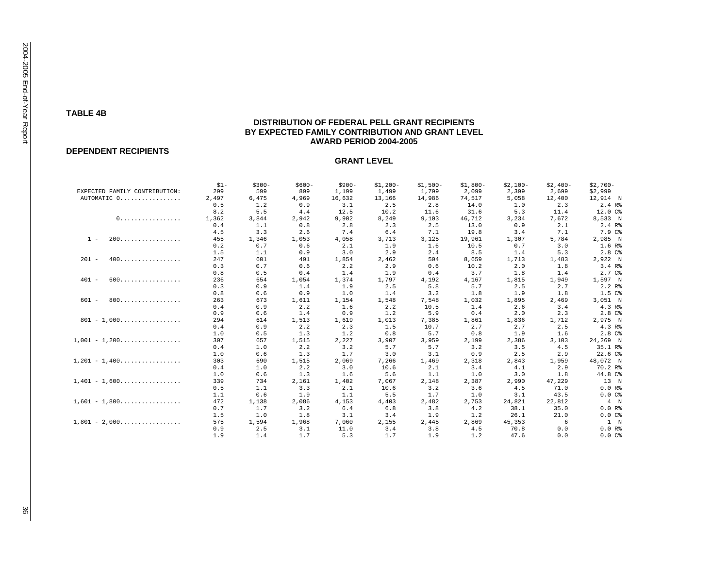**TABLE 4B**

## DISTRIBUTION OF FEDERAL PELL GRANT RECIPIENTS BY EXPECTED FAMILY CONTRIBUTION AND GRANT LEVEL AWARD PERIOD 2004-2005

**DEPENDENT RECIPIENTS**

**GRANT LEVEL**

| EXPECTED FAMILY CONTRIBUTION: | $1- 299 | $300- 599 | $600- 899 | $900- 1,199 | $1,200- 1,499 | $1,500- 1,799 | $1,800- 2,099 | $2,100- 2,399 | $2,400- 2,699 | $2,700- $2,999 | |
|---|---|---|---|---|---|---|---|---|---|---|---|
| AUTOMATIC 0................. | 2,497 | 6,475 | 4,969 | 16,632 | 13,166 | 14,986 | 74,517 | 5,058 | 12,400 | 12,914 | N |
| | 0.5 | 1.2 | 0.9 | 3.1 | 2.5 | 2.8 | 14.0 | 1.0 | 2.3 | 2.4 | R% |
| | 8.2 | 5.5 | 4.4 | 12.5 | 10.2 | 11.6 | 31.6 | 5.3 | 11.4 | 12.0 | C% |
| 0................. | 1,362 | 3,844 | 2,942 | 9,902 | 8,249 | 9,103 | 46,712 | 3,234 | 7,672 | 8,533 | N |
| | 0.4 | 1.1 | 0.8 | 2.8 | 2.3 | 2.5 | 13.0 | 0.9 | 2.1 | 2.4 | R% |
| | 4.5 | 3.3 | 2.6 | 7.4 | 6.4 | 7.1 | 19.8 | 3.4 | 7.1 | 7.9 | C% |
| 1 - 200................. | 455 | 1,346 | 1,053 | 4,058 | 3,713 | 3,125 | 19,961 | 1,307 | 5,784 | 2,985 | N |
| | 0.2 | 0.7 | 0.6 | 2.1 | 1.9 | 1.6 | 10.5 | 0.7 | 3.0 | 1.6 | R% |
| | 1.5 | 1.1 | 0.9 | 3.0 | 2.9 | 2.4 | 8.5 | 1.4 | 5.3 | 2.8 | C% |
| 201 - 400................. | 247 | 601 | 491 | 1,854 | 2,462 | 504 | 8,659 | 1,713 | 1,483 | 2,922 | N |
| | 0.3 | 0.7 | 0.6 | 2.2 | 2.9 | 0.6 | 10.2 | 2.0 | 1.8 | 3.4 | R% |
| | 0.8 | 0.5 | 0.4 | 1.4 | 1.9 | 0.4 | 3.7 | 1.8 | 1.4 | 2.7 | C% |
| 401 - 600................. | 236 | 654 | 1,054 | 1,374 | 1,797 | 4,192 | 4,167 | 1,815 | 1,949 | 1,597 | N |
| | 0.3 | 0.9 | 1.4 | 1.9 | 2.5 | 5.8 | 5.7 | 2.5 | 2.7 | 2.2 | R% |
| | 0.8 | 0.6 | 0.9 | 1.0 | 1.4 | 3.2 | 1.8 | 1.9 | 1.8 | 1.5 | C% |
| 601 - 800................. | 263 | 673 | 1,611 | 1,154 | 1,548 | 7,548 | 1,032 | 1,895 | 2,469 | 3,051 | N |
| | 0.4 | 0.9 | 2.2 | 1.6 | 2.2 | 10.5 | 1.4 | 2.6 | 3.4 | 4.3 | R% |
| | 0.9 | 0.6 | 1.4 | 0.9 | 1.2 | 5.9 | 0.4 | 2.0 | 2.3 | 2.8 | C% |
| 801 - 1,000................. | 294 | 614 | 1,513 | 1,619 | 1,013 | 7,385 | 1,861 | 1,836 | 1,712 | 2,975 | N |
| | 0.4 | 0.9 | 2.2 | 2.3 | 1.5 | 10.7 | 2.7 | 2.7 | 2.5 | 4.3 | R% |
| | 1.0 | 0.5 | 1.3 | 1.2 | 0.8 | 5.7 | 0.8 | 1.9 | 1.6 | 2.8 | C% |
| 1,001 - 1,200................. | 307 | 657 | 1,515 | 2,227 | 3,907 | 3,959 | 2,199 | 2,386 | 3,103 | 24,269 | N |
| | 0.4 | 1.0 | 2.2 | 3.2 | 5.7 | 5.7 | 3.2 | 3.5 | 4.5 | 35.1 | R% |
| | 1.0 | 0.6 | 1.3 | 1.7 | 3.0 | 3.1 | 0.9 | 2.5 | 2.9 | 22.6 | C% |
| 1,201 - 1,400................. | 303 | 690 | 1,515 | 2,069 | 7,266 | 1,469 | 2,318 | 2,843 | 1,959 | 48,072 | N |
| | 0.4 | 1.0 | 2.2 | 3.0 | 10.6 | 2.1 | 3.4 | 4.1 | 2.9 | 70.2 | R% |
| | 1.0 | 0.6 | 1.3 | 1.6 | 5.6 | 1.1 | 1.0 | 3.0 | 1.8 | 44.8 | C% |
| 1,401 - 1,600................. | 339 | 734 | 2,161 | 1,402 | 7,067 | 2,148 | 2,387 | 2,990 | 47,229 | 13 | N |
| | 0.5 | 1.1 | 3.3 | 2.1 | 10.6 | 3.2 | 3.6 | 4.5 | 71.0 | 0.0 | R% |
| | 1.1 | 0.6 | 1.9 | 1.1 | 5.5 | 1.7 | 1.0 | 3.1 | 43.5 | 0.0 | C% |
| 1,601 - 1,800................. | 472 | 1,138 | 2,086 | 4,153 | 4,403 | 2,482 | 2,753 | 24,821 | 22,812 | 4 | N |
| | 0.7 | 1.7 | 3.2 | 6.4 | 6.8 | 3.8 | 4.2 | 38.1 | 35.0 | 0.0 | R% |
| | 1.5 | 1.0 | 1.8 | 3.1 | 3.4 | 1.9 | 1.2 | 26.1 | 21.0 | 0.0 | C% |
| 1,801 - 2,000................. | 575 | 1,594 | 1,968 | 7,060 | 2,155 | 2,445 | 2,869 | 45,353 | 6 | 1 | N |
| | 0.9 | 2.5 | 3.1 | 11.0 | 3.4 | 3.8 | 4.5 | 70.8 | 0.0 | 0.0 | R% |
| | 1.9 | 1.4 | 1.7 | 5.3 | 1.7 | 1.9 | 1.2 | 47.6 | 0.0 | 0.0 | C% |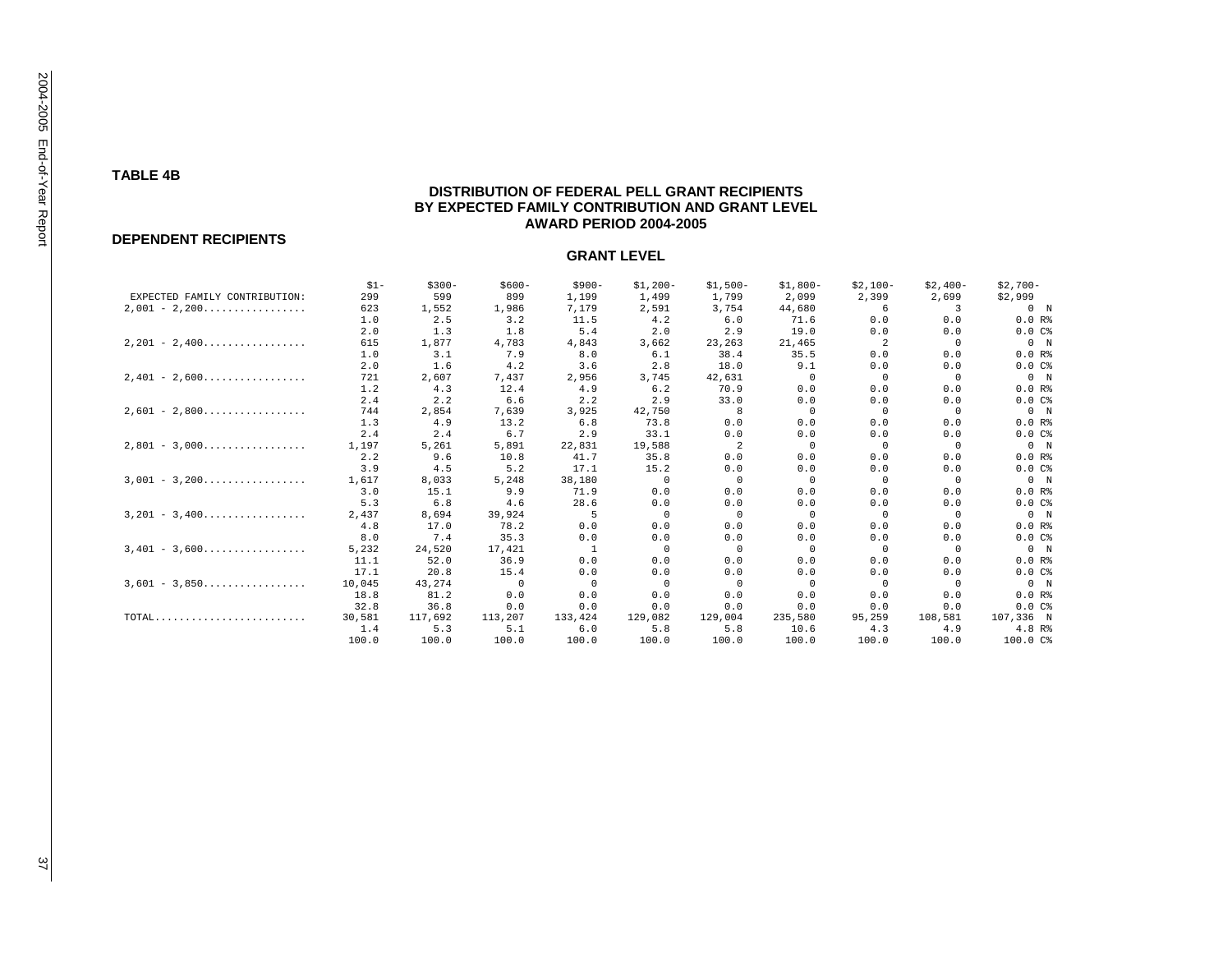**TABLE 4B**

## DISTRIBUTION OF FEDERAL PELL GRANT RECIPIENTS BY EXPECTED FAMILY CONTRIBUTION AND GRANT LEVEL AWARD PERIOD 2004-2005

**DEPENDENT RECIPIENTS**

### GRANT LEVEL

| EXPECTED FAMILY CONTRIBUTION: | $1-299 | $300-599 | $600-899 | $900-1,199 | $1,200-1,499 | $1,500-1,799 | $1,800-2,099 | $2,100-2,399 | $2,400-2,699 | $2,700-$2,999 | |
|---|---|---|---|---|---|---|---|---|---|---|---|
| 2,001 - 2,200................. | 623 | 1,552 | 1,986 | 7,179 | 2,591 | 3,754 | 44,680 | 6 | 3 | 0 | N |
| | 1.0 | 2.5 | 3.2 | 11.5 | 4.2 | 6.0 | 71.6 | 0.0 | 0.0 | 0.0 | R% |
| | 2.0 | 1.3 | 1.8 | 5.4 | 2.0 | 2.9 | 19.0 | 0.0 | 0.0 | 0.0 | C% |
| 2,201 - 2,400................. | 615 | 1,877 | 4,783 | 4,843 | 3,662 | 23,263 | 21,465 | 2 | 0 | 0 | N |
| | 1.0 | 3.1 | 7.9 | 8.0 | 6.1 | 38.4 | 35.5 | 0.0 | 0.0 | 0.0 | R% |
| | 2.0 | 1.6 | 4.2 | 3.6 | 2.8 | 18.0 | 9.1 | 0.0 | 0.0 | 0.0 | C% |
| 2,401 - 2,600................. | 721 | 2,607 | 7,437 | 2,956 | 3,745 | 42,631 | 0 | 0 | 0 | 0 | N |
| | 1.2 | 4.3 | 12.4 | 4.9 | 6.2 | 70.9 | 0.0 | 0.0 | 0.0 | 0.0 | R% |
| | 2.4 | 2.2 | 6.6 | 2.2 | 2.9 | 33.0 | 0.0 | 0.0 | 0.0 | 0.0 | C% |
| 2,601 - 2,800................. | 744 | 2,854 | 7,639 | 3,925 | 42,750 | 8 | 0 | 0 | 0 | 0 | N |
| | 1.3 | 4.9 | 13.2 | 6.8 | 73.8 | 0.0 | 0.0 | 0.0 | 0.0 | 0.0 | R% |
| | 2.4 | 2.4 | 6.7 | 2.9 | 33.1 | 0.0 | 0.0 | 0.0 | 0.0 | 0.0 | C% |
| 2,801 - 3,000................. | 1,197 | 5,261 | 5,891 | 22,831 | 19,588 | 2 | 0 | 0 | 0 | 0 | N |
| | 2.2 | 9.6 | 10.8 | 41.7 | 35.8 | 0.0 | 0.0 | 0.0 | 0.0 | 0.0 | R% |
| | 3.9 | 4.5 | 5.2 | 17.1 | 15.2 | 0.0 | 0.0 | 0.0 | 0.0 | 0.0 | C% |
| 3,001 - 3,200................. | 1,617 | 8,033 | 5,248 | 38,180 | 0 | 0 | 0 | 0 | 0 | 0 | N |
| | 3.0 | 15.1 | 9.9 | 71.9 | 0.0 | 0.0 | 0.0 | 0.0 | 0.0 | 0.0 | R% |
| | 5.3 | 6.8 | 4.6 | 28.6 | 0.0 | 0.0 | 0.0 | 0.0 | 0.0 | 0.0 | C% |
| 3,201 - 3,400................. | 2,437 | 8,694 | 39,924 | 5 | 0 | 0 | 0 | 0 | 0 | 0 | N |
| | 4.8 | 17.0 | 78.2 | 0.0 | 0.0 | 0.0 | 0.0 | 0.0 | 0.0 | 0.0 | R% |
| | 8.0 | 7.4 | 35.3 | 0.0 | 0.0 | 0.0 | 0.0 | 0.0 | 0.0 | 0.0 | C% |
| 3,401 - 3,600................. | 5,232 | 24,520 | 17,421 | 1 | 0 | 0 | 0 | 0 | 0 | 0 | N |
| | 11.1 | 52.0 | 36.9 | 0.0 | 0.0 | 0.0 | 0.0 | 0.0 | 0.0 | 0.0 | R% |
| | 17.1 | 20.8 | 15.4 | 0.0 | 0.0 | 0.0 | 0.0 | 0.0 | 0.0 | 0.0 | C% |
| 3,601 - 3,850................. | 10,045 | 43,274 | 0 | 0 | 0 | 0 | 0 | 0 | 0 | 0 | N |
| | 18.8 | 81.2 | 0.0 | 0.0 | 0.0 | 0.0 | 0.0 | 0.0 | 0.0 | 0.0 | R% |
| | 32.8 | 36.8 | 0.0 | 0.0 | 0.0 | 0.0 | 0.0 | 0.0 | 0.0 | 0.0 | C% |
| TOTAL......................... | 30,581 | 117,692 | 113,207 | 133,424 | 129,082 | 129,004 | 235,580 | 95,259 | 108,581 | 107,336 | N |
| | 1.4 | 5.3 | 5.1 | 6.0 | 5.8 | 5.8 | 10.6 | 4.3 | 4.9 | 4.8 | R% |
| | 100.0 | 100.0 | 100.0 | 100.0 | 100.0 | 100.0 | 100.0 | 100.0 | 100.0 | 100.0 | C% |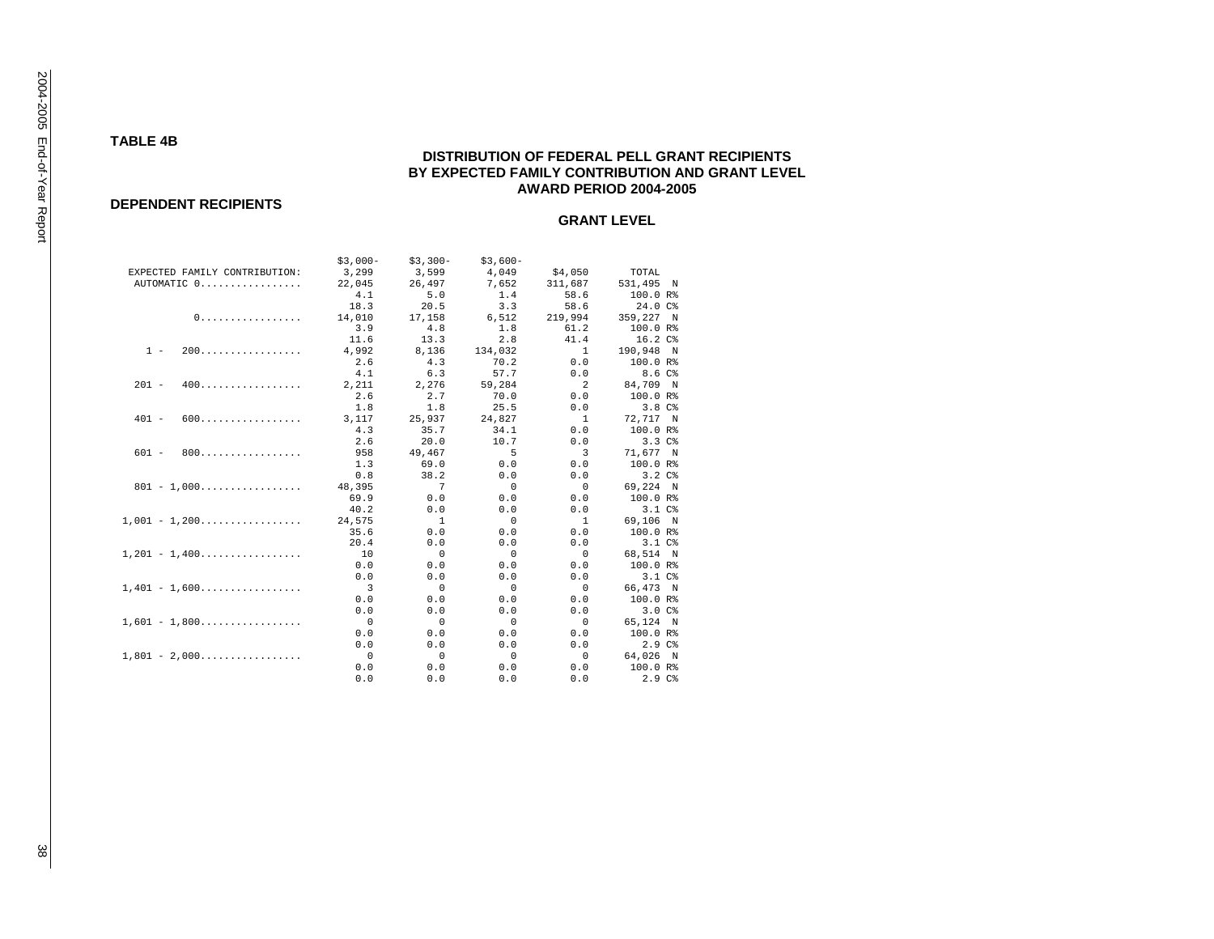**TABLE 4B**

## DISTRIBUTION OF FEDERAL PELL GRANT RECIPIENTS BY EXPECTED FAMILY CONTRIBUTION AND GRANT LEVEL AWARD PERIOD 2004-2005

**DEPENDENT RECIPIENTS**

**GRANT LEVEL**

| EXPECTED FAMILY CONTRIBUTION: | $3,000-3,299 | $3,300-3,599 | $3,600-4,049 | $4,050 | TOTAL | |
|---|---|---|---|---|---|---|
| AUTOMATIC 0................. | 22,045 | 26,497 | 7,652 | 311,687 | 531,495 | N |
| | 4.1 | 5.0 | 1.4 | 58.6 | 100.0 | R% |
| | 18.3 | 20.5 | 3.3 | 58.6 | 24.0 | C% |
| 0................. | 14,010 | 17,158 | 6,512 | 219,994 | 359,227 | N |
| | 3.9 | 4.8 | 1.8 | 61.2 | 100.0 | R% |
| | 11.6 | 13.3 | 2.8 | 41.4 | 16.2 | C% |
| 1 - 200................. | 4,992 | 8,136 | 134,032 | 1 | 190,948 | N |
| | 2.6 | 4.3 | 70.2 | 0.0 | 100.0 | R% |
| | 4.1 | 6.3 | 57.7 | 0.0 | 8.6 | C% |
| 201 - 400................. | 2,211 | 2,276 | 59,284 | 2 | 84,709 | N |
| | 2.6 | 2.7 | 70.0 | 0.0 | 100.0 | R% |
| | 1.8 | 1.8 | 25.5 | 0.0 | 3.8 | C% |
| 401 - 600................. | 3,117 | 25,937 | 24,827 | 1 | 72,717 | N |
| | 4.3 | 35.7 | 34.1 | 0.0 | 100.0 | R% |
| | 2.6 | 20.0 | 10.7 | 0.0 | 3.3 | C% |
| 601 - 800................. | 958 | 49,467 | 5 | 3 | 71,677 | N |
| | 1.3 | 69.0 | 0.0 | 0.0 | 100.0 | R% |
| | 0.8 | 38.2 | 0.0 | 0.0 | 3.2 | C% |
| 801 - 1,000................. | 48,395 | 7 | 0 | 0 | 69,224 | N |
| | 69.9 | 0.0 | 0.0 | 0.0 | 100.0 | R% |
| | 40.2 | 0.0 | 0.0 | 0.0 | 3.1 | C% |
| 1,001 - 1,200................. | 24,575 | 1 | 0 | 1 | 69,106 | N |
| | 35.6 | 0.0 | 0.0 | 0.0 | 100.0 | R% |
| | 20.4 | 0.0 | 0.0 | 0.0 | 3.1 | C% |
| 1,201 - 1,400................. | 10 | 0 | 0 | 0 | 68,514 | N |
| | 0.0 | 0.0 | 0.0 | 0.0 | 100.0 | R% |
| | 0.0 | 0.0 | 0.0 | 0.0 | 3.1 | C% |
| 1,401 - 1,600................. | 3 | 0 | 0 | 0 | 66,473 | N |
| | 0.0 | 0.0 | 0.0 | 0.0 | 100.0 | R% |
| | 0.0 | 0.0 | 0.0 | 0.0 | 3.0 | C% |
| 1,601 - 1,800................. | 0 | 0 | 0 | 0 | 65,124 | N |
| | 0.0 | 0.0 | 0.0 | 0.0 | 100.0 | R% |
| | 0.0 | 0.0 | 0.0 | 0.0 | 2.9 | C% |
| 1,801 - 2,000................. | 0 | 0 | 0 | 0 | 64,026 | N |
| | 0.0 | 0.0 | 0.0 | 0.0 | 100.0 | R% |
| | 0.0 | 0.0 | 0.0 | 0.0 | 2.9 | C% |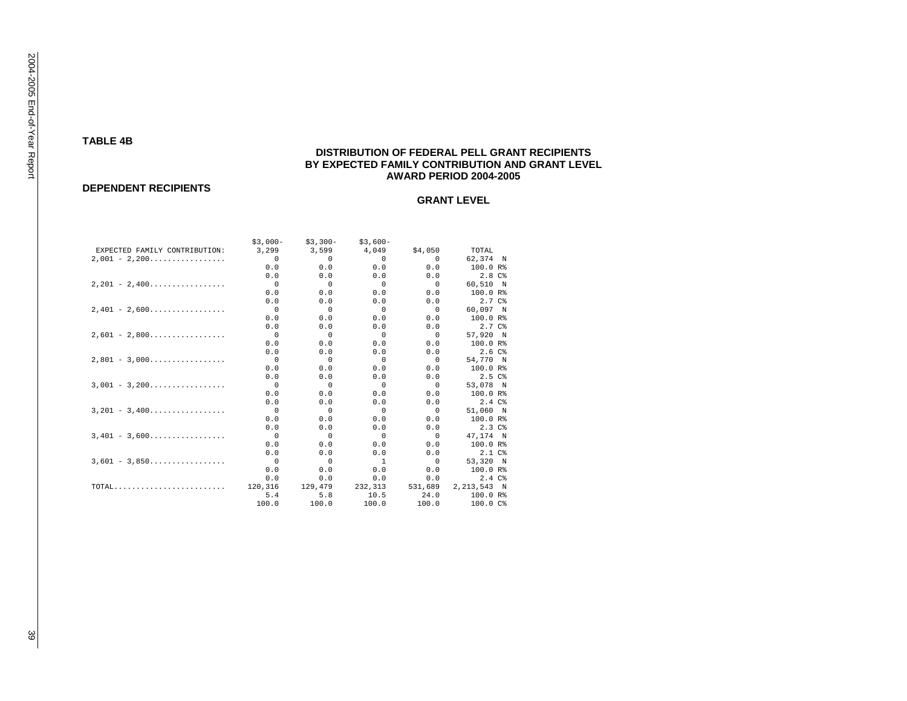**TABLE 4B**

## DISTRIBUTION OF FEDERAL PELL GRANT RECIPIENTS BY EXPECTED FAMILY CONTRIBUTION AND GRANT LEVEL AWARD PERIOD 2004-2005

**DEPENDENT RECIPIENTS**

**GRANT LEVEL**

| EXPECTED FAMILY CONTRIBUTION: | $3,000- 3,299 | $3,300- 3,599 | $3,600- 4,049 | $4,050 | TOTAL | |
|---|---|---|---|---|---|---|
| 2,001 - 2,200................. | 0 | 0 | 0 | 0 | 62,374 | N |
| | 0.0 | 0.0 | 0.0 | 0.0 | 100.0 | R% |
| | 0.0 | 0.0 | 0.0 | 0.0 | 2.8 | C% |
| 2,201 - 2,400................. | 0 | 0 | 0 | 0 | 60,510 | N |
| | 0.0 | 0.0 | 0.0 | 0.0 | 100.0 | R% |
| | 0.0 | 0.0 | 0.0 | 0.0 | 2.7 | C% |
| 2,401 - 2,600................. | 0 | 0 | 0 | 0 | 60,097 | N |
| | 0.0 | 0.0 | 0.0 | 0.0 | 100.0 | R% |
| | 0.0 | 0.0 | 0.0 | 0.0 | 2.7 | C% |
| 2,601 - 2,800................. | 0 | 0 | 0 | 0 | 57,920 | N |
| | 0.0 | 0.0 | 0.0 | 0.0 | 100.0 | R% |
| | 0.0 | 0.0 | 0.0 | 0.0 | 2.6 | C% |
| 2,801 - 3,000................. | 0 | 0 | 0 | 0 | 54,770 | N |
| | 0.0 | 0.0 | 0.0 | 0.0 | 100.0 | R% |
| | 0.0 | 0.0 | 0.0 | 0.0 | 2.5 | C% |
| 3,001 - 3,200................. | 0 | 0 | 0 | 0 | 53,078 | N |
| | 0.0 | 0.0 | 0.0 | 0.0 | 100.0 | R% |
| | 0.0 | 0.0 | 0.0 | 0.0 | 2.4 | C% |
| 3,201 - 3,400................. | 0 | 0 | 0 | 0 | 51,060 | N |
| | 0.0 | 0.0 | 0.0 | 0.0 | 100.0 | R% |
| | 0.0 | 0.0 | 0.0 | 0.0 | 2.3 | C% |
| 3,401 - 3,600................. | 0 | 0 | 0 | 0 | 47,174 | N |
| | 0.0 | 0.0 | 0.0 | 0.0 | 100.0 | R% |
| | 0.0 | 0.0 | 0.0 | 0.0 | 2.1 | C% |
| 3,601 - 3,850................. | 0 | 0 | 1 | 0 | 53,320 | N |
| | 0.0 | 0.0 | 0.0 | 0.0 | 100.0 | R% |
| | 0.0 | 0.0 | 0.0 | 0.0 | 2.4 | C% |
| TOTAL......................... | 120,316 | 129,479 | 232,313 | 531,689 | 2,213,543 | N |
| | 5.4 | 5.8 | 10.5 | 24.0 | 100.0 | R% |
| | 100.0 | 100.0 | 100.0 | 100.0 | 100.0 | C% |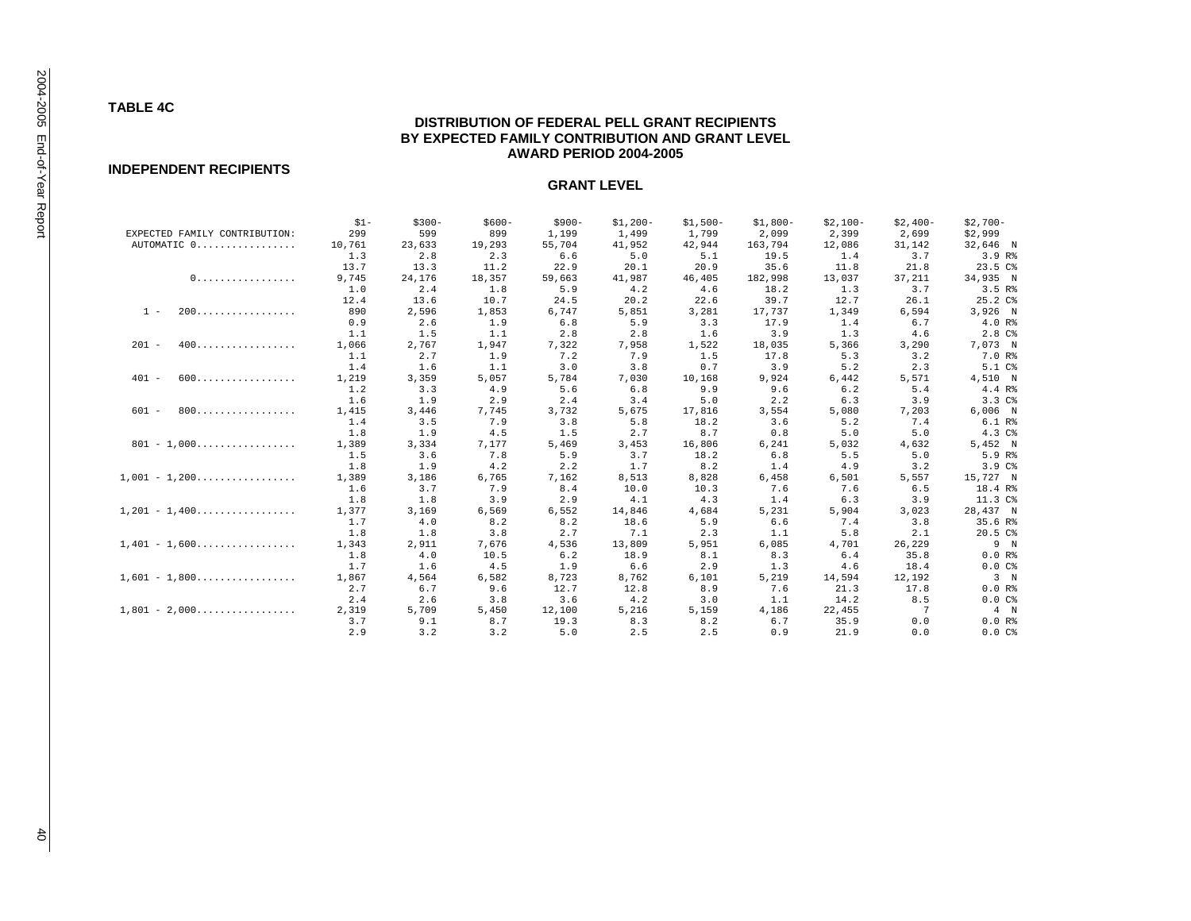**TABLE 4C**

## DISTRIBUTION OF FEDERAL PELL GRANT RECIPIENTS BY EXPECTED FAMILY CONTRIBUTION AND GRANT LEVEL AWARD PERIOD 2004-2005

**INDEPENDENT RECIPIENTS**

### GRANT LEVEL

| EXPECTED FAMILY CONTRIBUTION: | $1- 299 | $300- 599 | $600- 899 | $900- 1,199 | $1,200- 1,499 | $1,500- 1,799 | $1,800- 2,099 | $2,100- 2,399 | $2,400- 2,699 | $2,700- $2,999 | |
|---|---|---|---|---|---|---|---|---|---|---|---|
| AUTOMATIC 0................. | 10,761 | 23,633 | 19,293 | 55,704 | 41,952 | 42,944 | 163,794 | 12,086 | 31,142 | 32,646 | N |
| | 1.3 | 2.8 | 2.3 | 6.6 | 5.0 | 5.1 | 19.5 | 1.4 | 3.7 | 3.9 | R% |
| | 13.7 | 13.3 | 11.2 | 22.9 | 20.1 | 20.9 | 35.6 | 11.8 | 21.8 | 23.5 | C% |
| 0................. | 9,745 | 24,176 | 18,357 | 59,663 | 41,987 | 46,405 | 182,998 | 13,037 | 37,211 | 34,935 | N |
| | 1.0 | 2.4 | 1.8 | 5.9 | 4.2 | 4.6 | 18.2 | 1.3 | 3.7 | 3.5 | R% |
| | 12.4 | 13.6 | 10.7 | 24.5 | 20.2 | 22.6 | 39.7 | 12.7 | 26.1 | 25.2 | C% |
| 1 - 200................. | 890 | 2,596 | 1,853 | 6,747 | 5,851 | 3,281 | 17,737 | 1,349 | 6,594 | 3,926 | N |
| | 0.9 | 2.6 | 1.9 | 6.8 | 5.9 | 3.3 | 17.9 | 1.4 | 6.7 | 4.0 | R% |
| | 1.1 | 1.5 | 1.1 | 2.8 | 2.8 | 1.6 | 3.9 | 1.3 | 4.6 | 2.8 | C% |
| 201 - 400................. | 1,066 | 2,767 | 1,947 | 7,322 | 7,958 | 1,522 | 18,035 | 5,366 | 3,290 | 7,073 | N |
| | 1.1 | 2.7 | 1.9 | 7.2 | 7.9 | 1.5 | 17.8 | 5.3 | 3.2 | 7.0 | R% |
| | 1.4 | 1.6 | 1.1 | 3.0 | 3.8 | 0.7 | 3.9 | 5.2 | 2.3 | 5.1 | C% |
| 401 - 600................. | 1,219 | 3,359 | 5,057 | 5,784 | 7,030 | 10,168 | 9,924 | 6,442 | 5,571 | 4,510 | N |
| | 1.2 | 3.3 | 4.9 | 5.6 | 6.8 | 9.9 | 9.6 | 6.2 | 5.4 | 4.4 | R% |
| | 1.6 | 1.9 | 2.9 | 2.4 | 3.4 | 5.0 | 2.2 | 6.3 | 3.9 | 3.3 | C% |
| 601 - 800................. | 1,415 | 3,446 | 7,745 | 3,732 | 5,675 | 17,816 | 3,554 | 5,080 | 7,203 | 6,006 | N |
| | 1.4 | 3.5 | 7.9 | 3.8 | 5.8 | 18.2 | 3.6 | 5.2 | 7.4 | 6.1 | R% |
| | 1.8 | 1.9 | 4.5 | 1.5 | 2.7 | 8.7 | 0.8 | 5.0 | 5.0 | 4.3 | C% |
| 801 - 1,000................. | 1,389 | 3,334 | 7,177 | 5,469 | 3,453 | 16,806 | 6,241 | 5,032 | 4,632 | 5,452 | N |
| | 1.5 | 3.6 | 7.8 | 5.9 | 3.7 | 18.2 | 6.8 | 5.5 | 5.0 | 5.9 | R% |
| | 1.8 | 1.9 | 4.2 | 2.2 | 1.7 | 8.2 | 1.4 | 4.9 | 3.2 | 3.9 | C% |
| 1,001 - 1,200................. | 1,389 | 3,186 | 6,765 | 7,162 | 8,513 | 8,828 | 6,458 | 6,501 | 5,557 | 15,727 | N |
| | 1.6 | 3.7 | 7.9 | 8.4 | 10.0 | 10.3 | 7.6 | 7.6 | 6.5 | 18.4 | R% |
| | 1.8 | 1.8 | 3.9 | 2.9 | 4.1 | 4.3 | 1.4 | 6.3 | 3.9 | 11.3 | C% |
| 1,201 - 1,400................. | 1,377 | 3,169 | 6,569 | 6,552 | 14,846 | 4,684 | 5,231 | 5,904 | 3,023 | 28,437 | N |
| | 1.7 | 4.0 | 8.2 | 8.2 | 18.6 | 5.9 | 6.6 | 7.4 | 3.8 | 35.6 | R% |
| | 1.8 | 1.8 | 3.8 | 2.7 | 7.1 | 2.3 | 1.1 | 5.8 | 2.1 | 20.5 | C% |
| 1,401 - 1,600................. | 1,343 | 2,911 | 7,676 | 4,536 | 13,809 | 5,951 | 6,085 | 4,701 | 26,229 | 9 | N |
| | 1.8 | 4.0 | 10.5 | 6.2 | 18.9 | 8.1 | 8.3 | 6.4 | 35.8 | 0.0 | R% |
| | 1.7 | 1.6 | 4.5 | 1.9 | 6.6 | 2.9 | 1.3 | 4.6 | 18.4 | 0.0 | C% |
| 1,601 - 1,800................. | 1,867 | 4,564 | 6,582 | 8,723 | 8,762 | 6,101 | 5,219 | 14,594 | 12,192 | 3 | N |
| | 2.7 | 6.7 | 9.6 | 12.7 | 12.8 | 8.9 | 7.6 | 21.3 | 17.8 | 0.0 | R% |
| | 2.4 | 2.6 | 3.8 | 3.6 | 4.2 | 3.0 | 1.1 | 14.2 | 8.5 | 0.0 | C% |
| 1,801 - 2,000................. | 2,319 | 5,709 | 5,450 | 12,100 | 5,216 | 5,159 | 4,186 | 22,455 | 7 | 4 | N |
| | 3.7 | 9.1 | 8.7 | 19.3 | 8.3 | 8.2 | 6.7 | 35.9 | 0.0 | 0.0 | R% |
| | 2.9 | 3.2 | 3.2 | 5.0 | 2.5 | 2.5 | 0.9 | 21.9 | 0.0 | 0.0 | C% |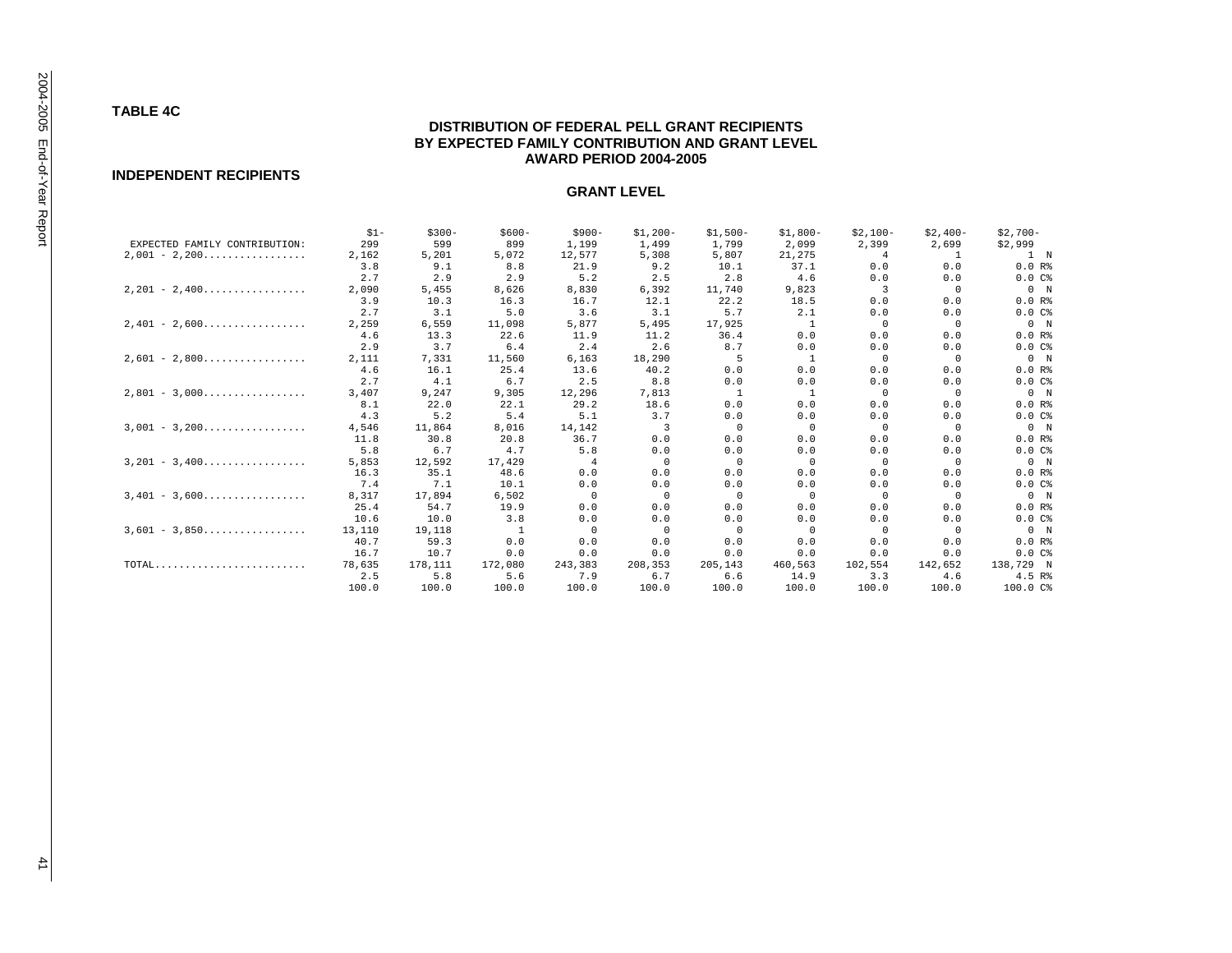**TABLE 4C**

**DISTRIBUTION OF FEDERAL PELL GRANT RECIPIENTS BY EXPECTED FAMILY CONTRIBUTION AND GRANT LEVEL AWARD PERIOD 2004-2005**

**INDEPENDENT RECIPIENTS**

**GRANT LEVEL**

| EXPECTED FAMILY CONTRIBUTION: | $1- 299 | $300- 599 | $600- 899 | $900- 1,199 | $1,200- 1,499 | $1,500- 1,799 | $1,800- 2,099 | $2,100- 2,399 | $2,400- 2,699 | $2,700- $2,999 | |
|---|---|---|---|---|---|---|---|---|---|---|---|
| 2,001 - 2,200................. | 2,162 | 5,201 | 5,072 | 12,577 | 5,308 | 5,807 | 21,275 | 4 | 1 | 1 | N |
| | 3.8 | 9.1 | 8.8 | 21.9 | 9.2 | 10.1 | 37.1 | 0.0 | 0.0 | 0.0 | R% |
| | 2.7 | 2.9 | 2.9 | 5.2 | 2.5 | 2.8 | 4.6 | 0.0 | 0.0 | 0.0 | C% |
| 2,201 - 2,400................. | 2,090 | 5,455 | 8,626 | 8,830 | 6,392 | 11,740 | 9,823 | 3 | 0 | 0 | N |
| | 3.9 | 10.3 | 16.3 | 16.7 | 12.1 | 22.2 | 18.5 | 0.0 | 0.0 | 0.0 | R% |
| | 2.7 | 3.1 | 5.0 | 3.6 | 3.1 | 5.7 | 2.1 | 0.0 | 0.0 | 0.0 | C% |
| 2,401 - 2,600................. | 2,259 | 6,559 | 11,098 | 5,877 | 5,495 | 17,925 | 1 | 0 | 0 | 0 | N |
| | 4.6 | 13.3 | 22.6 | 11.9 | 11.2 | 36.4 | 0.0 | 0.0 | 0.0 | 0.0 | R% |
| | 2.9 | 3.7 | 6.4 | 2.4 | 2.6 | 8.7 | 0.0 | 0.0 | 0.0 | 0.0 | C% |
| 2,601 - 2,800................. | 2,111 | 7,331 | 11,560 | 6,163 | 18,290 | 5 | 1 | 0 | 0 | 0 | N |
| | 4.6 | 16.1 | 25.4 | 13.6 | 40.2 | 0.0 | 0.0 | 0.0 | 0.0 | 0.0 | R% |
| | 2.7 | 4.1 | 6.7 | 2.5 | 8.8 | 0.0 | 0.0 | 0.0 | 0.0 | 0.0 | C% |
| 2,801 - 3,000................. | 3,407 | 9,247 | 9,305 | 12,296 | 7,813 | 1 | 1 | 0 | 0 | 0 | N |
| | 8.1 | 22.0 | 22.1 | 29.2 | 18.6 | 0.0 | 0.0 | 0.0 | 0.0 | 0.0 | R% |
| | 4.3 | 5.2 | 5.4 | 5.1 | 3.7 | 0.0 | 0.0 | 0.0 | 0.0 | 0.0 | C% |
| 3,001 - 3,200................. | 4,546 | 11,864 | 8,016 | 14,142 | 3 | 0 | 0 | 0 | 0 | 0 | N |
| | 11.8 | 30.8 | 20.8 | 36.7 | 0.0 | 0.0 | 0.0 | 0.0 | 0.0 | 0.0 | R% |
| | 5.8 | 6.7 | 4.7 | 5.8 | 0.0 | 0.0 | 0.0 | 0.0 | 0.0 | 0.0 | C% |
| 3,201 - 3,400................. | 5,853 | 12,592 | 17,429 | 4 | 0 | 0 | 0 | 0 | 0 | 0 | N |
| | 16.3 | 35.1 | 48.6 | 0.0 | 0.0 | 0.0 | 0.0 | 0.0 | 0.0 | 0.0 | R% |
| | 7.4 | 7.1 | 10.1 | 0.0 | 0.0 | 0.0 | 0.0 | 0.0 | 0.0 | 0.0 | C% |
| 3,401 - 3,600................. | 8,317 | 17,894 | 6,502 | 0 | 0 | 0 | 0 | 0 | 0 | 0 | N |
| | 25.4 | 54.7 | 19.9 | 0.0 | 0.0 | 0.0 | 0.0 | 0.0 | 0.0 | 0.0 | R% |
| | 10.6 | 10.0 | 3.8 | 0.0 | 0.0 | 0.0 | 0.0 | 0.0 | 0.0 | 0.0 | C% |
| 3,601 - 3,850................. | 13,110 | 19,118 | 1 | 0 | 0 | 0 | 0 | 0 | 0 | 0 | N |
| | 40.7 | 59.3 | 0.0 | 0.0 | 0.0 | 0.0 | 0.0 | 0.0 | 0.0 | 0.0 | R% |
| | 16.7 | 10.7 | 0.0 | 0.0 | 0.0 | 0.0 | 0.0 | 0.0 | 0.0 | 0.0 | C% |
| TOTAL......................... | 78,635 | 178,111 | 172,080 | 243,383 | 208,353 | 205,143 | 460,563 | 102,554 | 142,652 | 138,729 | N |
| | 2.5 | 5.8 | 5.6 | 7.9 | 6.7 | 6.6 | 14.9 | 3.3 | 4.6 | 4.5 | R% |
| | 100.0 | 100.0 | 100.0 | 100.0 | 100.0 | 100.0 | 100.0 | 100.0 | 100.0 | 100.0 | C% |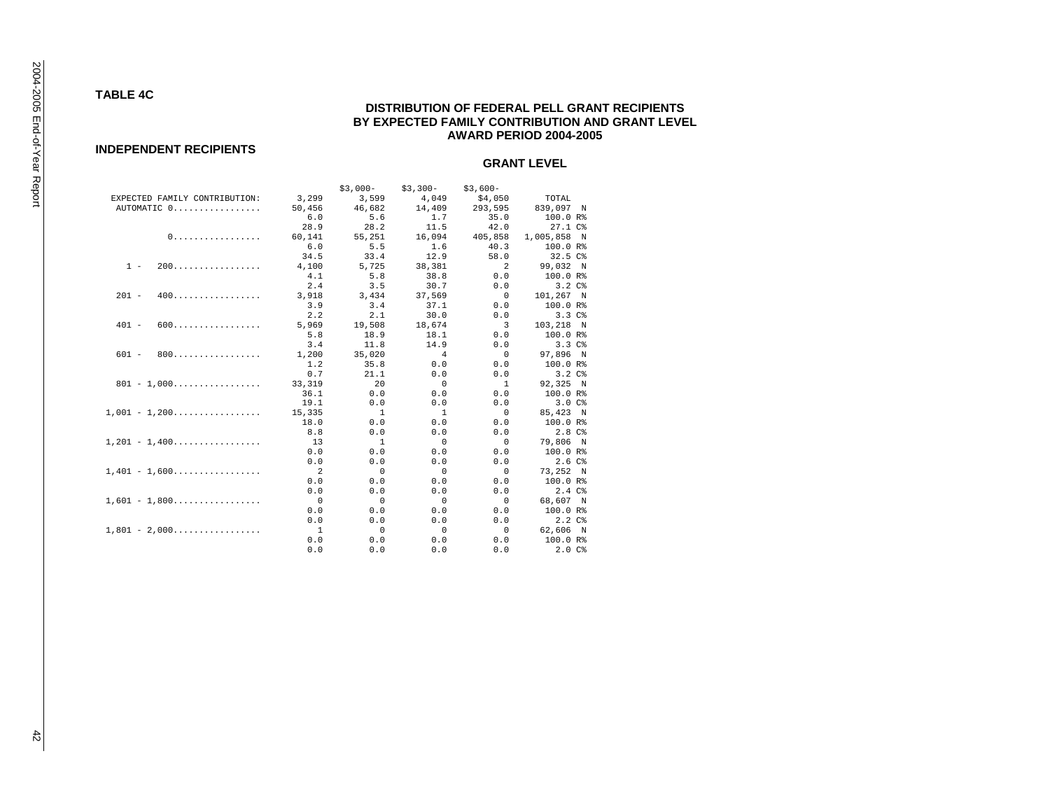**TABLE 4C**

**DISTRIBUTION OF FEDERAL PELL GRANT RECIPIENTS BY EXPECTED FAMILY CONTRIBUTION AND GRANT LEVEL AWARD PERIOD 2004-2005**

**INDEPENDENT RECIPIENTS**

**GRANT LEVEL**

| EXPECTED FAMILY CONTRIBUTION: | 3,299 | $3,000- 3,599 | $3,300- 4,049 | $3,600- $4,050 | TOTAL | |
|---|---|---|---|---|---|---|
| AUTOMATIC 0................. | 50,456 | 46,682 | 14,409 | 293,595 | 839,097 | N |
| | 6.0 | 5.6 | 1.7 | 35.0 | 100.0 | R% |
| | 28.9 | 28.2 | 11.5 | 42.0 | 27.1 | C% |
| 0................. | 60,141 | 55,251 | 16,094 | 405,858 | 1,005,858 | N |
| | 6.0 | 5.5 | 1.6 | 40.3 | 100.0 | R% |
| | 34.5 | 33.4 | 12.9 | 58.0 | 32.5 | C% |
| 1 - 200................. | 4,100 | 5,725 | 38,381 | 2 | 99,032 | N |
| | 4.1 | 5.8 | 38.8 | 0.0 | 100.0 | R% |
| | 2.4 | 3.5 | 30.7 | 0.0 | 3.2 | C% |
| 201 - 400................. | 3,918 | 3,434 | 37,569 | 0 | 101,267 | N |
| | 3.9 | 3.4 | 37.1 | 0.0 | 100.0 | R% |
| | 2.2 | 2.1 | 30.0 | 0.0 | 3.3 | C% |
| 401 - 600................. | 5,969 | 19,508 | 18,674 | 3 | 103,218 | N |
| | 5.8 | 18.9 | 18.1 | 0.0 | 100.0 | R% |
| | 3.4 | 11.8 | 14.9 | 0.0 | 3.3 | C% |
| 601 - 800................. | 1,200 | 35,020 | 4 | 0 | 97,896 | N |
| | 1.2 | 35.8 | 0.0 | 0.0 | 100.0 | R% |
| | 0.7 | 21.1 | 0.0 | 0.0 | 3.2 | C% |
| 801 - 1,000................. | 33,319 | 20 | 0 | 1 | 92,325 | N |
| | 36.1 | 0.0 | 0.0 | 0.0 | 100.0 | R% |
| | 19.1 | 0.0 | 0.0 | 0.0 | 3.0 | C% |
| 1,001 - 1,200................. | 15,335 | 1 | 1 | 0 | 85,423 | N |
| | 18.0 | 0.0 | 0.0 | 0.0 | 100.0 | R% |
| | 8.8 | 0.0 | 0.0 | 0.0 | 2.8 | C% |
| 1,201 - 1,400................. | 13 | 1 | 0 | 0 | 79,806 | N |
| | 0.0 | 0.0 | 0.0 | 0.0 | 100.0 | R% |
| | 0.0 | 0.0 | 0.0 | 0.0 | 2.6 | C% |
| 1,401 - 1,600................. | 2 | 0 | 0 | 0 | 73,252 | N |
| | 0.0 | 0.0 | 0.0 | 0.0 | 100.0 | R% |
| | 0.0 | 0.0 | 0.0 | 0.0 | 2.4 | C% |
| 1,601 - 1,800................. | 0 | 0 | 0 | 0 | 68,607 | N |
| | 0.0 | 0.0 | 0.0 | 0.0 | 100.0 | R% |
| | 0.0 | 0.0 | 0.0 | 0.0 | 2.2 | C% |
| 1,801 - 2,000................. | 1 | 0 | 0 | 0 | 62,606 | N |
| | 0.0 | 0.0 | 0.0 | 0.0 | 100.0 | R% |
| | 0.0 | 0.0 | 0.0 | 0.0 | 2.0 | C% |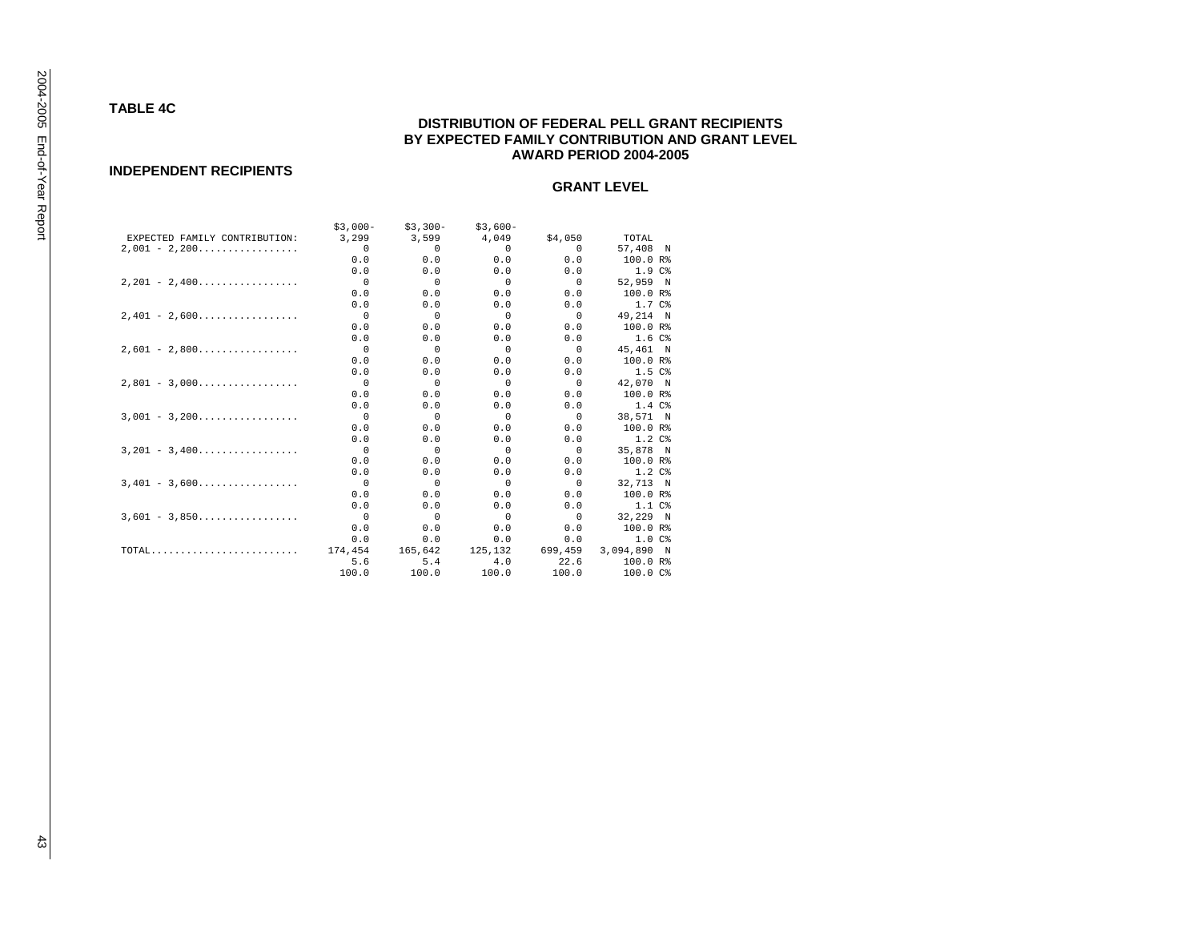**TABLE 4C**

### DISTRIBUTION OF FEDERAL PELL GRANT RECIPIENTS BY EXPECTED FAMILY CONTRIBUTION AND GRANT LEVEL AWARD PERIOD 2004-2005

**INDEPENDENT RECIPIENTS**

**GRANT LEVEL**

| EXPECTED FAMILY CONTRIBUTION: | $3,000-3,299 | $3,300-3,599 | $3,600-4,049 | $4,050 | TOTAL | |
|---|---|---|---|---|---|---|
| 2,001 - 2,200................. | 0 | 0 | 0 | 0 | 57,408 | N |
| | 0.0 | 0.0 | 0.0 | 0.0 | 100.0 | R% |
| | 0.0 | 0.0 | 0.0 | 0.0 | 1.9 | C% |
| 2,201 - 2,400................. | 0 | 0 | 0 | 0 | 52,959 | N |
| | 0.0 | 0.0 | 0.0 | 0.0 | 100.0 | R% |
| | 0.0 | 0.0 | 0.0 | 0.0 | 1.7 | C% |
| 2,401 - 2,600................. | 0 | 0 | 0 | 0 | 49,214 | N |
| | 0.0 | 0.0 | 0.0 | 0.0 | 100.0 | R% |
| | 0.0 | 0.0 | 0.0 | 0.0 | 1.6 | C% |
| 2,601 - 2,800................. | 0 | 0 | 0 | 0 | 45,461 | N |
| | 0.0 | 0.0 | 0.0 | 0.0 | 100.0 | R% |
| | 0.0 | 0.0 | 0.0 | 0.0 | 1.5 | C% |
| 2,801 - 3,000................. | 0 | 0 | 0 | 0 | 42,070 | N |
| | 0.0 | 0.0 | 0.0 | 0.0 | 100.0 | R% |
| | 0.0 | 0.0 | 0.0 | 0.0 | 1.4 | C% |
| 3,001 - 3,200................. | 0 | 0 | 0 | 0 | 38,571 | N |
| | 0.0 | 0.0 | 0.0 | 0.0 | 100.0 | R% |
| | 0.0 | 0.0 | 0.0 | 0.0 | 1.2 | C% |
| 3,201 - 3,400................. | 0 | 0 | 0 | 0 | 35,878 | N |
| | 0.0 | 0.0 | 0.0 | 0.0 | 100.0 | R% |
| | 0.0 | 0.0 | 0.0 | 0.0 | 1.2 | C% |
| 3,401 - 3,600................. | 0 | 0 | 0 | 0 | 32,713 | N |
| | 0.0 | 0.0 | 0.0 | 0.0 | 100.0 | R% |
| | 0.0 | 0.0 | 0.0 | 0.0 | 1.1 | C% |
| 3,601 - 3,850................. | 0 | 0 | 0 | 0 | 32,229 | N |
| | 0.0 | 0.0 | 0.0 | 0.0 | 100.0 | R% |
| | 0.0 | 0.0 | 0.0 | 0.0 | 1.0 | C% |
| TOTAL......................... | 174,454 | 165,642 | 125,132 | 699,459 | 3,094,890 | N |
| | 5.6 | 5.4 | 4.0 | 22.6 | 100.0 | R% |
| | 100.0 | 100.0 | 100.0 | 100.0 | 100.0 | C% |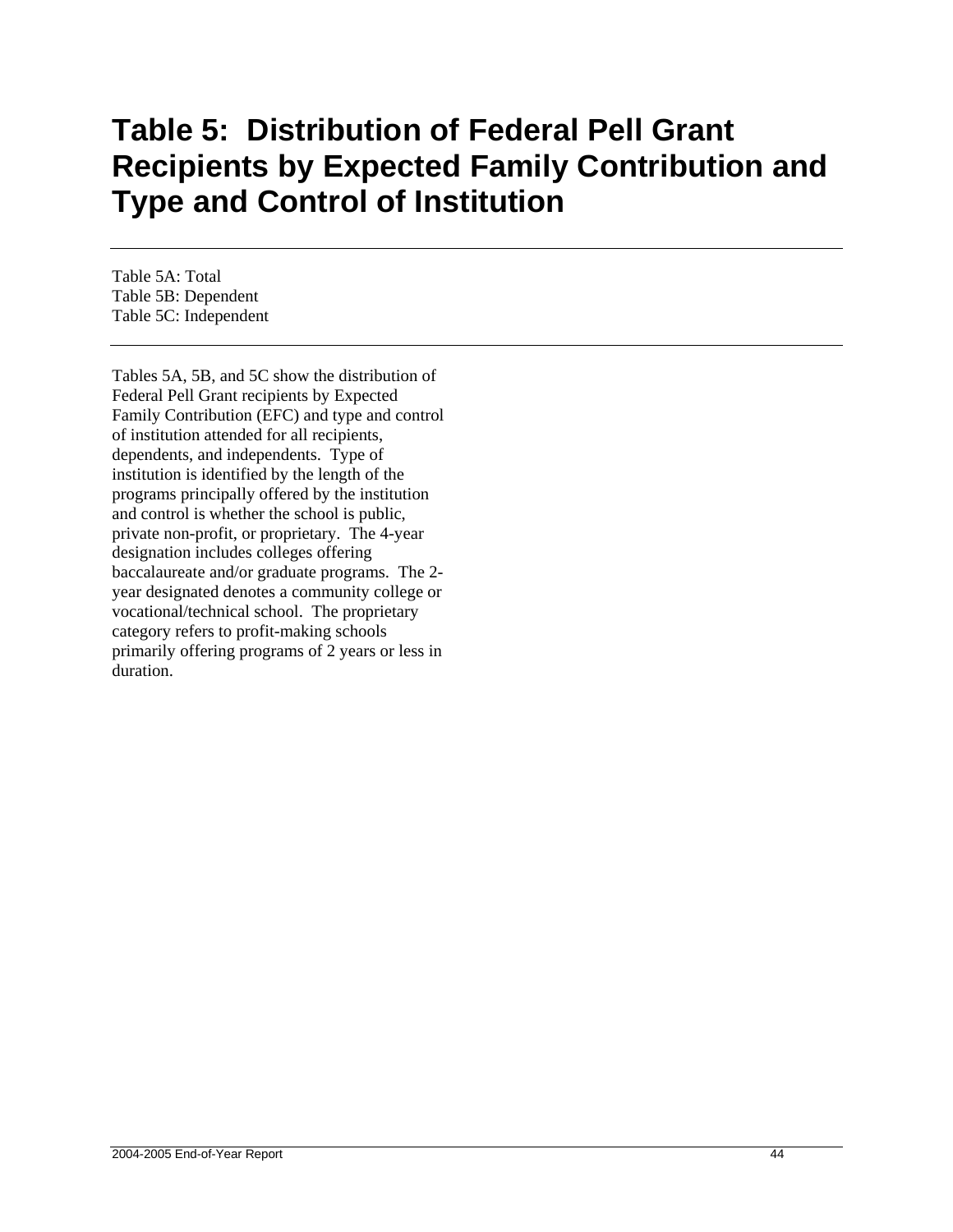# Table 5: Distribution of Federal Pell Grant Recipients by Expected Family Contribution and Type and Control of Institution

---

Table 5A: Total
Table 5B: Dependent
Table 5C: Independent

---

Tables 5A, 5B, and 5C show the distribution of Federal Pell Grant recipients by Expected Family Contribution (EFC) and type and control of institution attended for all recipients, dependents, and independents. Type of institution is identified by the length of the programs principally offered by the institution and control is whether the school is public, private non-profit, or proprietary. The 4-year designation includes colleges offering baccalaureate and/or graduate programs. The 2-year designated denotes a community college or vocational/technical school. The proprietary category refers to profit-making schools primarily offering programs of 2 years or less in duration.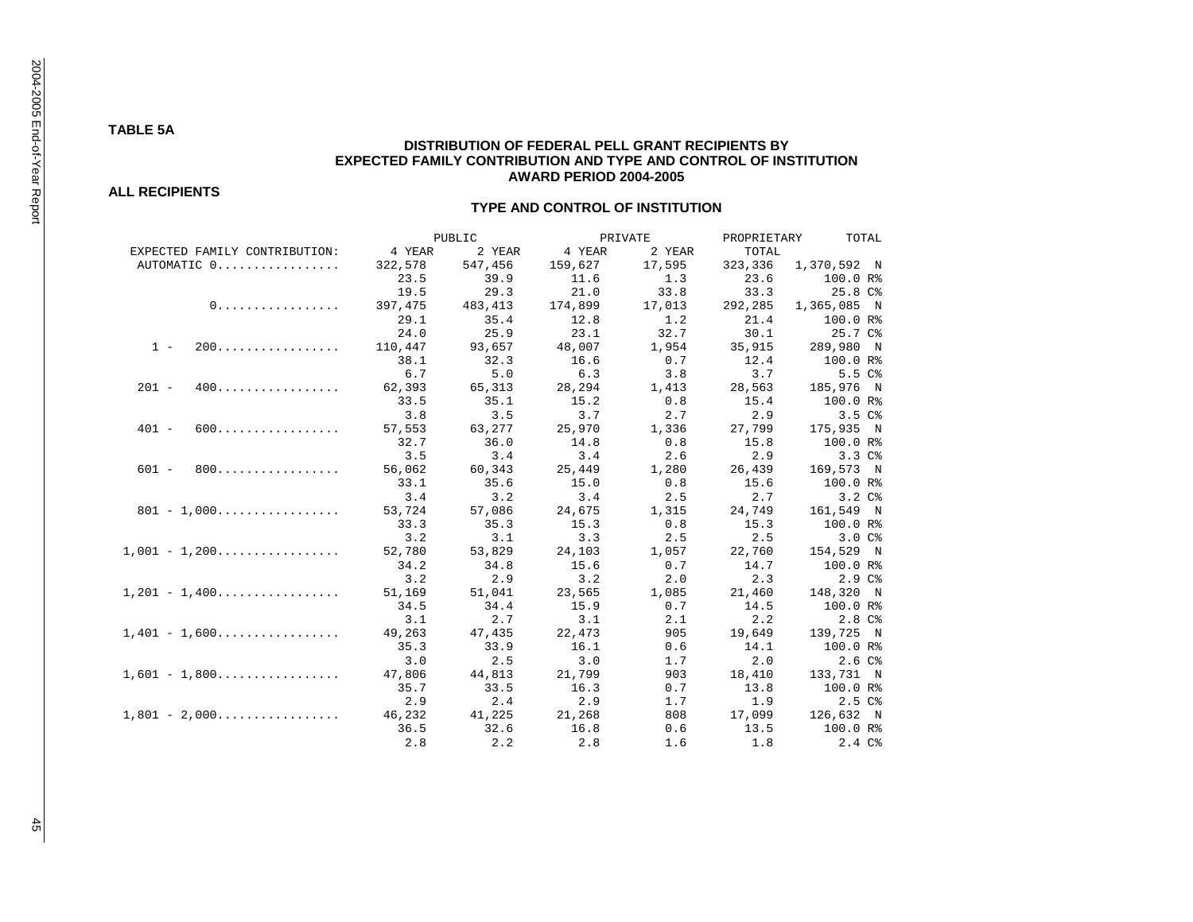**TABLE 5A**

**DISTRIBUTION OF FEDERAL PELL GRANT RECIPIENTS BY EXPECTED FAMILY CONTRIBUTION AND TYPE AND CONTROL OF INSTITUTION AWARD PERIOD 2004-2005**

**ALL RECIPIENTS**

**TYPE AND CONTROL OF INSTITUTION**

| | PUBLIC | | PRIVATE | | PROPRIETARY | TOTAL | |
|---|---|---|---|---|---|---|---|
| EXPECTED FAMILY CONTRIBUTION: | 4 YEAR | 2 YEAR | 4 YEAR | 2 YEAR | TOTAL | | |
| AUTOMATIC 0................. | 322,578 | 547,456 | 159,627 | 17,595 | 323,336 | 1,370,592 | N |
| | 23.5 | 39.9 | 11.6 | 1.3 | 23.6 | 100.0 | R% |
| | 19.5 | 29.3 | 21.0 | 33.8 | 33.3 | 25.8 | C% |
| 0................. | 397,475 | 483,413 | 174,899 | 17,013 | 292,285 | 1,365,085 | N |
| | 29.1 | 35.4 | 12.8 | 1.2 | 21.4 | 100.0 | R% |
| | 24.0 | 25.9 | 23.1 | 32.7 | 30.1 | 25.7 | C% |
| 1 - 200................. | 110,447 | 93,657 | 48,007 | 1,954 | 35,915 | 289,980 | N |
| | 38.1 | 32.3 | 16.6 | 0.7 | 12.4 | 100.0 | R% |
| | 6.7 | 5.0 | 6.3 | 3.8 | 3.7 | 5.5 | C% |
| 201 - 400................. | 62,393 | 65,313 | 28,294 | 1,413 | 28,563 | 185,976 | N |
| | 33.5 | 35.1 | 15.2 | 0.8 | 15.4 | 100.0 | R% |
| | 3.8 | 3.5 | 3.7 | 2.7 | 2.9 | 3.5 | C% |
| 401 - 600................. | 57,553 | 63,277 | 25,970 | 1,336 | 27,799 | 175,935 | N |
| | 32.7 | 36.0 | 14.8 | 0.8 | 15.8 | 100.0 | R% |
| | 3.5 | 3.4 | 3.4 | 2.6 | 2.9 | 3.3 | C% |
| 601 - 800................. | 56,062 | 60,343 | 25,449 | 1,280 | 26,439 | 169,573 | N |
| | 33.1 | 35.6 | 15.0 | 0.8 | 15.6 | 100.0 | R% |
| | 3.4 | 3.2 | 3.4 | 2.5 | 2.7 | 3.2 | C% |
| 801 - 1,000................. | 53,724 | 57,086 | 24,675 | 1,315 | 24,749 | 161,549 | N |
| | 33.3 | 35.3 | 15.3 | 0.8 | 15.3 | 100.0 | R% |
| | 3.2 | 3.1 | 3.3 | 2.5 | 2.5 | 3.0 | C% |
| 1,001 - 1,200................. | 52,780 | 53,829 | 24,103 | 1,057 | 22,760 | 154,529 | N |
| | 34.2 | 34.8 | 15.6 | 0.7 | 14.7 | 100.0 | R% |
| | 3.2 | 2.9 | 3.2 | 2.0 | 2.3 | 2.9 | C% |
| 1,201 - 1,400................. | 51,169 | 51,041 | 23,565 | 1,085 | 21,460 | 148,320 | N |
| | 34.5 | 34.4 | 15.9 | 0.7 | 14.5 | 100.0 | R% |
| | 3.1 | 2.7 | 3.1 | 2.1 | 2.2 | 2.8 | C% |
| 1,401 - 1,600................. | 49,263 | 47,435 | 22,473 | 905 | 19,649 | 139,725 | N |
| | 35.3 | 33.9 | 16.1 | 0.6 | 14.1 | 100.0 | R% |
| | 3.0 | 2.5 | 3.0 | 1.7 | 2.0 | 2.6 | C% |
| 1,601 - 1,800................. | 47,806 | 44,813 | 21,799 | 903 | 18,410 | 133,731 | N |
| | 35.7 | 33.5 | 16.3 | 0.7 | 13.8 | 100.0 | R% |
| | 2.9 | 2.4 | 2.9 | 1.7 | 1.9 | 2.5 | C% |
| 1,801 - 2,000................. | 46,232 | 41,225 | 21,268 | 808 | 17,099 | 126,632 | N |
| | 36.5 | 32.6 | 16.8 | 0.6 | 13.5 | 100.0 | R% |
| | 2.8 | 2.2 | 2.8 | 1.6 | 1.8 | 2.4 | C% |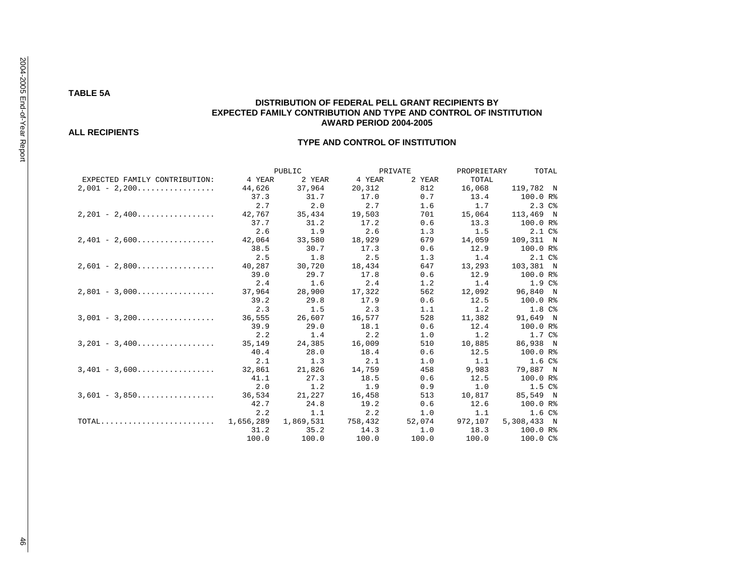**TABLE 5A**

**DISTRIBUTION OF FEDERAL PELL GRANT RECIPIENTS BY EXPECTED FAMILY CONTRIBUTION AND TYPE AND CONTROL OF INSTITUTION AWARD PERIOD 2004-2005**

**ALL RECIPIENTS**

**TYPE AND CONTROL OF INSTITUTION**

| | PUBLIC | | PRIVATE | | PROPRIETARY | TOTAL | |
|---|---|---|---|---|---|---|---|
| EXPECTED FAMILY CONTRIBUTION: | 4 YEAR | 2 YEAR | 4 YEAR | 2 YEAR | TOTAL | | |
| 2,001 - 2,200................. | 44,626 | 37,964 | 20,312 | 812 | 16,068 | 119,782 | N |
| | 37.3 | 31.7 | 17.0 | 0.7 | 13.4 | 100.0 | R% |
| | 2.7 | 2.0 | 2.7 | 1.6 | 1.7 | 2.3 | C% |
| 2,201 - 2,400................. | 42,767 | 35,434 | 19,503 | 701 | 15,064 | 113,469 | N |
| | 37.7 | 31.2 | 17.2 | 0.6 | 13.3 | 100.0 | R% |
| | 2.6 | 1.9 | 2.6 | 1.3 | 1.5 | 2.1 | C% |
| 2,401 - 2,600................. | 42,064 | 33,580 | 18,929 | 679 | 14,059 | 109,311 | N |
| | 38.5 | 30.7 | 17.3 | 0.6 | 12.9 | 100.0 | R% |
| | 2.5 | 1.8 | 2.5 | 1.3 | 1.4 | 2.1 | C% |
| 2,601 - 2,800................. | 40,287 | 30,720 | 18,434 | 647 | 13,293 | 103,381 | N |
| | 39.0 | 29.7 | 17.8 | 0.6 | 12.9 | 100.0 | R% |
| | 2.4 | 1.6 | 2.4 | 1.2 | 1.4 | 1.9 | C% |
| 2,801 - 3,000................. | 37,964 | 28,900 | 17,322 | 562 | 12,092 | 96,840 | N |
| | 39.2 | 29.8 | 17.9 | 0.6 | 12.5 | 100.0 | R% |
| | 2.3 | 1.5 | 2.3 | 1.1 | 1.2 | 1.8 | C% |
| 3,001 - 3,200................. | 36,555 | 26,607 | 16,577 | 528 | 11,382 | 91,649 | N |
| | 39.9 | 29.0 | 18.1 | 0.6 | 12.4 | 100.0 | R% |
| | 2.2 | 1.4 | 2.2 | 1.0 | 1.2 | 1.7 | C% |
| 3,201 - 3,400................. | 35,149 | 24,385 | 16,009 | 510 | 10,885 | 86,938 | N |
| | 40.4 | 28.0 | 18.4 | 0.6 | 12.5 | 100.0 | R% |
| | 2.1 | 1.3 | 2.1 | 1.0 | 1.1 | 1.6 | C% |
| 3,401 - 3,600................. | 32,861 | 21,826 | 14,759 | 458 | 9,983 | 79,887 | N |
| | 41.1 | 27.3 | 18.5 | 0.6 | 12.5 | 100.0 | R% |
| | 2.0 | 1.2 | 1.9 | 0.9 | 1.0 | 1.5 | C% |
| 3,601 - 3,850................. | 36,534 | 21,227 | 16,458 | 513 | 10,817 | 85,549 | N |
| | 42.7 | 24.8 | 19.2 | 0.6 | 12.6 | 100.0 | R% |
| | 2.2 | 1.1 | 2.2 | 1.0 | 1.1 | 1.6 | C% |
| TOTAL......................... | 1,656,289 | 1,869,531 | 758,432 | 52,074 | 972,107 | 5,308,433 | N |
| | 31.2 | 35.2 | 14.3 | 1.0 | 18.3 | 100.0 | R% |
| | 100.0 | 100.0 | 100.0 | 100.0 | 100.0 | 100.0 | C% |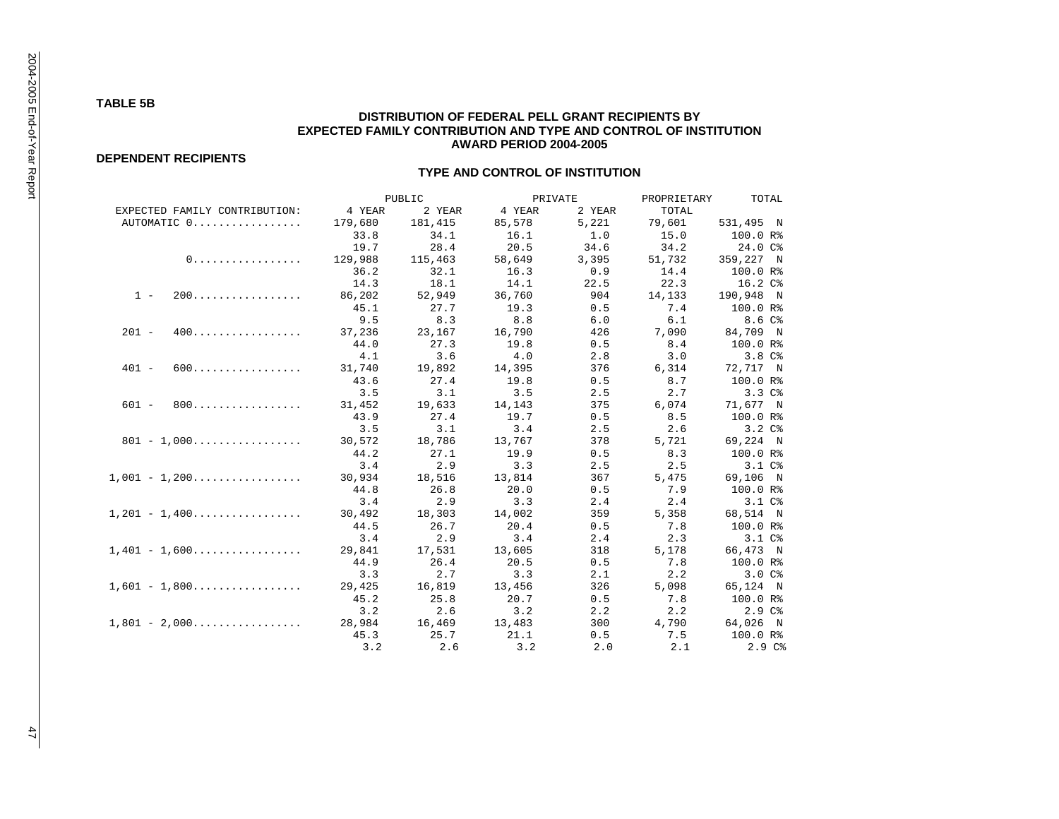**TABLE 5B**

## DISTRIBUTION OF FEDERAL PELL GRANT RECIPIENTS BY EXPECTED FAMILY CONTRIBUTION AND TYPE AND CONTROL OF INSTITUTION AWARD PERIOD 2004-2005

**DEPENDENT RECIPIENTS**

### TYPE AND CONTROL OF INSTITUTION

| EXPECTED FAMILY CONTRIBUTION: | PUBLIC 4 YEAR | PUBLIC 2 YEAR | PRIVATE 4 YEAR | PRIVATE 2 YEAR | PROPRIETARY TOTAL | TOTAL | |
|---|---|---|---|---|---|---|---|
| AUTOMATIC 0................. | 179,680 | 181,415 | 85,578 | 5,221 | 79,601 | 531,495 | N |
| | 33.8 | 34.1 | 16.1 | 1.0 | 15.0 | 100.0 | R% |
| | 19.7 | 28.4 | 20.5 | 34.6 | 34.2 | 24.0 | C% |
| 0................. | 129,988 | 115,463 | 58,649 | 3,395 | 51,732 | 359,227 | N |
| | 36.2 | 32.1 | 16.3 | 0.9 | 14.4 | 100.0 | R% |
| | 14.3 | 18.1 | 14.1 | 22.5 | 22.3 | 16.2 | C% |
| 1 - 200................. | 86,202 | 52,949 | 36,760 | 904 | 14,133 | 190,948 | N |
| | 45.1 | 27.7 | 19.3 | 0.5 | 7.4 | 100.0 | R% |
| | 9.5 | 8.3 | 8.8 | 6.0 | 6.1 | 8.6 | C% |
| 201 - 400................. | 37,236 | 23,167 | 16,790 | 426 | 7,090 | 84,709 | N |
| | 44.0 | 27.3 | 19.8 | 0.5 | 8.4 | 100.0 | R% |
| | 4.1 | 3.6 | 4.0 | 2.8 | 3.0 | 3.8 | C% |
| 401 - 600................. | 31,740 | 19,892 | 14,395 | 376 | 6,314 | 72,717 | N |
| | 43.6 | 27.4 | 19.8 | 0.5 | 8.7 | 100.0 | R% |
| | 3.5 | 3.1 | 3.5 | 2.5 | 2.7 | 3.3 | C% |
| 601 - 800................. | 31,452 | 19,633 | 14,143 | 375 | 6,074 | 71,677 | N |
| | 43.9 | 27.4 | 19.7 | 0.5 | 8.5 | 100.0 | R% |
| | 3.5 | 3.1 | 3.4 | 2.5 | 2.6 | 3.2 | C% |
| 801 - 1,000................. | 30,572 | 18,786 | 13,767 | 378 | 5,721 | 69,224 | N |
| | 44.2 | 27.1 | 19.9 | 0.5 | 8.3 | 100.0 | R% |
| | 3.4 | 2.9 | 3.3 | 2.5 | 2.5 | 3.1 | C% |
| 1,001 - 1,200................. | 30,934 | 18,516 | 13,814 | 367 | 5,475 | 69,106 | N |
| | 44.8 | 26.8 | 20.0 | 0.5 | 7.9 | 100.0 | R% |
| | 3.4 | 2.9 | 3.3 | 2.4 | 2.4 | 3.1 | C% |
| 1,201 - 1,400................. | 30,492 | 18,303 | 14,002 | 359 | 5,358 | 68,514 | N |
| | 44.5 | 26.7 | 20.4 | 0.5 | 7.8 | 100.0 | R% |
| | 3.4 | 2.9 | 3.4 | 2.4 | 2.3 | 3.1 | C% |
| 1,401 - 1,600................. | 29,841 | 17,531 | 13,605 | 318 | 5,178 | 66,473 | N |
| | 44.9 | 26.4 | 20.5 | 0.5 | 7.8 | 100.0 | R% |
| | 3.3 | 2.7 | 3.3 | 2.1 | 2.2 | 3.0 | C% |
| 1,601 - 1,800................. | 29,425 | 16,819 | 13,456 | 326 | 5,098 | 65,124 | N |
| | 45.2 | 25.8 | 20.7 | 0.5 | 7.8 | 100.0 | R% |
| | 3.2 | 2.6 | 3.2 | 2.2 | 2.2 | 2.9 | C% |
| 1,801 - 2,000................. | 28,984 | 16,469 | 13,483 | 300 | 4,790 | 64,026 | N |
| | 45.3 | 25.7 | 21.1 | 0.5 | 7.5 | 100.0 | R% |
| | 3.2 | 2.6 | 3.2 | 2.0 | 2.1 | 2.9 | C% |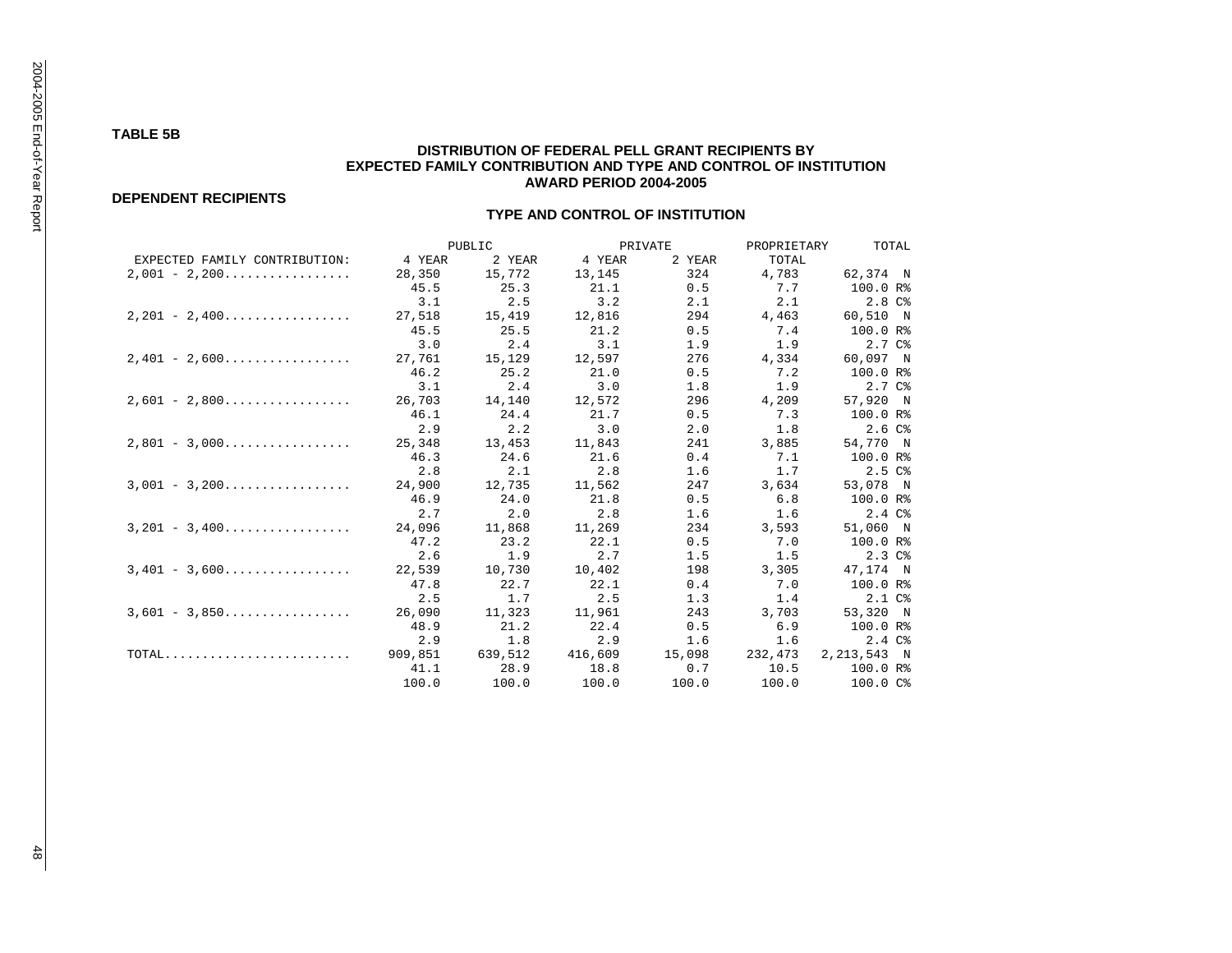**TABLE 5B**

## DISTRIBUTION OF FEDERAL PELL GRANT RECIPIENTS BY EXPECTED FAMILY CONTRIBUTION AND TYPE AND CONTROL OF INSTITUTION AWARD PERIOD 2004-2005

**DEPENDENT RECIPIENTS**

### TYPE AND CONTROL OF INSTITUTION

| | PUBLIC | | PRIVATE | | PROPRIETARY | TOTAL | |
|---|---|---|---|---|---|---|---|
| EXPECTED FAMILY CONTRIBUTION: | 4 YEAR | 2 YEAR | 4 YEAR | 2 YEAR | TOTAL | | |
| 2,001 - 2,200................. | 28,350 | 15,772 | 13,145 | 324 | 4,783 | 62,374 | N |
| | 45.5 | 25.3 | 21.1 | 0.5 | 7.7 | 100.0 | R% |
| | 3.1 | 2.5 | 3.2 | 2.1 | 2.1 | 2.8 | C% |
| 2,201 - 2,400................. | 27,518 | 15,419 | 12,816 | 294 | 4,463 | 60,510 | N |
| | 45.5 | 25.5 | 21.2 | 0.5 | 7.4 | 100.0 | R% |
| | 3.0 | 2.4 | 3.1 | 1.9 | 1.9 | 2.7 | C% |
| 2,401 - 2,600................. | 27,761 | 15,129 | 12,597 | 276 | 4,334 | 60,097 | N |
| | 46.2 | 25.2 | 21.0 | 0.5 | 7.2 | 100.0 | R% |
| | 3.1 | 2.4 | 3.0 | 1.8 | 1.9 | 2.7 | C% |
| 2,601 - 2,800................. | 26,703 | 14,140 | 12,572 | 296 | 4,209 | 57,920 | N |
| | 46.1 | 24.4 | 21.7 | 0.5 | 7.3 | 100.0 | R% |
| | 2.9 | 2.2 | 3.0 | 2.0 | 1.8 | 2.6 | C% |
| 2,801 - 3,000................. | 25,348 | 13,453 | 11,843 | 241 | 3,885 | 54,770 | N |
| | 46.3 | 24.6 | 21.6 | 0.4 | 7.1 | 100.0 | R% |
| | 2.8 | 2.1 | 2.8 | 1.6 | 1.7 | 2.5 | C% |
| 3,001 - 3,200................. | 24,900 | 12,735 | 11,562 | 247 | 3,634 | 53,078 | N |
| | 46.9 | 24.0 | 21.8 | 0.5 | 6.8 | 100.0 | R% |
| | 2.7 | 2.0 | 2.8 | 1.6 | 1.6 | 2.4 | C% |
| 3,201 - 3,400................. | 24,096 | 11,868 | 11,269 | 234 | 3,593 | 51,060 | N |
| | 47.2 | 23.2 | 22.1 | 0.5 | 7.0 | 100.0 | R% |
| | 2.6 | 1.9 | 2.7 | 1.5 | 1.5 | 2.3 | C% |
| 3,401 - 3,600................. | 22,539 | 10,730 | 10,402 | 198 | 3,305 | 47,174 | N |
| | 47.8 | 22.7 | 22.1 | 0.4 | 7.0 | 100.0 | R% |
| | 2.5 | 1.7 | 2.5 | 1.3 | 1.4 | 2.1 | C% |
| 3,601 - 3,850................. | 26,090 | 11,323 | 11,961 | 243 | 3,703 | 53,320 | N |
| | 48.9 | 21.2 | 22.4 | 0.5 | 6.9 | 100.0 | R% |
| | 2.9 | 1.8 | 2.9 | 1.6 | 1.6 | 2.4 | C% |
| TOTAL......................... | 909,851 | 639,512 | 416,609 | 15,098 | 232,473 | 2,213,543 | N |
| | 41.1 | 28.9 | 18.8 | 0.7 | 10.5 | 100.0 | R% |
| | 100.0 | 100.0 | 100.0 | 100.0 | 100.0 | 100.0 | C% |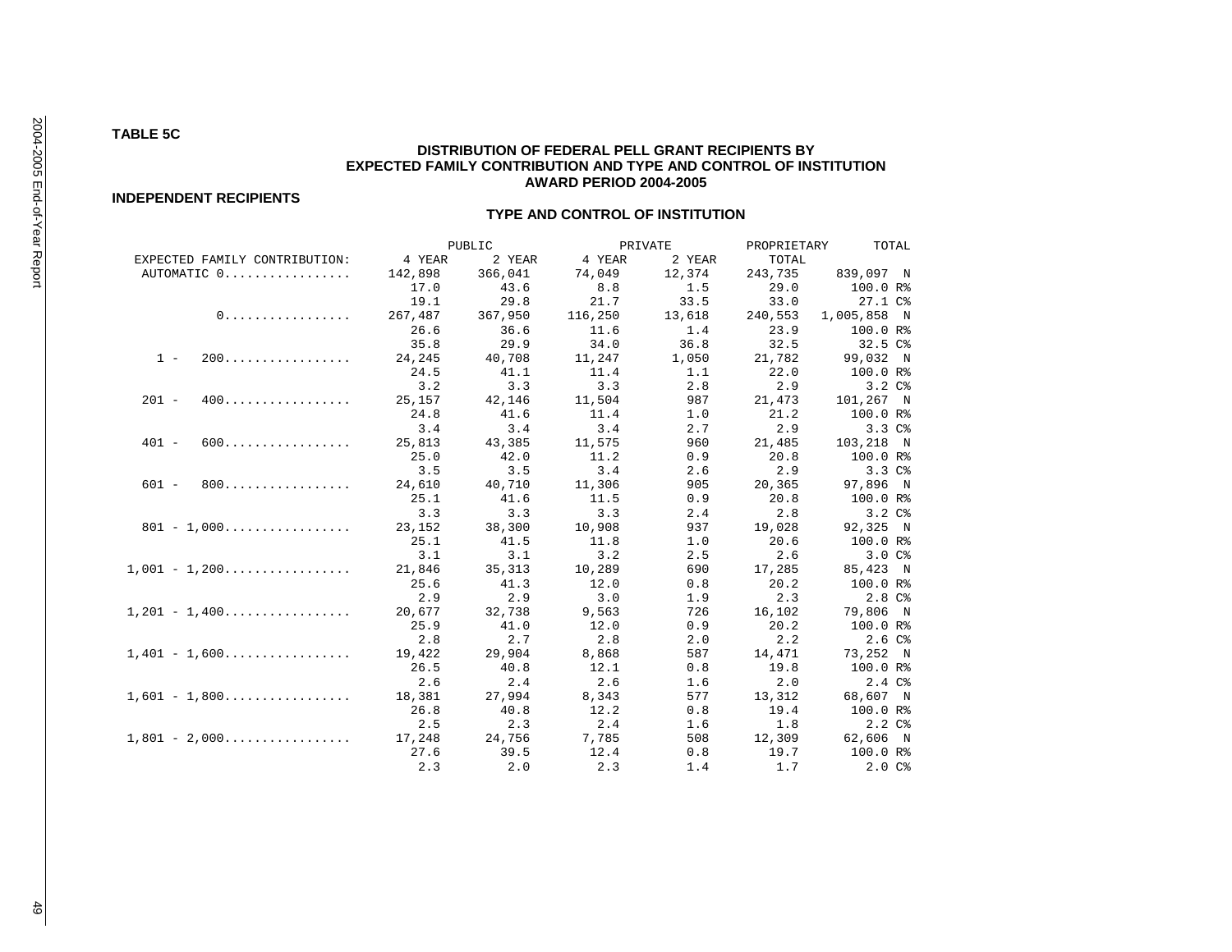**TABLE 5C**

### DISTRIBUTION OF FEDERAL PELL GRANT RECIPIENTS BY EXPECTED FAMILY CONTRIBUTION AND TYPE AND CONTROL OF INSTITUTION AWARD PERIOD 2004-2005

**INDEPENDENT RECIPIENTS**

### TYPE AND CONTROL OF INSTITUTION

| | PUBLIC | | PRIVATE | | PROPRIETARY | TOTAL | |
|---|---|---|---|---|---|---|---|
| EXPECTED FAMILY CONTRIBUTION: | 4 YEAR | 2 YEAR | 4 YEAR | 2 YEAR | TOTAL | | |
| AUTOMATIC 0................. | 142,898 | 366,041 | 74,049 | 12,374 | 243,735 | 839,097 | N |
| | 17.0 | 43.6 | 8.8 | 1.5 | 29.0 | 100.0 | R% |
| | 19.1 | 29.8 | 21.7 | 33.5 | 33.0 | 27.1 | C% |
| 0................. | 267,487 | 367,950 | 116,250 | 13,618 | 240,553 | 1,005,858 | N |
| | 26.6 | 36.6 | 11.6 | 1.4 | 23.9 | 100.0 | R% |
| | 35.8 | 29.9 | 34.0 | 36.8 | 32.5 | 32.5 | C% |
| 1 - 200................. | 24,245 | 40,708 | 11,247 | 1,050 | 21,782 | 99,032 | N |
| | 24.5 | 41.1 | 11.4 | 1.1 | 22.0 | 100.0 | R% |
| | 3.2 | 3.3 | 3.3 | 2.8 | 2.9 | 3.2 | C% |
| 201 - 400................. | 25,157 | 42,146 | 11,504 | 987 | 21,473 | 101,267 | N |
| | 24.8 | 41.6 | 11.4 | 1.0 | 21.2 | 100.0 | R% |
| | 3.4 | 3.4 | 3.4 | 2.7 | 2.9 | 3.3 | C% |
| 401 - 600................. | 25,813 | 43,385 | 11,575 | 960 | 21,485 | 103,218 | N |
| | 25.0 | 42.0 | 11.2 | 0.9 | 20.8 | 100.0 | R% |
| | 3.5 | 3.5 | 3.4 | 2.6 | 2.9 | 3.3 | C% |
| 601 - 800................. | 24,610 | 40,710 | 11,306 | 905 | 20,365 | 97,896 | N |
| | 25.1 | 41.6 | 11.5 | 0.9 | 20.8 | 100.0 | R% |
| | 3.3 | 3.3 | 3.3 | 2.4 | 2.8 | 3.2 | C% |
| 801 - 1,000................. | 23,152 | 38,300 | 10,908 | 937 | 19,028 | 92,325 | N |
| | 25.1 | 41.5 | 11.8 | 1.0 | 20.6 | 100.0 | R% |
| | 3.1 | 3.1 | 3.2 | 2.5 | 2.6 | 3.0 | C% |
| 1,001 - 1,200................. | 21,846 | 35,313 | 10,289 | 690 | 17,285 | 85,423 | N |
| | 25.6 | 41.3 | 12.0 | 0.8 | 20.2 | 100.0 | R% |
| | 2.9 | 2.9 | 3.0 | 1.9 | 2.3 | 2.8 | C% |
| 1,201 - 1,400................. | 20,677 | 32,738 | 9,563 | 726 | 16,102 | 79,806 | N |
| | 25.9 | 41.0 | 12.0 | 0.9 | 20.2 | 100.0 | R% |
| | 2.8 | 2.7 | 2.8 | 2.0 | 2.2 | 2.6 | C% |
| 1,401 - 1,600................. | 19,422 | 29,904 | 8,868 | 587 | 14,471 | 73,252 | N |
| | 26.5 | 40.8 | 12.1 | 0.8 | 19.8 | 100.0 | R% |
| | 2.6 | 2.4 | 2.6 | 1.6 | 2.0 | 2.4 | C% |
| 1,601 - 1,800................. | 18,381 | 27,994 | 8,343 | 577 | 13,312 | 68,607 | N |
| | 26.8 | 40.8 | 12.2 | 0.8 | 19.4 | 100.0 | R% |
| | 2.5 | 2.3 | 2.4 | 1.6 | 1.8 | 2.2 | C% |
| 1,801 - 2,000................. | 17,248 | 24,756 | 7,785 | 508 | 12,309 | 62,606 | N |
| | 27.6 | 39.5 | 12.4 | 0.8 | 19.7 | 100.0 | R% |
| | 2.3 | 2.0 | 2.3 | 1.4 | 1.7 | 2.0 | C% |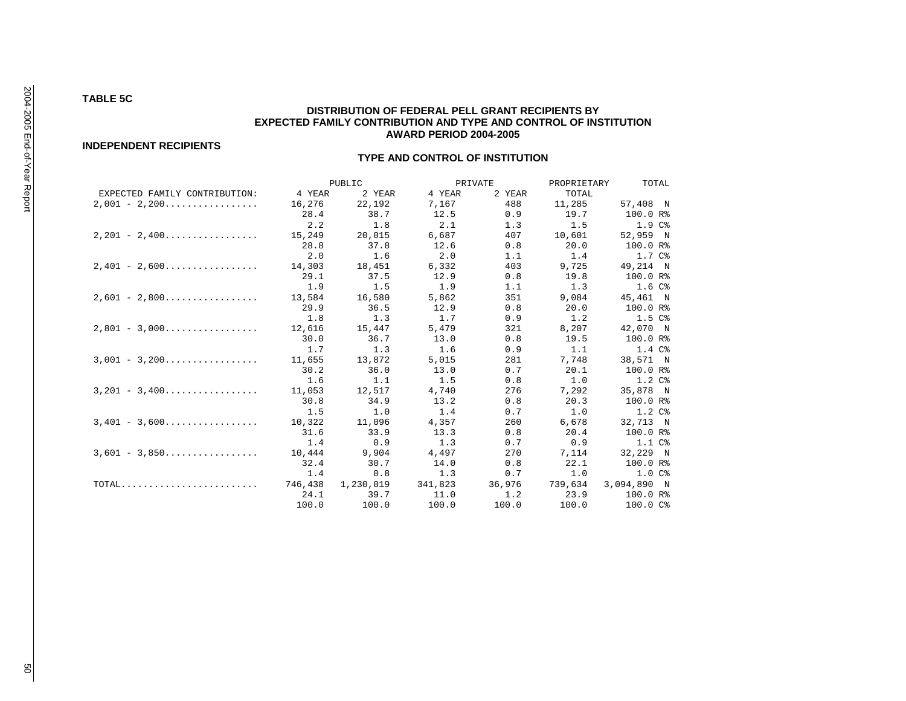**TABLE 5C**

**DISTRIBUTION OF FEDERAL PELL GRANT RECIPIENTS BY EXPECTED FAMILY CONTRIBUTION AND TYPE AND CONTROL OF INSTITUTION AWARD PERIOD 2004-2005**

**INDEPENDENT RECIPIENTS**

**TYPE AND CONTROL OF INSTITUTION**

| | PUBLIC | | PRIVATE | | PROPRIETARY | TOTAL | |
|---|---|---|---|---|---|---|---|
| EXPECTED FAMILY CONTRIBUTION: | 4 YEAR | 2 YEAR | 4 YEAR | 2 YEAR | TOTAL | | |
| 2,001 - 2,200................. | 16,276 | 22,192 | 7,167 | 488 | 11,285 | 57,408 | N |
| | 28.4 | 38.7 | 12.5 | 0.9 | 19.7 | 100.0 | R% |
| | 2.2 | 1.8 | 2.1 | 1.3 | 1.5 | 1.9 | C% |
| 2,201 - 2,400................. | 15,249 | 20,015 | 6,687 | 407 | 10,601 | 52,959 | N |
| | 28.8 | 37.8 | 12.6 | 0.8 | 20.0 | 100.0 | R% |
| | 2.0 | 1.6 | 2.0 | 1.1 | 1.4 | 1.7 | C% |
| 2,401 - 2,600................. | 14,303 | 18,451 | 6,332 | 403 | 9,725 | 49,214 | N |
| | 29.1 | 37.5 | 12.9 | 0.8 | 19.8 | 100.0 | R% |
| | 1.9 | 1.5 | 1.9 | 1.1 | 1.3 | 1.6 | C% |
| 2,601 - 2,800................. | 13,584 | 16,580 | 5,862 | 351 | 9,084 | 45,461 | N |
| | 29.9 | 36.5 | 12.9 | 0.8 | 20.0 | 100.0 | R% |
| | 1.8 | 1.3 | 1.7 | 0.9 | 1.2 | 1.5 | C% |
| 2,801 - 3,000................. | 12,616 | 15,447 | 5,479 | 321 | 8,207 | 42,070 | N |
| | 30.0 | 36.7 | 13.0 | 0.8 | 19.5 | 100.0 | R% |
| | 1.7 | 1.3 | 1.6 | 0.9 | 1.1 | 1.4 | C% |
| 3,001 - 3,200................. | 11,655 | 13,872 | 5,015 | 281 | 7,748 | 38,571 | N |
| | 30.2 | 36.0 | 13.0 | 0.7 | 20.1 | 100.0 | R% |
| | 1.6 | 1.1 | 1.5 | 0.8 | 1.0 | 1.2 | C% |
| 3,201 - 3,400................. | 11,053 | 12,517 | 4,740 | 276 | 7,292 | 35,878 | N |
| | 30.8 | 34.9 | 13.2 | 0.8 | 20.3 | 100.0 | R% |
| | 1.5 | 1.0 | 1.4 | 0.7 | 1.0 | 1.2 | C% |
| 3,401 - 3,600................. | 10,322 | 11,096 | 4,357 | 260 | 6,678 | 32,713 | N |
| | 31.6 | 33.9 | 13.3 | 0.8 | 20.4 | 100.0 | R% |
| | 1.4 | 0.9 | 1.3 | 0.7 | 0.9 | 1.1 | C% |
| 3,601 - 3,850................. | 10,444 | 9,904 | 4,497 | 270 | 7,114 | 32,229 | N |
| | 32.4 | 30.7 | 14.0 | 0.8 | 22.1 | 100.0 | R% |
| | 1.4 | 0.8 | 1.3 | 0.7 | 1.0 | 1.0 | C% |
| TOTAL......................... | 746,438 | 1,230,019 | 341,823 | 36,976 | 739,634 | 3,094,890 | N |
| | 24.1 | 39.7 | 11.0 | 1.2 | 23.9 | 100.0 | R% |
| | 100.0 | 100.0 | 100.0 | 100.0 | 100.0 | 100.0 | C% |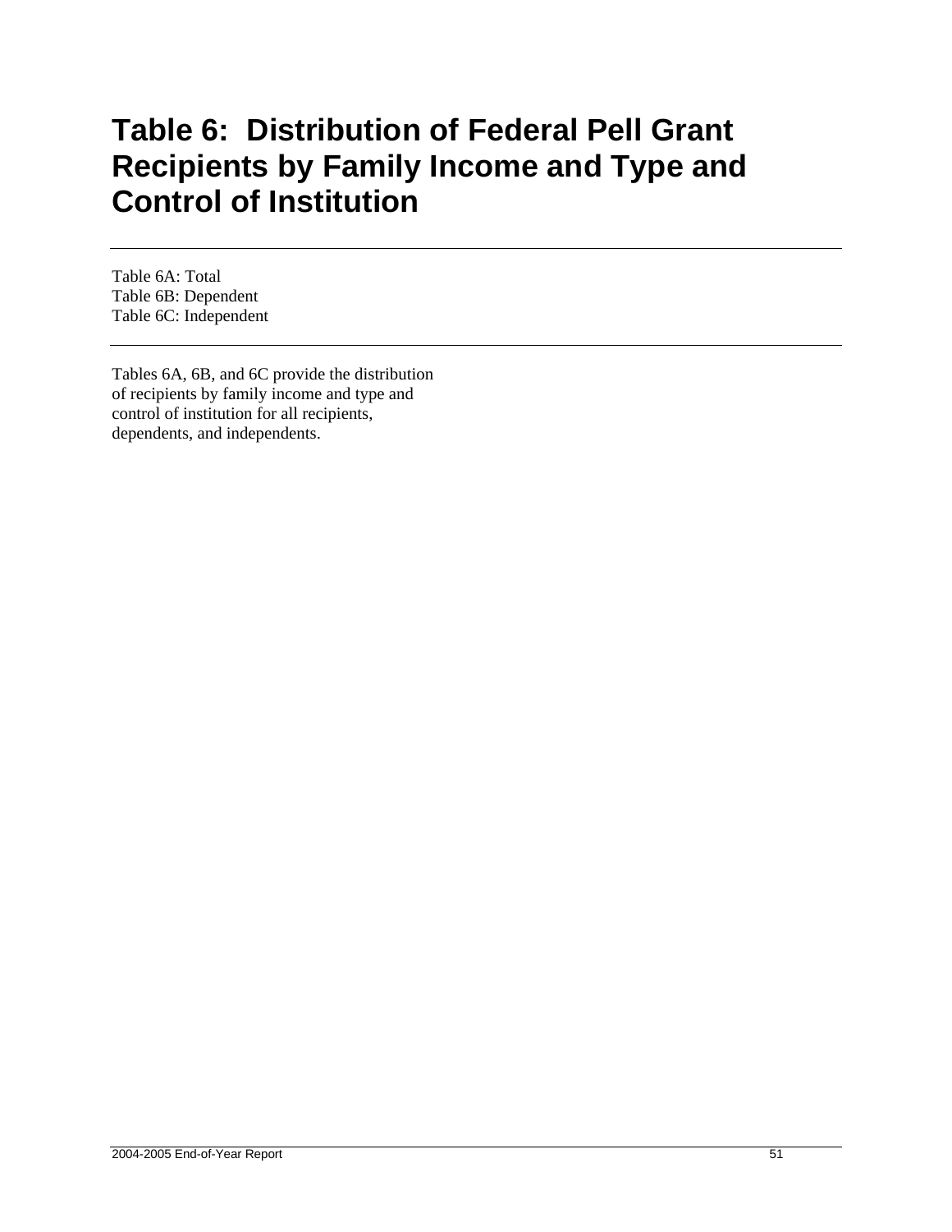# Table 6: Distribution of Federal Pell Grant Recipients by Family Income and Type and Control of Institution

Table 6A: Total
Table 6B: Dependent
Table 6C: Independent

Tables 6A, 6B, and 6C provide the distribution of recipients by family income and type and control of institution for all recipients, dependents, and independents.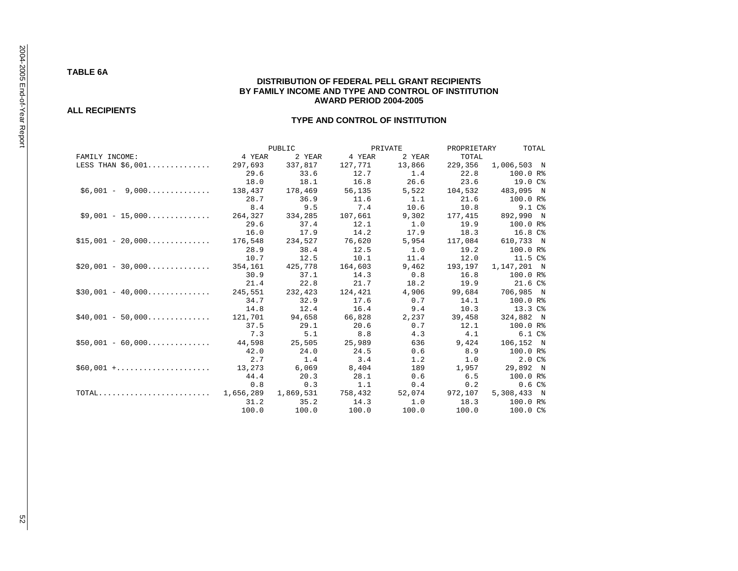**TABLE 6A**

## DISTRIBUTION OF FEDERAL PELL GRANT RECIPIENTS BY FAMILY INCOME AND TYPE AND CONTROL OF INSTITUTION AWARD PERIOD 2004-2005

**ALL RECIPIENTS**

### TYPE AND CONTROL OF INSTITUTION

| | PUBLIC | | PRIVATE | | PROPRIETARY | TOTAL | |
|---|---|---|---|---|---|---|---|
| FAMILY INCOME: | 4 YEAR | 2 YEAR | 4 YEAR | 2 YEAR | TOTAL | | |
| LESS THAN $6,001............. | 297,693 | 337,817 | 127,771 | 13,866 | 229,356 | 1,006,503 | N |
| | 29.6 | 33.6 | 12.7 | 1.4 | 22.8 | 100.0 | R% |
| | 18.0 | 18.1 | 16.8 | 26.6 | 23.6 | 19.0 | C% |
| $6,001 - 9,000............. | 138,437 | 178,469 | 56,135 | 5,522 | 104,532 | 483,095 | N |
| | 28.7 | 36.9 | 11.6 | 1.1 | 21.6 | 100.0 | R% |
| | 8.4 | 9.5 | 7.4 | 10.6 | 10.8 | 9.1 | C% |
| $9,001 - 15,000............. | 264,327 | 334,285 | 107,661 | 9,302 | 177,415 | 892,990 | N |
| | 29.6 | 37.4 | 12.1 | 1.0 | 19.9 | 100.0 | R% |
| | 16.0 | 17.9 | 14.2 | 17.9 | 18.3 | 16.8 | C% |
| $15,001 - 20,000............. | 176,548 | 234,527 | 76,620 | 5,954 | 117,084 | 610,733 | N |
| | 28.9 | 38.4 | 12.5 | 1.0 | 19.2 | 100.0 | R% |
| | 10.7 | 12.5 | 10.1 | 11.4 | 12.0 | 11.5 | C% |
| $20,001 - 30,000............. | 354,161 | 425,778 | 164,603 | 9,462 | 193,197 | 1,147,201 | N |
| | 30.9 | 37.1 | 14.3 | 0.8 | 16.8 | 100.0 | R% |
| | 21.4 | 22.8 | 21.7 | 18.2 | 19.9 | 21.6 | C% |
| $30,001 - 40,000............. | 245,551 | 232,423 | 124,421 | 4,906 | 99,684 | 706,985 | N |
| | 34.7 | 32.9 | 17.6 | 0.7 | 14.1 | 100.0 | R% |
| | 14.8 | 12.4 | 16.4 | 9.4 | 10.3 | 13.3 | C% |
| $40,001 - 50,000............. | 121,701 | 94,658 | 66,828 | 2,237 | 39,458 | 324,882 | N |
| | 37.5 | 29.1 | 20.6 | 0.7 | 12.1 | 100.0 | R% |
| | 7.3 | 5.1 | 8.8 | 4.3 | 4.1 | 6.1 | C% |
| $50,001 - 60,000............. | 44,598 | 25,505 | 25,989 | 636 | 9,424 | 106,152 | N |
| | 42.0 | 24.0 | 24.5 | 0.6 | 8.9 | 100.0 | R% |
| | 2.7 | 1.4 | 3.4 | 1.2 | 1.0 | 2.0 | C% |
| $60,001 +..................... | 13,273 | 6,069 | 8,404 | 189 | 1,957 | 29,892 | N |
| | 44.4 | 20.3 | 28.1 | 0.6 | 6.5 | 100.0 | R% |
| | 0.8 | 0.3 | 1.1 | 0.4 | 0.2 | 0.6 | C% |
| TOTAL......................... | 1,656,289 | 1,869,531 | 758,432 | 52,074 | 972,107 | 5,308,433 | N |
| | 31.2 | 35.2 | 14.3 | 1.0 | 18.3 | 100.0 | R% |
| | 100.0 | 100.0 | 100.0 | 100.0 | 100.0 | 100.0 | C% |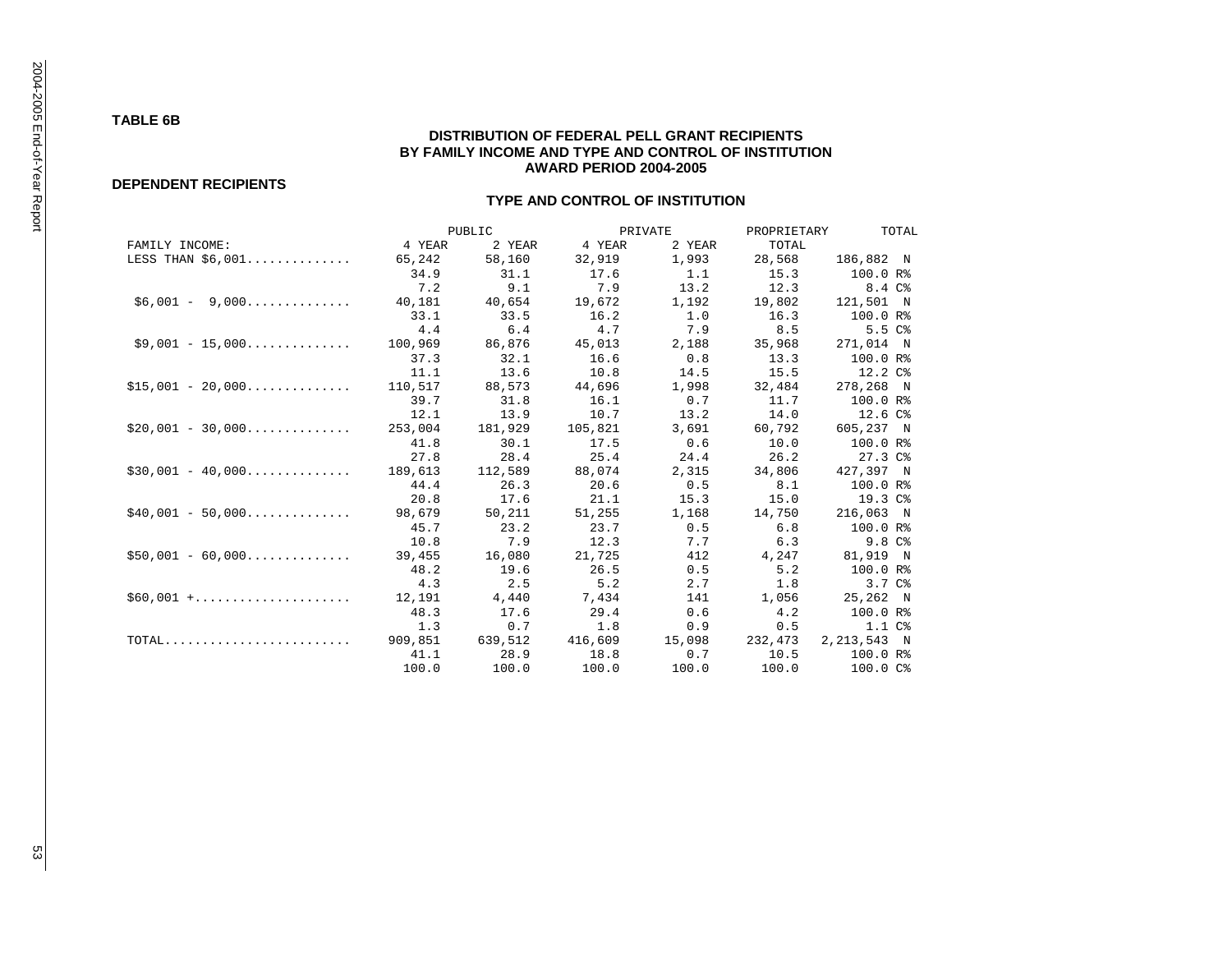**TABLE 6B**

**DISTRIBUTION OF FEDERAL PELL GRANT RECIPIENTS BY FAMILY INCOME AND TYPE AND CONTROL OF INSTITUTION AWARD PERIOD 2004-2005**

**DEPENDENT RECIPIENTS**

**TYPE AND CONTROL OF INSTITUTION**

| | PUBLIC | | PRIVATE | | PROPRIETARY | TOTAL | |
|---|---|---|---|---|---|---|---|
| FAMILY INCOME: | 4 YEAR | 2 YEAR | 4 YEAR | 2 YEAR | TOTAL | | |
| LESS THAN $6,001............. | 65,242 | 58,160 | 32,919 | 1,993 | 28,568 | 186,882 | N |
| | 34.9 | 31.1 | 17.6 | 1.1 | 15.3 | 100.0 | R% |
| | 7.2 | 9.1 | 7.9 | 13.2 | 12.3 | 8.4 | C% |
| $6,001 - 9,000............. | 40,181 | 40,654 | 19,672 | 1,192 | 19,802 | 121,501 | N |
| | 33.1 | 33.5 | 16.2 | 1.0 | 16.3 | 100.0 | R% |
| | 4.4 | 6.4 | 4.7 | 7.9 | 8.5 | 5.5 | C% |
| $9,001 - 15,000............. | 100,969 | 86,876 | 45,013 | 2,188 | 35,968 | 271,014 | N |
| | 37.3 | 32.1 | 16.6 | 0.8 | 13.3 | 100.0 | R% |
| | 11.1 | 13.6 | 10.8 | 14.5 | 15.5 | 12.2 | C% |
| $15,001 - 20,000............. | 110,517 | 88,573 | 44,696 | 1,998 | 32,484 | 278,268 | N |
| | 39.7 | 31.8 | 16.1 | 0.7 | 11.7 | 100.0 | R% |
| | 12.1 | 13.9 | 10.7 | 13.2 | 14.0 | 12.6 | C% |
| $20,001 - 30,000............. | 253,004 | 181,929 | 105,821 | 3,691 | 60,792 | 605,237 | N |
| | 41.8 | 30.1 | 17.5 | 0.6 | 10.0 | 100.0 | R% |
| | 27.8 | 28.4 | 25.4 | 24.4 | 26.2 | 27.3 | C% |
| $30,001 - 40,000............. | 189,613 | 112,589 | 88,074 | 2,315 | 34,806 | 427,397 | N |
| | 44.4 | 26.3 | 20.6 | 0.5 | 8.1 | 100.0 | R% |
| | 20.8 | 17.6 | 21.1 | 15.3 | 15.0 | 19.3 | C% |
| $40,001 - 50,000............. | 98,679 | 50,211 | 51,255 | 1,168 | 14,750 | 216,063 | N |
| | 45.7 | 23.2 | 23.7 | 0.5 | 6.8 | 100.0 | R% |
| | 10.8 | 7.9 | 12.3 | 7.7 | 6.3 | 9.8 | C% |
| $50,001 - 60,000............. | 39,455 | 16,080 | 21,725 | 412 | 4,247 | 81,919 | N |
| | 48.2 | 19.6 | 26.5 | 0.5 | 5.2 | 100.0 | R% |
| | 4.3 | 2.5 | 5.2 | 2.7 | 1.8 | 3.7 | C% |
| $60,001 +..................... | 12,191 | 4,440 | 7,434 | 141 | 1,056 | 25,262 | N |
| | 48.3 | 17.6 | 29.4 | 0.6 | 4.2 | 100.0 | R% |
| | 1.3 | 0.7 | 1.8 | 0.9 | 0.5 | 1.1 | C% |
| TOTAL......................... | 909,851 | 639,512 | 416,609 | 15,098 | 232,473 | 2,213,543 | N |
| | 41.1 | 28.9 | 18.8 | 0.7 | 10.5 | 100.0 | R% |
| | 100.0 | 100.0 | 100.0 | 100.0 | 100.0 | 100.0 | C% |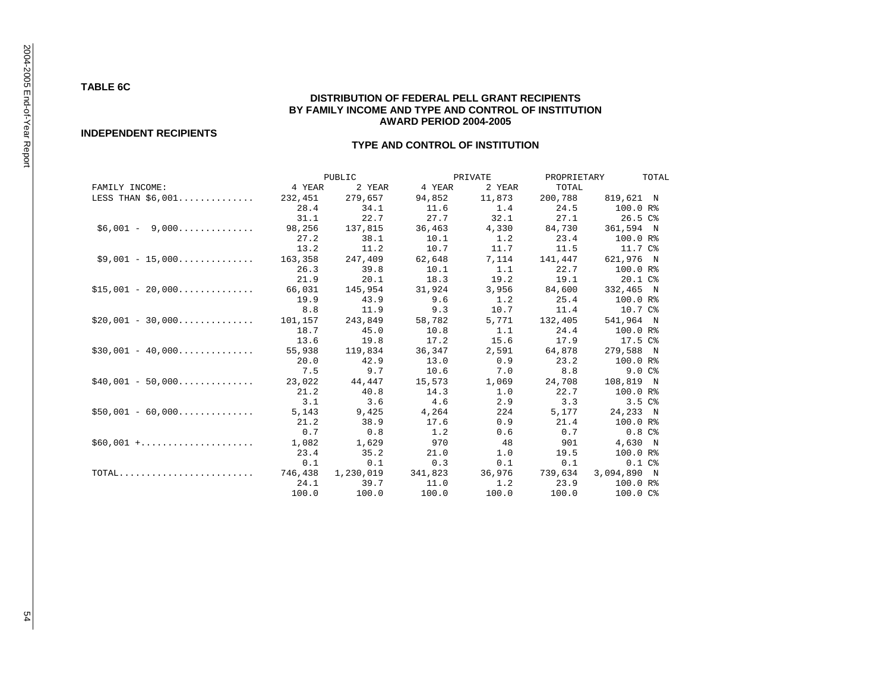**TABLE 6C**

## DISTRIBUTION OF FEDERAL PELL GRANT RECIPIENTS BY FAMILY INCOME AND TYPE AND CONTROL OF INSTITUTION AWARD PERIOD 2004-2005

**INDEPENDENT RECIPIENTS**

### TYPE AND CONTROL OF INSTITUTION

| | PUBLIC | | PRIVATE | | PROPRIETARY | TOTAL | |
|---|---|---|---|---|---|---|---|
| FAMILY INCOME: | 4 YEAR | 2 YEAR | 4 YEAR | 2 YEAR | TOTAL | | |
| LESS THAN $6,001.............. | 232,451 | 279,657 | 94,852 | 11,873 | 200,788 | 819,621 | N |
| | 28.4 | 34.1 | 11.6 | 1.4 | 24.5 | 100.0 | R% |
| | 31.1 | 22.7 | 27.7 | 32.1 | 27.1 | 26.5 | C% |
| $6,001 - 9,000.............. | 98,256 | 137,815 | 36,463 | 4,330 | 84,730 | 361,594 | N |
| | 27.2 | 38.1 | 10.1 | 1.2 | 23.4 | 100.0 | R% |
| | 13.2 | 11.2 | 10.7 | 11.7 | 11.5 | 11.7 | C% |
| $9,001 - 15,000.............. | 163,358 | 247,409 | 62,648 | 7,114 | 141,447 | 621,976 | N |
| | 26.3 | 39.8 | 10.1 | 1.1 | 22.7 | 100.0 | R% |
| | 21.9 | 20.1 | 18.3 | 19.2 | 19.1 | 20.1 | C% |
| $15,001 - 20,000.............. | 66,031 | 145,954 | 31,924 | 3,956 | 84,600 | 332,465 | N |
| | 19.9 | 43.9 | 9.6 | 1.2 | 25.4 | 100.0 | R% |
| | 8.8 | 11.9 | 9.3 | 10.7 | 11.4 | 10.7 | C% |
| $20,001 - 30,000.............. | 101,157 | 243,849 | 58,782 | 5,771 | 132,405 | 541,964 | N |
| | 18.7 | 45.0 | 10.8 | 1.1 | 24.4 | 100.0 | R% |
| | 13.6 | 19.8 | 17.2 | 15.6 | 17.9 | 17.5 | C% |
| $30,001 - 40,000.............. | 55,938 | 119,834 | 36,347 | 2,591 | 64,878 | 279,588 | N |
| | 20.0 | 42.9 | 13.0 | 0.9 | 23.2 | 100.0 | R% |
| | 7.5 | 9.7 | 10.6 | 7.0 | 8.8 | 9.0 | C% |
| $40,001 - 50,000.............. | 23,022 | 44,447 | 15,573 | 1,069 | 24,708 | 108,819 | N |
| | 21.2 | 40.8 | 14.3 | 1.0 | 22.7 | 100.0 | R% |
| | 3.1 | 3.6 | 4.6 | 2.9 | 3.3 | 3.5 | C% |
| $50,001 - 60,000.............. | 5,143 | 9,425 | 4,264 | 224 | 5,177 | 24,233 | N |
| | 21.2 | 38.9 | 17.6 | 0.9 | 21.4 | 100.0 | R% |
| | 0.7 | 0.8 | 1.2 | 0.6 | 0.7 | 0.8 | C% |
| $60,001 +..................... | 1,082 | 1,629 | 970 | 48 | 901 | 4,630 | N |
| | 23.4 | 35.2 | 21.0 | 1.0 | 19.5 | 100.0 | R% |
| | 0.1 | 0.1 | 0.3 | 0.1 | 0.1 | 0.1 | C% |
| TOTAL......................... | 746,438 | 1,230,019 | 341,823 | 36,976 | 739,634 | 3,094,890 | N |
| | 24.1 | 39.7 | 11.0 | 1.2 | 23.9 | 100.0 | R% |
| | 100.0 | 100.0 | 100.0 | 100.0 | 100.0 | 100.0 | C% |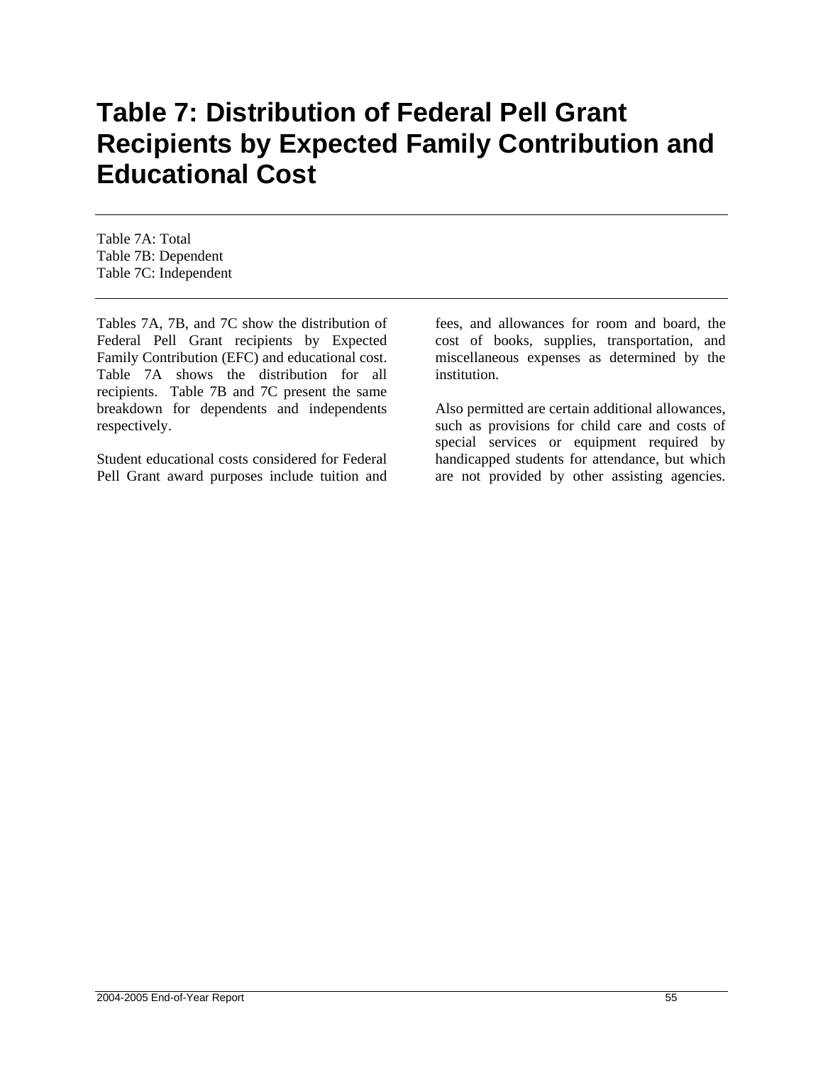# Table 7: Distribution of Federal Pell Grant Recipients by Expected Family Contribution and Educational Cost

Table 7A: Total
Table 7B: Dependent
Table 7C: Independent

Tables 7A, 7B, and 7C show the distribution of Federal Pell Grant recipients by Expected Family Contribution (EFC) and educational cost. Table 7A shows the distribution for all recipients. Table 7B and 7C present the same breakdown for dependents and independents respectively.

Student educational costs considered for Federal Pell Grant award purposes include tuition and fees, and allowances for room and board, the cost of books, supplies, transportation, and miscellaneous expenses as determined by the institution.

Also permitted are certain additional allowances, such as provisions for child care and costs of special services or equipment required by handicapped students for attendance, but which are not provided by other assisting agencies.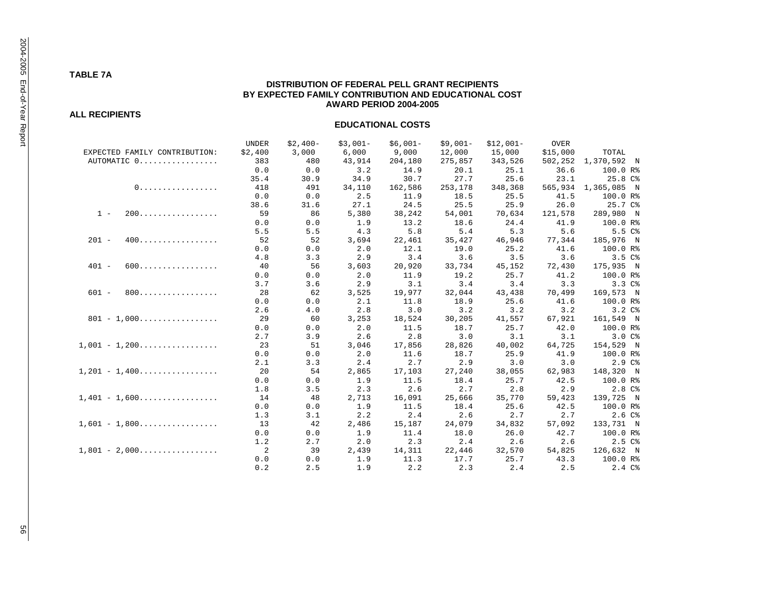**TABLE 7A**

### DISTRIBUTION OF FEDERAL PELL GRANT RECIPIENTS BY EXPECTED FAMILY CONTRIBUTION AND EDUCATIONAL COST AWARD PERIOD 2004-2005

**ALL RECIPIENTS**

**EDUCATIONAL COSTS**

| EXPECTED FAMILY CONTRIBUTION: | UNDER $2,400 | $2,400- 3,000 | $3,001- 6,000 | $6,001- 9,000 | $9,001- 12,000 | $12,001- 15,000 | OVER $15,000 | TOTAL | |
|---|---|---|---|---|---|---|---|---|---|
| AUTOMATIC 0................. | 383 | 480 | 43,914 | 204,180 | 275,857 | 343,526 | 502,252 | 1,370,592 | N |
| | 0.0 | 0.0 | 3.2 | 14.9 | 20.1 | 25.1 | 36.6 | 100.0 | R% |
| | 35.4 | 30.9 | 34.9 | 30.7 | 27.7 | 25.6 | 23.1 | 25.8 | C% |
| 0................. | 418 | 491 | 34,110 | 162,586 | 253,178 | 348,368 | 565,934 | 1,365,085 | N |
| | 0.0 | 0.0 | 2.5 | 11.9 | 18.5 | 25.5 | 41.5 | 100.0 | R% |
| | 38.6 | 31.6 | 27.1 | 24.5 | 25.5 | 25.9 | 26.0 | 25.7 | C% |
| 1 - 200................. | 59 | 86 | 5,380 | 38,242 | 54,001 | 70,634 | 121,578 | 289,980 | N |
| | 0.0 | 0.0 | 1.9 | 13.2 | 18.6 | 24.4 | 41.9 | 100.0 | R% |
| | 5.5 | 5.5 | 4.3 | 5.8 | 5.4 | 5.3 | 5.6 | 5.5 | C% |
| 201 - 400................. | 52 | 52 | 3,694 | 22,461 | 35,427 | 46,946 | 77,344 | 185,976 | N |
| | 0.0 | 0.0 | 2.0 | 12.1 | 19.0 | 25.2 | 41.6 | 100.0 | R% |
| | 4.8 | 3.3 | 2.9 | 3.4 | 3.6 | 3.5 | 3.6 | 3.5 | C% |
| 401 - 600................. | 40 | 56 | 3,603 | 20,920 | 33,734 | 45,152 | 72,430 | 175,935 | N |
| | 0.0 | 0.0 | 2.0 | 11.9 | 19.2 | 25.7 | 41.2 | 100.0 | R% |
| | 3.7 | 3.6 | 2.9 | 3.1 | 3.4 | 3.4 | 3.3 | 3.3 | C% |
| 601 - 800................. | 28 | 62 | 3,525 | 19,977 | 32,044 | 43,438 | 70,499 | 169,573 | N |
| | 0.0 | 0.0 | 2.1 | 11.8 | 18.9 | 25.6 | 41.6 | 100.0 | R% |
| | 2.6 | 4.0 | 2.8 | 3.0 | 3.2 | 3.2 | 3.2 | 3.2 | C% |
| 801 - 1,000................. | 29 | 60 | 3,253 | 18,524 | 30,205 | 41,557 | 67,921 | 161,549 | N |
| | 0.0 | 0.0 | 2.0 | 11.5 | 18.7 | 25.7 | 42.0 | 100.0 | R% |
| | 2.7 | 3.9 | 2.6 | 2.8 | 3.0 | 3.1 | 3.1 | 3.0 | C% |
| 1,001 - 1,200................. | 23 | 51 | 3,046 | 17,856 | 28,826 | 40,002 | 64,725 | 154,529 | N |
| | 0.0 | 0.0 | 2.0 | 11.6 | 18.7 | 25.9 | 41.9 | 100.0 | R% |
| | 2.1 | 3.3 | 2.4 | 2.7 | 2.9 | 3.0 | 3.0 | 2.9 | C% |
| 1,201 - 1,400................. | 20 | 54 | 2,865 | 17,103 | 27,240 | 38,055 | 62,983 | 148,320 | N |
| | 0.0 | 0.0 | 1.9 | 11.5 | 18.4 | 25.7 | 42.5 | 100.0 | R% |
| | 1.8 | 3.5 | 2.3 | 2.6 | 2.7 | 2.8 | 2.9 | 2.8 | C% |
| 1,401 - 1,600................. | 14 | 48 | 2,713 | 16,091 | 25,666 | 35,770 | 59,423 | 139,725 | N |
| | 0.0 | 0.0 | 1.9 | 11.5 | 18.4 | 25.6 | 42.5 | 100.0 | R% |
| | 1.3 | 3.1 | 2.2 | 2.4 | 2.6 | 2.7 | 2.7 | 2.6 | C% |
| 1,601 - 1,800................. | 13 | 42 | 2,486 | 15,187 | 24,079 | 34,832 | 57,092 | 133,731 | N |
| | 0.0 | 0.0 | 1.9 | 11.4 | 18.0 | 26.0 | 42.7 | 100.0 | R% |
| | 1.2 | 2.7 | 2.0 | 2.3 | 2.4 | 2.6 | 2.6 | 2.5 | C% |
| 1,801 - 2,000................. | 2 | 39 | 2,439 | 14,311 | 22,446 | 32,570 | 54,825 | 126,632 | N |
| | 0.0 | 0.0 | 1.9 | 11.3 | 17.7 | 25.7 | 43.3 | 100.0 | R% |
| | 0.2 | 2.5 | 1.9 | 2.2 | 2.3 | 2.4 | 2.5 | 2.4 | C% |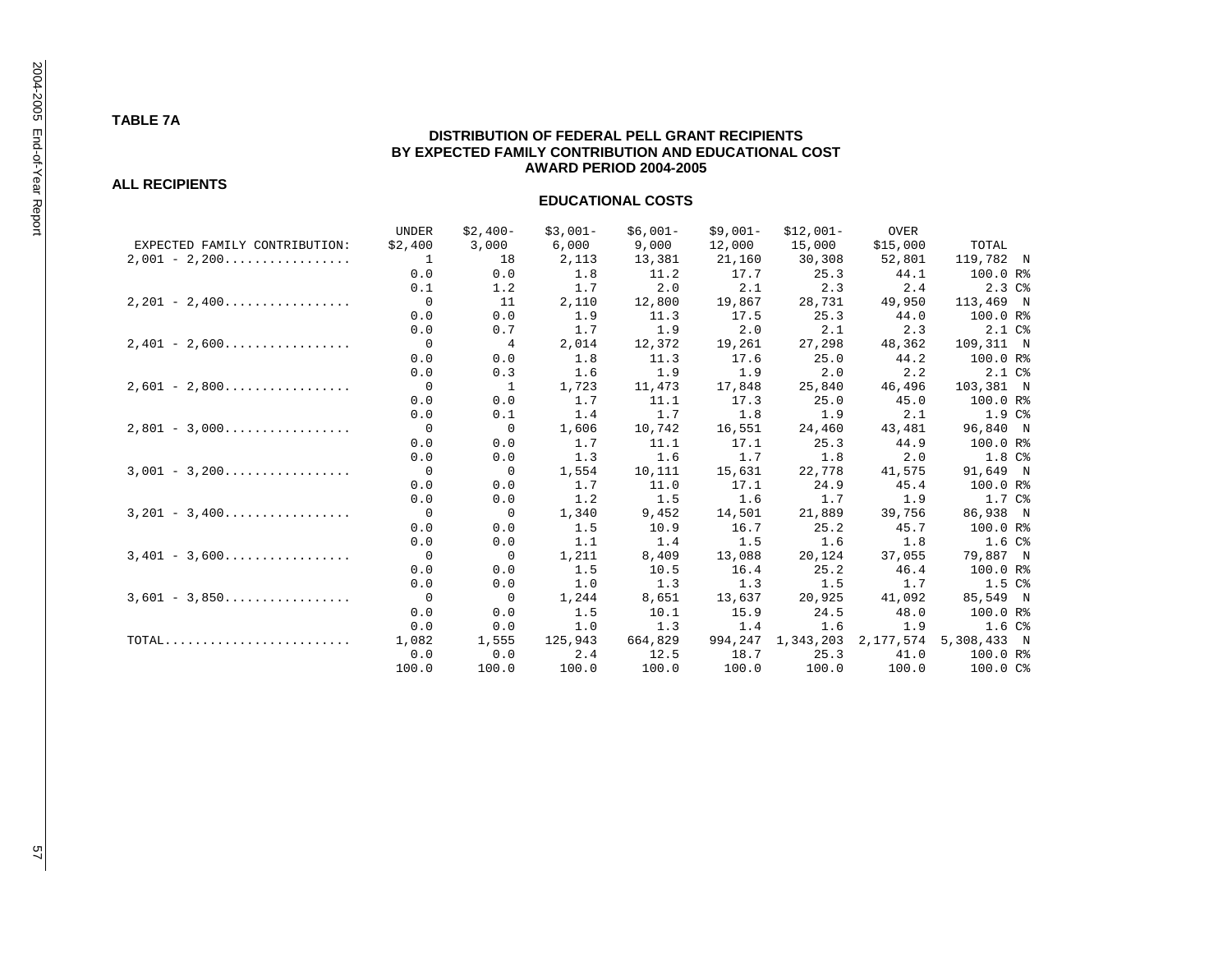**TABLE 7A**

### DISTRIBUTION OF FEDERAL PELL GRANT RECIPIENTS BY EXPECTED FAMILY CONTRIBUTION AND EDUCATIONAL COST AWARD PERIOD 2004-2005

**ALL RECIPIENTS**

**EDUCATIONAL COSTS**

| EXPECTED FAMILY CONTRIBUTION: | UNDER $2,400 | $2,400- 3,000 | $3,001- 6,000 | $6,001- 9,000 | $9,001- 12,000 | $12,001- 15,000 | OVER $15,000 | TOTAL | |
|---|---|---|---|---|---|---|---|---|---|
| 2,001 - 2,200................. | 1 | 18 | 2,113 | 13,381 | 21,160 | 30,308 | 52,801 | 119,782 | N |
| | 0.0 | 0.0 | 1.8 | 11.2 | 17.7 | 25.3 | 44.1 | 100.0 | R% |
| | 0.1 | 1.2 | 1.7 | 2.0 | 2.1 | 2.3 | 2.4 | 2.3 | C% |
| 2,201 - 2,400................. | 0 | 11 | 2,110 | 12,800 | 19,867 | 28,731 | 49,950 | 113,469 | N |
| | 0.0 | 0.0 | 1.9 | 11.3 | 17.5 | 25.3 | 44.0 | 100.0 | R% |
| | 0.0 | 0.7 | 1.7 | 1.9 | 2.0 | 2.1 | 2.3 | 2.1 | C% |
| 2,401 - 2,600................. | 0 | 4 | 2,014 | 12,372 | 19,261 | 27,298 | 48,362 | 109,311 | N |
| | 0.0 | 0.0 | 1.8 | 11.3 | 17.6 | 25.0 | 44.2 | 100.0 | R% |
| | 0.0 | 0.3 | 1.6 | 1.9 | 1.9 | 2.0 | 2.2 | 2.1 | C% |
| 2,601 - 2,800................. | 0 | 1 | 1,723 | 11,473 | 17,848 | 25,840 | 46,496 | 103,381 | N |
| | 0.0 | 0.0 | 1.7 | 11.1 | 17.3 | 25.0 | 45.0 | 100.0 | R% |
| | 0.0 | 0.1 | 1.4 | 1.7 | 1.8 | 1.9 | 2.1 | 1.9 | C% |
| 2,801 - 3,000................. | 0 | 0 | 1,606 | 10,742 | 16,551 | 24,460 | 43,481 | 96,840 | N |
| | 0.0 | 0.0 | 1.7 | 11.1 | 17.1 | 25.3 | 44.9 | 100.0 | R% |
| | 0.0 | 0.0 | 1.3 | 1.6 | 1.7 | 1.8 | 2.0 | 1.8 | C% |
| 3,001 - 3,200................. | 0 | 0 | 1,554 | 10,111 | 15,631 | 22,778 | 41,575 | 91,649 | N |
| | 0.0 | 0.0 | 1.7 | 11.0 | 17.1 | 24.9 | 45.4 | 100.0 | R% |
| | 0.0 | 0.0 | 1.2 | 1.5 | 1.6 | 1.7 | 1.9 | 1.7 | C% |
| 3,201 - 3,400................. | 0 | 0 | 1,340 | 9,452 | 14,501 | 21,889 | 39,756 | 86,938 | N |
| | 0.0 | 0.0 | 1.5 | 10.9 | 16.7 | 25.2 | 45.7 | 100.0 | R% |
| | 0.0 | 0.0 | 1.1 | 1.4 | 1.5 | 1.6 | 1.8 | 1.6 | C% |
| 3,401 - 3,600................. | 0 | 0 | 1,211 | 8,409 | 13,088 | 20,124 | 37,055 | 79,887 | N |
| | 0.0 | 0.0 | 1.5 | 10.5 | 16.4 | 25.2 | 46.4 | 100.0 | R% |
| | 0.0 | 0.0 | 1.0 | 1.3 | 1.3 | 1.5 | 1.7 | 1.5 | C% |
| 3,601 - 3,850................. | 0 | 0 | 1,244 | 8,651 | 13,637 | 20,925 | 41,092 | 85,549 | N |
| | 0.0 | 0.0 | 1.5 | 10.1 | 15.9 | 24.5 | 48.0 | 100.0 | R% |
| | 0.0 | 0.0 | 1.0 | 1.3 | 1.4 | 1.6 | 1.9 | 1.6 | C% |
| TOTAL......................... | 1,082 | 1,555 | 125,943 | 664,829 | 994,247 | 1,343,203 | 2,177,574 | 5,308,433 | N |
| | 0.0 | 0.0 | 2.4 | 12.5 | 18.7 | 25.3 | 41.0 | 100.0 | R% |
| | 100.0 | 100.0 | 100.0 | 100.0 | 100.0 | 100.0 | 100.0 | 100.0 | C% |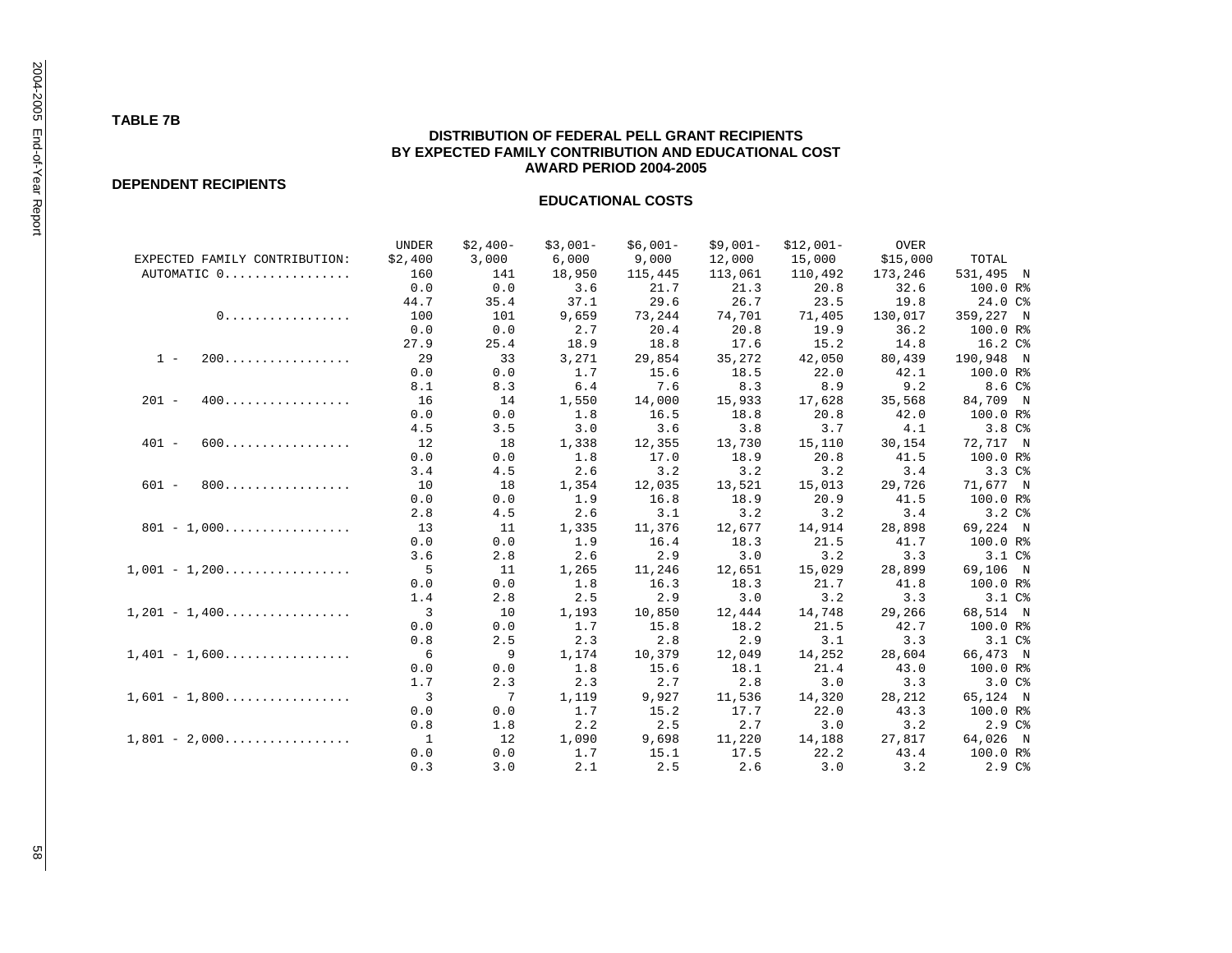**TABLE 7B**

## DISTRIBUTION OF FEDERAL PELL GRANT RECIPIENTS BY EXPECTED FAMILY CONTRIBUTION AND EDUCATIONAL COST AWARD PERIOD 2004-2005

**DEPENDENT RECIPIENTS**

**EDUCATIONAL COSTS**

| EXPECTED FAMILY CONTRIBUTION: | UNDER $2,400 | $2,400- 3,000 | $3,001- 6,000 | $6,001- 9,000 | $9,001- 12,000 | $12,001- 15,000 | OVER $15,000 | TOTAL | |
|---|---|---|---|---|---|---|---|---|---|
| AUTOMATIC 0................. | 160 | 141 | 18,950 | 115,445 | 113,061 | 110,492 | 173,246 | 531,495 | N |
| | 0.0 | 0.0 | 3.6 | 21.7 | 21.3 | 20.8 | 32.6 | 100.0 | R% |
| | 44.7 | 35.4 | 37.1 | 29.6 | 26.7 | 23.5 | 19.8 | 24.0 | C% |
| 0................. | 100 | 101 | 9,659 | 73,244 | 74,701 | 71,405 | 130,017 | 359,227 | N |
| | 0.0 | 0.0 | 2.7 | 20.4 | 20.8 | 19.9 | 36.2 | 100.0 | R% |
| | 27.9 | 25.4 | 18.9 | 18.8 | 17.6 | 15.2 | 14.8 | 16.2 | C% |
| 1 - 200................. | 29 | 33 | 3,271 | 29,854 | 35,272 | 42,050 | 80,439 | 190,948 | N |
| | 0.0 | 0.0 | 1.7 | 15.6 | 18.5 | 22.0 | 42.1 | 100.0 | R% |
| | 8.1 | 8.3 | 6.4 | 7.6 | 8.3 | 8.9 | 9.2 | 8.6 | C% |
| 201 - 400................. | 16 | 14 | 1,550 | 14,000 | 15,933 | 17,628 | 35,568 | 84,709 | N |
| | 0.0 | 0.0 | 1.8 | 16.5 | 18.8 | 20.8 | 42.0 | 100.0 | R% |
| | 4.5 | 3.5 | 3.0 | 3.6 | 3.8 | 3.7 | 4.1 | 3.8 | C% |
| 401 - 600................. | 12 | 18 | 1,338 | 12,355 | 13,730 | 15,110 | 30,154 | 72,717 | N |
| | 0.0 | 0.0 | 1.8 | 17.0 | 18.9 | 20.8 | 41.5 | 100.0 | R% |
| | 3.4 | 4.5 | 2.6 | 3.2 | 3.2 | 3.2 | 3.4 | 3.3 | C% |
| 601 - 800................. | 10 | 18 | 1,354 | 12,035 | 13,521 | 15,013 | 29,726 | 71,677 | N |
| | 0.0 | 0.0 | 1.9 | 16.8 | 18.9 | 20.9 | 41.5 | 100.0 | R% |
| | 2.8 | 4.5 | 2.6 | 3.1 | 3.2 | 3.2 | 3.4 | 3.2 | C% |
| 801 - 1,000................. | 13 | 11 | 1,335 | 11,376 | 12,677 | 14,914 | 28,898 | 69,224 | N |
| | 0.0 | 0.0 | 1.9 | 16.4 | 18.3 | 21.5 | 41.7 | 100.0 | R% |
| | 3.6 | 2.8 | 2.6 | 2.9 | 3.0 | 3.2 | 3.3 | 3.1 | C% |
| 1,001 - 1,200................. | 5 | 11 | 1,265 | 11,246 | 12,651 | 15,029 | 28,899 | 69,106 | N |
| | 0.0 | 0.0 | 1.8 | 16.3 | 18.3 | 21.7 | 41.8 | 100.0 | R% |
| | 1.4 | 2.8 | 2.5 | 2.9 | 3.0 | 3.2 | 3.3 | 3.1 | C% |
| 1,201 - 1,400................. | 3 | 10 | 1,193 | 10,850 | 12,444 | 14,748 | 29,266 | 68,514 | N |
| | 0.0 | 0.0 | 1.7 | 15.8 | 18.2 | 21.5 | 42.7 | 100.0 | R% |
| | 0.8 | 2.5 | 2.3 | 2.8 | 2.9 | 3.1 | 3.3 | 3.1 | C% |
| 1,401 - 1,600................. | 6 | 9 | 1,174 | 10,379 | 12,049 | 14,252 | 28,604 | 66,473 | N |
| | 0.0 | 0.0 | 1.8 | 15.6 | 18.1 | 21.4 | 43.0 | 100.0 | R% |
| | 1.7 | 2.3 | 2.3 | 2.7 | 2.8 | 3.0 | 3.3 | 3.0 | C% |
| 1,601 - 1,800................. | 3 | 7 | 1,119 | 9,927 | 11,536 | 14,320 | 28,212 | 65,124 | N |
| | 0.0 | 0.0 | 1.7 | 15.2 | 17.7 | 22.0 | 43.3 | 100.0 | R% |
| | 0.8 | 1.8 | 2.2 | 2.5 | 2.7 | 3.0 | 3.2 | 2.9 | C% |
| 1,801 - 2,000................. | 1 | 12 | 1,090 | 9,698 | 11,220 | 14,188 | 27,817 | 64,026 | N |
| | 0.0 | 0.0 | 1.7 | 15.1 | 17.5 | 22.2 | 43.4 | 100.0 | R% |
| | 0.3 | 3.0 | 2.1 | 2.5 | 2.6 | 3.0 | 3.2 | 2.9 | C% |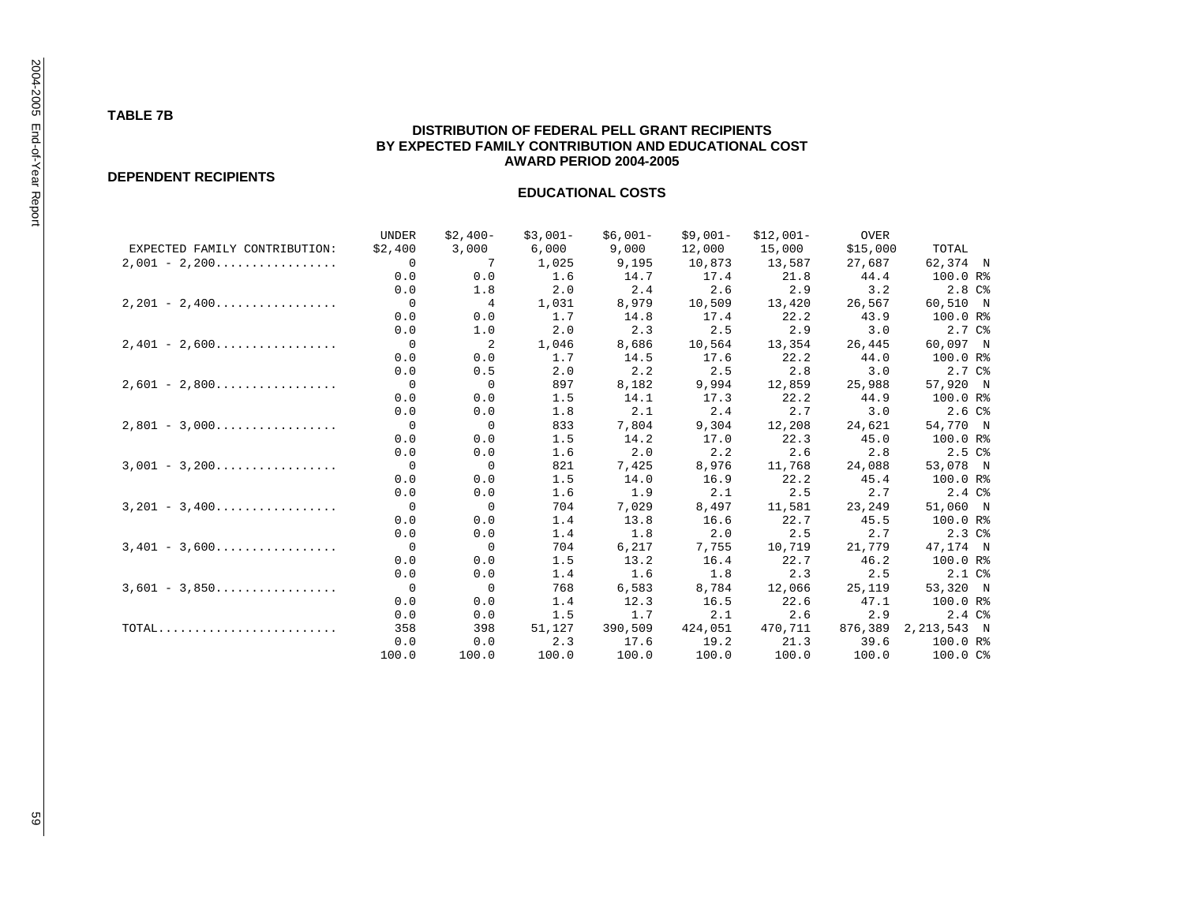**TABLE 7B**

**DISTRIBUTION OF FEDERAL PELL GRANT RECIPIENTS**
**BY EXPECTED FAMILY CONTRIBUTION AND EDUCATIONAL COST**
**AWARD PERIOD 2004-2005**

**DEPENDENT RECIPIENTS**

**EDUCATIONAL COSTS**

| EXPECTED FAMILY CONTRIBUTION: | UNDER $2,400 | $2,400- 3,000 | $3,001- 6,000 | $6,001- 9,000 | $9,001- 12,000 | $12,001- 15,000 | OVER $15,000 | TOTAL | |
|---|---|---|---|---|---|---|---|---|---|
| 2,001 - 2,200................. | 0 | 7 | 1,025 | 9,195 | 10,873 | 13,587 | 27,687 | 62,374 | N |
| | 0.0 | 0.0 | 1.6 | 14.7 | 17.4 | 21.8 | 44.4 | 100.0 | R% |
| | 0.0 | 1.8 | 2.0 | 2.4 | 2.6 | 2.9 | 3.2 | 2.8 | C% |
| 2,201 - 2,400................. | 0 | 4 | 1,031 | 8,979 | 10,509 | 13,420 | 26,567 | 60,510 | N |
| | 0.0 | 0.0 | 1.7 | 14.8 | 17.4 | 22.2 | 43.9 | 100.0 | R% |
| | 0.0 | 1.0 | 2.0 | 2.3 | 2.5 | 2.9 | 3.0 | 2.7 | C% |
| 2,401 - 2,600................. | 0 | 2 | 1,046 | 8,686 | 10,564 | 13,354 | 26,445 | 60,097 | N |
| | 0.0 | 0.0 | 1.7 | 14.5 | 17.6 | 22.2 | 44.0 | 100.0 | R% |
| | 0.0 | 0.5 | 2.0 | 2.2 | 2.5 | 2.8 | 3.0 | 2.7 | C% |
| 2,601 - 2,800................. | 0 | 0 | 897 | 8,182 | 9,994 | 12,859 | 25,988 | 57,920 | N |
| | 0.0 | 0.0 | 1.5 | 14.1 | 17.3 | 22.2 | 44.9 | 100.0 | R% |
| | 0.0 | 0.0 | 1.8 | 2.1 | 2.4 | 2.7 | 3.0 | 2.6 | C% |
| 2,801 - 3,000................. | 0 | 0 | 833 | 7,804 | 9,304 | 12,208 | 24,621 | 54,770 | N |
| | 0.0 | 0.0 | 1.5 | 14.2 | 17.0 | 22.3 | 45.0 | 100.0 | R% |
| | 0.0 | 0.0 | 1.6 | 2.0 | 2.2 | 2.6 | 2.8 | 2.5 | C% |
| 3,001 - 3,200................. | 0 | 0 | 821 | 7,425 | 8,976 | 11,768 | 24,088 | 53,078 | N |
| | 0.0 | 0.0 | 1.5 | 14.0 | 16.9 | 22.2 | 45.4 | 100.0 | R% |
| | 0.0 | 0.0 | 1.6 | 1.9 | 2.1 | 2.5 | 2.7 | 2.4 | C% |
| 3,201 - 3,400................. | 0 | 0 | 704 | 7,029 | 8,497 | 11,581 | 23,249 | 51,060 | N |
| | 0.0 | 0.0 | 1.4 | 13.8 | 16.6 | 22.7 | 45.5 | 100.0 | R% |
| | 0.0 | 0.0 | 1.4 | 1.8 | 2.0 | 2.5 | 2.7 | 2.3 | C% |
| 3,401 - 3,600................. | 0 | 0 | 704 | 6,217 | 7,755 | 10,719 | 21,779 | 47,174 | N |
| | 0.0 | 0.0 | 1.5 | 13.2 | 16.4 | 22.7 | 46.2 | 100.0 | R% |
| | 0.0 | 0.0 | 1.4 | 1.6 | 1.8 | 2.3 | 2.5 | 2.1 | C% |
| 3,601 - 3,850................. | 0 | 0 | 768 | 6,583 | 8,784 | 12,066 | 25,119 | 53,320 | N |
| | 0.0 | 0.0 | 1.4 | 12.3 | 16.5 | 22.6 | 47.1 | 100.0 | R% |
| | 0.0 | 0.0 | 1.5 | 1.7 | 2.1 | 2.6 | 2.9 | 2.4 | C% |
| TOTAL......................... | 358 | 398 | 51,127 | 390,509 | 424,051 | 470,711 | 876,389 | 2,213,543 | N |
| | 0.0 | 0.0 | 2.3 | 17.6 | 19.2 | 21.3 | 39.6 | 100.0 | R% |
| | 100.0 | 100.0 | 100.0 | 100.0 | 100.0 | 100.0 | 100.0 | 100.0 | C% |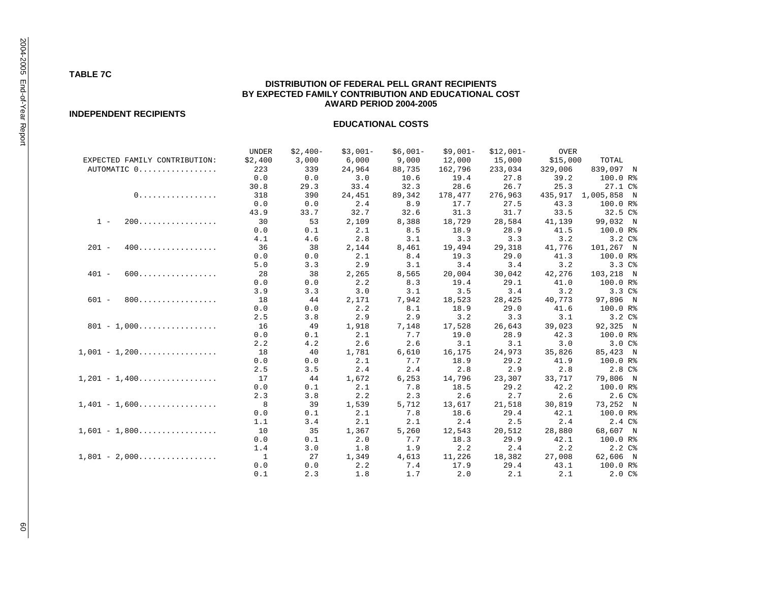**TABLE 7C**

### DISTRIBUTION OF FEDERAL PELL GRANT RECIPIENTS BY EXPECTED FAMILY CONTRIBUTION AND EDUCATIONAL COST AWARD PERIOD 2004-2005

**INDEPENDENT RECIPIENTS**

**EDUCATIONAL COSTS**

| EXPECTED FAMILY CONTRIBUTION: | UNDER $2,400 | $2,400- 3,000 | $3,001- 6,000 | $6,001- 9,000 | $9,001- 12,000 | $12,001- 15,000 | OVER $15,000 | TOTAL | |
|---|---|---|---|---|---|---|---|---|---|
| AUTOMATIC 0 | 223 | 339 | 24,964 | 88,735 | 162,796 | 233,034 | 329,006 | 839,097 | N |
| | 0.0 | 0.0 | 3.0 | 10.6 | 19.4 | 27.8 | 39.2 | 100.0 | R% |
| | 30.8 | 29.3 | 33.4 | 32.3 | 28.6 | 26.7 | 25.3 | 27.1 | C% |
| 0 | 318 | 390 | 24,451 | 89,342 | 178,477 | 276,963 | 435,917 | 1,005,858 | N |
| | 0.0 | 0.0 | 2.4 | 8.9 | 17.7 | 27.5 | 43.3 | 100.0 | R% |
| | 43.9 | 33.7 | 32.7 | 32.6 | 31.3 | 31.7 | 33.5 | 32.5 | C% |
| 1 - 200 | 30 | 53 | 2,109 | 8,388 | 18,729 | 28,584 | 41,139 | 99,032 | N |
| | 0.0 | 0.1 | 2.1 | 8.5 | 18.9 | 28.9 | 41.5 | 100.0 | R% |
| | 4.1 | 4.6 | 2.8 | 3.1 | 3.3 | 3.3 | 3.2 | 3.2 | C% |
| 201 - 400 | 36 | 38 | 2,144 | 8,461 | 19,494 | 29,318 | 41,776 | 101,267 | N |
| | 0.0 | 0.0 | 2.1 | 8.4 | 19.3 | 29.0 | 41.3 | 100.0 | R% |
| | 5.0 | 3.3 | 2.9 | 3.1 | 3.4 | 3.4 | 3.2 | 3.3 | C% |
| 401 - 600 | 28 | 38 | 2,265 | 8,565 | 20,004 | 30,042 | 42,276 | 103,218 | N |
| | 0.0 | 0.0 | 2.2 | 8.3 | 19.4 | 29.1 | 41.0 | 100.0 | R% |
| | 3.9 | 3.3 | 3.0 | 3.1 | 3.5 | 3.4 | 3.2 | 3.3 | C% |
| 601 - 800 | 18 | 44 | 2,171 | 7,942 | 18,523 | 28,425 | 40,773 | 97,896 | N |
| | 0.0 | 0.0 | 2.2 | 8.1 | 18.9 | 29.0 | 41.6 | 100.0 | R% |
| | 2.5 | 3.8 | 2.9 | 2.9 | 3.2 | 3.3 | 3.1 | 3.2 | C% |
| 801 - 1,000 | 16 | 49 | 1,918 | 7,148 | 17,528 | 26,643 | 39,023 | 92,325 | N |
| | 0.0 | 0.1 | 2.1 | 7.7 | 19.0 | 28.9 | 42.3 | 100.0 | R% |
| | 2.2 | 4.2 | 2.6 | 2.6 | 3.1 | 3.1 | 3.0 | 3.0 | C% |
| 1,001 - 1,200 | 18 | 40 | 1,781 | 6,610 | 16,175 | 24,973 | 35,826 | 85,423 | N |
| | 0.0 | 0.0 | 2.1 | 7.7 | 18.9 | 29.2 | 41.9 | 100.0 | R% |
| | 2.5 | 3.5 | 2.4 | 2.4 | 2.8 | 2.9 | 2.8 | 2.8 | C% |
| 1,201 - 1,400 | 17 | 44 | 1,672 | 6,253 | 14,796 | 23,307 | 33,717 | 79,806 | N |
| | 0.0 | 0.1 | 2.1 | 7.8 | 18.5 | 29.2 | 42.2 | 100.0 | R% |
| | 2.3 | 3.8 | 2.2 | 2.3 | 2.6 | 2.7 | 2.6 | 2.6 | C% |
| 1,401 - 1,600 | 8 | 39 | 1,539 | 5,712 | 13,617 | 21,518 | 30,819 | 73,252 | N |
| | 0.0 | 0.1 | 2.1 | 7.8 | 18.6 | 29.4 | 42.1 | 100.0 | R% |
| | 1.1 | 3.4 | 2.1 | 2.1 | 2.4 | 2.5 | 2.4 | 2.4 | C% |
| 1,601 - 1,800 | 10 | 35 | 1,367 | 5,260 | 12,543 | 20,512 | 28,880 | 68,607 | N |
| | 0.0 | 0.1 | 2.0 | 7.7 | 18.3 | 29.9 | 42.1 | 100.0 | R% |
| | 1.4 | 3.0 | 1.8 | 1.9 | 2.2 | 2.4 | 2.2 | 2.2 | C% |
| 1,801 - 2,000 | 1 | 27 | 1,349 | 4,613 | 11,226 | 18,382 | 27,008 | 62,606 | N |
| | 0.0 | 0.0 | 2.2 | 7.4 | 17.9 | 29.4 | 43.1 | 100.0 | R% |
| | 0.1 | 2.3 | 1.8 | 1.7 | 2.0 | 2.1 | 2.1 | 2.0 | C% |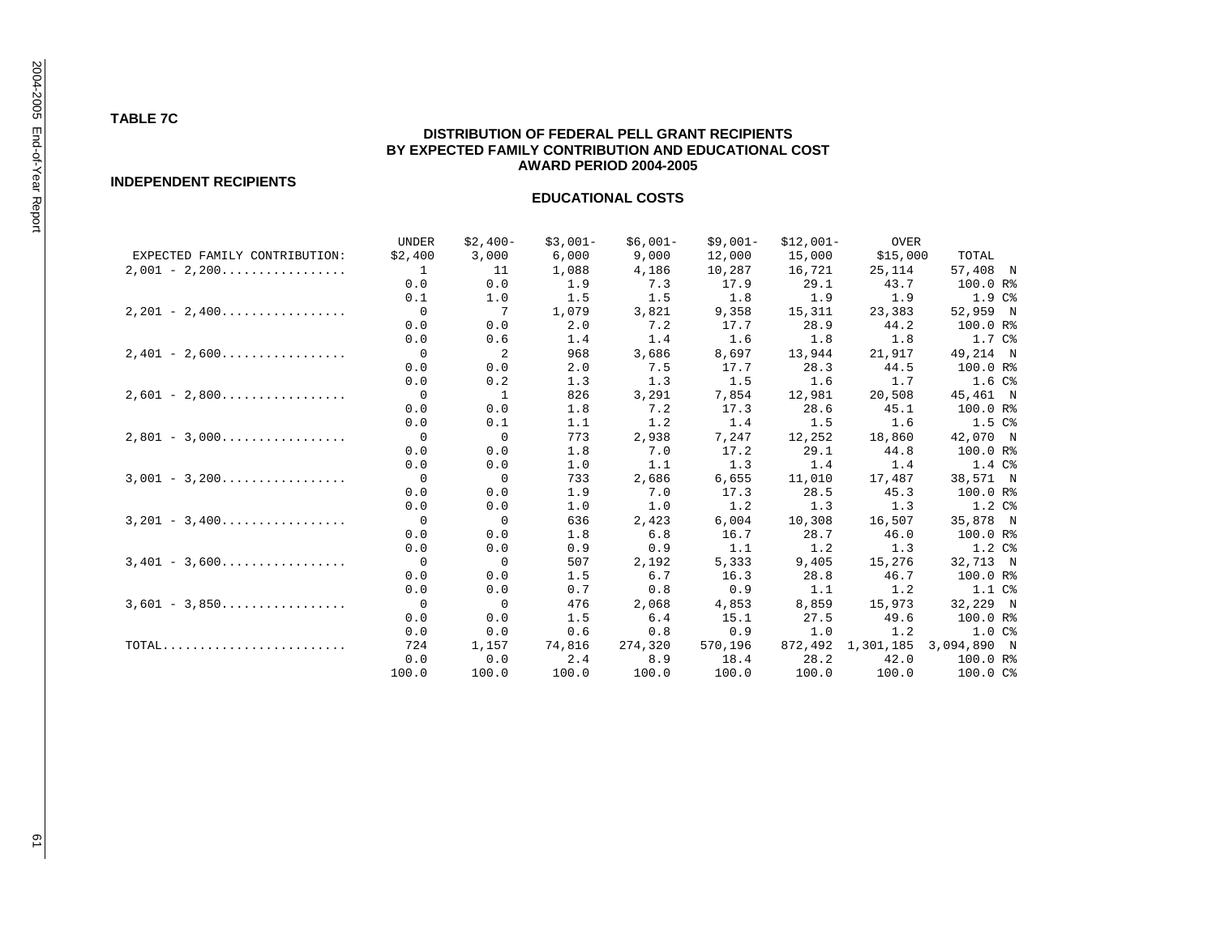**TABLE 7C**

**DISTRIBUTION OF FEDERAL PELL GRANT RECIPIENTS BY EXPECTED FAMILY CONTRIBUTION AND EDUCATIONAL COST AWARD PERIOD 2004-2005**

**INDEPENDENT RECIPIENTS**

**EDUCATIONAL COSTS**

| EXPECTED FAMILY CONTRIBUTION: | UNDER $2,400 | $2,400- 3,000 | $3,001- 6,000 | $6,001- 9,000 | $9,001- 12,000 | $12,001- 15,000 | OVER $15,000 | TOTAL | |
|---|---|---|---|---|---|---|---|---|---|
| 2,001 - 2,200................. | 1 | 11 | 1,088 | 4,186 | 10,287 | 16,721 | 25,114 | 57,408 | N |
| | 0.0 | 0.0 | 1.9 | 7.3 | 17.9 | 29.1 | 43.7 | 100.0 | R% |
| | 0.1 | 1.0 | 1.5 | 1.5 | 1.8 | 1.9 | 1.9 | 1.9 | C% |
| 2,201 - 2,400................. | 0 | 7 | 1,079 | 3,821 | 9,358 | 15,311 | 23,383 | 52,959 | N |
| | 0.0 | 0.0 | 2.0 | 7.2 | 17.7 | 28.9 | 44.2 | 100.0 | R% |
| | 0.0 | 0.6 | 1.4 | 1.4 | 1.6 | 1.8 | 1.8 | 1.7 | C% |
| 2,401 - 2,600................. | 0 | 2 | 968 | 3,686 | 8,697 | 13,944 | 21,917 | 49,214 | N |
| | 0.0 | 0.0 | 2.0 | 7.5 | 17.7 | 28.3 | 44.5 | 100.0 | R% |
| | 0.0 | 0.2 | 1.3 | 1.3 | 1.5 | 1.6 | 1.7 | 1.6 | C% |
| 2,601 - 2,800................. | 0 | 1 | 826 | 3,291 | 7,854 | 12,981 | 20,508 | 45,461 | N |
| | 0.0 | 0.0 | 1.8 | 7.2 | 17.3 | 28.6 | 45.1 | 100.0 | R% |
| | 0.0 | 0.1 | 1.1 | 1.2 | 1.4 | 1.5 | 1.6 | 1.5 | C% |
| 2,801 - 3,000................. | 0 | 0 | 773 | 2,938 | 7,247 | 12,252 | 18,860 | 42,070 | N |
| | 0.0 | 0.0 | 1.8 | 7.0 | 17.2 | 29.1 | 44.8 | 100.0 | R% |
| | 0.0 | 0.0 | 1.0 | 1.1 | 1.3 | 1.4 | 1.4 | 1.4 | C% |
| 3,001 - 3,200................. | 0 | 0 | 733 | 2,686 | 6,655 | 11,010 | 17,487 | 38,571 | N |
| | 0.0 | 0.0 | 1.9 | 7.0 | 17.3 | 28.5 | 45.3 | 100.0 | R% |
| | 0.0 | 0.0 | 1.0 | 1.0 | 1.2 | 1.3 | 1.3 | 1.2 | C% |
| 3,201 - 3,400................. | 0 | 0 | 636 | 2,423 | 6,004 | 10,308 | 16,507 | 35,878 | N |
| | 0.0 | 0.0 | 1.8 | 6.8 | 16.7 | 28.7 | 46.0 | 100.0 | R% |
| | 0.0 | 0.0 | 0.9 | 0.9 | 1.1 | 1.2 | 1.3 | 1.2 | C% |
| 3,401 - 3,600................. | 0 | 0 | 507 | 2,192 | 5,333 | 9,405 | 15,276 | 32,713 | N |
| | 0.0 | 0.0 | 1.5 | 6.7 | 16.3 | 28.8 | 46.7 | 100.0 | R% |
| | 0.0 | 0.0 | 0.7 | 0.8 | 0.9 | 1.1 | 1.2 | 1.1 | C% |
| 3,601 - 3,850................. | 0 | 0 | 476 | 2,068 | 4,853 | 8,859 | 15,973 | 32,229 | N |
| | 0.0 | 0.0 | 1.5 | 6.4 | 15.1 | 27.5 | 49.6 | 100.0 | R% |
| | 0.0 | 0.0 | 0.6 | 0.8 | 0.9 | 1.0 | 1.2 | 1.0 | C% |
| TOTAL......................... | 724 | 1,157 | 74,816 | 274,320 | 570,196 | 872,492 | 1,301,185 | 3,094,890 | N |
| | 0.0 | 0.0 | 2.4 | 8.9 | 18.4 | 28.2 | 42.0 | 100.0 | R% |
| | 100.0 | 100.0 | 100.0 | 100.0 | 100.0 | 100.0 | 100.0 | 100.0 | C% |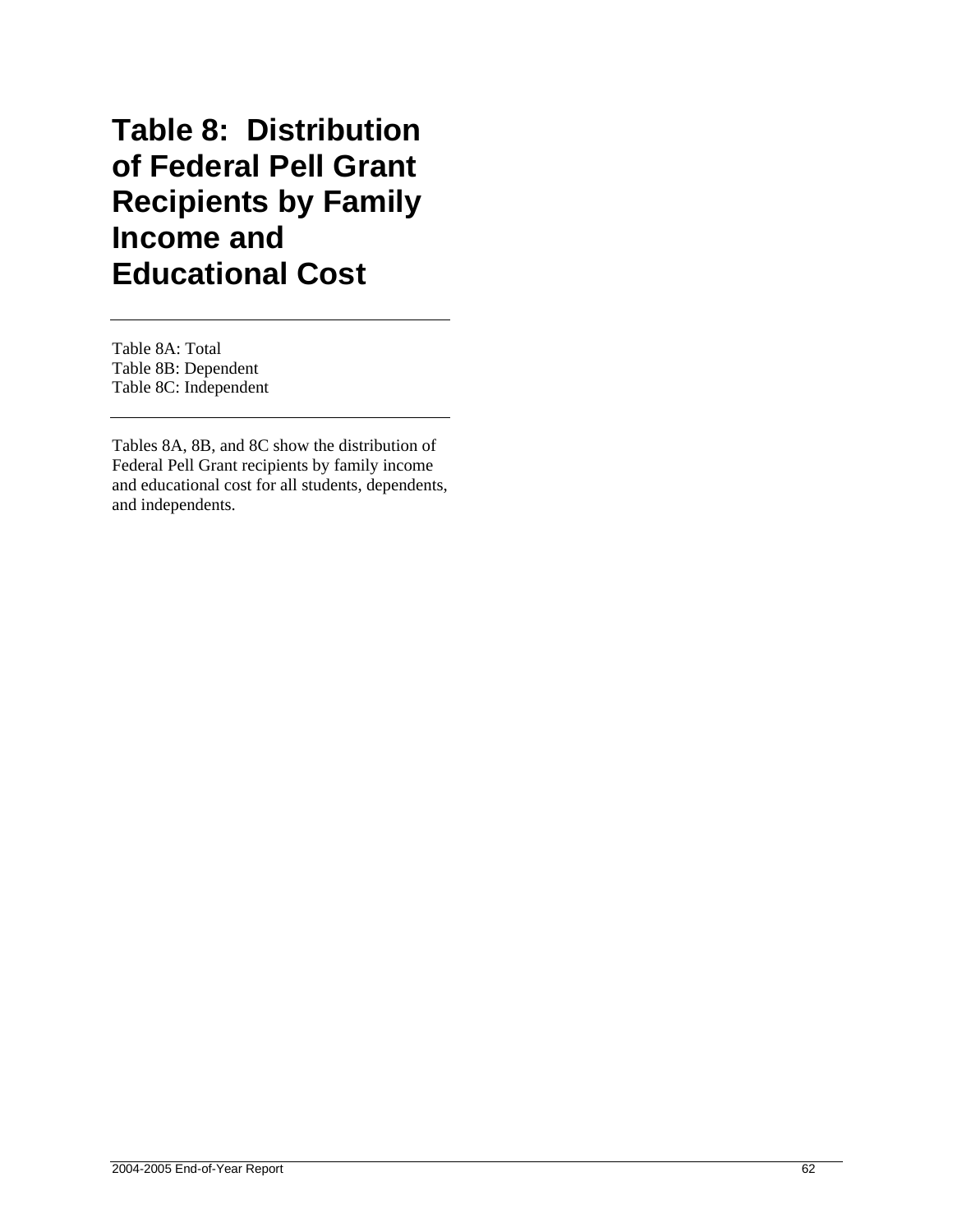# Table 8: Distribution of Federal Pell Grant Recipients by Family Income and Educational Cost

---

Table 8A: Total
Table 8B: Dependent
Table 8C: Independent

---

Tables 8A, 8B, and 8C show the distribution of Federal Pell Grant recipients by family income and educational cost for all students, dependents, and independents.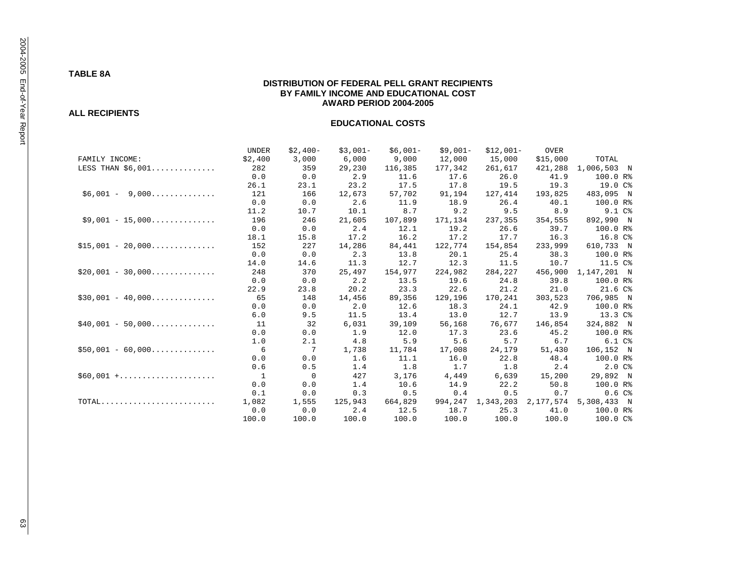**TABLE 8A**

### DISTRIBUTION OF FEDERAL PELL GRANT RECIPIENTS BY FAMILY INCOME AND EDUCATIONAL COST AWARD PERIOD 2004-2005

**ALL RECIPIENTS**

**EDUCATIONAL COSTS**

| FAMILY INCOME: | UNDER $2,400 | $2,400- 3,000 | $3,001- 6,000 | $6,001- 9,000 | $9,001- 12,000 | $12,001- 15,000 | OVER $15,000 | TOTAL | |
|---|---|---|---|---|---|---|---|---|---|
| LESS THAN $6,001.............. | 282 | 359 | 29,230 | 116,385 | 177,342 | 261,617 | 421,288 | 1,006,503 | N |
| | 0.0 | 0.0 | 2.9 | 11.6 | 17.6 | 26.0 | 41.9 | 100.0 | R% |
| | 26.1 | 23.1 | 23.2 | 17.5 | 17.8 | 19.5 | 19.3 | 19.0 | C% |
| $6,001 - 9,000.............. | 121 | 166 | 12,673 | 57,702 | 91,194 | 127,414 | 193,825 | 483,095 | N |
| | 0.0 | 0.0 | 2.6 | 11.9 | 18.9 | 26.4 | 40.1 | 100.0 | R% |
| | 11.2 | 10.7 | 10.1 | 8.7 | 9.2 | 9.5 | 8.9 | 9.1 | C% |
| $9,001 - 15,000.............. | 196 | 246 | 21,605 | 107,899 | 171,134 | 237,355 | 354,555 | 892,990 | N |
| | 0.0 | 0.0 | 2.4 | 12.1 | 19.2 | 26.6 | 39.7 | 100.0 | R% |
| | 18.1 | 15.8 | 17.2 | 16.2 | 17.2 | 17.7 | 16.3 | 16.8 | C% |
| $15,001 - 20,000.............. | 152 | 227 | 14,286 | 84,441 | 122,774 | 154,854 | 233,999 | 610,733 | N |
| | 0.0 | 0.0 | 2.3 | 13.8 | 20.1 | 25.4 | 38.3 | 100.0 | R% |
| | 14.0 | 14.6 | 11.3 | 12.7 | 12.3 | 11.5 | 10.7 | 11.5 | C% |
| $20,001 - 30,000.............. | 248 | 370 | 25,497 | 154,977 | 224,982 | 284,227 | 456,900 | 1,147,201 | N |
| | 0.0 | 0.0 | 2.2 | 13.5 | 19.6 | 24.8 | 39.8 | 100.0 | R% |
| | 22.9 | 23.8 | 20.2 | 23.3 | 22.6 | 21.2 | 21.0 | 21.6 | C% |
| $30,001 - 40,000.............. | 65 | 148 | 14,456 | 89,356 | 129,196 | 170,241 | 303,523 | 706,985 | N |
| | 0.0 | 0.0 | 2.0 | 12.6 | 18.3 | 24.1 | 42.9 | 100.0 | R% |
| | 6.0 | 9.5 | 11.5 | 13.4 | 13.0 | 12.7 | 13.9 | 13.3 | C% |
| $40,001 - 50,000.............. | 11 | 32 | 6,031 | 39,109 | 56,168 | 76,677 | 146,854 | 324,882 | N |
| | 0.0 | 0.0 | 1.9 | 12.0 | 17.3 | 23.6 | 45.2 | 100.0 | R% |
| | 1.0 | 2.1 | 4.8 | 5.9 | 5.6 | 5.7 | 6.7 | 6.1 | C% |
| $50,001 - 60,000.............. | 6 | 7 | 1,738 | 11,784 | 17,008 | 24,179 | 51,430 | 106,152 | N |
| | 0.0 | 0.0 | 1.6 | 11.1 | 16.0 | 22.8 | 48.4 | 100.0 | R% |
| | 0.6 | 0.5 | 1.4 | 1.8 | 1.7 | 1.8 | 2.4 | 2.0 | C% |
| $60,001 +..................... | 1 | 0 | 427 | 3,176 | 4,449 | 6,639 | 15,200 | 29,892 | N |
| | 0.0 | 0.0 | 1.4 | 10.6 | 14.9 | 22.2 | 50.8 | 100.0 | R% |
| | 0.1 | 0.0 | 0.3 | 0.5 | 0.4 | 0.5 | 0.7 | 0.6 | C% |
| TOTAL......................... | 1,082 | 1,555 | 125,943 | 664,829 | 994,247 | 1,343,203 | 2,177,574 | 5,308,433 | N |
| | 0.0 | 0.0 | 2.4 | 12.5 | 18.7 | 25.3 | 41.0 | 100.0 | R% |
| | 100.0 | 100.0 | 100.0 | 100.0 | 100.0 | 100.0 | 100.0 | 100.0 | C% |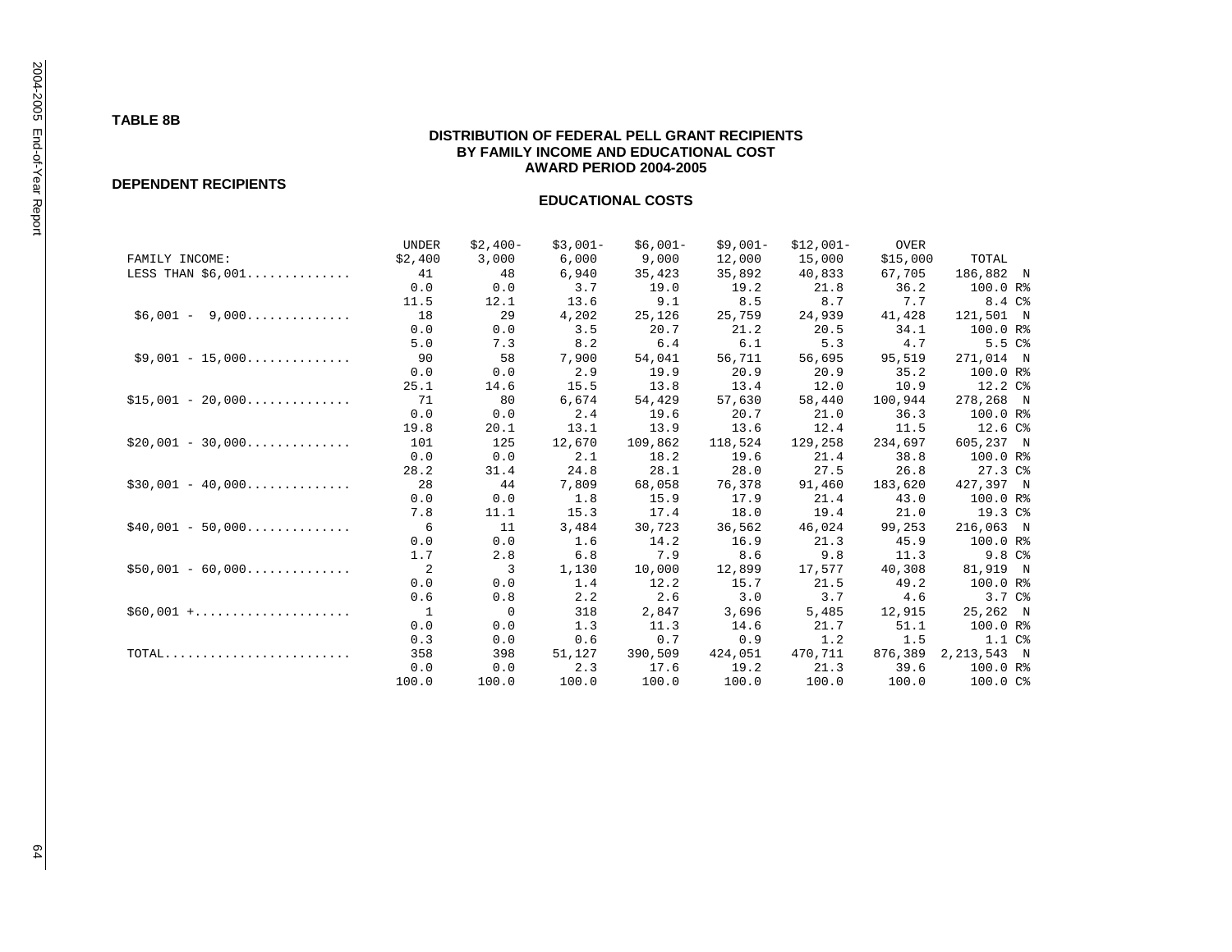**TABLE 8B**

## DISTRIBUTION OF FEDERAL PELL GRANT RECIPIENTS BY FAMILY INCOME AND EDUCATIONAL COST AWARD PERIOD 2004-2005

**DEPENDENT RECIPIENTS**

### EDUCATIONAL COSTS

| FAMILY INCOME: | UNDER $2,400 | $2,400- 3,000 | $3,001- 6,000 | $6,001- 9,000 | $9,001- 12,000 | $12,001- 15,000 | OVER $15,000 | TOTAL | |
|---|---|---|---|---|---|---|---|---|---|
| LESS THAN $6,001.............. | 41 | 48 | 6,940 | 35,423 | 35,892 | 40,833 | 67,705 | 186,882 | N |
| | 0.0 | 0.0 | 3.7 | 19.0 | 19.2 | 21.8 | 36.2 | 100.0 | R% |
| | 11.5 | 12.1 | 13.6 | 9.1 | 8.5 | 8.7 | 7.7 | 8.4 | C% |
| $6,001 - 9,000.............. | 18 | 29 | 4,202 | 25,126 | 25,759 | 24,939 | 41,428 | 121,501 | N |
| | 0.0 | 0.0 | 3.5 | 20.7 | 21.2 | 20.5 | 34.1 | 100.0 | R% |
| | 5.0 | 7.3 | 8.2 | 6.4 | 6.1 | 5.3 | 4.7 | 5.5 | C% |
| $9,001 - 15,000.............. | 90 | 58 | 7,900 | 54,041 | 56,711 | 56,695 | 95,519 | 271,014 | N |
| | 0.0 | 0.0 | 2.9 | 19.9 | 20.9 | 20.9 | 35.2 | 100.0 | R% |
| | 25.1 | 14.6 | 15.5 | 13.8 | 13.4 | 12.0 | 10.9 | 12.2 | C% |
| $15,001 - 20,000.............. | 71 | 80 | 6,674 | 54,429 | 57,630 | 58,440 | 100,944 | 278,268 | N |
| | 0.0 | 0.0 | 2.4 | 19.6 | 20.7 | 21.0 | 36.3 | 100.0 | R% |
| | 19.8 | 20.1 | 13.1 | 13.9 | 13.6 | 12.4 | 11.5 | 12.6 | C% |
| $20,001 - 30,000.............. | 101 | 125 | 12,670 | 109,862 | 118,524 | 129,258 | 234,697 | 605,237 | N |
| | 0.0 | 0.0 | 2.1 | 18.2 | 19.6 | 21.4 | 38.8 | 100.0 | R% |
| | 28.2 | 31.4 | 24.8 | 28.1 | 28.0 | 27.5 | 26.8 | 27.3 | C% |
| $30,001 - 40,000.............. | 28 | 44 | 7,809 | 68,058 | 76,378 | 91,460 | 183,620 | 427,397 | N |
| | 0.0 | 0.0 | 1.8 | 15.9 | 17.9 | 21.4 | 43.0 | 100.0 | R% |
| | 7.8 | 11.1 | 15.3 | 17.4 | 18.0 | 19.4 | 21.0 | 19.3 | C% |
| $40,001 - 50,000.............. | 6 | 11 | 3,484 | 30,723 | 36,562 | 46,024 | 99,253 | 216,063 | N |
| | 0.0 | 0.0 | 1.6 | 14.2 | 16.9 | 21.3 | 45.9 | 100.0 | R% |
| | 1.7 | 2.8 | 6.8 | 7.9 | 8.6 | 9.8 | 11.3 | 9.8 | C% |
| $50,001 - 60,000.............. | 2 | 3 | 1,130 | 10,000 | 12,899 | 17,577 | 40,308 | 81,919 | N |
| | 0.0 | 0.0 | 1.4 | 12.2 | 15.7 | 21.5 | 49.2 | 100.0 | R% |
| | 0.6 | 0.8 | 2.2 | 2.6 | 3.0 | 3.7 | 4.6 | 3.7 | C% |
| $60,001 +..................... | 1 | 0 | 318 | 2,847 | 3,696 | 5,485 | 12,915 | 25,262 | N |
| | 0.0 | 0.0 | 1.3 | 11.3 | 14.6 | 21.7 | 51.1 | 100.0 | R% |
| | 0.3 | 0.0 | 0.6 | 0.7 | 0.9 | 1.2 | 1.5 | 1.1 | C% |
| TOTAL......................... | 358 | 398 | 51,127 | 390,509 | 424,051 | 470,711 | 876,389 | 2,213,543 | N |
| | 0.0 | 0.0 | 2.3 | 17.6 | 19.2 | 21.3 | 39.6 | 100.0 | R% |
| | 100.0 | 100.0 | 100.0 | 100.0 | 100.0 | 100.0 | 100.0 | 100.0 | C% |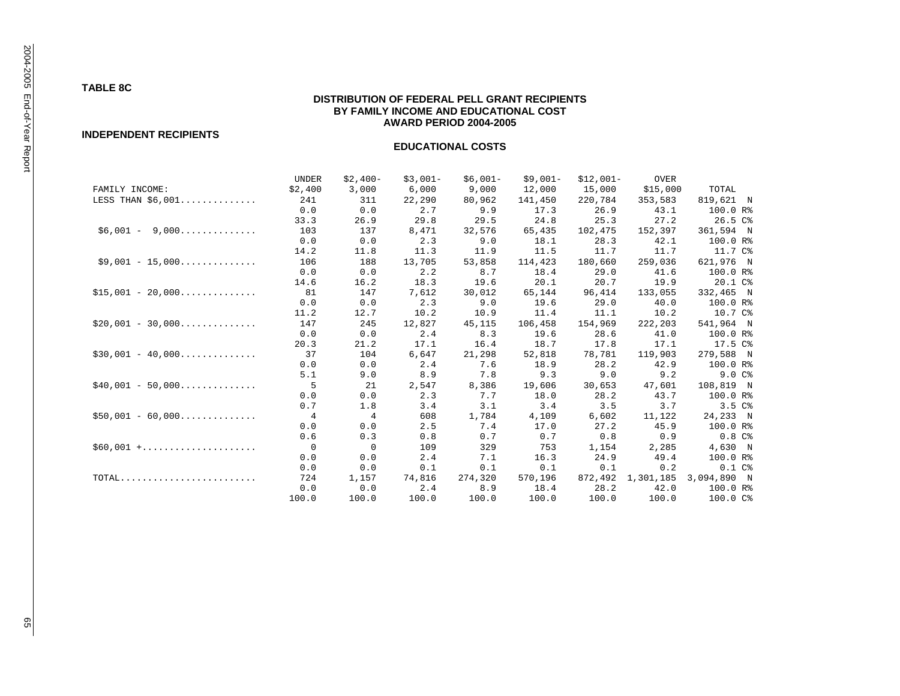**TABLE 8C**

**DISTRIBUTION OF FEDERAL PELL GRANT RECIPIENTS BY FAMILY INCOME AND EDUCATIONAL COST AWARD PERIOD 2004-2005**

**INDEPENDENT RECIPIENTS**

**EDUCATIONAL COSTS**

| FAMILY INCOME: | UNDER $2,400 | $2,400- 3,000 | $3,001- 6,000 | $6,001- 9,000 | $9,001- 12,000 | $12,001- 15,000 | OVER $15,000 | TOTAL | |
|---|---|---|---|---|---|---|---|---|---|
| LESS THAN $6,001.............. | 241 | 311 | 22,290 | 80,962 | 141,450 | 220,784 | 353,583 | 819,621 | N |
| | 0.0 | 0.0 | 2.7 | 9.9 | 17.3 | 26.9 | 43.1 | 100.0 | R% |
| | 33.3 | 26.9 | 29.8 | 29.5 | 24.8 | 25.3 | 27.2 | 26.5 | C% |
| $6,001 - 9,000.............. | 103 | 137 | 8,471 | 32,576 | 65,435 | 102,475 | 152,397 | 361,594 | N |
| | 0.0 | 0.0 | 2.3 | 9.0 | 18.1 | 28.3 | 42.1 | 100.0 | R% |
| | 14.2 | 11.8 | 11.3 | 11.9 | 11.5 | 11.7 | 11.7 | 11.7 | C% |
| $9,001 - 15,000.............. | 106 | 188 | 13,705 | 53,858 | 114,423 | 180,660 | 259,036 | 621,976 | N |
| | 0.0 | 0.0 | 2.2 | 8.7 | 18.4 | 29.0 | 41.6 | 100.0 | R% |
| | 14.6 | 16.2 | 18.3 | 19.6 | 20.1 | 20.7 | 19.9 | 20.1 | C% |
| $15,001 - 20,000.............. | 81 | 147 | 7,612 | 30,012 | 65,144 | 96,414 | 133,055 | 332,465 | N |
| | 0.0 | 0.0 | 2.3 | 9.0 | 19.6 | 29.0 | 40.0 | 100.0 | R% |
| | 11.2 | 12.7 | 10.2 | 10.9 | 11.4 | 11.1 | 10.2 | 10.7 | C% |
| $20,001 - 30,000.............. | 147 | 245 | 12,827 | 45,115 | 106,458 | 154,969 | 222,203 | 541,964 | N |
| | 0.0 | 0.0 | 2.4 | 8.3 | 19.6 | 28.6 | 41.0 | 100.0 | R% |
| | 20.3 | 21.2 | 17.1 | 16.4 | 18.7 | 17.8 | 17.1 | 17.5 | C% |
| $30,001 - 40,000.............. | 37 | 104 | 6,647 | 21,298 | 52,818 | 78,781 | 119,903 | 279,588 | N |
| | 0.0 | 0.0 | 2.4 | 7.6 | 18.9 | 28.2 | 42.9 | 100.0 | R% |
| | 5.1 | 9.0 | 8.9 | 7.8 | 9.3 | 9.0 | 9.2 | 9.0 | C% |
| $40,001 - 50,000.............. | 5 | 21 | 2,547 | 8,386 | 19,606 | 30,653 | 47,601 | 108,819 | N |
| | 0.0 | 0.0 | 2.3 | 7.7 | 18.0 | 28.2 | 43.7 | 100.0 | R% |
| | 0.7 | 1.8 | 3.4 | 3.1 | 3.4 | 3.5 | 3.7 | 3.5 | C% |
| $50,001 - 60,000.............. | 4 | 4 | 608 | 1,784 | 4,109 | 6,602 | 11,122 | 24,233 | N |
| | 0.0 | 0.0 | 2.5 | 7.4 | 17.0 | 27.2 | 45.9 | 100.0 | R% |
| | 0.6 | 0.3 | 0.8 | 0.7 | 0.7 | 0.8 | 0.9 | 0.8 | C% |
| $60,001 +..................... | 0 | 0 | 109 | 329 | 753 | 1,154 | 2,285 | 4,630 | N |
| | 0.0 | 0.0 | 2.4 | 7.1 | 16.3 | 24.9 | 49.4 | 100.0 | R% |
| | 0.0 | 0.0 | 0.1 | 0.1 | 0.1 | 0.1 | 0.2 | 0.1 | C% |
| TOTAL......................... | 724 | 1,157 | 74,816 | 274,320 | 570,196 | 872,492 | 1,301,185 | 3,094,890 | N |
| | 0.0 | 0.0 | 2.4 | 8.9 | 18.4 | 28.2 | 42.0 | 100.0 | R% |
| | 100.0 | 100.0 | 100.0 | 100.0 | 100.0 | 100.0 | 100.0 | 100.0 | C% |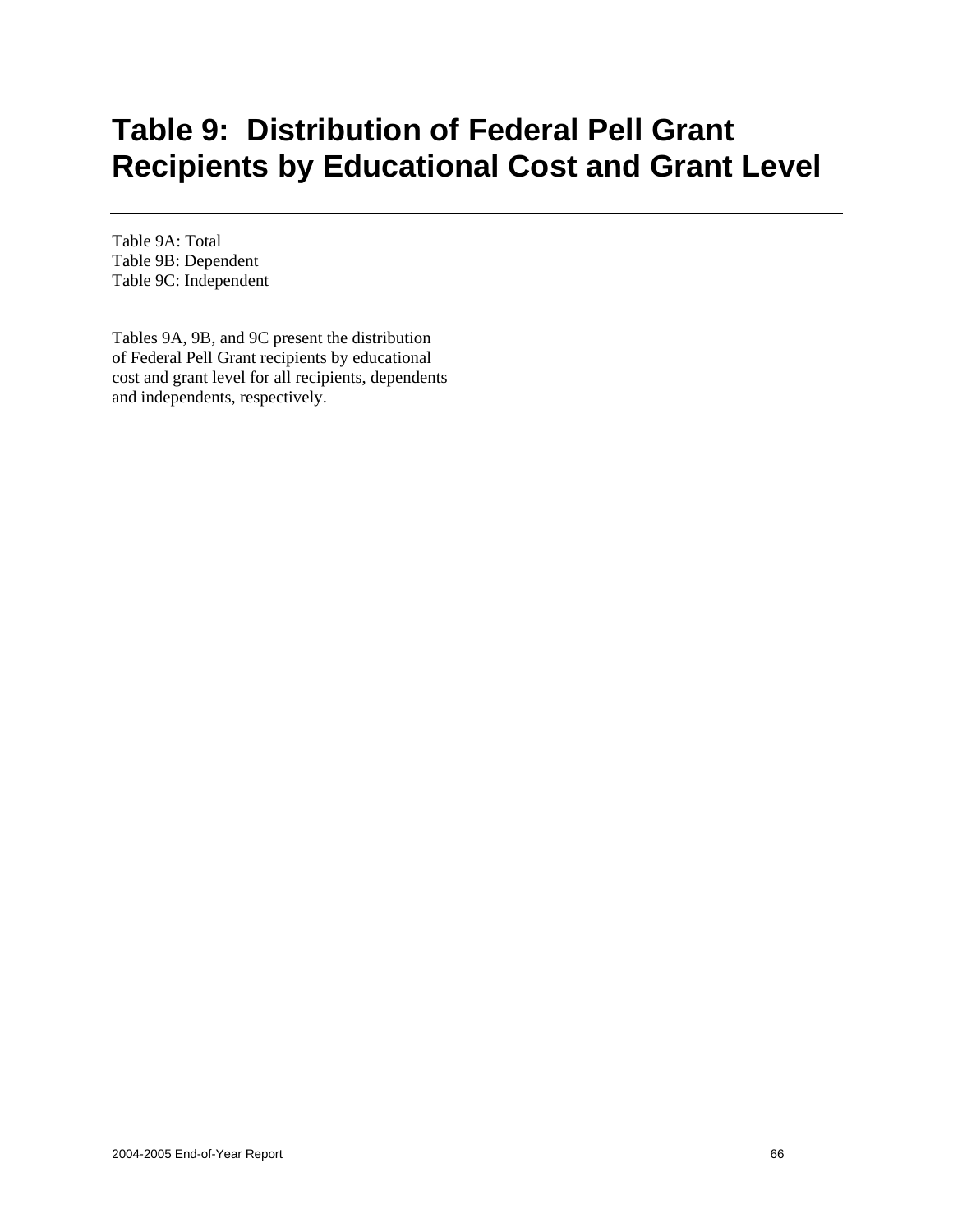# Table 9: Distribution of Federal Pell Grant Recipients by Educational Cost and Grant Level

Table 9A: Total
Table 9B: Dependent
Table 9C: Independent

Tables 9A, 9B, and 9C present the distribution of Federal Pell Grant recipients by educational cost and grant level for all recipients, dependents and independents, respectively.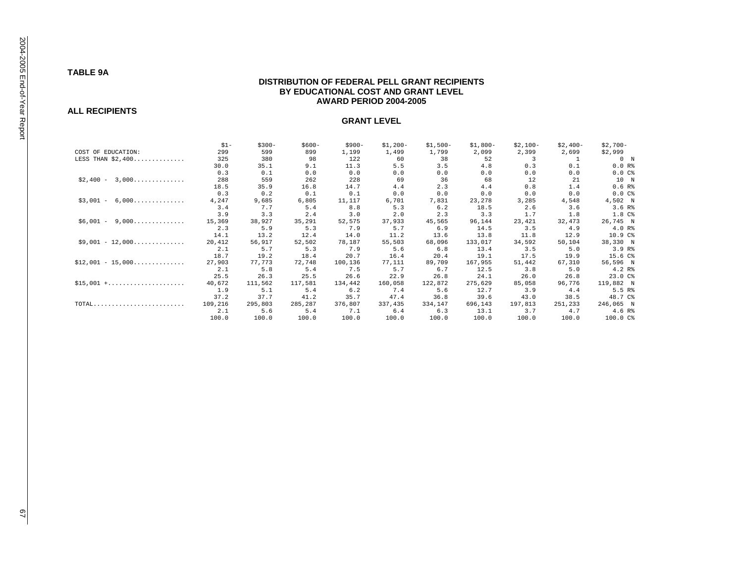**TABLE 9A**

## DISTRIBUTION OF FEDERAL PELL GRANT RECIPIENTS BY EDUCATIONAL COST AND GRANT LEVEL AWARD PERIOD 2004-2005

**ALL RECIPIENTS**

**GRANT LEVEL**

| COST OF EDUCATION: | $1- 299 | $300- 599 | $600- 899 | $900- 1,199 | $1,200- 1,499 | $1,500- 1,799 | $1,800- 2,099 | $2,100- 2,399 | $2,400- 2,699 | $2,700- $2,999 | |
|---|---|---|---|---|---|---|---|---|---|---|---|
| LESS THAN $2,400............. | 325 | 380 | 98 | 122 | 60 | 38 | 52 | 3 | 1 | 0 | N |
| | 30.0 | 35.1 | 9.1 | 11.3 | 5.5 | 3.5 | 4.8 | 0.3 | 0.1 | 0.0 | R% |
| | 0.3 | 0.1 | 0.0 | 0.0 | 0.0 | 0.0 | 0.0 | 0.0 | 0.0 | 0.0 | C% |
| $2,400 - 3,000............. | 288 | 559 | 262 | 228 | 69 | 36 | 68 | 12 | 21 | 10 | N |
| | 18.5 | 35.9 | 16.8 | 14.7 | 4.4 | 2.3 | 4.4 | 0.8 | 1.4 | 0.6 | R% |
| | 0.3 | 0.2 | 0.1 | 0.1 | 0.0 | 0.0 | 0.0 | 0.0 | 0.0 | 0.0 | C% |
| $3,001 - 6,000............. | 4,247 | 9,685 | 6,805 | 11,117 | 6,701 | 7,831 | 23,278 | 3,285 | 4,548 | 4,502 | N |
| | 3.4 | 7.7 | 5.4 | 8.8 | 5.3 | 6.2 | 18.5 | 2.6 | 3.6 | 3.6 | R% |
| | 3.9 | 3.3 | 2.4 | 3.0 | 2.0 | 2.3 | 3.3 | 1.7 | 1.8 | 1.8 | C% |
| $6,001 - 9,000............. | 15,369 | 38,927 | 35,291 | 52,575 | 37,933 | 45,565 | 96,144 | 23,421 | 32,473 | 26,745 | N |
| | 2.3 | 5.9 | 5.3 | 7.9 | 5.7 | 6.9 | 14.5 | 3.5 | 4.9 | 4.0 | R% |
| | 14.1 | 13.2 | 12.4 | 14.0 | 11.2 | 13.6 | 13.8 | 11.8 | 12.9 | 10.9 | C% |
| $9,001 - 12,000............. | 20,412 | 56,917 | 52,502 | 78,187 | 55,503 | 68,096 | 133,017 | 34,592 | 50,104 | 38,330 | N |
| | 2.1 | 5.7 | 5.3 | 7.9 | 5.6 | 6.8 | 13.4 | 3.5 | 5.0 | 3.9 | R% |
| | 18.7 | 19.2 | 18.4 | 20.7 | 16.4 | 20.4 | 19.1 | 17.5 | 19.9 | 15.6 | C% |
| $12,001 - 15,000............. | 27,903 | 77,773 | 72,748 | 100,136 | 77,111 | 89,709 | 167,955 | 51,442 | 67,310 | 56,596 | N |
| | 2.1 | 5.8 | 5.4 | 7.5 | 5.7 | 6.7 | 12.5 | 3.8 | 5.0 | 4.2 | R% |
| | 25.5 | 26.3 | 25.5 | 26.6 | 22.9 | 26.8 | 24.1 | 26.0 | 26.8 | 23.0 | C% |
| $15,001 +..................... | 40,672 | 111,562 | 117,581 | 134,442 | 160,058 | 122,872 | 275,629 | 85,058 | 96,776 | 119,882 | N |
| | 1.9 | 5.1 | 5.4 | 6.2 | 7.4 | 5.6 | 12.7 | 3.9 | 4.4 | 5.5 | R% |
| | 37.2 | 37.7 | 41.2 | 35.7 | 47.4 | 36.8 | 39.6 | 43.0 | 38.5 | 48.7 | C% |
| TOTAL......................... | 109,216 | 295,803 | 285,287 | 376,807 | 337,435 | 334,147 | 696,143 | 197,813 | 251,233 | 246,065 | N |
| | 2.1 | 5.6 | 5.4 | 7.1 | 6.4 | 6.3 | 13.1 | 3.7 | 4.7 | 4.6 | R% |
| | 100.0 | 100.0 | 100.0 | 100.0 | 100.0 | 100.0 | 100.0 | 100.0 | 100.0 | 100.0 | C% |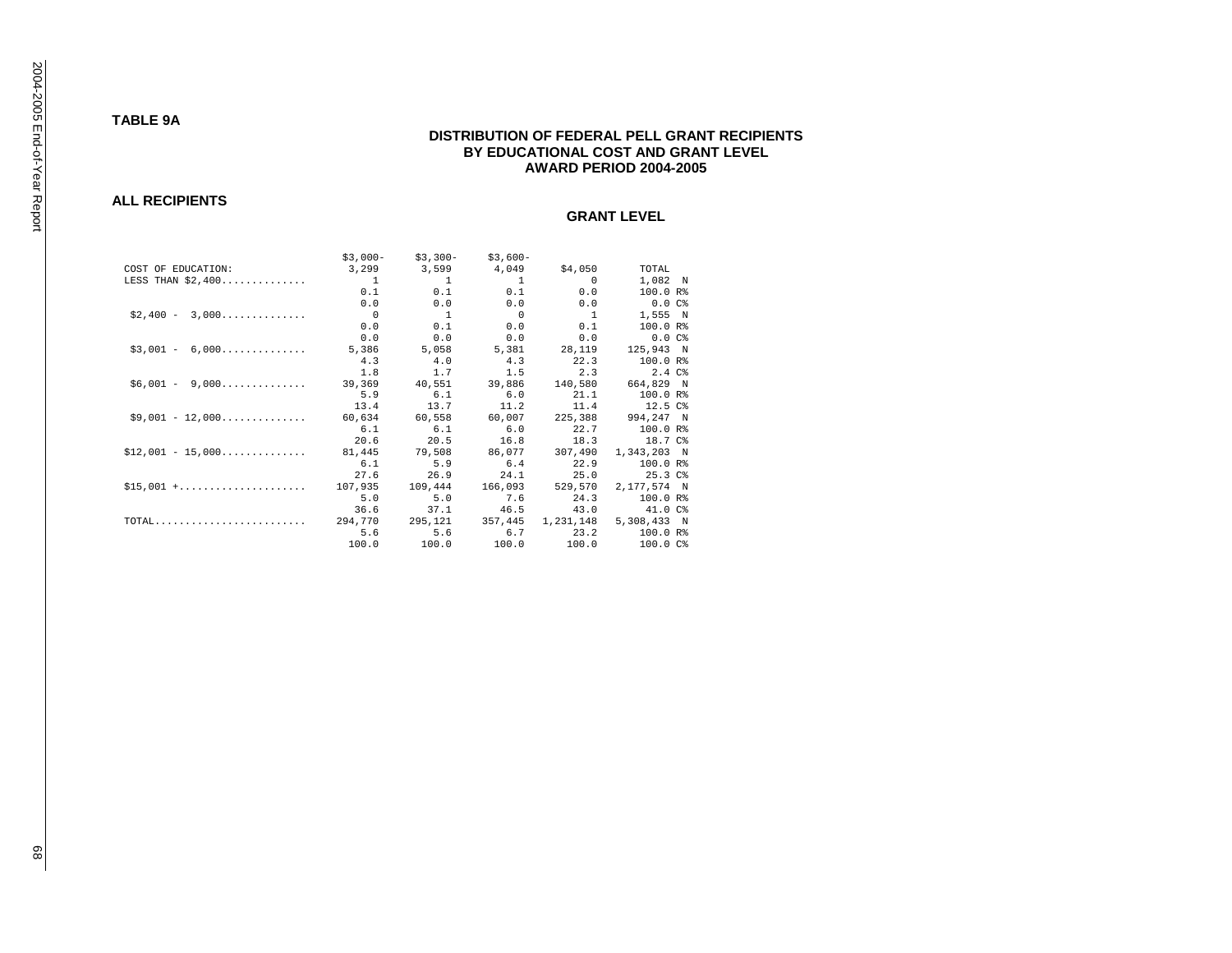**TABLE 9A**

**DISTRIBUTION OF FEDERAL PELL GRANT RECIPIENTS BY EDUCATIONAL COST AND GRANT LEVEL AWARD PERIOD 2004-2005**

**ALL RECIPIENTS**

**GRANT LEVEL**

| COST OF EDUCATION: | $3,000-3,299 | $3,300-3,599 | $3,600-4,049 | $4,050 | TOTAL | |
|---|---|---|---|---|---|---|
| LESS THAN $2,400.............. | 1 | 1 | 1 | 0 | 1,082 | N |
| | 0.1 | 0.1 | 0.1 | 0.0 | 100.0 | R% |
| | 0.0 | 0.0 | 0.0 | 0.0 | 0.0 | C% |
| $2,400 - 3,000.............. | 0 | 1 | 0 | 1 | 1,555 | N |
| | 0.0 | 0.1 | 0.0 | 0.1 | 100.0 | R% |
| | 0.0 | 0.0 | 0.0 | 0.0 | 0.0 | C% |
| $3,001 - 6,000.............. | 5,386 | 5,058 | 5,381 | 28,119 | 125,943 | N |
| | 4.3 | 4.0 | 4.3 | 22.3 | 100.0 | R% |
| | 1.8 | 1.7 | 1.5 | 2.3 | 2.4 | C% |
| $6,001 - 9,000.............. | 39,369 | 40,551 | 39,886 | 140,580 | 664,829 | N |
| | 5.9 | 6.1 | 6.0 | 21.1 | 100.0 | R% |
| | 13.4 | 13.7 | 11.2 | 11.4 | 12.5 | C% |
| $9,001 - 12,000.............. | 60,634 | 60,558 | 60,007 | 225,388 | 994,247 | N |
| | 6.1 | 6.1 | 6.0 | 22.7 | 100.0 | R% |
| | 20.6 | 20.5 | 16.8 | 18.3 | 18.7 | C% |
| $12,001 - 15,000.............. | 81,445 | 79,508 | 86,077 | 307,490 | 1,343,203 | N |
| | 6.1 | 5.9 | 6.4 | 22.9 | 100.0 | R% |
| | 27.6 | 26.9 | 24.1 | 25.0 | 25.3 | C% |
| $15,001 +..................... | 107,935 | 109,444 | 166,093 | 529,570 | 2,177,574 | N |
| | 5.0 | 5.0 | 7.6 | 24.3 | 100.0 | R% |
| | 36.6 | 37.1 | 46.5 | 43.0 | 41.0 | C% |
| TOTAL......................... | 294,770 | 295,121 | 357,445 | 1,231,148 | 5,308,433 | N |
| | 5.6 | 5.6 | 6.7 | 23.2 | 100.0 | R% |
| | 100.0 | 100.0 | 100.0 | 100.0 | 100.0 | C% |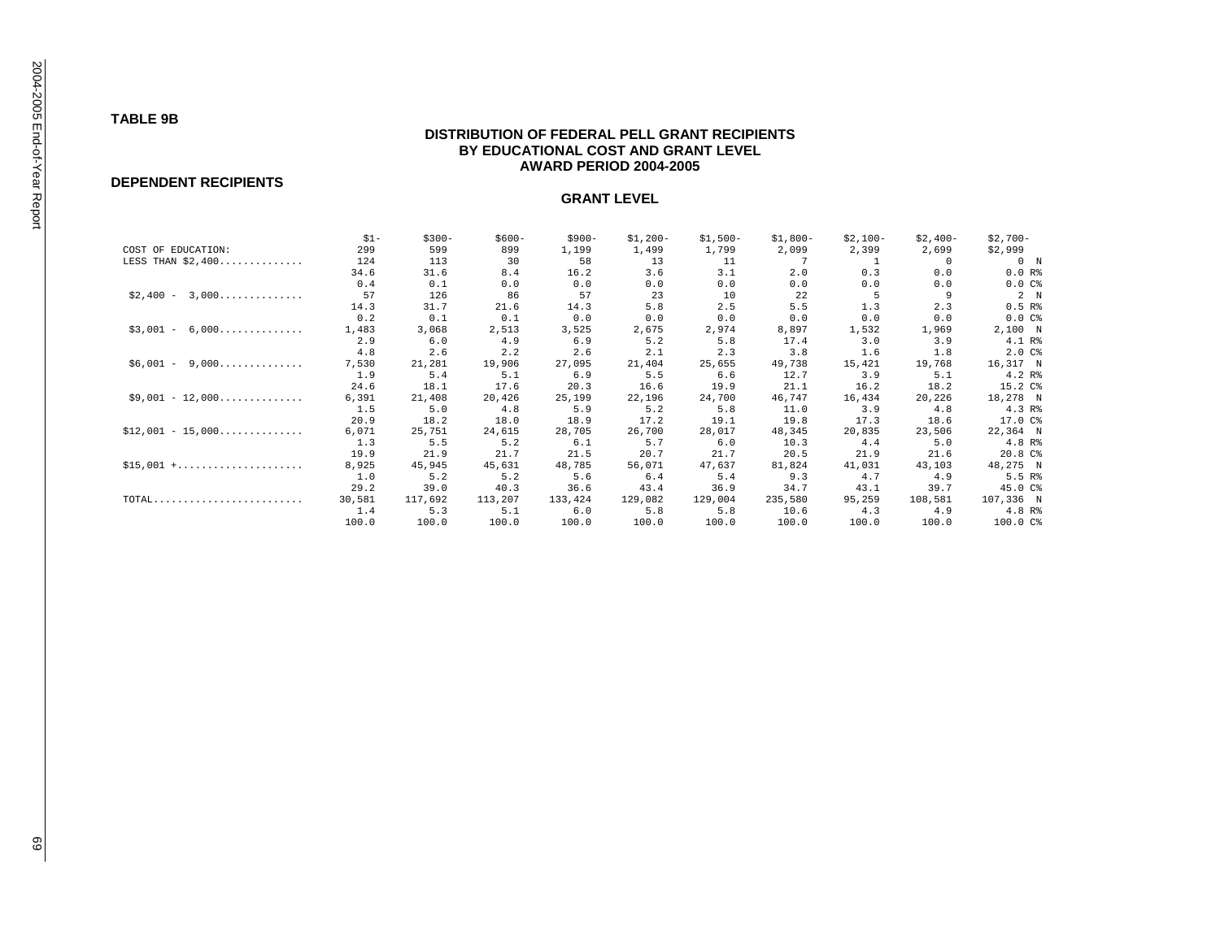**TABLE 9B**

### DISTRIBUTION OF FEDERAL PELL GRANT RECIPIENTS BY EDUCATIONAL COST AND GRANT LEVEL AWARD PERIOD 2004-2005

**DEPENDENT RECIPIENTS**

**GRANT LEVEL**

| COST OF EDUCATION: | $1-299 | $300-599 | $600-899 | $900-1,199 | $1,200-1,499 | $1,500-1,799 | $1,800-2,099 | $2,100-2,399 | $2,400-2,699 | $2,700-$2,999 | |
|---|---|---|---|---|---|---|---|---|---|---|---|
| LESS THAN $2,400.............. | 124 | 113 | 30 | 58 | 13 | 11 | 7 | 1 | 0 | 0 | N |
| | 34.6 | 31.6 | 8.4 | 16.2 | 3.6 | 3.1 | 2.0 | 0.3 | 0.0 | 0.0 | R% |
| | 0.4 | 0.1 | 0.0 | 0.0 | 0.0 | 0.0 | 0.0 | 0.0 | 0.0 | 0.0 | C% |
| $2,400 - 3,000.............. | 57 | 126 | 86 | 57 | 23 | 10 | 22 | 5 | 9 | 2 | N |
| | 14.3 | 31.7 | 21.6 | 14.3 | 5.8 | 2.5 | 5.5 | 1.3 | 2.3 | 0.5 | R% |
| | 0.2 | 0.1 | 0.1 | 0.0 | 0.0 | 0.0 | 0.0 | 0.0 | 0.0 | 0.0 | C% |
| $3,001 - 6,000.............. | 1,483 | 3,068 | 2,513 | 3,525 | 2,675 | 2,974 | 8,897 | 1,532 | 1,969 | 2,100 | N |
| | 2.9 | 6.0 | 4.9 | 6.9 | 5.2 | 5.8 | 17.4 | 3.0 | 3.9 | 4.1 | R% |
| | 4.8 | 2.6 | 2.2 | 2.6 | 2.1 | 2.3 | 3.8 | 1.6 | 1.8 | 2.0 | C% |
| $6,001 - 9,000.............. | 7,530 | 21,281 | 19,906 | 27,095 | 21,404 | 25,655 | 49,738 | 15,421 | 19,768 | 16,317 | N |
| | 1.9 | 5.4 | 5.1 | 6.9 | 5.5 | 6.6 | 12.7 | 3.9 | 5.1 | 4.2 | R% |
| | 24.6 | 18.1 | 17.6 | 20.3 | 16.6 | 19.9 | 21.1 | 16.2 | 18.2 | 15.2 | C% |
| $9,001 - 12,000.............. | 6,391 | 21,408 | 20,426 | 25,199 | 22,196 | 24,700 | 46,747 | 16,434 | 20,226 | 18,278 | N |
| | 1.5 | 5.0 | 4.8 | 5.9 | 5.2 | 5.8 | 11.0 | 3.9 | 4.8 | 4.3 | R% |
| | 20.9 | 18.2 | 18.0 | 18.9 | 17.2 | 19.1 | 19.8 | 17.3 | 18.6 | 17.0 | C% |
| $12,001 - 15,000.............. | 6,071 | 25,751 | 24,615 | 28,705 | 26,700 | 28,017 | 48,345 | 20,835 | 23,506 | 22,364 | N |
| | 1.3 | 5.5 | 5.2 | 6.1 | 5.7 | 6.0 | 10.3 | 4.4 | 5.0 | 4.8 | R% |
| | 19.9 | 21.9 | 21.7 | 21.5 | 20.7 | 21.7 | 20.5 | 21.9 | 21.6 | 20.8 | C% |
| $15,001 +..................... | 8,925 | 45,945 | 45,631 | 48,785 | 56,071 | 47,637 | 81,824 | 41,031 | 43,103 | 48,275 | N |
| | 1.0 | 5.2 | 5.2 | 5.6 | 6.4 | 5.4 | 9.3 | 4.7 | 4.9 | 5.5 | R% |
| | 29.2 | 39.0 | 40.3 | 36.6 | 43.4 | 36.9 | 34.7 | 43.1 | 39.7 | 45.0 | C% |
| TOTAL......................... | 30,581 | 117,692 | 113,207 | 133,424 | 129,082 | 129,004 | 235,580 | 95,259 | 108,581 | 107,336 | N |
| | 1.4 | 5.3 | 5.1 | 6.0 | 5.8 | 5.8 | 10.6 | 4.3 | 4.9 | 4.8 | R% |
| | 100.0 | 100.0 | 100.0 | 100.0 | 100.0 | 100.0 | 100.0 | 100.0 | 100.0 | 100.0 | C% |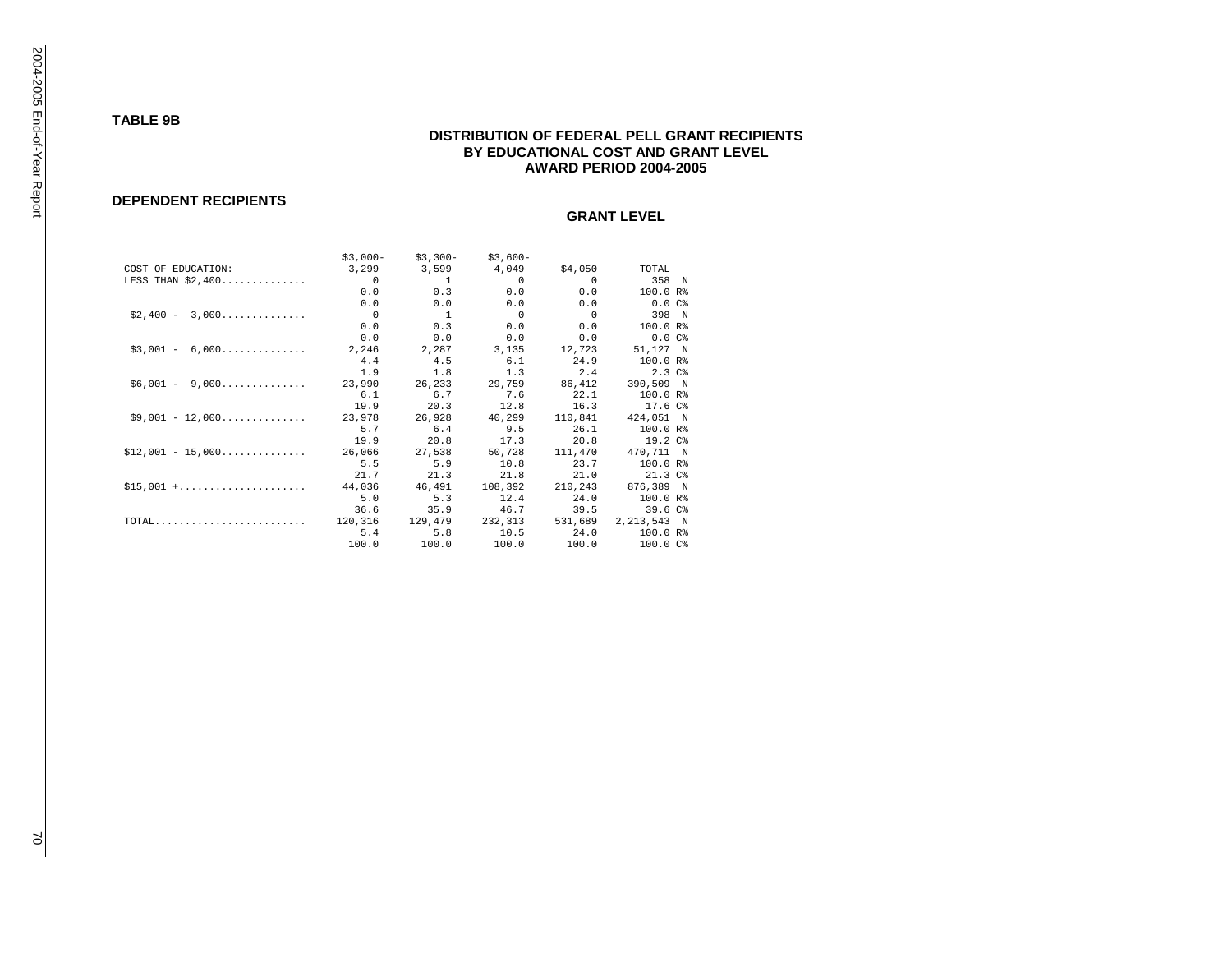**TABLE 9B**

## DISTRIBUTION OF FEDERAL PELL GRANT RECIPIENTS BY EDUCATIONAL COST AND GRANT LEVEL AWARD PERIOD 2004-2005

### DEPENDENT RECIPIENTS

**GRANT LEVEL**

| COST OF EDUCATION: | $3,000- 3,299 | $3,300- 3,599 | $3,600- 4,049 | $4,050 | TOTAL | |
|---|---|---|---|---|---|---|
| LESS THAN $2,400.............. | 0 | 1 | 0 | 0 | 358 | N |
| | 0.0 | 0.3 | 0.0 | 0.0 | 100.0 | R% |
| | 0.0 | 0.0 | 0.0 | 0.0 | 0.0 | C% |
| $2,400 - 3,000.............. | 0 | 1 | 0 | 0 | 398 | N |
| | 0.0 | 0.3 | 0.0 | 0.0 | 100.0 | R% |
| | 0.0 | 0.0 | 0.0 | 0.0 | 0.0 | C% |
| $3,001 - 6,000.............. | 2,246 | 2,287 | 3,135 | 12,723 | 51,127 | N |
| | 4.4 | 4.5 | 6.1 | 24.9 | 100.0 | R% |
| | 1.9 | 1.8 | 1.3 | 2.4 | 2.3 | C% |
| $6,001 - 9,000.............. | 23,990 | 26,233 | 29,759 | 86,412 | 390,509 | N |
| | 6.1 | 6.7 | 7.6 | 22.1 | 100.0 | R% |
| | 19.9 | 20.3 | 12.8 | 16.3 | 17.6 | C% |
| $9,001 - 12,000.............. | 23,978 | 26,928 | 40,299 | 110,841 | 424,051 | N |
| | 5.7 | 6.4 | 9.5 | 26.1 | 100.0 | R% |
| | 19.9 | 20.8 | 17.3 | 20.8 | 19.2 | C% |
| $12,001 - 15,000.............. | 26,066 | 27,538 | 50,728 | 111,470 | 470,711 | N |
| | 5.5 | 5.9 | 10.8 | 23.7 | 100.0 | R% |
| | 21.7 | 21.3 | 21.8 | 21.0 | 21.3 | C% |
| $15,001 +..................... | 44,036 | 46,491 | 108,392 | 210,243 | 876,389 | N |
| | 5.0 | 5.3 | 12.4 | 24.0 | 100.0 | R% |
| | 36.6 | 35.9 | 46.7 | 39.5 | 39.6 | C% |
| TOTAL......................... | 120,316 | 129,479 | 232,313 | 531,689 | 2,213,543 | N |
| | 5.4 | 5.8 | 10.5 | 24.0 | 100.0 | R% |
| | 100.0 | 100.0 | 100.0 | 100.0 | 100.0 | C% |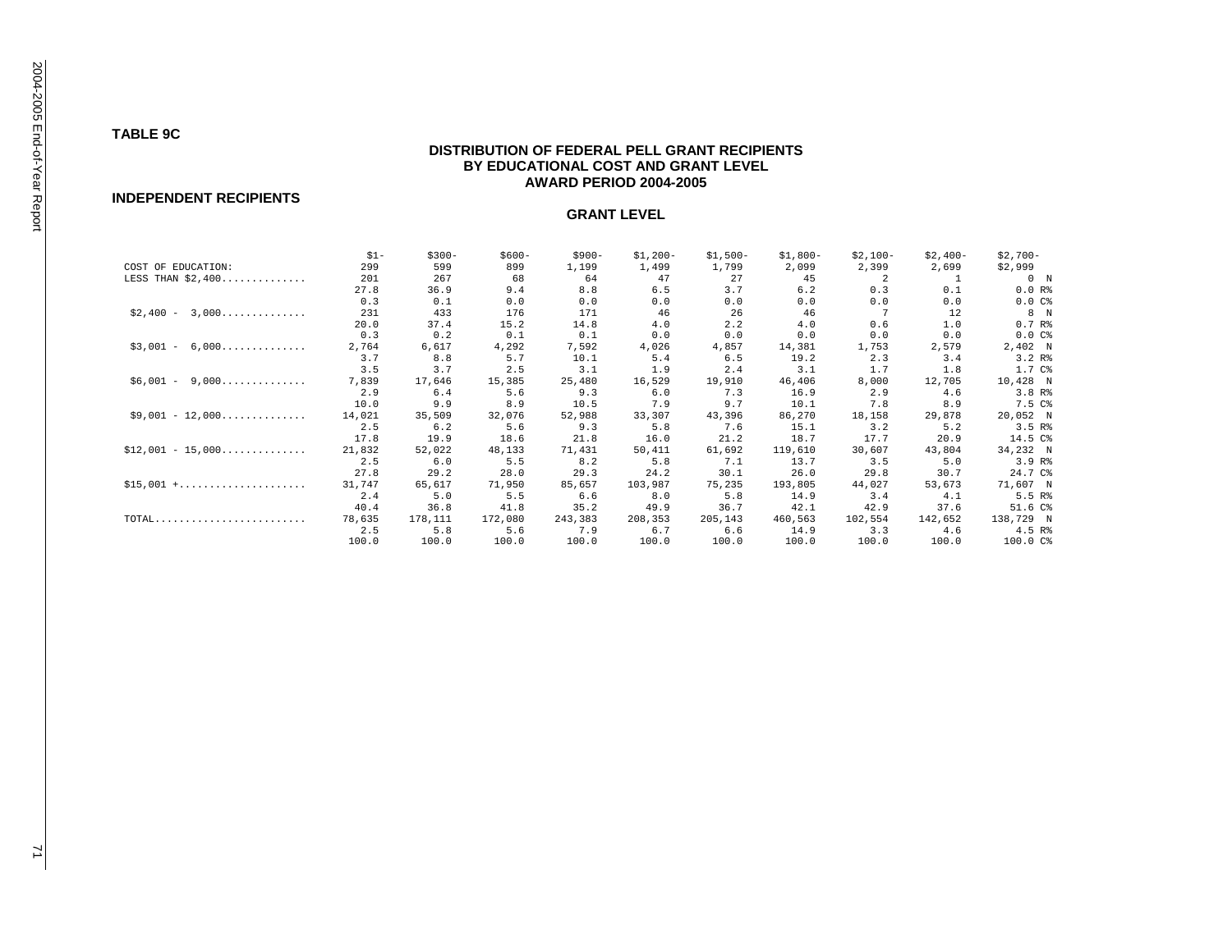**TABLE 9C**

## DISTRIBUTION OF FEDERAL PELL GRANT RECIPIENTS BY EDUCATIONAL COST AND GRANT LEVEL AWARD PERIOD 2004-2005

**INDEPENDENT RECIPIENTS**

### GRANT LEVEL

| COST OF EDUCATION: | $1-299 | $300-599 | $600-899 | $900-1,199 | $1,200-1,499 | $1,500-1,799 | $1,800-2,099 | $2,100-2,399 | $2,400-2,699 | $2,700-$2,999 | |
|---|---|---|---|---|---|---|---|---|---|---|---|
| LESS THAN $2,400............. | 201 | 267 | 68 | 64 | 47 | 27 | 45 | 2 | 1 | 0 | N |
| | 27.8 | 36.9 | 9.4 | 8.8 | 6.5 | 3.7 | 6.2 | 0.3 | 0.1 | 0.0 | R% |
| | 0.3 | 0.1 | 0.0 | 0.0 | 0.0 | 0.0 | 0.0 | 0.0 | 0.0 | 0.0 | C% |
| $2,400 - 3,000............. | 231 | 433 | 176 | 171 | 46 | 26 | 46 | 7 | 12 | 8 | N |
| | 20.0 | 37.4 | 15.2 | 14.8 | 4.0 | 2.2 | 4.0 | 0.6 | 1.0 | 0.7 | R% |
| | 0.3 | 0.2 | 0.1 | 0.1 | 0.0 | 0.0 | 0.0 | 0.0 | 0.0 | 0.0 | C% |
| $3,001 - 6,000............. | 2,764 | 6,617 | 4,292 | 7,592 | 4,026 | 4,857 | 14,381 | 1,753 | 2,579 | 2,402 | N |
| | 3.7 | 8.8 | 5.7 | 10.1 | 5.4 | 6.5 | 19.2 | 2.3 | 3.4 | 3.2 | R% |
| | 3.5 | 3.7 | 2.5 | 3.1 | 1.9 | 2.4 | 3.1 | 1.7 | 1.8 | 1.7 | C% |
| $6,001 - 9,000............. | 7,839 | 17,646 | 15,385 | 25,480 | 16,529 | 19,910 | 46,406 | 8,000 | 12,705 | 10,428 | N |
| | 2.9 | 6.4 | 5.6 | 9.3 | 6.0 | 7.3 | 16.9 | 2.9 | 4.6 | 3.8 | R% |
| | 10.0 | 9.9 | 8.9 | 10.5 | 7.9 | 9.7 | 10.1 | 7.8 | 8.9 | 7.5 | C% |
| $9,001 - 12,000............. | 14,021 | 35,509 | 32,076 | 52,988 | 33,307 | 43,396 | 86,270 | 18,158 | 29,878 | 20,052 | N |
| | 2.5 | 6.2 | 5.6 | 9.3 | 5.8 | 7.6 | 15.1 | 3.2 | 5.2 | 3.5 | R% |
| | 17.8 | 19.9 | 18.6 | 21.8 | 16.0 | 21.2 | 18.7 | 17.7 | 20.9 | 14.5 | C% |
| $12,001 - 15,000............. | 21,832 | 52,022 | 48,133 | 71,431 | 50,411 | 61,692 | 119,610 | 30,607 | 43,804 | 34,232 | N |
| | 2.5 | 6.0 | 5.5 | 8.2 | 5.8 | 7.1 | 13.7 | 3.5 | 5.0 | 3.9 | R% |
| | 27.8 | 29.2 | 28.0 | 29.3 | 24.2 | 30.1 | 26.0 | 29.8 | 30.7 | 24.7 | C% |
| $15,001 +.................... | 31,747 | 65,617 | 71,950 | 85,657 | 103,987 | 75,235 | 193,805 | 44,027 | 53,673 | 71,607 | N |
| | 2.4 | 5.0 | 5.5 | 6.6 | 8.0 | 5.8 | 14.9 | 3.4 | 4.1 | 5.5 | R% |
| | 40.4 | 36.8 | 41.8 | 35.2 | 49.9 | 36.7 | 42.1 | 42.9 | 37.6 | 51.6 | C% |
| TOTAL......................... | 78,635 | 178,111 | 172,080 | 243,383 | 208,353 | 205,143 | 460,563 | 102,554 | 142,652 | 138,729 | N |
| | 2.5 | 5.8 | 5.6 | 7.9 | 6.7 | 6.6 | 14.9 | 3.3 | 4.6 | 4.5 | R% |
| | 100.0 | 100.0 | 100.0 | 100.0 | 100.0 | 100.0 | 100.0 | 100.0 | 100.0 | 100.0 | C% |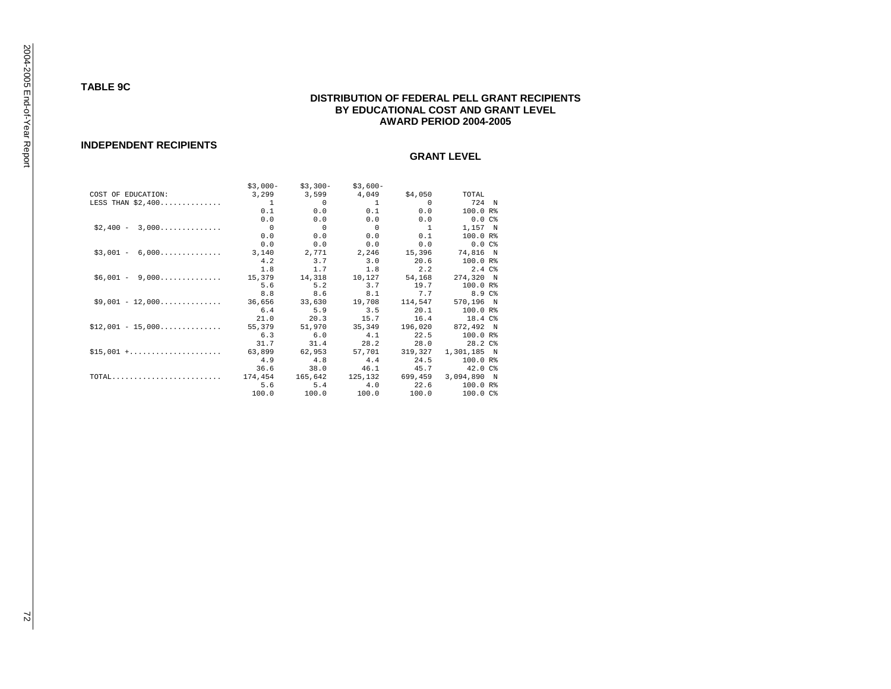**TABLE 9C**

## DISTRIBUTION OF FEDERAL PELL GRANT RECIPIENTS BY EDUCATIONAL COST AND GRANT LEVEL AWARD PERIOD 2004-2005

**INDEPENDENT RECIPIENTS**

**GRANT LEVEL**

| COST OF EDUCATION: | $3,000- 3,299 | $3,300- 3,599 | $3,600- 4,049 | $4,050 | TOTAL | |
|---|---|---|---|---|---|---|
| LESS THAN $2,400.............. | 1 | 0 | 1 | 0 | 724 | N |
| | 0.1 | 0.0 | 0.1 | 0.0 | 100.0 | R% |
| | 0.0 | 0.0 | 0.0 | 0.0 | 0.0 | C% |
| $2,400 - 3,000.............. | 0 | 0 | 0 | 1 | 1,157 | N |
| | 0.0 | 0.0 | 0.0 | 0.1 | 100.0 | R% |
| | 0.0 | 0.0 | 0.0 | 0.0 | 0.0 | C% |
| $3,001 - 6,000.............. | 3,140 | 2,771 | 2,246 | 15,396 | 74,816 | N |
| | 4.2 | 3.7 | 3.0 | 20.6 | 100.0 | R% |
| | 1.8 | 1.7 | 1.8 | 2.2 | 2.4 | C% |
| $6,001 - 9,000.............. | 15,379 | 14,318 | 10,127 | 54,168 | 274,320 | N |
| | 5.6 | 5.2 | 3.7 | 19.7 | 100.0 | R% |
| | 8.8 | 8.6 | 8.1 | 7.7 | 8.9 | C% |
| $9,001 - 12,000.............. | 36,656 | 33,630 | 19,708 | 114,547 | 570,196 | N |
| | 6.4 | 5.9 | 3.5 | 20.1 | 100.0 | R% |
| | 21.0 | 20.3 | 15.7 | 16.4 | 18.4 | C% |
| $12,001 - 15,000.............. | 55,379 | 51,970 | 35,349 | 196,020 | 872,492 | N |
| | 6.3 | 6.0 | 4.1 | 22.5 | 100.0 | R% |
| | 31.7 | 31.4 | 28.2 | 28.0 | 28.2 | C% |
| $15,001 +..................... | 63,899 | 62,953 | 57,701 | 319,327 | 1,301,185 | N |
| | 4.9 | 4.8 | 4.4 | 24.5 | 100.0 | R% |
| | 36.6 | 38.0 | 46.1 | 45.7 | 42.0 | C% |
| TOTAL......................... | 174,454 | 165,642 | 125,132 | 699,459 | 3,094,890 | N |
| | 5.6 | 5.4 | 4.0 | 22.6 | 100.0 | R% |
| | 100.0 | 100.0 | 100.0 | 100.0 | 100.0 | C% |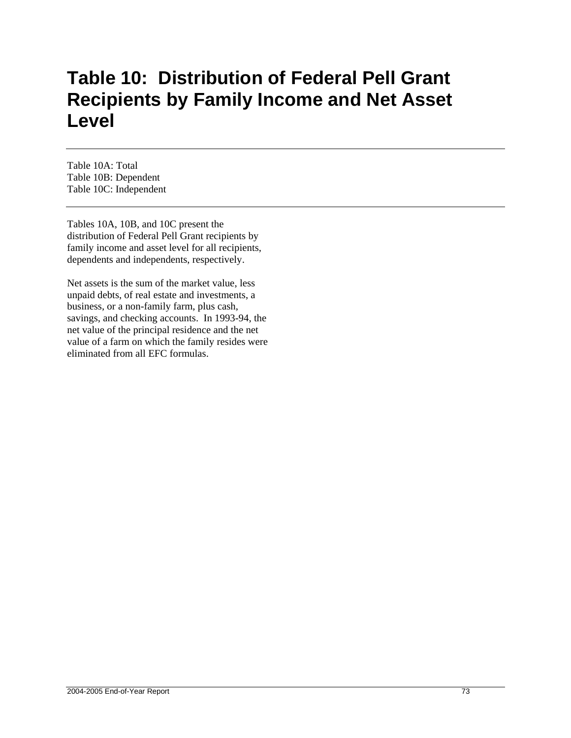# Table 10: Distribution of Federal Pell Grant Recipients by Family Income and Net Asset Level

---

Table 10A: Total
Table 10B: Dependent
Table 10C: Independent

---

Tables 10A, 10B, and 10C present the distribution of Federal Pell Grant recipients by family income and asset level for all recipients, dependents and independents, respectively.

Net assets is the sum of the market value, less unpaid debts, of real estate and investments, a business, or a non-family farm, plus cash, savings, and checking accounts. In 1993-94, the net value of the principal residence and the net value of a farm on which the family resides were eliminated from all EFC formulas.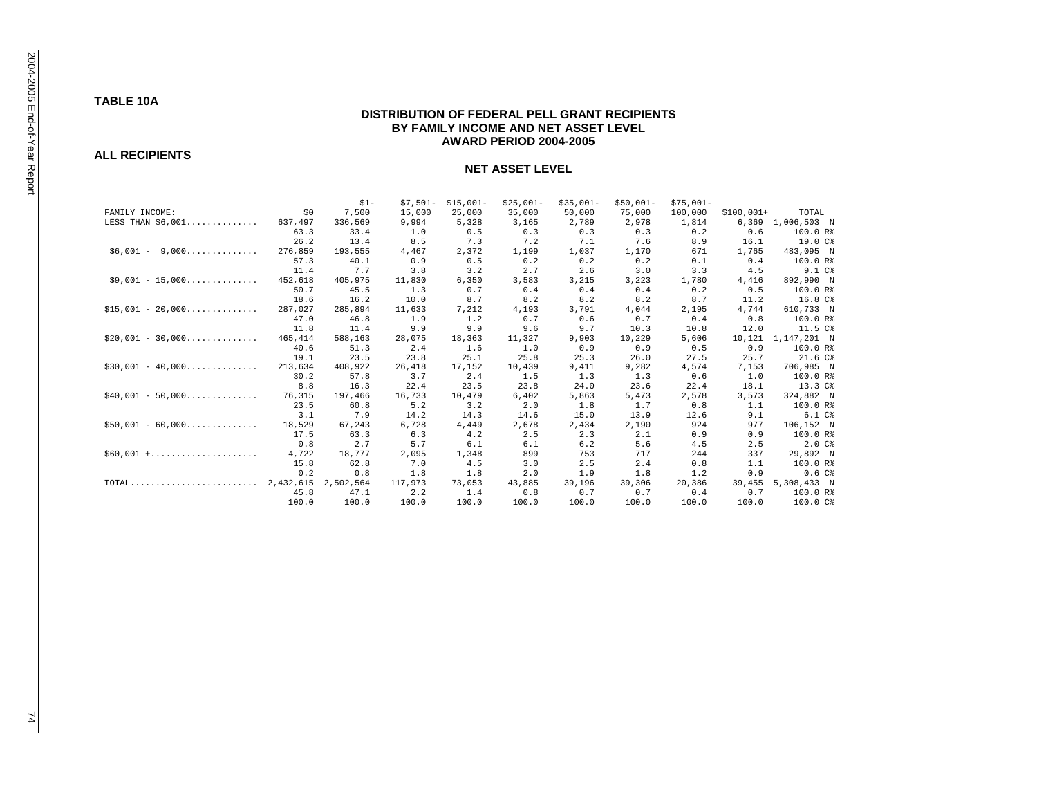**TABLE 10A**

## DISTRIBUTION OF FEDERAL PELL GRANT RECIPIENTS BY FAMILY INCOME AND NET ASSET LEVEL AWARD PERIOD 2004-2005

**ALL RECIPIENTS**

### NET ASSET LEVEL

| FAMILY INCOME: | $0 | $1- 7,500 | $7,501- 15,000 | $15,001- 25,000 | $25,001- 35,000 | $35,001- 50,000 | $50,001- 75,000 | $75,001- 100,000 | $100,001+ | TOTAL | |
|---|---|---|---|---|---|---|---|---|---|---|---|
| LESS THAN $6,001............. | 637,497 | 336,569 | 9,994 | 5,328 | 3,165 | 2,789 | 2,978 | 1,814 | 6,369 | 1,006,503 | N |
| | 63.3 | 33.4 | 1.0 | 0.5 | 0.3 | 0.3 | 0.3 | 0.2 | 0.6 | 100.0 | R% |
| | 26.2 | 13.4 | 8.5 | 7.3 | 7.2 | 7.1 | 7.6 | 8.9 | 16.1 | 19.0 | C% |
| $6,001 - 9,000............. | 276,859 | 193,555 | 4,467 | 2,372 | 1,199 | 1,037 | 1,170 | 671 | 1,765 | 483,095 | N |
| | 57.3 | 40.1 | 0.9 | 0.5 | 0.2 | 0.2 | 0.2 | 0.1 | 0.4 | 100.0 | R% |
| | 11.4 | 7.7 | 3.8 | 3.2 | 2.7 | 2.6 | 3.0 | 3.3 | 4.5 | 9.1 | C% |
| $9,001 - 15,000............. | 452,618 | 405,975 | 11,830 | 6,350 | 3,583 | 3,215 | 3,223 | 1,780 | 4,416 | 892,990 | N |
| | 50.7 | 45.5 | 1.3 | 0.7 | 0.4 | 0.4 | 0.4 | 0.2 | 0.5 | 100.0 | R% |
| | 18.6 | 16.2 | 10.0 | 8.7 | 8.2 | 8.2 | 8.2 | 8.7 | 11.2 | 16.8 | C% |
| $15,001 - 20,000............. | 287,027 | 285,894 | 11,633 | 7,212 | 4,193 | 3,791 | 4,044 | 2,195 | 4,744 | 610,733 | N |
| | 47.0 | 46.8 | 1.9 | 1.2 | 0.7 | 0.6 | 0.7 | 0.4 | 0.8 | 100.0 | R% |
| | 11.8 | 11.4 | 9.9 | 9.9 | 9.6 | 9.7 | 10.3 | 10.8 | 12.0 | 11.5 | C% |
| $20,001 - 30,000............. | 465,414 | 588,163 | 28,075 | 18,363 | 11,327 | 9,903 | 10,229 | 5,606 | 10,121 | 1,147,201 | N |
| | 40.6 | 51.3 | 2.4 | 1.6 | 1.0 | 0.9 | 0.9 | 0.5 | 0.9 | 100.0 | R% |
| | 19.1 | 23.5 | 23.8 | 25.1 | 25.8 | 25.3 | 26.0 | 27.5 | 25.7 | 21.6 | C% |
| $30,001 - 40,000............. | 213,634 | 408,922 | 26,418 | 17,152 | 10,439 | 9,411 | 9,282 | 4,574 | 7,153 | 706,985 | N |
| | 30.2 | 57.8 | 3.7 | 2.4 | 1.5 | 1.3 | 1.3 | 0.6 | 1.0 | 100.0 | R% |
| | 8.8 | 16.3 | 22.4 | 23.5 | 23.8 | 24.0 | 23.6 | 22.4 | 18.1 | 13.3 | C% |
| $40,001 - 50,000............. | 76,315 | 197,466 | 16,733 | 10,479 | 6,402 | 5,863 | 5,473 | 2,578 | 3,573 | 324,882 | N |
| | 23.5 | 60.8 | 5.2 | 3.2 | 2.0 | 1.8 | 1.7 | 0.8 | 1.1 | 100.0 | R% |
| | 3.1 | 7.9 | 14.2 | 14.3 | 14.6 | 15.0 | 13.9 | 12.6 | 9.1 | 6.1 | C% |
| $50,001 - 60,000............. | 18,529 | 67,243 | 6,728 | 4,449 | 2,678 | 2,434 | 2,190 | 924 | 977 | 106,152 | N |
| | 17.5 | 63.3 | 6.3 | 4.2 | 2.5 | 2.3 | 2.1 | 0.9 | 0.9 | 100.0 | R% |
| | 0.8 | 2.7 | 5.7 | 6.1 | 6.1 | 6.2 | 5.6 | 4.5 | 2.5 | 2.0 | C% |
| $60,001 +..................... | 4,722 | 18,777 | 2,095 | 1,348 | 899 | 753 | 717 | 244 | 337 | 29,892 | N |
| | 15.8 | 62.8 | 7.0 | 4.5 | 3.0 | 2.5 | 2.4 | 0.8 | 1.1 | 100.0 | R% |
| | 0.2 | 0.8 | 1.8 | 1.8 | 2.0 | 1.9 | 1.8 | 1.2 | 0.9 | 0.6 | C% |
| TOTAL......................... | 2,432,615 | 2,502,564 | 117,973 | 73,053 | 43,885 | 39,196 | 39,306 | 20,386 | 39,455 | 5,308,433 | N |
| | 45.8 | 47.1 | 2.2 | 1.4 | 0.8 | 0.7 | 0.7 | 0.4 | 0.7 | 100.0 | R% |
| | 100.0 | 100.0 | 100.0 | 100.0 | 100.0 | 100.0 | 100.0 | 100.0 | 100.0 | 100.0 | C% |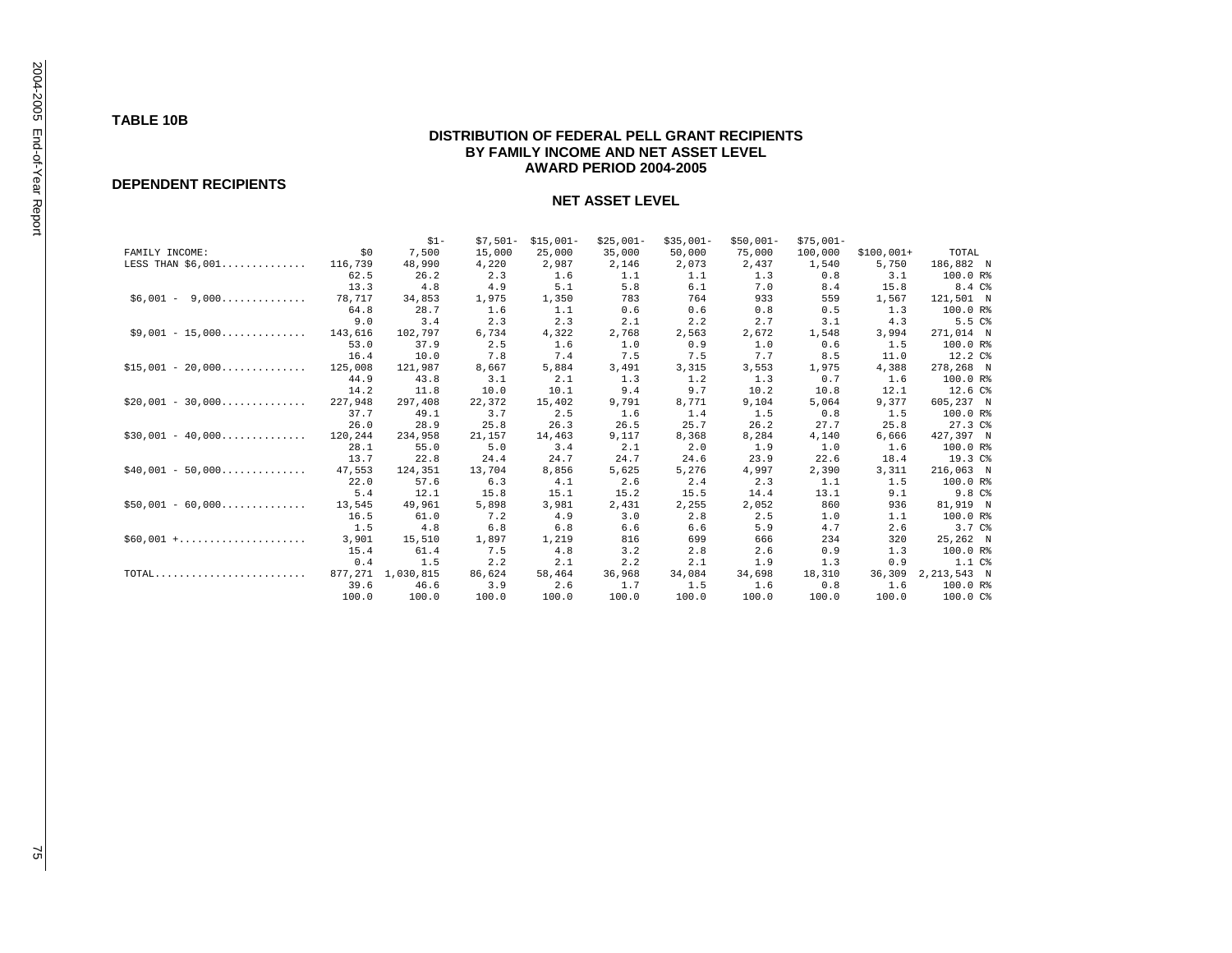**TABLE 10B**

### DISTRIBUTION OF FEDERAL PELL GRANT RECIPIENTS BY FAMILY INCOME AND NET ASSET LEVEL AWARD PERIOD 2004-2005

**DEPENDENT RECIPIENTS**

**NET ASSET LEVEL**

| FAMILY INCOME: | $0 | $1- 7,500 | $7,501- 15,000 | $15,001- 25,000 | $25,001- 35,000 | $35,001- 50,000 | $50,001- 75,000 | $75,001- 100,000 | $100,001+ | TOTAL | |
|---|---|---|---|---|---|---|---|---|---|---|---|
| LESS THAN $6,001.............. | 116,739 | 48,990 | 4,220 | 2,987 | 2,146 | 2,073 | 2,437 | 1,540 | 5,750 | 186,882 | N |
| | 62.5 | 26.2 | 2.3 | 1.6 | 1.1 | 1.1 | 1.3 | 0.8 | 3.1 | 100.0 | R% |
| | 13.3 | 4.8 | 4.9 | 5.1 | 5.8 | 6.1 | 7.0 | 8.4 | 15.8 | 8.4 | C% |
| $6,001 - 9,000.............. | 78,717 | 34,853 | 1,975 | 1,350 | 783 | 764 | 933 | 559 | 1,567 | 121,501 | N |
| | 64.8 | 28.7 | 1.6 | 1.1 | 0.6 | 0.6 | 0.8 | 0.5 | 1.3 | 100.0 | R% |
| | 9.0 | 3.4 | 2.3 | 2.3 | 2.1 | 2.2 | 2.7 | 3.1 | 4.3 | 5.5 | C% |
| $9,001 - 15,000.............. | 143,616 | 102,797 | 6,734 | 4,322 | 2,768 | 2,563 | 2,672 | 1,548 | 3,994 | 271,014 | N |
| | 53.0 | 37.9 | 2.5 | 1.6 | 1.0 | 0.9 | 1.0 | 0.6 | 1.5 | 100.0 | R% |
| | 16.4 | 10.0 | 7.8 | 7.4 | 7.5 | 7.5 | 7.7 | 8.5 | 11.0 | 12.2 | C% |
| $15,001 - 20,000.............. | 125,008 | 121,987 | 8,667 | 5,884 | 3,491 | 3,315 | 3,553 | 1,975 | 4,388 | 278,268 | N |
| | 44.9 | 43.8 | 3.1 | 2.1 | 1.3 | 1.2 | 1.3 | 0.7 | 1.6 | 100.0 | R% |
| | 14.2 | 11.8 | 10.0 | 10.1 | 9.4 | 9.7 | 10.2 | 10.8 | 12.1 | 12.6 | C% |
| $20,001 - 30,000.............. | 227,948 | 297,408 | 22,372 | 15,402 | 9,791 | 8,771 | 9,104 | 5,064 | 9,377 | 605,237 | N |
| | 37.7 | 49.1 | 3.7 | 2.5 | 1.6 | 1.4 | 1.5 | 0.8 | 1.5 | 100.0 | R% |
| | 26.0 | 28.9 | 25.8 | 26.3 | 26.5 | 25.7 | 26.2 | 27.7 | 25.8 | 27.3 | C% |
| $30,001 - 40,000.............. | 120,244 | 234,958 | 21,157 | 14,463 | 9,117 | 8,368 | 8,284 | 4,140 | 6,666 | 427,397 | N |
| | 28.1 | 55.0 | 5.0 | 3.4 | 2.1 | 2.0 | 1.9 | 1.0 | 1.6 | 100.0 | R% |
| | 13.7 | 22.8 | 24.4 | 24.7 | 24.7 | 24.6 | 23.9 | 22.6 | 18.4 | 19.3 | C% |
| $40,001 - 50,000.............. | 47,553 | 124,351 | 13,704 | 8,856 | 5,625 | 5,276 | 4,997 | 2,390 | 3,311 | 216,063 | N |
| | 22.0 | 57.6 | 6.3 | 4.1 | 2.6 | 2.4 | 2.3 | 1.1 | 1.5 | 100.0 | R% |
| | 5.4 | 12.1 | 15.8 | 15.1 | 15.2 | 15.5 | 14.4 | 13.1 | 9.1 | 9.8 | C% |
| $50,001 - 60,000.............. | 13,545 | 49,961 | 5,898 | 3,981 | 2,431 | 2,255 | 2,052 | 860 | 936 | 81,919 | N |
| | 16.5 | 61.0 | 7.2 | 4.9 | 3.0 | 2.8 | 2.5 | 1.0 | 1.1 | 100.0 | R% |
| | 1.5 | 4.8 | 6.8 | 6.8 | 6.6 | 6.6 | 5.9 | 4.7 | 2.6 | 3.7 | C% |
| $60,001 +..................... | 3,901 | 15,510 | 1,897 | 1,219 | 816 | 699 | 666 | 234 | 320 | 25,262 | N |
| | 15.4 | 61.4 | 7.5 | 4.8 | 3.2 | 2.8 | 2.6 | 0.9 | 1.3 | 100.0 | R% |
| | 0.4 | 1.5 | 2.2 | 2.1 | 2.2 | 2.1 | 1.9 | 1.3 | 0.9 | 1.1 | C% |
| TOTAL......................... | 877,271 | 1,030,815 | 86,624 | 58,464 | 36,968 | 34,084 | 34,698 | 18,310 | 36,309 | 2,213,543 | N |
| | 39.6 | 46.6 | 3.9 | 2.6 | 1.7 | 1.5 | 1.6 | 0.8 | 1.6 | 100.0 | R% |
| | 100.0 | 100.0 | 100.0 | 100.0 | 100.0 | 100.0 | 100.0 | 100.0 | 100.0 | 100.0 | C% |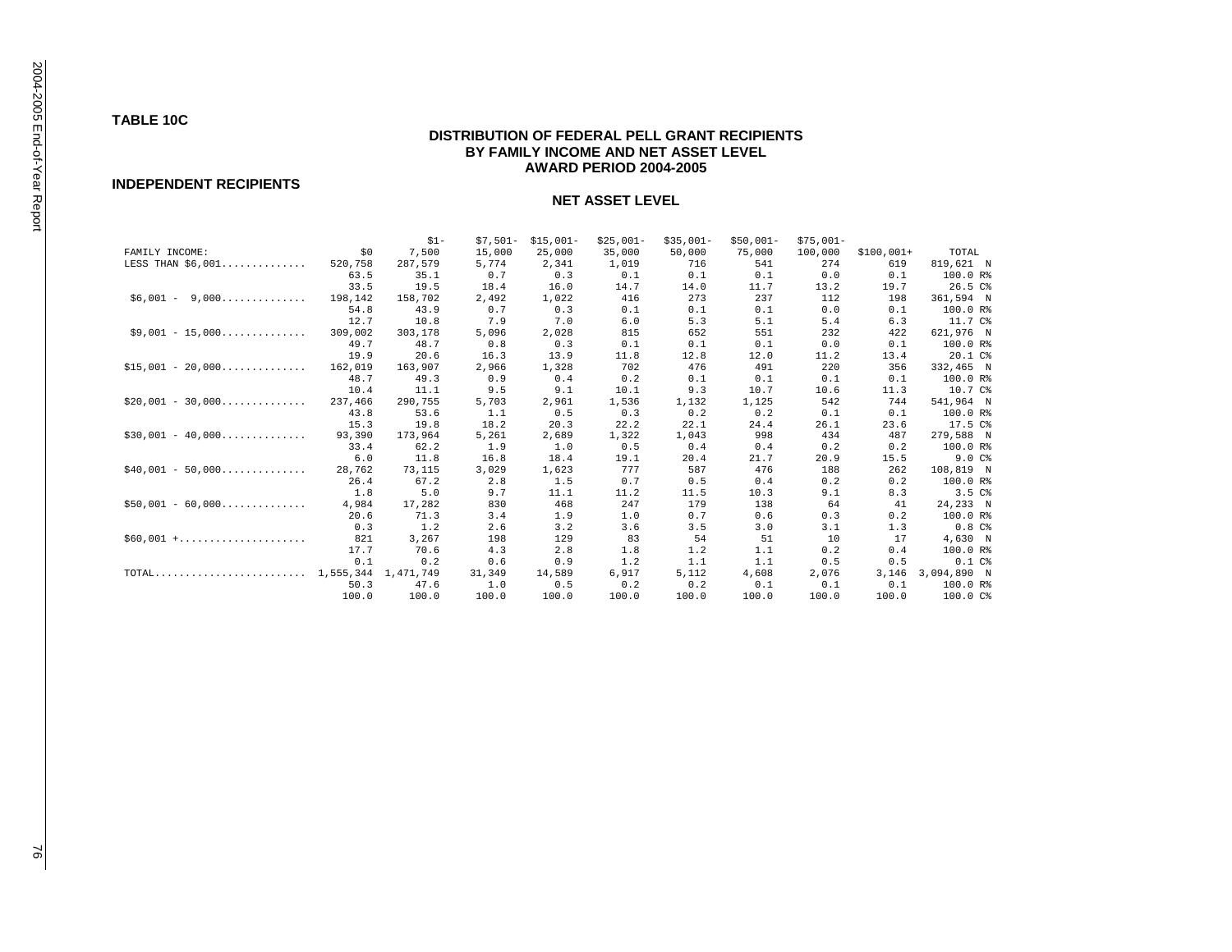**TABLE 10C**

## DISTRIBUTION OF FEDERAL PELL GRANT RECIPIENTS BY FAMILY INCOME AND NET ASSET LEVEL AWARD PERIOD 2004-2005

### INDEPENDENT RECIPIENTS

### NET ASSET LEVEL

| FAMILY INCOME: | $0 | $1- 7,500 | $7,501- 15,000 | $15,001- 25,000 | $25,001- 35,000 | $35,001- 50,000 | $50,001- 75,000 | $75,001- 100,000 | $100,001+ | TOTAL | |
|---|---|---|---|---|---|---|---|---|---|---|---|
| LESS THAN $6,001.............. | 520,758 | 287,579 | 5,774 | 2,341 | 1,019 | 716 | 541 | 274 | 619 | 819,621 | N |
| | 63.5 | 35.1 | 0.7 | 0.3 | 0.1 | 0.1 | 0.1 | 0.0 | 0.1 | 100.0 | R% |
| | 33.5 | 19.5 | 18.4 | 16.0 | 14.7 | 14.0 | 11.7 | 13.2 | 19.7 | 26.5 | C% |
| $6,001 - 9,000.............. | 198,142 | 158,702 | 2,492 | 1,022 | 416 | 273 | 237 | 112 | 198 | 361,594 | N |
| | 54.8 | 43.9 | 0.7 | 0.3 | 0.1 | 0.1 | 0.1 | 0.0 | 0.1 | 100.0 | R% |
| | 12.7 | 10.8 | 7.9 | 7.0 | 6.0 | 5.3 | 5.1 | 5.4 | 6.3 | 11.7 | C% |
| $9,001 - 15,000.............. | 309,002 | 303,178 | 5,096 | 2,028 | 815 | 652 | 551 | 232 | 422 | 621,976 | N |
| | 49.7 | 48.7 | 0.8 | 0.3 | 0.1 | 0.1 | 0.1 | 0.0 | 0.1 | 100.0 | R% |
| | 19.9 | 20.6 | 16.3 | 13.9 | 11.8 | 12.8 | 12.0 | 11.2 | 13.4 | 20.1 | C% |
| $15,001 - 20,000.............. | 162,019 | 163,907 | 2,966 | 1,328 | 702 | 476 | 491 | 220 | 356 | 332,465 | N |
| | 48.7 | 49.3 | 0.9 | 0.4 | 0.2 | 0.1 | 0.1 | 0.1 | 0.1 | 100.0 | R% |
| | 10.4 | 11.1 | 9.5 | 9.1 | 10.1 | 9.3 | 10.7 | 10.6 | 11.3 | 10.7 | C% |
| $20,001 - 30,000.............. | 237,466 | 290,755 | 5,703 | 2,961 | 1,536 | 1,132 | 1,125 | 542 | 744 | 541,964 | N |
| | 43.8 | 53.6 | 1.1 | 0.5 | 0.3 | 0.2 | 0.2 | 0.1 | 0.1 | 100.0 | R% |
| | 15.3 | 19.8 | 18.2 | 20.3 | 22.2 | 22.1 | 24.4 | 26.1 | 23.6 | 17.5 | C% |
| $30,001 - 40,000.............. | 93,390 | 173,964 | 5,261 | 2,689 | 1,322 | 1,043 | 998 | 434 | 487 | 279,588 | N |
| | 33.4 | 62.2 | 1.9 | 1.0 | 0.5 | 0.4 | 0.4 | 0.2 | 0.2 | 100.0 | R% |
| | 6.0 | 11.8 | 16.8 | 18.4 | 19.1 | 20.4 | 21.7 | 20.9 | 15.5 | 9.0 | C% |
| $40,001 - 50,000.............. | 28,762 | 73,115 | 3,029 | 1,623 | 777 | 587 | 476 | 188 | 262 | 108,819 | N |
| | 26.4 | 67.2 | 2.8 | 1.5 | 0.7 | 0.5 | 0.4 | 0.2 | 0.2 | 100.0 | R% |
| | 1.8 | 5.0 | 9.7 | 11.1 | 11.2 | 11.5 | 10.3 | 9.1 | 8.3 | 3.5 | C% |
| $50,001 - 60,000.............. | 4,984 | 17,282 | 830 | 468 | 247 | 179 | 138 | 64 | 41 | 24,233 | N |
| | 20.6 | 71.3 | 3.4 | 1.9 | 1.0 | 0.7 | 0.6 | 0.3 | 0.2 | 100.0 | R% |
| | 0.3 | 1.2 | 2.6 | 3.2 | 3.6 | 3.5 | 3.0 | 3.1 | 1.3 | 0.8 | C% |
| $60,001 +..................... | 821 | 3,267 | 198 | 129 | 83 | 54 | 51 | 10 | 17 | 4,630 | N |
| | 17.7 | 70.6 | 4.3 | 2.8 | 1.8 | 1.2 | 1.1 | 0.2 | 0.4 | 100.0 | R% |
| | 0.1 | 0.2 | 0.6 | 0.9 | 1.2 | 1.1 | 1.1 | 0.5 | 0.5 | 0.1 | C% |
| TOTAL......................... | 1,555,344 | 1,471,749 | 31,349 | 14,589 | 6,917 | 5,112 | 4,608 | 2,076 | 3,146 | 3,094,890 | N |
| | 50.3 | 47.6 | 1.0 | 0.5 | 0.2 | 0.2 | 0.1 | 0.1 | 0.1 | 100.0 | R% |
| | 100.0 | 100.0 | 100.0 | 100.0 | 100.0 | 100.0 | 100.0 | 100.0 | 100.0 | 100.0 | C% |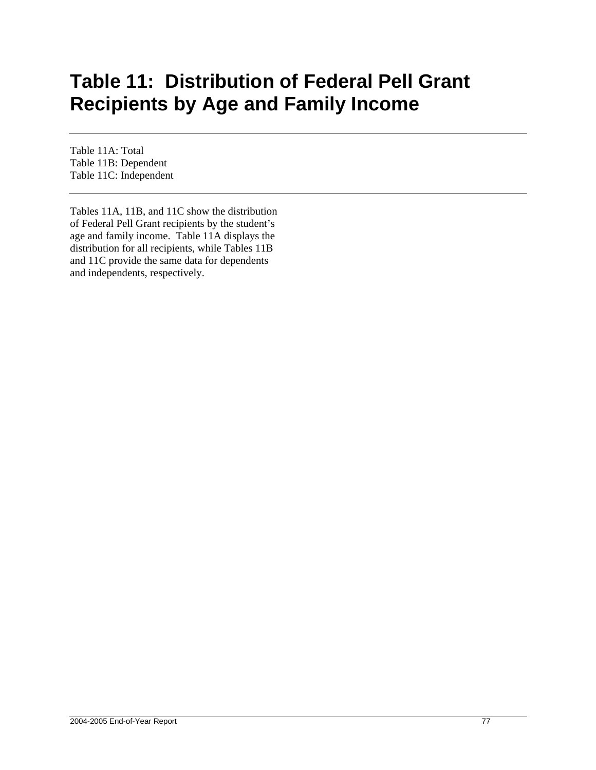# Table 11: Distribution of Federal Pell Grant Recipients by Age and Family Income

Table 11A: Total
Table 11B: Dependent
Table 11C: Independent

Tables 11A, 11B, and 11C show the distribution of Federal Pell Grant recipients by the student's age and family income. Table 11A displays the distribution for all recipients, while Tables 11B and 11C provide the same data for dependents and independents, respectively.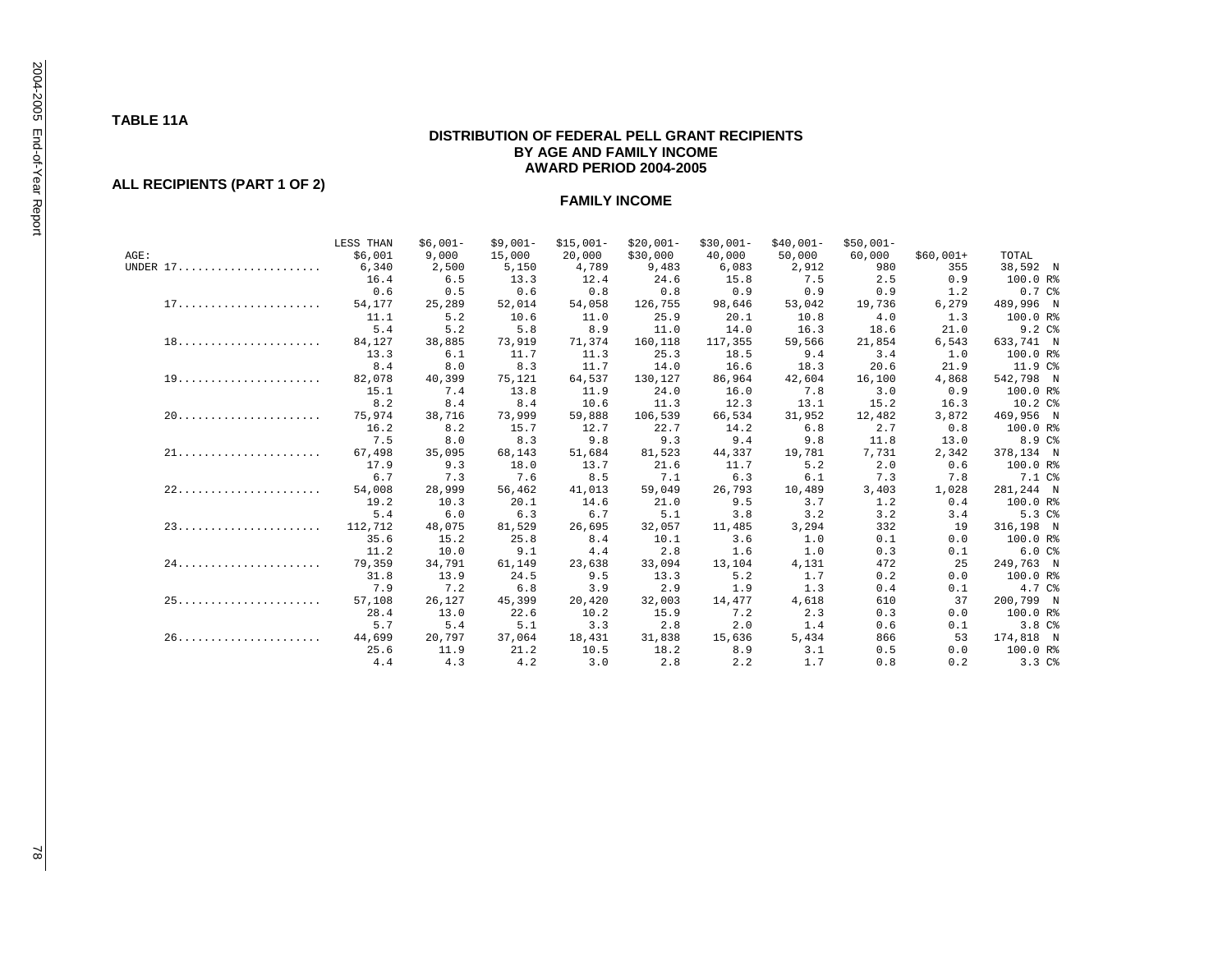**TABLE 11A**

## DISTRIBUTION OF FEDERAL PELL GRANT RECIPIENTS BY AGE AND FAMILY INCOME AWARD PERIOD 2004-2005

### ALL RECIPIENTS (PART 1 OF 2)

### FAMILY INCOME

| AGE: | LESS THAN $6,001 | $6,001- 9,000 | $9,001- 15,000 | $15,001- 20,000 | $20,001- $30,000 | $30,001- 40,000 | $40,001- 50,000 | $50,001- 60,000 | $60,001+ | TOTAL | |
|---|---|---|---|---|---|---|---|---|---|---|---|
| UNDER 17...................... | 6,340 | 2,500 | 5,150 | 4,789 | 9,483 | 6,083 | 2,912 | 980 | 355 | 38,592 | N |
| | 16.4 | 6.5 | 13.3 | 12.4 | 24.6 | 15.8 | 7.5 | 2.5 | 0.9 | 100.0 | R% |
| | 0.6 | 0.5 | 0.6 | 0.8 | 0.8 | 0.9 | 0.9 | 0.9 | 1.2 | 0.7 | C% |
| 17...................... | 54,177 | 25,289 | 52,014 | 54,058 | 126,755 | 98,646 | 53,042 | 19,736 | 6,279 | 489,996 | N |
| | 11.1 | 5.2 | 10.6 | 11.0 | 25.9 | 20.1 | 10.8 | 4.0 | 1.3 | 100.0 | R% |
| | 5.4 | 5.2 | 5.8 | 8.9 | 11.0 | 14.0 | 16.3 | 18.6 | 21.0 | 9.2 | C% |
| 18...................... | 84,127 | 38,885 | 73,919 | 71,374 | 160,118 | 117,355 | 59,566 | 21,854 | 6,543 | 633,741 | N |
| | 13.3 | 6.1 | 11.7 | 11.3 | 25.3 | 18.5 | 9.4 | 3.4 | 1.0 | 100.0 | R% |
| | 8.4 | 8.0 | 8.3 | 11.7 | 14.0 | 16.6 | 18.3 | 20.6 | 21.9 | 11.9 | C% |
| 19...................... | 82,078 | 40,399 | 75,121 | 64,537 | 130,127 | 86,964 | 42,604 | 16,100 | 4,868 | 542,798 | N |
| | 15.1 | 7.4 | 13.8 | 11.9 | 24.0 | 16.0 | 7.8 | 3.0 | 0.9 | 100.0 | R% |
| | 8.2 | 8.4 | 8.4 | 10.6 | 11.3 | 12.3 | 13.1 | 15.2 | 16.3 | 10.2 | C% |
| 20...................... | 75,974 | 38,716 | 73,999 | 59,888 | 106,539 | 66,534 | 31,952 | 12,482 | 3,872 | 469,956 | N |
| | 16.2 | 8.2 | 15.7 | 12.7 | 22.7 | 14.2 | 6.8 | 2.7 | 0.8 | 100.0 | R% |
| | 7.5 | 8.0 | 8.3 | 9.8 | 9.3 | 9.4 | 9.8 | 11.8 | 13.0 | 8.9 | C% |
| 21...................... | 67,498 | 35,095 | 68,143 | 51,684 | 81,523 | 44,337 | 19,781 | 7,731 | 2,342 | 378,134 | N |
| | 17.9 | 9.3 | 18.0 | 13.7 | 21.6 | 11.7 | 5.2 | 2.0 | 0.6 | 100.0 | R% |
| | 6.7 | 7.3 | 7.6 | 8.5 | 7.1 | 6.3 | 6.1 | 7.3 | 7.8 | 7.1 | C% |
| 22...................... | 54,008 | 28,999 | 56,462 | 41,013 | 59,049 | 26,793 | 10,489 | 3,403 | 1,028 | 281,244 | N |
| | 19.2 | 10.3 | 20.1 | 14.6 | 21.0 | 9.5 | 3.7 | 1.2 | 0.4 | 100.0 | R% |
| | 5.4 | 6.0 | 6.3 | 6.7 | 5.1 | 3.8 | 3.2 | 3.2 | 3.4 | 5.3 | C% |
| 23...................... | 112,712 | 48,075 | 81,529 | 26,695 | 32,057 | 11,485 | 3,294 | 332 | 19 | 316,198 | N |
| | 35.6 | 15.2 | 25.8 | 8.4 | 10.1 | 3.6 | 1.0 | 0.1 | 0.0 | 100.0 | R% |
| | 11.2 | 10.0 | 9.1 | 4.4 | 2.8 | 1.6 | 1.0 | 0.3 | 0.1 | 6.0 | C% |
| 24...................... | 79,359 | 34,791 | 61,149 | 23,638 | 33,094 | 13,104 | 4,131 | 472 | 25 | 249,763 | N |
| | 31.8 | 13.9 | 24.5 | 9.5 | 13.3 | 5.2 | 1.7 | 0.2 | 0.0 | 100.0 | R% |
| | 7.9 | 7.2 | 6.8 | 3.9 | 2.9 | 1.9 | 1.3 | 0.4 | 0.1 | 4.7 | C% |
| 25...................... | 57,108 | 26,127 | 45,399 | 20,420 | 32,003 | 14,477 | 4,618 | 610 | 37 | 200,799 | N |
| | 28.4 | 13.0 | 22.6 | 10.2 | 15.9 | 7.2 | 2.3 | 0.3 | 0.0 | 100.0 | R% |
| | 5.7 | 5.4 | 5.1 | 3.3 | 2.8 | 2.0 | 1.4 | 0.6 | 0.1 | 3.8 | C% |
| 26...................... | 44,699 | 20,797 | 37,064 | 18,431 | 31,838 | 15,636 | 5,434 | 866 | 53 | 174,818 | N |
| | 25.6 | 11.9 | 21.2 | 10.5 | 18.2 | 8.9 | 3.1 | 0.5 | 0.0 | 100.0 | R% |
| | 4.4 | 4.3 | 4.2 | 3.0 | 2.8 | 2.2 | 1.7 | 0.8 | 0.2 | 3.3 | C% |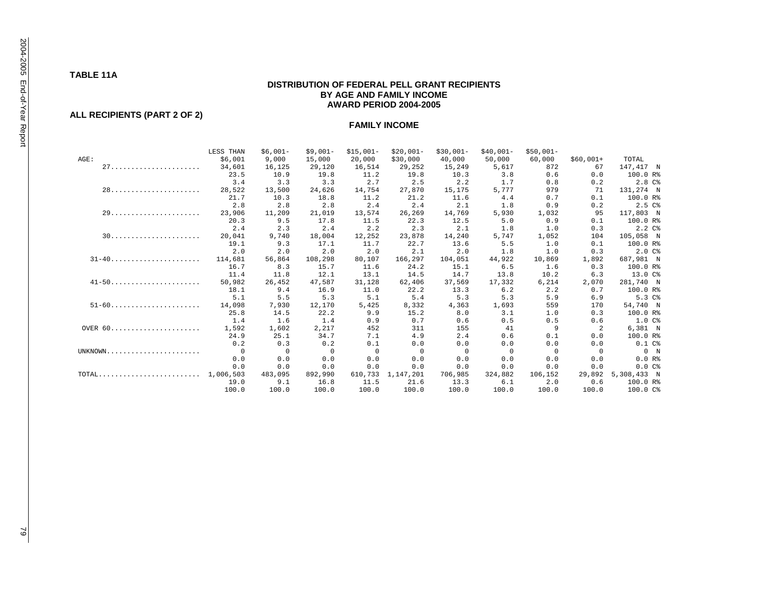**TABLE 11A**

## DISTRIBUTION OF FEDERAL PELL GRANT RECIPIENTS BY AGE AND FAMILY INCOME AWARD PERIOD 2004-2005

**ALL RECIPIENTS (PART 2 OF 2)**

### FAMILY INCOME

| AGE: | LESS THAN $6,001 | $6,001- 9,000 | $9,001- 15,000 | $15,001- 20,000 | $20,001- $30,000 | $30,001- 40,000 | $40,001- 50,000 | $50,001- 60,000 | $60,001+ | TOTAL | |
|---|---|---|---|---|---|---|---|---|---|---|---|
| 27...................... | 34,601 | 16,125 | 29,120 | 16,514 | 29,252 | 15,249 | 5,617 | 872 | 67 | 147,417 | N |
| | 23.5 | 10.9 | 19.8 | 11.2 | 19.8 | 10.3 | 3.8 | 0.6 | 0.0 | 100.0 | R% |
| | 3.4 | 3.3 | 3.3 | 2.7 | 2.5 | 2.2 | 1.7 | 0.8 | 0.2 | 2.8 | C% |
| 28...................... | 28,522 | 13,500 | 24,626 | 14,754 | 27,870 | 15,175 | 5,777 | 979 | 71 | 131,274 | N |
| | 21.7 | 10.3 | 18.8 | 11.2 | 21.2 | 11.6 | 4.4 | 0.7 | 0.1 | 100.0 | R% |
| | 2.8 | 2.8 | 2.8 | 2.4 | 2.4 | 2.1 | 1.8 | 0.9 | 0.2 | 2.5 | C% |
| 29...................... | 23,906 | 11,209 | 21,019 | 13,574 | 26,269 | 14,769 | 5,930 | 1,032 | 95 | 117,803 | N |
| | 20.3 | 9.5 | 17.8 | 11.5 | 22.3 | 12.5 | 5.0 | 0.9 | 0.1 | 100.0 | R% |
| | 2.4 | 2.3 | 2.4 | 2.2 | 2.3 | 2.1 | 1.8 | 1.0 | 0.3 | 2.2 | C% |
| 30...................... | 20,041 | 9,740 | 18,004 | 12,252 | 23,878 | 14,240 | 5,747 | 1,052 | 104 | 105,058 | N |
| | 19.1 | 9.3 | 17.1 | 11.7 | 22.7 | 13.6 | 5.5 | 1.0 | 0.1 | 100.0 | R% |
| | 2.0 | 2.0 | 2.0 | 2.0 | 2.1 | 2.0 | 1.8 | 1.0 | 0.3 | 2.0 | C% |
| 31-40...................... | 114,681 | 56,864 | 108,298 | 80,107 | 166,297 | 104,051 | 44,922 | 10,869 | 1,892 | 687,981 | N |
| | 16.7 | 8.3 | 15.7 | 11.6 | 24.2 | 15.1 | 6.5 | 1.6 | 0.3 | 100.0 | R% |
| | 11.4 | 11.8 | 12.1 | 13.1 | 14.5 | 14.7 | 13.8 | 10.2 | 6.3 | 13.0 | C% |
| 41-50...................... | 50,982 | 26,452 | 47,587 | 31,128 | 62,406 | 37,569 | 17,332 | 6,214 | 2,070 | 281,740 | N |
| | 18.1 | 9.4 | 16.9 | 11.0 | 22.2 | 13.3 | 6.2 | 2.2 | 0.7 | 100.0 | R% |
| | 5.1 | 5.5 | 5.3 | 5.1 | 5.4 | 5.3 | 5.3 | 5.9 | 6.9 | 5.3 | C% |
| 51-60...................... | 14,098 | 7,930 | 12,170 | 5,425 | 8,332 | 4,363 | 1,693 | 559 | 170 | 54,740 | N |
| | 25.8 | 14.5 | 22.2 | 9.9 | 15.2 | 8.0 | 3.1 | 1.0 | 0.3 | 100.0 | R% |
| | 1.4 | 1.6 | 1.4 | 0.9 | 0.7 | 0.6 | 0.5 | 0.5 | 0.6 | 1.0 | C% |
| OVER 60...................... | 1,592 | 1,602 | 2,217 | 452 | 311 | 155 | 41 | 9 | 2 | 6,381 | N |
| | 24.9 | 25.1 | 34.7 | 7.1 | 4.9 | 2.4 | 0.6 | 0.1 | 0.0 | 100.0 | R% |
| | 0.2 | 0.3 | 0.2 | 0.1 | 0.0 | 0.0 | 0.0 | 0.0 | 0.0 | 0.1 | C% |
| UNKNOWN...................... | 0 | 0 | 0 | 0 | 0 | 0 | 0 | 0 | 0 | 0 | N |
| | 0.0 | 0.0 | 0.0 | 0.0 | 0.0 | 0.0 | 0.0 | 0.0 | 0.0 | 0.0 | R% |
| | 0.0 | 0.0 | 0.0 | 0.0 | 0.0 | 0.0 | 0.0 | 0.0 | 0.0 | 0.0 | C% |
| TOTAL...................... | 1,006,503 | 483,095 | 892,990 | 610,733 | 1,147,201 | 706,985 | 324,882 | 106,152 | 29,892 | 5,308,433 | N |
| | 19.0 | 9.1 | 16.8 | 11.5 | 21.6 | 13.3 | 6.1 | 2.0 | 0.6 | 100.0 | R% |
| | 100.0 | 100.0 | 100.0 | 100.0 | 100.0 | 100.0 | 100.0 | 100.0 | 100.0 | 100.0 | C% |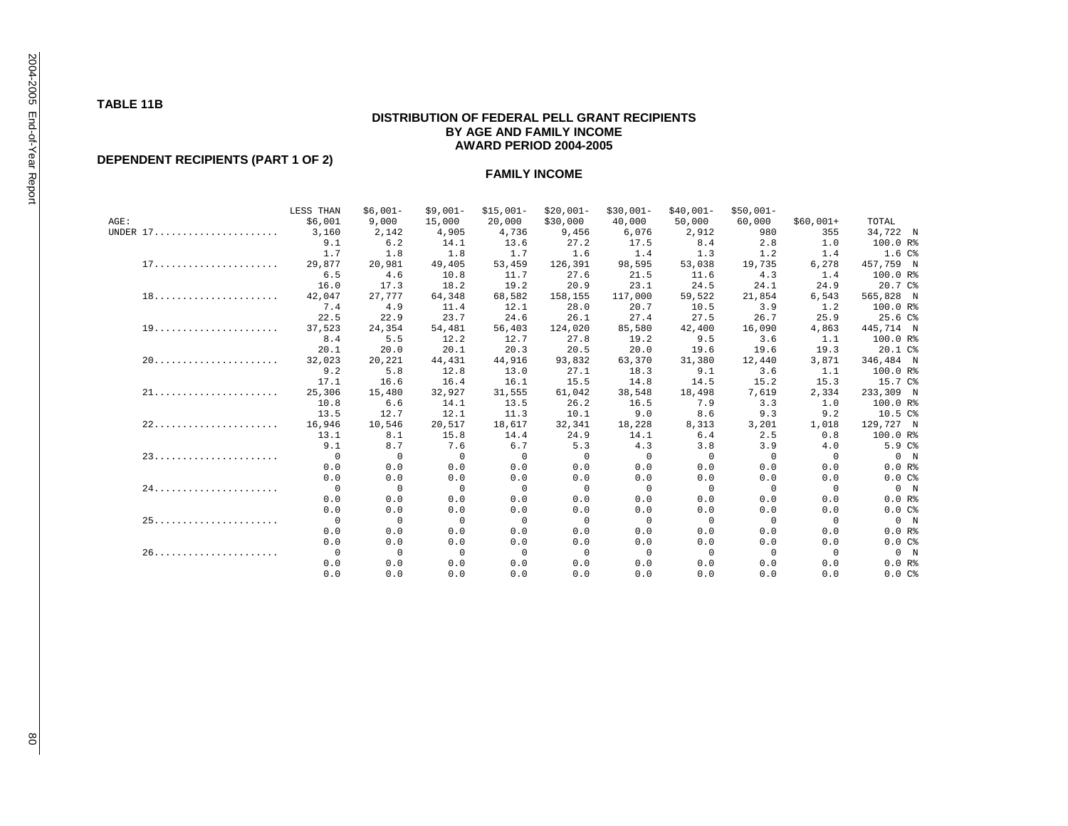**TABLE 11B**

## DISTRIBUTION OF FEDERAL PELL GRANT RECIPIENTS BY AGE AND FAMILY INCOME AWARD PERIOD 2004-2005

**DEPENDENT RECIPIENTS (PART 1 OF 2)**

**FAMILY INCOME**

| AGE: | LESS THAN $6,001 | $6,001- 9,000 | $9,001- 15,000 | $15,001- 20,000 | $20,001- $30,000 | $30,001- 40,000 | $40,001- 50,000 | $50,001- 60,000 | $60,001+ | TOTAL | |
|---|---|---|---|---|---|---|---|---|---|---|---|
| UNDER 17...................... | 3,160 | 2,142 | 4,905 | 4,736 | 9,456 | 6,076 | 2,912 | 980 | 355 | 34,722 | N |
| | 9.1 | 6.2 | 14.1 | 13.6 | 27.2 | 17.5 | 8.4 | 2.8 | 1.0 | 100.0 | R% |
| | 1.7 | 1.8 | 1.8 | 1.7 | 1.6 | 1.4 | 1.3 | 1.2 | 1.4 | 1.6 | C% |
| 17...................... | 29,877 | 20,981 | 49,405 | 53,459 | 126,391 | 98,595 | 53,038 | 19,735 | 6,278 | 457,759 | N |
| | 6.5 | 4.6 | 10.8 | 11.7 | 27.6 | 21.5 | 11.6 | 4.3 | 1.4 | 100.0 | R% |
| | 16.0 | 17.3 | 18.2 | 19.2 | 20.9 | 23.1 | 24.5 | 24.1 | 24.9 | 20.7 | C% |
| 18...................... | 42,047 | 27,777 | 64,348 | 68,582 | 158,155 | 117,000 | 59,522 | 21,854 | 6,543 | 565,828 | N |
| | 7.4 | 4.9 | 11.4 | 12.1 | 28.0 | 20.7 | 10.5 | 3.9 | 1.2 | 100.0 | R% |
| | 22.5 | 22.9 | 23.7 | 24.6 | 26.1 | 27.4 | 27.5 | 26.7 | 25.9 | 25.6 | C% |
| 19...................... | 37,523 | 24,354 | 54,481 | 56,403 | 124,020 | 85,580 | 42,400 | 16,090 | 4,863 | 445,714 | N |
| | 8.4 | 5.5 | 12.2 | 12.7 | 27.8 | 19.2 | 9.5 | 3.6 | 1.1 | 100.0 | R% |
| | 20.1 | 20.0 | 20.1 | 20.3 | 20.5 | 20.0 | 19.6 | 19.6 | 19.3 | 20.1 | C% |
| 20...................... | 32,023 | 20,221 | 44,431 | 44,916 | 93,832 | 63,370 | 31,380 | 12,440 | 3,871 | 346,484 | N |
| | 9.2 | 5.8 | 12.8 | 13.0 | 27.1 | 18.3 | 9.1 | 3.6 | 1.1 | 100.0 | R% |
| | 17.1 | 16.6 | 16.4 | 16.1 | 15.5 | 14.8 | 14.5 | 15.2 | 15.3 | 15.7 | C% |
| 21...................... | 25,306 | 15,480 | 32,927 | 31,555 | 61,042 | 38,548 | 18,498 | 7,619 | 2,334 | 233,309 | N |
| | 10.8 | 6.6 | 14.1 | 13.5 | 26.2 | 16.5 | 7.9 | 3.3 | 1.0 | 100.0 | R% |
| | 13.5 | 12.7 | 12.1 | 11.3 | 10.1 | 9.0 | 8.6 | 9.3 | 9.2 | 10.5 | C% |
| 22...................... | 16,946 | 10,546 | 20,517 | 18,617 | 32,341 | 18,228 | 8,313 | 3,201 | 1,018 | 129,727 | N |
| | 13.1 | 8.1 | 15.8 | 14.4 | 24.9 | 14.1 | 6.4 | 2.5 | 0.8 | 100.0 | R% |
| | 9.1 | 8.7 | 7.6 | 6.7 | 5.3 | 4.3 | 3.8 | 3.9 | 4.0 | 5.9 | C% |
| 23...................... | 0 | 0 | 0 | 0 | 0 | 0 | 0 | 0 | 0 | 0 | N |
| | 0.0 | 0.0 | 0.0 | 0.0 | 0.0 | 0.0 | 0.0 | 0.0 | 0.0 | 0.0 | R% |
| | 0.0 | 0.0 | 0.0 | 0.0 | 0.0 | 0.0 | 0.0 | 0.0 | 0.0 | 0.0 | C% |
| 24...................... | 0 | 0 | 0 | 0 | 0 | 0 | 0 | 0 | 0 | 0 | N |
| | 0.0 | 0.0 | 0.0 | 0.0 | 0.0 | 0.0 | 0.0 | 0.0 | 0.0 | 0.0 | R% |
| | 0.0 | 0.0 | 0.0 | 0.0 | 0.0 | 0.0 | 0.0 | 0.0 | 0.0 | 0.0 | C% |
| 25...................... | 0 | 0 | 0 | 0 | 0 | 0 | 0 | 0 | 0 | 0 | N |
| | 0.0 | 0.0 | 0.0 | 0.0 | 0.0 | 0.0 | 0.0 | 0.0 | 0.0 | 0.0 | R% |
| | 0.0 | 0.0 | 0.0 | 0.0 | 0.0 | 0.0 | 0.0 | 0.0 | 0.0 | 0.0 | C% |
| 26...................... | 0 | 0 | 0 | 0 | 0 | 0 | 0 | 0 | 0 | 0 | N |
| | 0.0 | 0.0 | 0.0 | 0.0 | 0.0 | 0.0 | 0.0 | 0.0 | 0.0 | 0.0 | R% |
| | 0.0 | 0.0 | 0.0 | 0.0 | 0.0 | 0.0 | 0.0 | 0.0 | 0.0 | 0.0 | C% |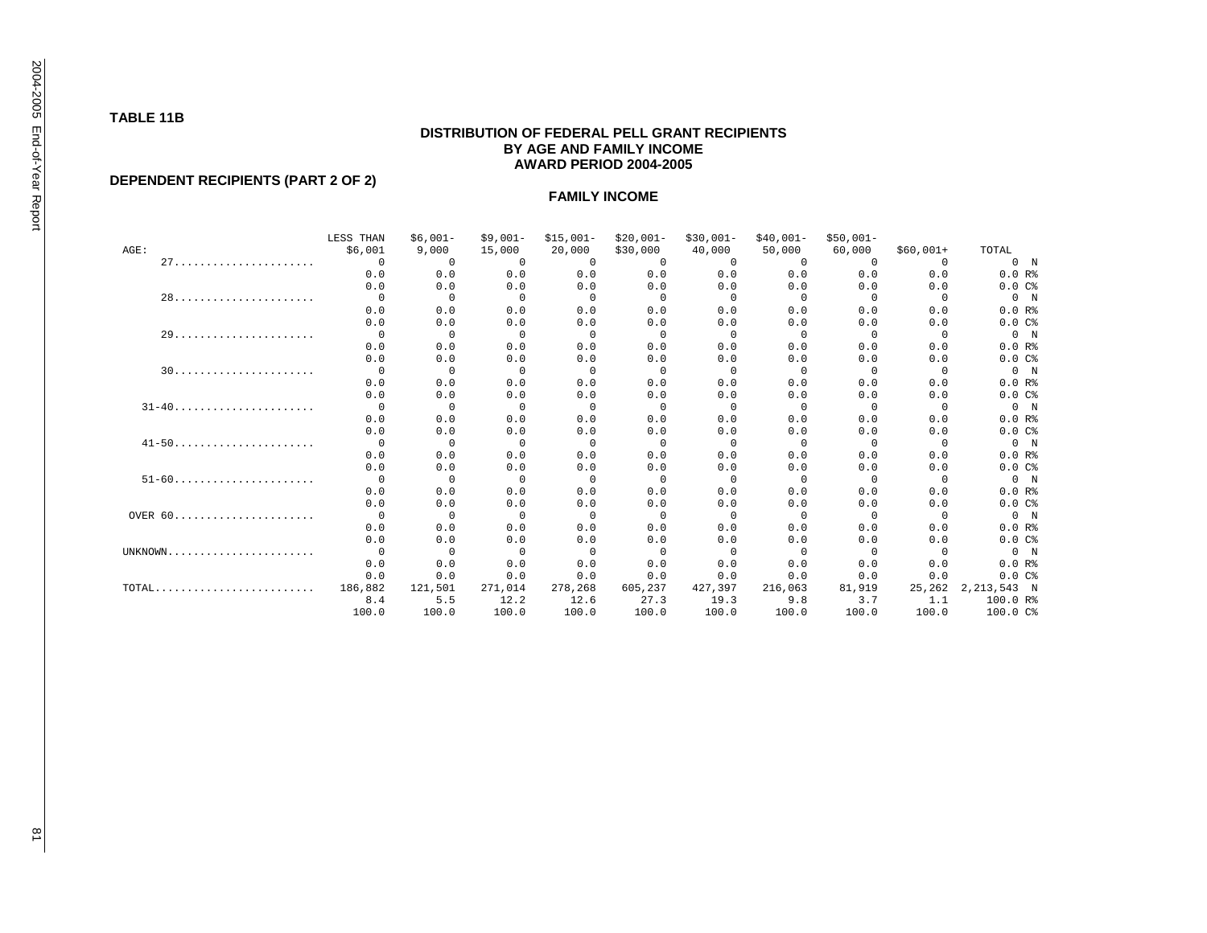**TABLE 11B**

## DISTRIBUTION OF FEDERAL PELL GRANT RECIPIENTS BY AGE AND FAMILY INCOME AWARD PERIOD 2004-2005

**DEPENDENT RECIPIENTS (PART 2 OF 2)**

### FAMILY INCOME

| AGE: | LESS THAN $6,001 | $6,001- 9,000 | $9,001- 15,000 | $15,001- 20,000 | $20,001- $30,000 | $30,001- 40,000 | $40,001- 50,000 | $50,001- 60,000 | $60,001+ | TOTAL | |
|---|---|---|---|---|---|---|---|---|---|---|---|
| 27 | 0 | 0 | 0 | 0 | 0 | 0 | 0 | 0 | 0 | 0 | N |
| | 0.0 | 0.0 | 0.0 | 0.0 | 0.0 | 0.0 | 0.0 | 0.0 | 0.0 | 0.0 | R% |
| | 0.0 | 0.0 | 0.0 | 0.0 | 0.0 | 0.0 | 0.0 | 0.0 | 0.0 | 0.0 | C% |
| 28 | 0 | 0 | 0 | 0 | 0 | 0 | 0 | 0 | 0 | 0 | N |
| | 0.0 | 0.0 | 0.0 | 0.0 | 0.0 | 0.0 | 0.0 | 0.0 | 0.0 | 0.0 | R% |
| | 0.0 | 0.0 | 0.0 | 0.0 | 0.0 | 0.0 | 0.0 | 0.0 | 0.0 | 0.0 | C% |
| 29 | 0 | 0 | 0 | 0 | 0 | 0 | 0 | 0 | 0 | 0 | N |
| | 0.0 | 0.0 | 0.0 | 0.0 | 0.0 | 0.0 | 0.0 | 0.0 | 0.0 | 0.0 | R% |
| | 0.0 | 0.0 | 0.0 | 0.0 | 0.0 | 0.0 | 0.0 | 0.0 | 0.0 | 0.0 | C% |
| 30 | 0 | 0 | 0 | 0 | 0 | 0 | 0 | 0 | 0 | 0 | N |
| | 0.0 | 0.0 | 0.0 | 0.0 | 0.0 | 0.0 | 0.0 | 0.0 | 0.0 | 0.0 | R% |
| | 0.0 | 0.0 | 0.0 | 0.0 | 0.0 | 0.0 | 0.0 | 0.0 | 0.0 | 0.0 | C% |
| 31-40 | 0 | 0 | 0 | 0 | 0 | 0 | 0 | 0 | 0 | 0 | N |
| | 0.0 | 0.0 | 0.0 | 0.0 | 0.0 | 0.0 | 0.0 | 0.0 | 0.0 | 0.0 | R% |
| | 0.0 | 0.0 | 0.0 | 0.0 | 0.0 | 0.0 | 0.0 | 0.0 | 0.0 | 0.0 | C% |
| 41-50 | 0 | 0 | 0 | 0 | 0 | 0 | 0 | 0 | 0 | 0 | N |
| | 0.0 | 0.0 | 0.0 | 0.0 | 0.0 | 0.0 | 0.0 | 0.0 | 0.0 | 0.0 | R% |
| | 0.0 | 0.0 | 0.0 | 0.0 | 0.0 | 0.0 | 0.0 | 0.0 | 0.0 | 0.0 | C% |
| 51-60 | 0 | 0 | 0 | 0 | 0 | 0 | 0 | 0 | 0 | 0 | N |
| | 0.0 | 0.0 | 0.0 | 0.0 | 0.0 | 0.0 | 0.0 | 0.0 | 0.0 | 0.0 | R% |
| | 0.0 | 0.0 | 0.0 | 0.0 | 0.0 | 0.0 | 0.0 | 0.0 | 0.0 | 0.0 | C% |
| OVER 60 | 0 | 0 | 0 | 0 | 0 | 0 | 0 | 0 | 0 | 0 | N |
| | 0.0 | 0.0 | 0.0 | 0.0 | 0.0 | 0.0 | 0.0 | 0.0 | 0.0 | 0.0 | R% |
| | 0.0 | 0.0 | 0.0 | 0.0 | 0.0 | 0.0 | 0.0 | 0.0 | 0.0 | 0.0 | C% |
| UNKNOWN | 0 | 0 | 0 | 0 | 0 | 0 | 0 | 0 | 0 | 0 | N |
| | 0.0 | 0.0 | 0.0 | 0.0 | 0.0 | 0.0 | 0.0 | 0.0 | 0.0 | 0.0 | R% |
| | 0.0 | 0.0 | 0.0 | 0.0 | 0.0 | 0.0 | 0.0 | 0.0 | 0.0 | 0.0 | C% |
| TOTAL | 186,882 | 121,501 | 271,014 | 278,268 | 605,237 | 427,397 | 216,063 | 81,919 | 25,262 | 2,213,543 | N |
| | 8.4 | 5.5 | 12.2 | 12.6 | 27.3 | 19.3 | 9.8 | 3.7 | 1.1 | 100.0 | R% |
| | 100.0 | 100.0 | 100.0 | 100.0 | 100.0 | 100.0 | 100.0 | 100.0 | 100.0 | 100.0 | C% |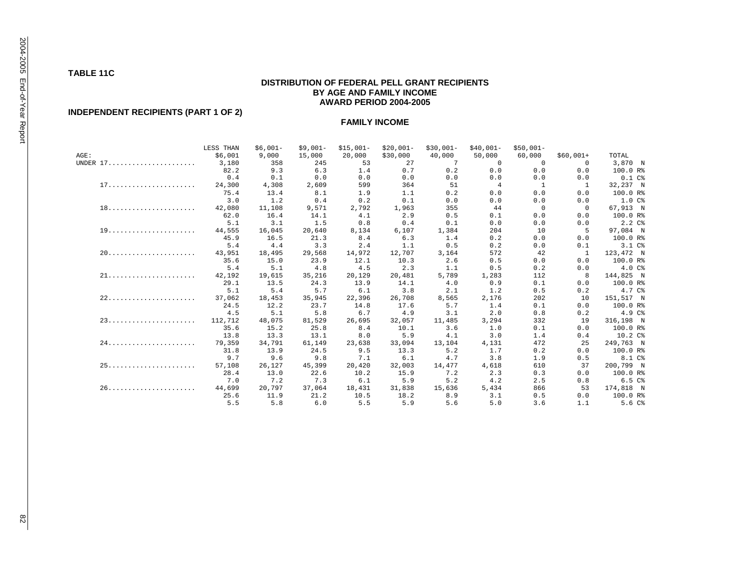**TABLE 11C**

## DISTRIBUTION OF FEDERAL PELL GRANT RECIPIENTS BY AGE AND FAMILY INCOME AWARD PERIOD 2004-2005

**INDEPENDENT RECIPIENTS (PART 1 OF 2)**

### FAMILY INCOME

| AGE: | LESS THAN $6,001 | $6,001- 9,000 | $9,001- 15,000 | $15,001- 20,000 | $20,001- $30,000 | $30,001- 40,000 | $40,001- 50,000 | $50,001- 60,000 | $60,001+ | TOTAL | |
|---|---|---|---|---|---|---|---|---|---|---|---|
| UNDER 17...................... | 3,180 | 358 | 245 | 53 | 27 | 7 | 0 | 0 | 0 | 3,870 | N |
| | 82.2 | 9.3 | 6.3 | 1.4 | 0.7 | 0.2 | 0.0 | 0.0 | 0.0 | 100.0 | R% |
| | 0.4 | 0.1 | 0.0 | 0.0 | 0.0 | 0.0 | 0.0 | 0.0 | 0.0 | 0.1 | C% |
| 17...................... | 24,300 | 4,308 | 2,609 | 599 | 364 | 51 | 4 | 1 | 1 | 32,237 | N |
| | 75.4 | 13.4 | 8.1 | 1.9 | 1.1 | 0.2 | 0.0 | 0.0 | 0.0 | 100.0 | R% |
| | 3.0 | 1.2 | 0.4 | 0.2 | 0.1 | 0.0 | 0.0 | 0.0 | 0.0 | 1.0 | C% |
| 18...................... | 42,080 | 11,108 | 9,571 | 2,792 | 1,963 | 355 | 44 | 0 | 0 | 67,913 | N |
| | 62.0 | 16.4 | 14.1 | 4.1 | 2.9 | 0.5 | 0.1 | 0.0 | 0.0 | 100.0 | R% |
| | 5.1 | 3.1 | 1.5 | 0.8 | 0.4 | 0.1 | 0.0 | 0.0 | 0.0 | 2.2 | C% |
| 19...................... | 44,555 | 16,045 | 20,640 | 8,134 | 6,107 | 1,384 | 204 | 10 | 5 | 97,084 | N |
| | 45.9 | 16.5 | 21.3 | 8.4 | 6.3 | 1.4 | 0.2 | 0.0 | 0.0 | 100.0 | R% |
| | 5.4 | 4.4 | 3.3 | 2.4 | 1.1 | 0.5 | 0.2 | 0.0 | 0.1 | 3.1 | C% |
| 20...................... | 43,951 | 18,495 | 29,568 | 14,972 | 12,707 | 3,164 | 572 | 42 | 1 | 123,472 | N |
| | 35.6 | 15.0 | 23.9 | 12.1 | 10.3 | 2.6 | 0.5 | 0.0 | 0.0 | 100.0 | R% |
| | 5.4 | 5.1 | 4.8 | 4.5 | 2.3 | 1.1 | 0.5 | 0.2 | 0.0 | 4.0 | C% |
| 21...................... | 42,192 | 19,615 | 35,216 | 20,129 | 20,481 | 5,789 | 1,283 | 112 | 8 | 144,825 | N |
| | 29.1 | 13.5 | 24.3 | 13.9 | 14.1 | 4.0 | 0.9 | 0.1 | 0.0 | 100.0 | R% |
| | 5.1 | 5.4 | 5.7 | 6.1 | 3.8 | 2.1 | 1.2 | 0.5 | 0.2 | 4.7 | C% |
| 22...................... | 37,062 | 18,453 | 35,945 | 22,396 | 26,708 | 8,565 | 2,176 | 202 | 10 | 151,517 | N |
| | 24.5 | 12.2 | 23.7 | 14.8 | 17.6 | 5.7 | 1.4 | 0.1 | 0.0 | 100.0 | R% |
| | 4.5 | 5.1 | 5.8 | 6.7 | 4.9 | 3.1 | 2.0 | 0.8 | 0.2 | 4.9 | C% |
| 23...................... | 112,712 | 48,075 | 81,529 | 26,695 | 32,057 | 11,485 | 3,294 | 332 | 19 | 316,198 | N |
| | 35.6 | 15.2 | 25.8 | 8.4 | 10.1 | 3.6 | 1.0 | 0.1 | 0.0 | 100.0 | R% |
| | 13.8 | 13.3 | 13.1 | 8.0 | 5.9 | 4.1 | 3.0 | 1.4 | 0.4 | 10.2 | C% |
| 24...................... | 79,359 | 34,791 | 61,149 | 23,638 | 33,094 | 13,104 | 4,131 | 472 | 25 | 249,763 | N |
| | 31.8 | 13.9 | 24.5 | 9.5 | 13.3 | 5.2 | 1.7 | 0.2 | 0.0 | 100.0 | R% |
| | 9.7 | 9.6 | 9.8 | 7.1 | 6.1 | 4.7 | 3.8 | 1.9 | 0.5 | 8.1 | C% |
| 25...................... | 57,108 | 26,127 | 45,399 | 20,420 | 32,003 | 14,477 | 4,618 | 610 | 37 | 200,799 | N |
| | 28.4 | 13.0 | 22.6 | 10.2 | 15.9 | 7.2 | 2.3 | 0.3 | 0.0 | 100.0 | R% |
| | 7.0 | 7.2 | 7.3 | 6.1 | 5.9 | 5.2 | 4.2 | 2.5 | 0.8 | 6.5 | C% |
| 26...................... | 44,699 | 20,797 | 37,064 | 18,431 | 31,838 | 15,636 | 5,434 | 866 | 53 | 174,818 | N |
| | 25.6 | 11.9 | 21.2 | 10.5 | 18.2 | 8.9 | 3.1 | 0.5 | 0.0 | 100.0 | R% |
| | 5.5 | 5.8 | 6.0 | 5.5 | 5.9 | 5.6 | 5.0 | 3.6 | 1.1 | 5.6 | C% |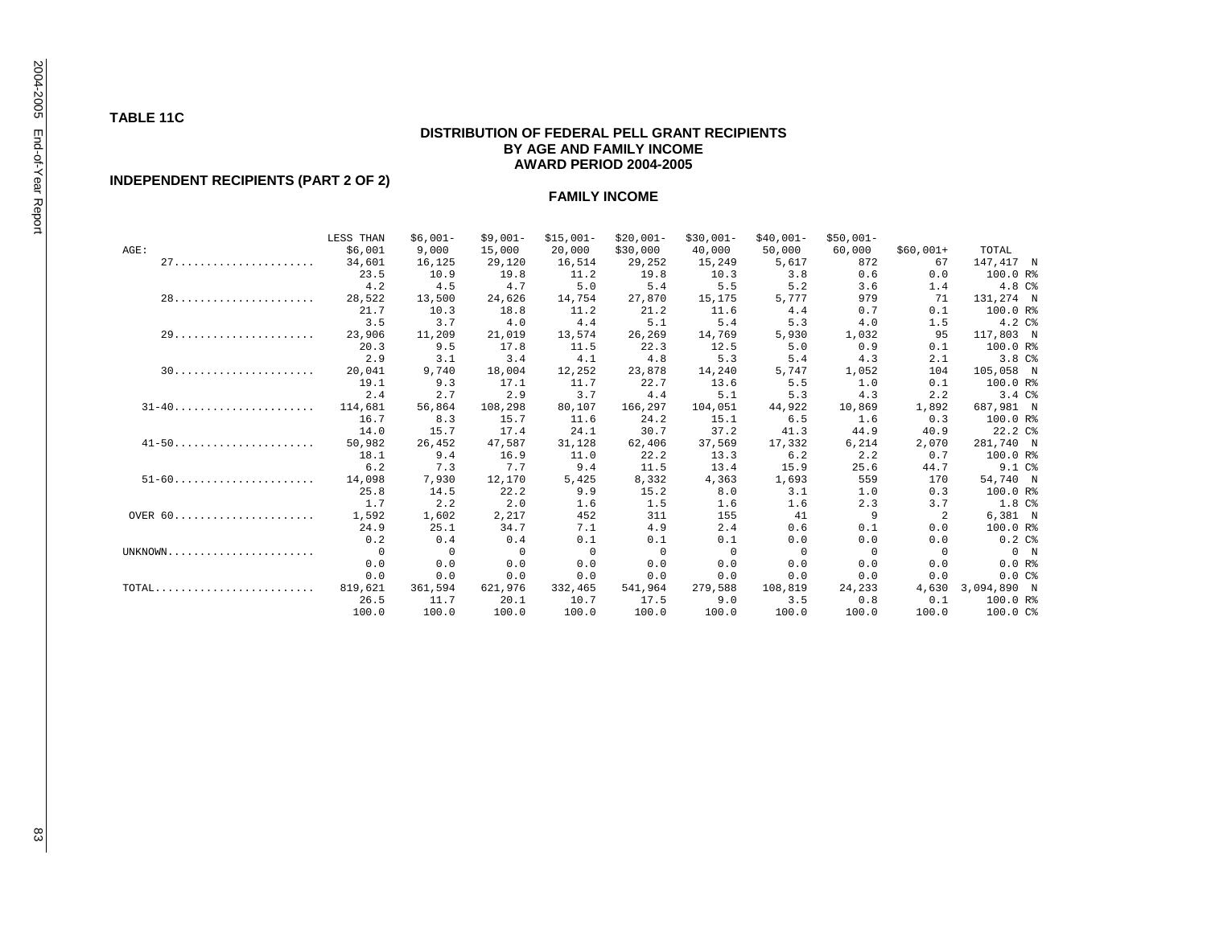**TABLE 11C**

## DISTRIBUTION OF FEDERAL PELL GRANT RECIPIENTS BY AGE AND FAMILY INCOME AWARD PERIOD 2004-2005

**INDEPENDENT RECIPIENTS (PART 2 OF 2)**

### FAMILY INCOME

| AGE: | LESS THAN $6,001 | $6,001- 9,000 | $9,001- 15,000 | $15,001- 20,000 | $20,001- $30,000 | $30,001- 40,000 | $40,001- 50,000 | $50,001- 60,000 | $60,001+ | TOTAL | |
|---|---|---|---|---|---|---|---|---|---|---|---|
| 27...................... | 34,601 | 16,125 | 29,120 | 16,514 | 29,252 | 15,249 | 5,617 | 872 | 67 | 147,417 | N |
| | 23.5 | 10.9 | 19.8 | 11.2 | 19.8 | 10.3 | 3.8 | 0.6 | 0.0 | 100.0 | R% |
| | 4.2 | 4.5 | 4.7 | 5.0 | 5.4 | 5.5 | 5.2 | 3.6 | 1.4 | 4.8 | C% |
| 28...................... | 28,522 | 13,500 | 24,626 | 14,754 | 27,870 | 15,175 | 5,777 | 979 | 71 | 131,274 | N |
| | 21.7 | 10.3 | 18.8 | 11.2 | 21.2 | 11.6 | 4.4 | 0.7 | 0.1 | 100.0 | R% |
| | 3.5 | 3.7 | 4.0 | 4.4 | 5.1 | 5.4 | 5.3 | 4.0 | 1.5 | 4.2 | C% |
| 29...................... | 23,906 | 11,209 | 21,019 | 13,574 | 26,269 | 14,769 | 5,930 | 1,032 | 95 | 117,803 | N |
| | 20.3 | 9.5 | 17.8 | 11.5 | 22.3 | 12.5 | 5.0 | 0.9 | 0.1 | 100.0 | R% |
| | 2.9 | 3.1 | 3.4 | 4.1 | 4.8 | 5.3 | 5.4 | 4.3 | 2.1 | 3.8 | C% |
| 30...................... | 20,041 | 9,740 | 18,004 | 12,252 | 23,878 | 14,240 | 5,747 | 1,052 | 104 | 105,058 | N |
| | 19.1 | 9.3 | 17.1 | 11.7 | 22.7 | 13.6 | 5.5 | 1.0 | 0.1 | 100.0 | R% |
| | 2.4 | 2.7 | 2.9 | 3.7 | 4.4 | 5.1 | 5.3 | 4.3 | 2.2 | 3.4 | C% |
| 31-40...................... | 114,681 | 56,864 | 108,298 | 80,107 | 166,297 | 104,051 | 44,922 | 10,869 | 1,892 | 687,981 | N |
| | 16.7 | 8.3 | 15.7 | 11.6 | 24.2 | 15.1 | 6.5 | 1.6 | 0.3 | 100.0 | R% |
| | 14.0 | 15.7 | 17.4 | 24.1 | 30.7 | 37.2 | 41.3 | 44.9 | 40.9 | 22.2 | C% |
| 41-50...................... | 50,982 | 26,452 | 47,587 | 31,128 | 62,406 | 37,569 | 17,332 | 6,214 | 2,070 | 281,740 | N |
| | 18.1 | 9.4 | 16.9 | 11.0 | 22.2 | 13.3 | 6.2 | 2.2 | 0.7 | 100.0 | R% |
| | 6.2 | 7.3 | 7.7 | 9.4 | 11.5 | 13.4 | 15.9 | 25.6 | 44.7 | 9.1 | C% |
| 51-60...................... | 14,098 | 7,930 | 12,170 | 5,425 | 8,332 | 4,363 | 1,693 | 559 | 170 | 54,740 | N |
| | 25.8 | 14.5 | 22.2 | 9.9 | 15.2 | 8.0 | 3.1 | 1.0 | 0.3 | 100.0 | R% |
| | 1.7 | 2.2 | 2.0 | 1.6 | 1.5 | 1.6 | 1.6 | 2.3 | 3.7 | 1.8 | C% |
| OVER 60...................... | 1,592 | 1,602 | 2,217 | 452 | 311 | 155 | 41 | 9 | 2 | 6,381 | N |
| | 24.9 | 25.1 | 34.7 | 7.1 | 4.9 | 2.4 | 0.6 | 0.1 | 0.0 | 100.0 | R% |
| | 0.2 | 0.4 | 0.4 | 0.1 | 0.1 | 0.1 | 0.0 | 0.0 | 0.0 | 0.2 | C% |
| UNKNOWN...................... | 0 | 0 | 0 | 0 | 0 | 0 | 0 | 0 | 0 | 0 | N |
| | 0.0 | 0.0 | 0.0 | 0.0 | 0.0 | 0.0 | 0.0 | 0.0 | 0.0 | 0.0 | R% |
| | 0.0 | 0.0 | 0.0 | 0.0 | 0.0 | 0.0 | 0.0 | 0.0 | 0.0 | 0.0 | C% |
| TOTAL...................... | 819,621 | 361,594 | 621,976 | 332,465 | 541,964 | 279,588 | 108,819 | 24,233 | 4,630 | 3,094,890 | N |
| | 26.5 | 11.7 | 20.1 | 10.7 | 17.5 | 9.0 | 3.5 | 0.8 | 0.1 | 100.0 | R% |
| | 100.0 | 100.0 | 100.0 | 100.0 | 100.0 | 100.0 | 100.0 | 100.0 | 100.0 | 100.0 | C% |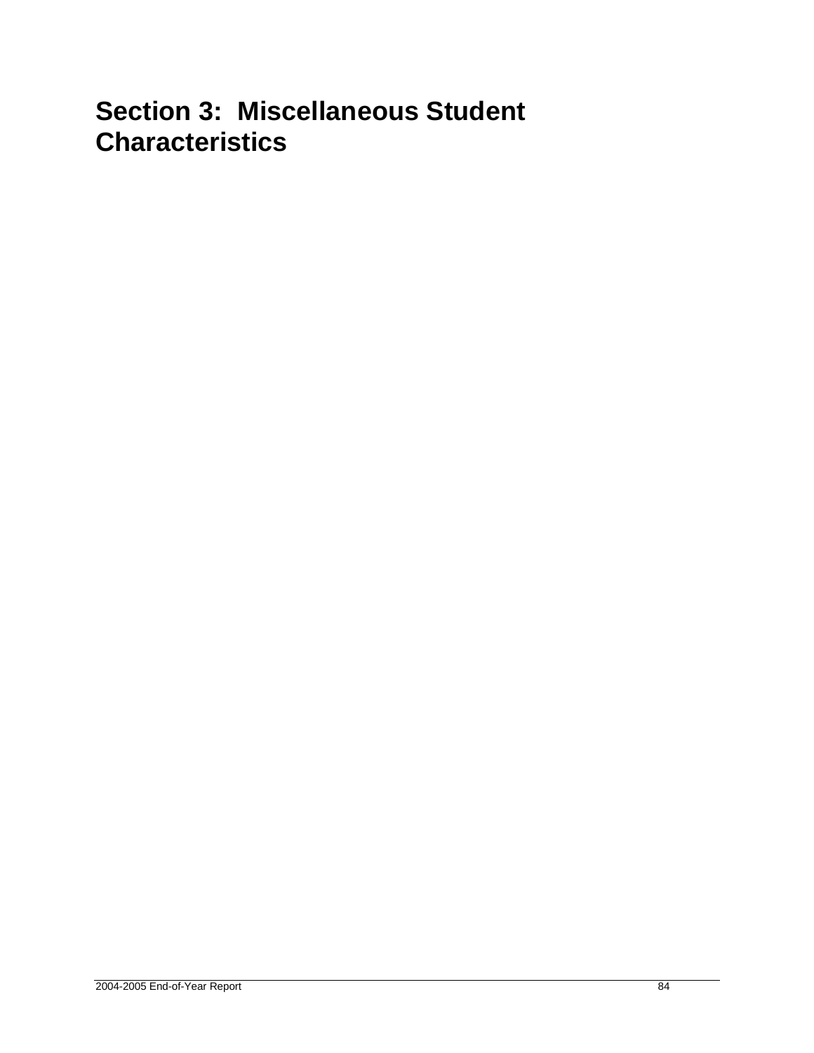# Section 3: Miscellaneous Student Characteristics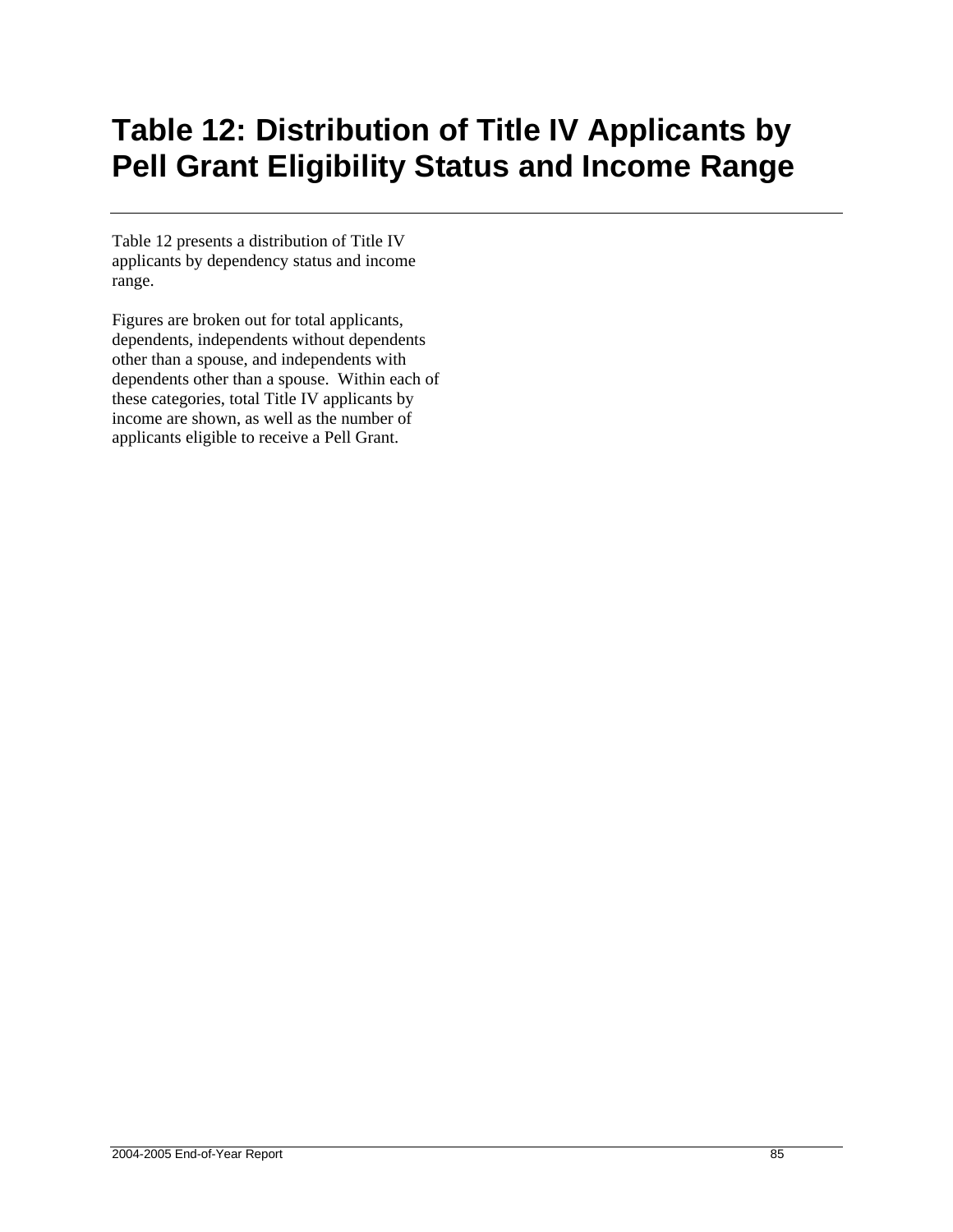# Table 12: Distribution of Title IV Applicants by Pell Grant Eligibility Status and Income Range

Table 12 presents a distribution of Title IV applicants by dependency status and income range.

Figures are broken out for total applicants, dependents, independents without dependents other than a spouse, and independents with dependents other than a spouse. Within each of these categories, total Title IV applicants by income are shown, as well as the number of applicants eligible to receive a Pell Grant.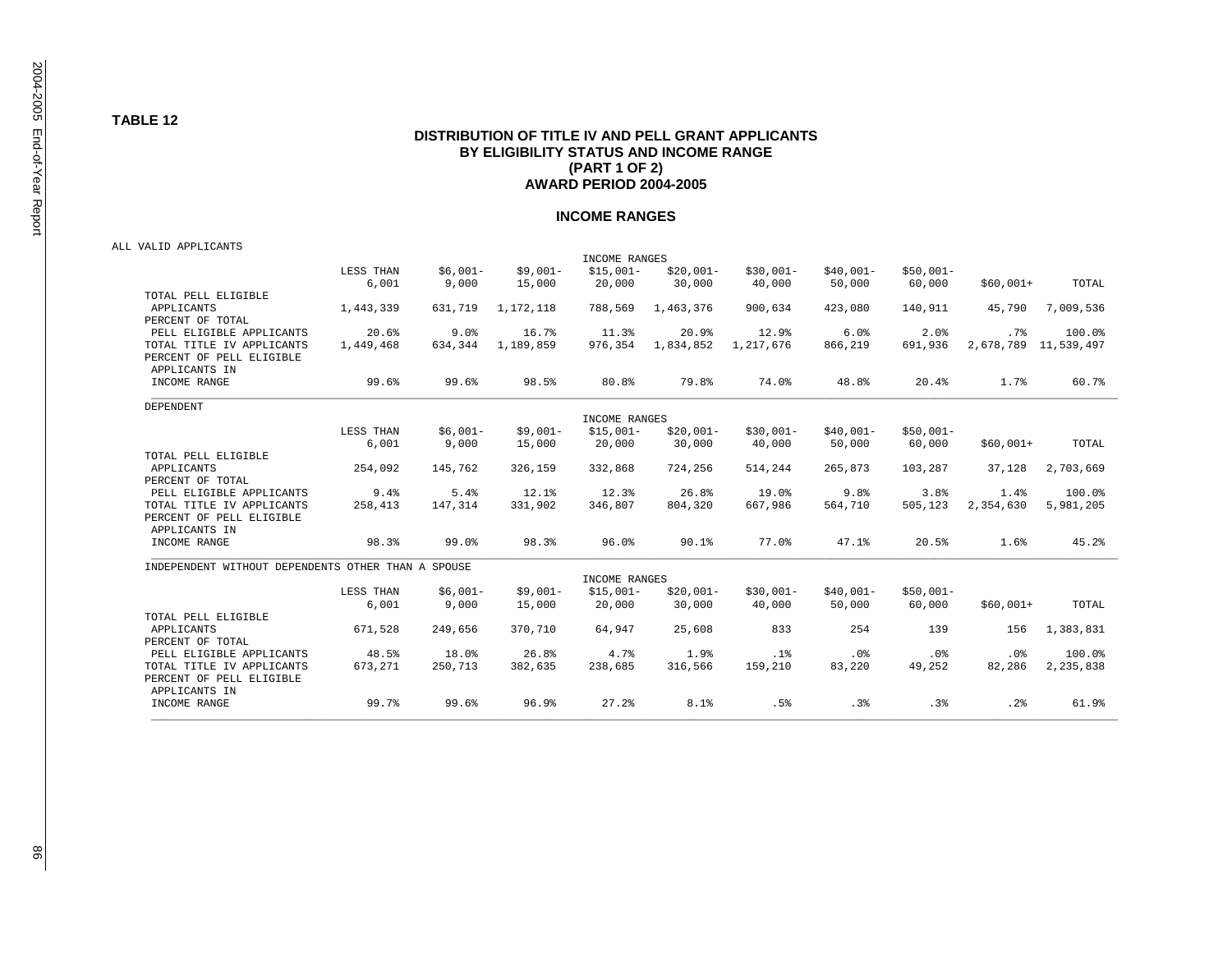**TABLE 12**

## DISTRIBUTION OF TITLE IV AND PELL GRANT APPLICANTS BY ELIGIBILITY STATUS AND INCOME RANGE (PART 1 OF 2) AWARD PERIOD 2004-2005

### INCOME RANGES

ALL VALID APPLICANTS

| | INCOME RANGES | | | | | | | | | |
|---|---|---|---|---|---|---|---|---|---|---|
| | LESS THAN 6,001 | $6,001- 9,000 | $9,001- 15,000 | $15,001- 20,000 | $20,001- 30,000 | $30,001- 40,000 | $40,001- 50,000 | $50,001- 60,000 | $60,001+ | TOTAL |
| TOTAL PELL ELIGIBLE APPLICANTS | 1,443,339 | 631,719 | 1,172,118 | 788,569 | 1,463,376 | 900,634 | 423,080 | 140,911 | 45,790 | 7,009,536 |
| PERCENT OF TOTAL PELL ELIGIBLE APPLICANTS | 20.6% | 9.0% | 16.7% | 11.3% | 20.9% | 12.9% | 6.0% | 2.0% | .7% | 100.0% |
| TOTAL TITLE IV APPLICANTS | 1,449,468 | 634,344 | 1,189,859 | 976,354 | 1,834,852 | 1,217,676 | 866,219 | 691,936 | 2,678,789 | 11,539,497 |
| PERCENT OF PELL ELIGIBLE APPLICANTS IN INCOME RANGE | 99.6% | 99.6% | 98.5% | 80.8% | 79.8% | 74.0% | 48.8% | 20.4% | 1.7% | 60.7% |

DEPENDENT

| | INCOME RANGES | | | | | | | | | |
|---|---|---|---|---|---|---|---|---|---|---|
| | LESS THAN 6,001 | $6,001- 9,000 | $9,001- 15,000 | $15,001- 20,000 | $20,001- 30,000 | $30,001- 40,000 | $40,001- 50,000 | $50,001- 60,000 | $60,001+ | TOTAL |
| TOTAL PELL ELIGIBLE APPLICANTS | 254,092 | 145,762 | 326,159 | 332,868 | 724,256 | 514,244 | 265,873 | 103,287 | 37,128 | 2,703,669 |
| PERCENT OF TOTAL PELL ELIGIBLE APPLICANTS | 9.4% | 5.4% | 12.1% | 12.3% | 26.8% | 19.0% | 9.8% | 3.8% | 1.4% | 100.0% |
| TOTAL TITLE IV APPLICANTS | 258,413 | 147,314 | 331,902 | 346,807 | 804,320 | 667,986 | 564,710 | 505,123 | 2,354,630 | 5,981,205 |
| PERCENT OF PELL ELIGIBLE APPLICANTS IN INCOME RANGE | 98.3% | 99.0% | 98.3% | 96.0% | 90.1% | 77.0% | 47.1% | 20.5% | 1.6% | 45.2% |

INDEPENDENT WITHOUT DEPENDENTS OTHER THAN A SPOUSE

| | INCOME RANGES | | | | | | | | | |
|---|---|---|---|---|---|---|---|---|---|---|
| | LESS THAN 6,001 | $6,001- 9,000 | $9,001- 15,000 | $15,001- 20,000 | $20,001- 30,000 | $30,001- 40,000 | $40,001- 50,000 | $50,001- 60,000 | $60,001+ | TOTAL |
| TOTAL PELL ELIGIBLE APPLICANTS | 671,528 | 249,656 | 370,710 | 64,947 | 25,608 | 833 | 254 | 139 | 156 | 1,383,831 |
| PERCENT OF TOTAL PELL ELIGIBLE APPLICANTS | 48.5% | 18.0% | 26.8% | 4.7% | 1.9% | .1% | .0% | .0% | .0% | 100.0% |
| TOTAL TITLE IV APPLICANTS | 673,271 | 250,713 | 382,635 | 238,685 | 316,566 | 159,210 | 83,220 | 49,252 | 82,286 | 2,235,838 |
| PERCENT OF PELL ELIGIBLE APPLICANTS IN INCOME RANGE | 99.7% | 99.6% | 96.9% | 27.2% | 8.1% | .5% | .3% | .3% | .2% | 61.9% |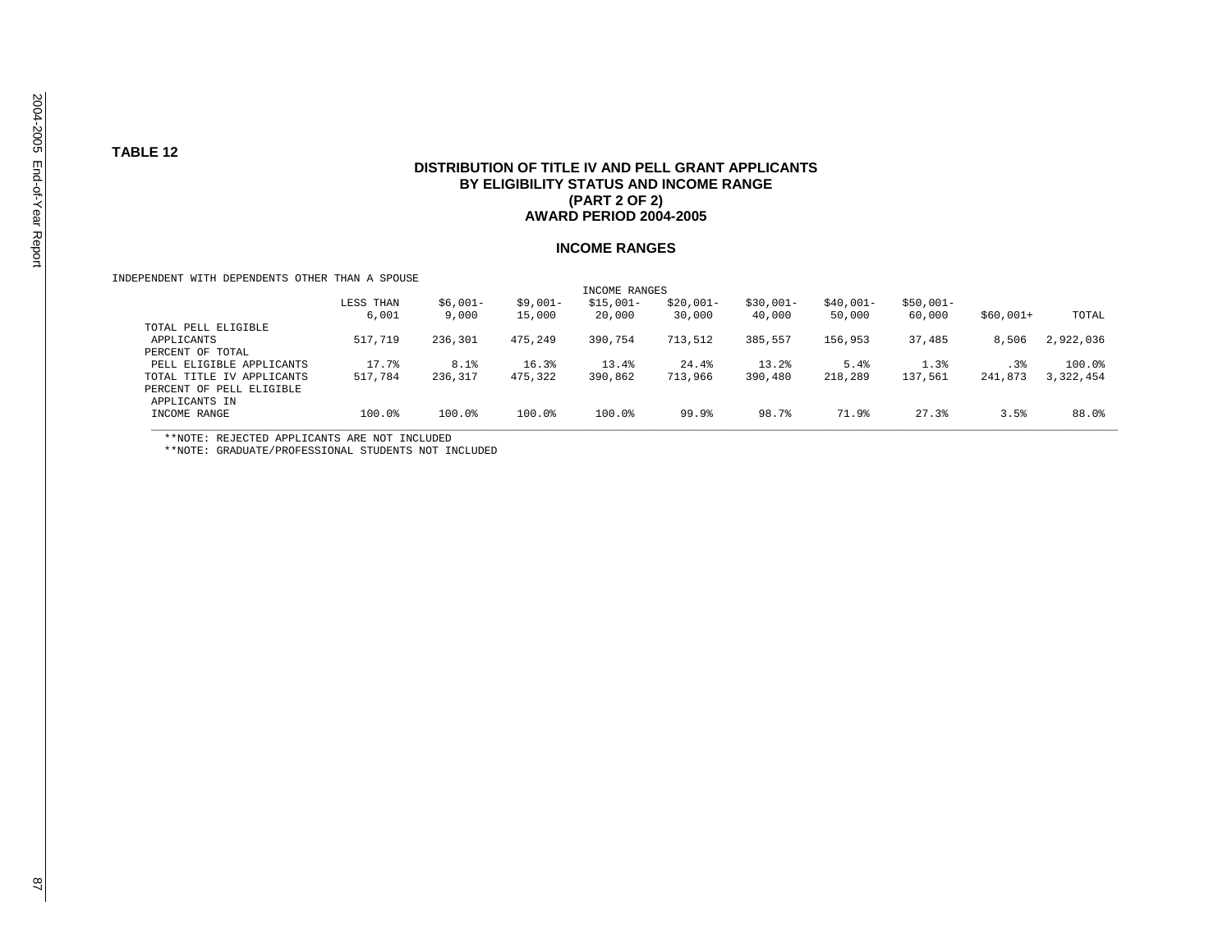**TABLE 12**

## DISTRIBUTION OF TITLE IV AND PELL GRANT APPLICANTS BY ELIGIBILITY STATUS AND INCOME RANGE (PART 2 OF 2) AWARD PERIOD 2004-2005

### INCOME RANGES

INDEPENDENT WITH DEPENDENTS OTHER THAN A SPOUSE

| | INCOME RANGES | | | | | | | | | |
|---|---|---|---|---|---|---|---|---|---|---|
| | LESS THAN 6,001 | $6,001- 9,000 | $9,001- 15,000 | $15,001- 20,000 | $20,001- 30,000 | $30,001- 40,000 | $40,001- 50,000 | $50,001- 60,000 | $60,001+ | TOTAL |
| TOTAL PELL ELIGIBLE APPLICANTS | 517,719 | 236,301 | 475,249 | 390,754 | 713,512 | 385,557 | 156,953 | 37,485 | 8,506 | 2,922,036 |
| PERCENT OF TOTAL PELL ELIGIBLE APPLICANTS | 17.7% | 8.1% | 16.3% | 13.4% | 24.4% | 13.2% | 5.4% | 1.3% | .3% | 100.0% |
| TOTAL TITLE IV APPLICANTS | 517,784 | 236,317 | 475,322 | 390,862 | 713,966 | 390,480 | 218,289 | 137,561 | 241,873 | 3,322,454 |
| PERCENT OF PELL ELIGIBLE APPLICANTS IN INCOME RANGE | 100.0% | 100.0% | 100.0% | 100.0% | 99.9% | 98.7% | 71.9% | 27.3% | 3.5% | 88.0% |

**NOTE: REJECTED APPLICANTS ARE NOT INCLUDED

**NOTE: GRADUATE/PROFESSIONAL STUDENTS NOT INCLUDED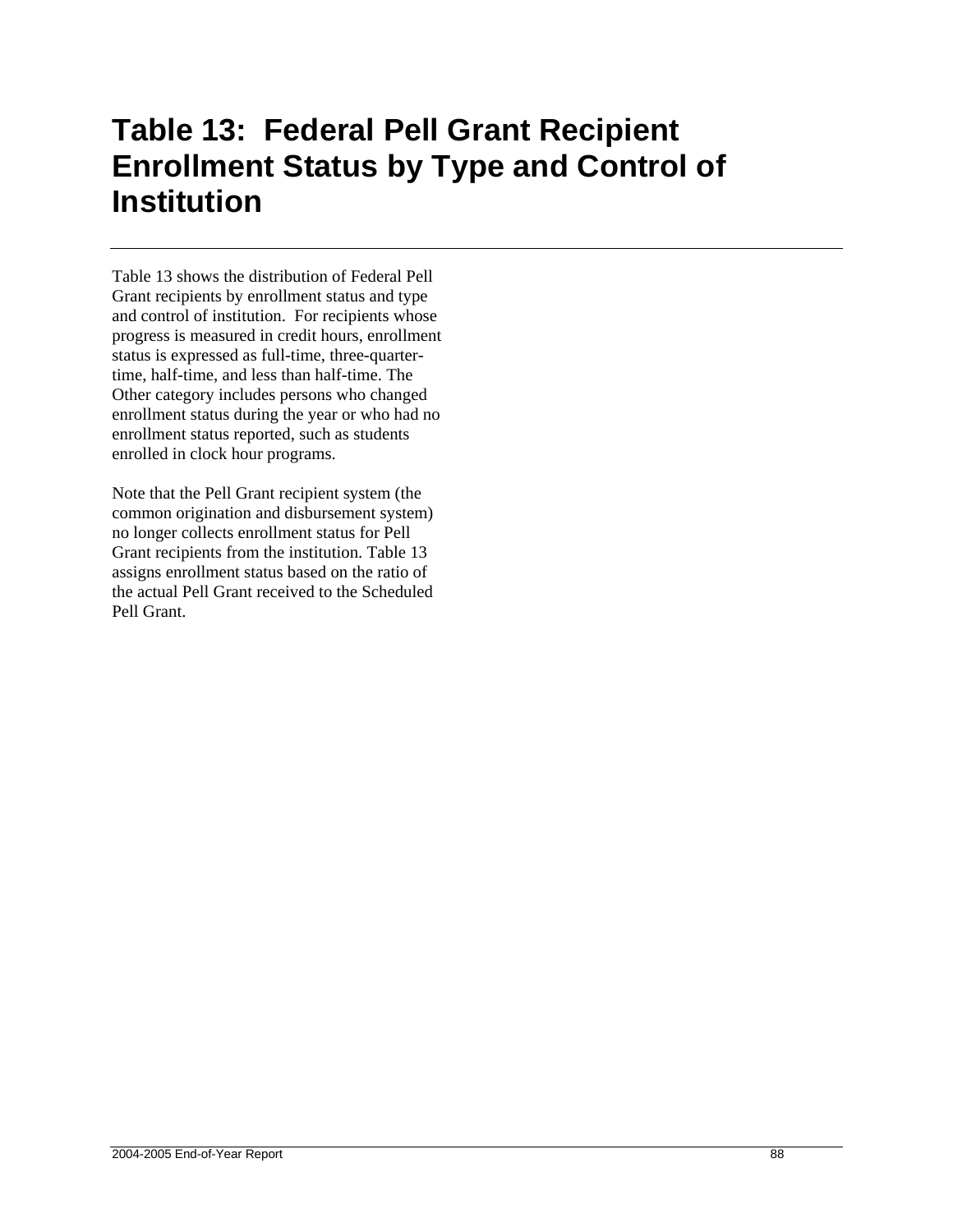# Table 13: Federal Pell Grant Recipient Enrollment Status by Type and Control of Institution

Table 13 shows the distribution of Federal Pell Grant recipients by enrollment status and type and control of institution. For recipients whose progress is measured in credit hours, enrollment status is expressed as full-time, three-quarter-time, half-time, and less than half-time. The Other category includes persons who changed enrollment status during the year or who had no enrollment status reported, such as students enrolled in clock hour programs.

Note that the Pell Grant recipient system (the common origination and disbursement system) no longer collects enrollment status for Pell Grant recipients from the institution. Table 13 assigns enrollment status based on the ratio of the actual Pell Grant received to the Scheduled Pell Grant.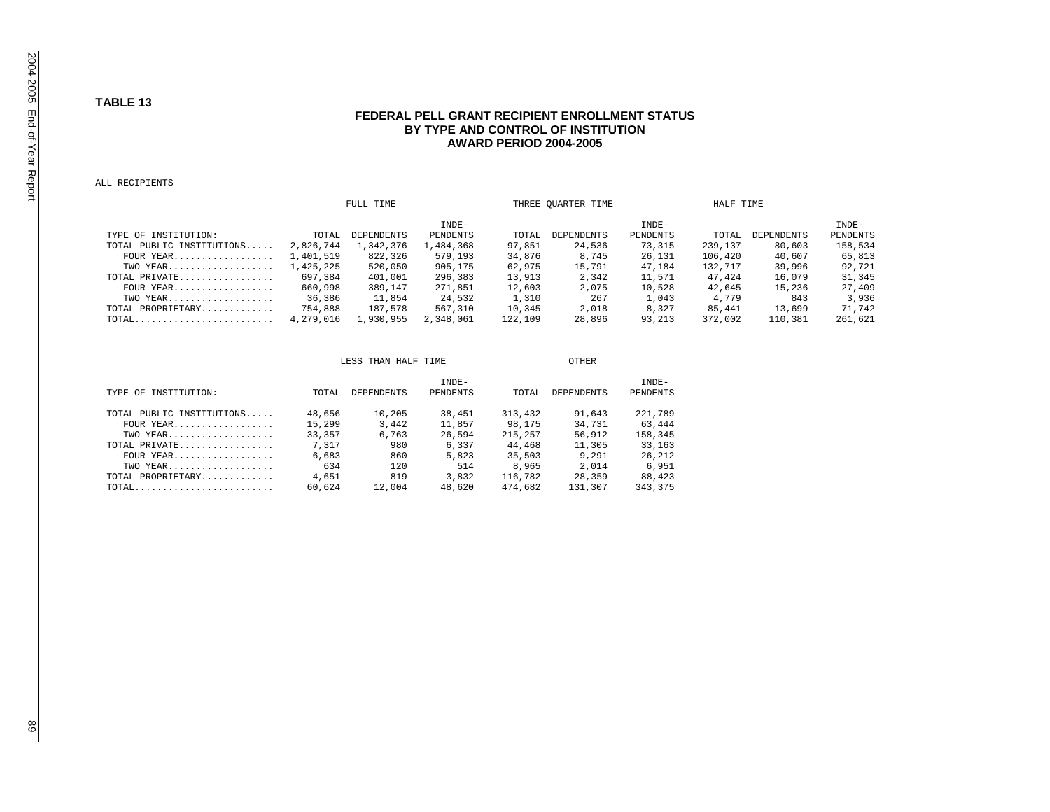**TABLE 13**

## FEDERAL PELL GRANT RECIPIENT ENROLLMENT STATUS BY TYPE AND CONTROL OF INSTITUTION AWARD PERIOD 2004-2005

ALL RECIPIENTS

| | FULL TIME | | | THREE QUARTER TIME | | | HALF TIME | | |
|---|---|---|---|---|---|---|---|---|---|
| TYPE OF INSTITUTION: | TOTAL | DEPENDENTS | INDE-PENDENTS | TOTAL | DEPENDENTS | INDE-PENDENTS | TOTAL | DEPENDENTS | INDE-PENDENTS |
| TOTAL PUBLIC INSTITUTIONS..... | 2,826,744 | 1,342,376 | 1,484,368 | 97,851 | 24,536 | 73,315 | 239,137 | 80,603 | 158,534 |
| FOUR YEAR.................. | 1,401,519 | 822,326 | 579,193 | 34,876 | 8,745 | 26,131 | 106,420 | 40,607 | 65,813 |
| TWO YEAR................... | 1,425,225 | 520,050 | 905,175 | 62,975 | 15,791 | 47,184 | 132,717 | 39,996 | 92,721 |
| TOTAL PRIVATE................. | 697,384 | 401,001 | 296,383 | 13,913 | 2,342 | 11,571 | 47,424 | 16,079 | 31,345 |
| FOUR YEAR.................. | 660,998 | 389,147 | 271,851 | 12,603 | 2,075 | 10,528 | 42,645 | 15,236 | 27,409 |
| TWO YEAR................... | 36,386 | 11,854 | 24,532 | 1,310 | 267 | 1,043 | 4,779 | 843 | 3,936 |
| TOTAL PROPRIETARY............. | 754,888 | 187,578 | 567,310 | 10,345 | 2,018 | 8,327 | 85,441 | 13,699 | 71,742 |
| TOTAL......................... | 4,279,016 | 1,930,955 | 2,348,061 | 122,109 | 28,896 | 93,213 | 372,002 | 110,381 | 261,621 |

| | LESS THAN HALF TIME | | | OTHER | | |
|---|---|---|---|---|---|---|
| TYPE OF INSTITUTION: | TOTAL | DEPENDENTS | INDE-PENDENTS | TOTAL | DEPENDENTS | INDE-PENDENTS |
| TOTAL PUBLIC INSTITUTIONS..... | 48,656 | 10,205 | 38,451 | 313,432 | 91,643 | 221,789 |
| FOUR YEAR.................. | 15,299 | 3,442 | 11,857 | 98,175 | 34,731 | 63,444 |
| TWO YEAR................... | 33,357 | 6,763 | 26,594 | 215,257 | 56,912 | 158,345 |
| TOTAL PRIVATE................. | 7,317 | 980 | 6,337 | 44,468 | 11,305 | 33,163 |
| FOUR YEAR.................. | 6,683 | 860 | 5,823 | 35,503 | 9,291 | 26,212 |
| TWO YEAR................... | 634 | 120 | 514 | 8,965 | 2,014 | 6,951 |
| TOTAL PROPRIETARY............. | 4,651 | 819 | 3,832 | 116,782 | 28,359 | 88,423 |
| TOTAL......................... | 60,624 | 12,004 | 48,620 | 474,682 | 131,307 | 343,375 |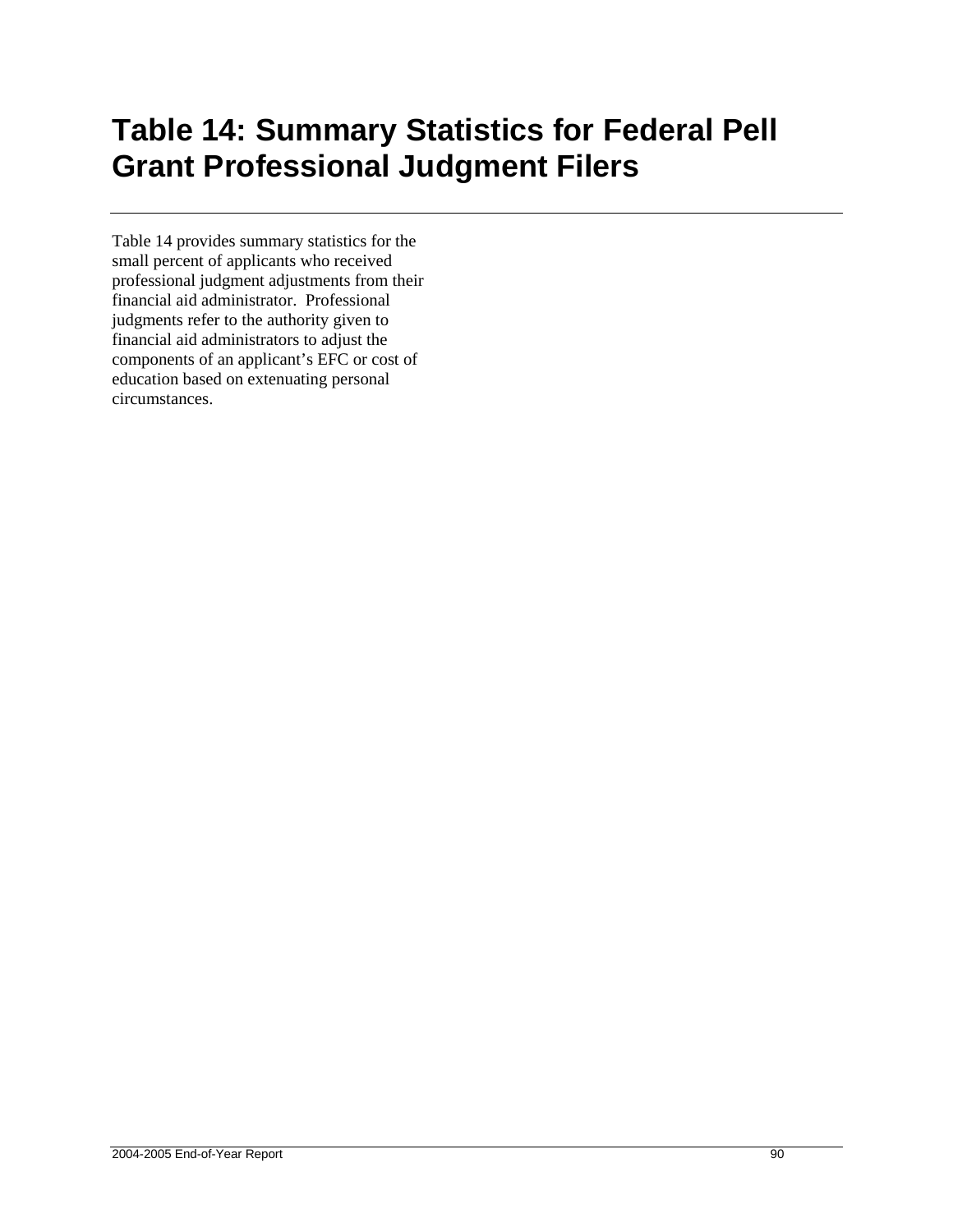# Table 14: Summary Statistics for Federal Pell Grant Professional Judgment Filers

Table 14 provides summary statistics for the small percent of applicants who received professional judgment adjustments from their financial aid administrator. Professional judgments refer to the authority given to financial aid administrators to adjust the components of an applicant's EFC or cost of education based on extenuating personal circumstances.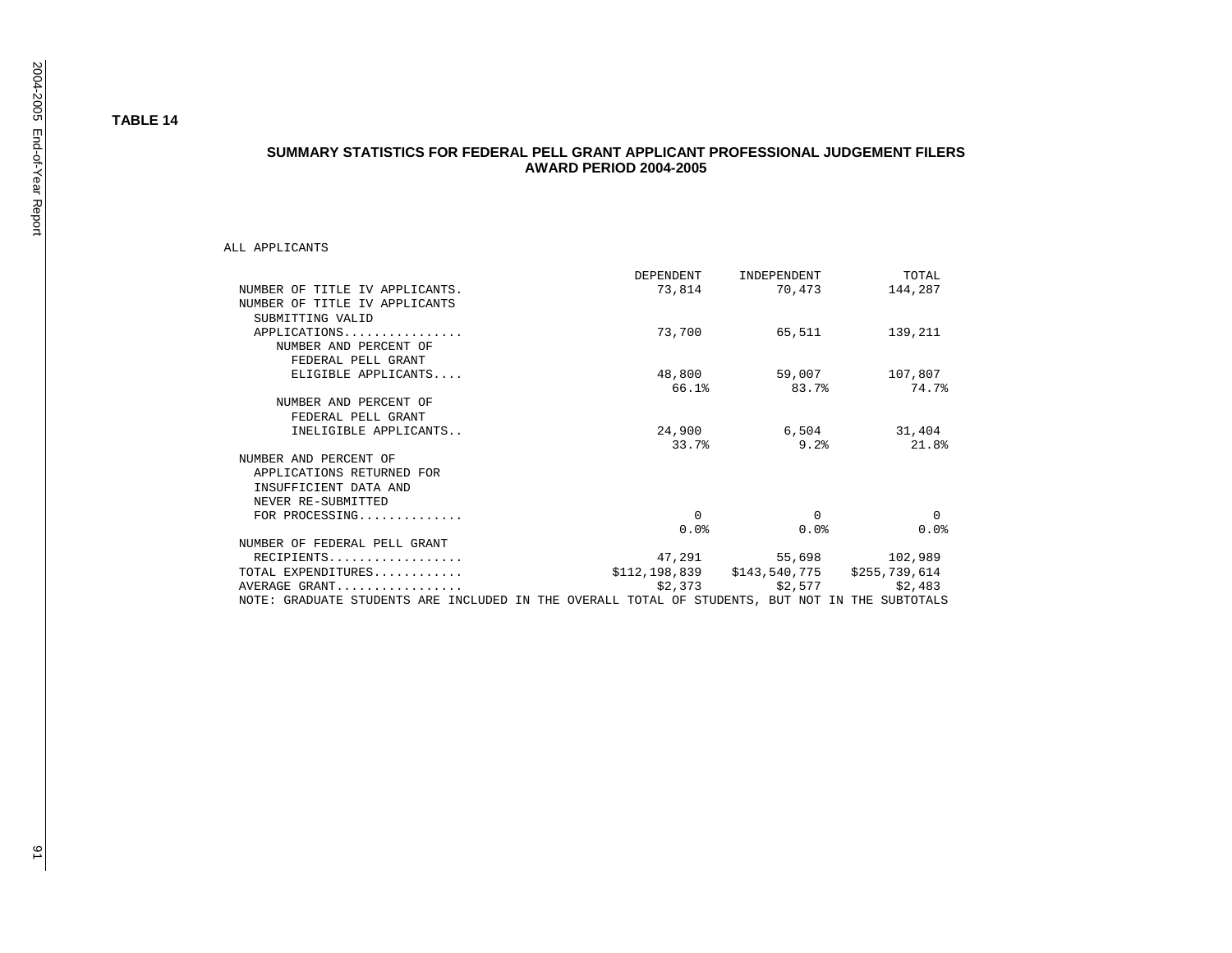**TABLE 14**

## SUMMARY STATISTICS FOR FEDERAL PELL GRANT APPLICANT PROFESSIONAL JUDGEMENT FILERS
## AWARD PERIOD 2004-2005

ALL APPLICANTS

| | DEPENDENT | INDEPENDENT | TOTAL |
|---|---|---|---|
| NUMBER OF TITLE IV APPLICANTS. | 73,814 | 70,473 | 144,287 |
| NUMBER OF TITLE IV APPLICANTS SUBMITTING VALID APPLICATIONS................ | 73,700 | 65,511 | 139,211 |
| NUMBER AND PERCENT OF FEDERAL PELL GRANT ELIGIBLE APPLICANTS.... | 48,800 | 59,007 | 107,807 |
| | 66.1% | 83.7% | 74.7% |
| NUMBER AND PERCENT OF FEDERAL PELL GRANT INELIGIBLE APPLICANTS.. | 24,900 | 6,504 | 31,404 |
| | 33.7% | 9.2% | 21.8% |
| NUMBER AND PERCENT OF APPLICATIONS RETURNED FOR INSUFFICIENT DATA AND NEVER RE-SUBMITTED FOR PROCESSING.............. | 0 | 0 | 0 |
| | 0.0% | 0.0% | 0.0% |
| NUMBER OF FEDERAL PELL GRANT RECIPIENTS.................. | 47,291 | 55,698 | 102,989 |
| TOTAL EXPENDITURES............ | $112,198,839 | $143,540,775 | $255,739,614 |
| AVERAGE GRANT................ | $2,373 | $2,577 | $2,483 |

NOTE: GRADUATE STUDENTS ARE INCLUDED IN THE OVERALL TOTAL OF STUDENTS, BUT NOT IN THE SUBTOTALS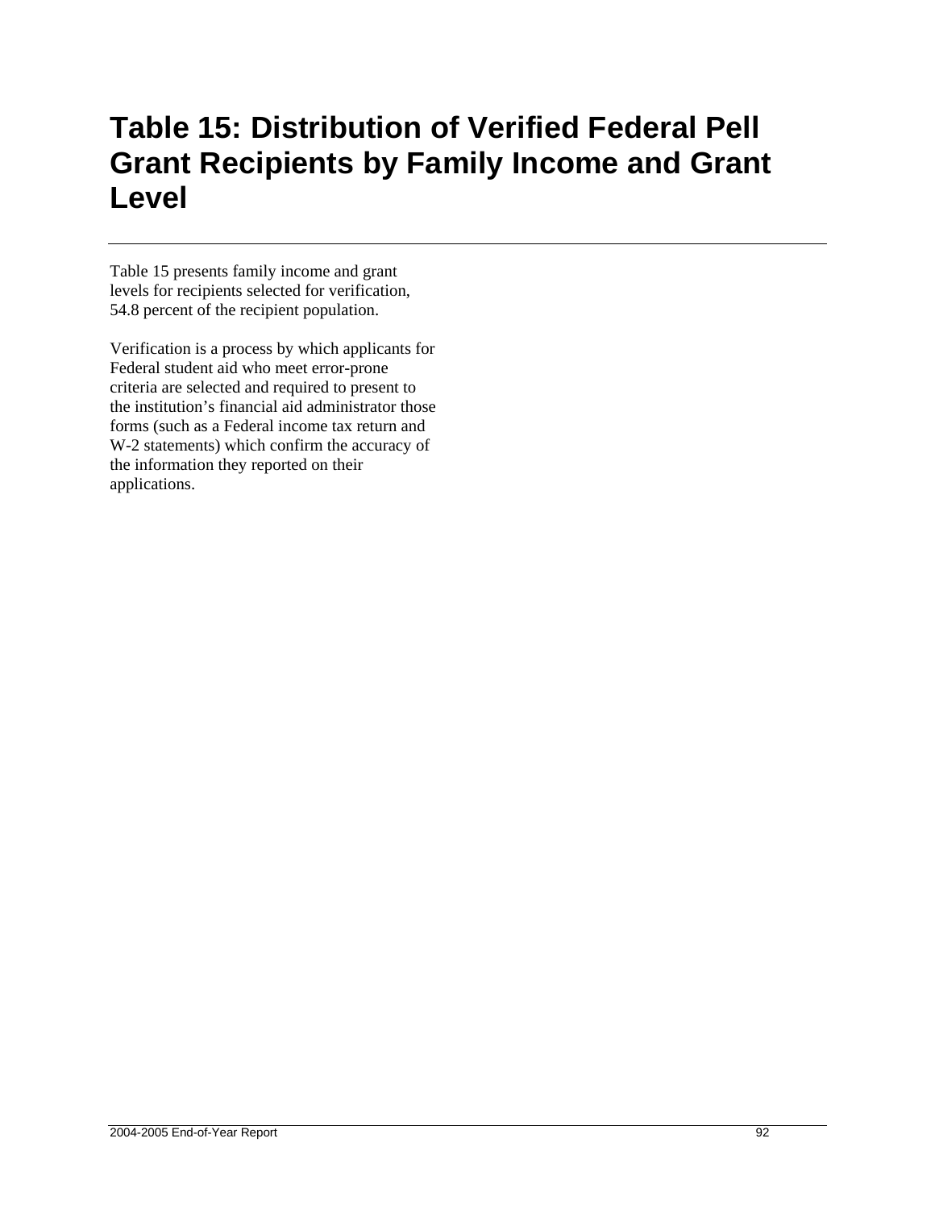# Table 15: Distribution of Verified Federal Pell Grant Recipients by Family Income and Grant Level

Table 15 presents family income and grant levels for recipients selected for verification, 54.8 percent of the recipient population.

Verification is a process by which applicants for Federal student aid who meet error-prone criteria are selected and required to present to the institution's financial aid administrator those forms (such as a Federal income tax return and W-2 statements) which confirm the accuracy of the information they reported on their applications.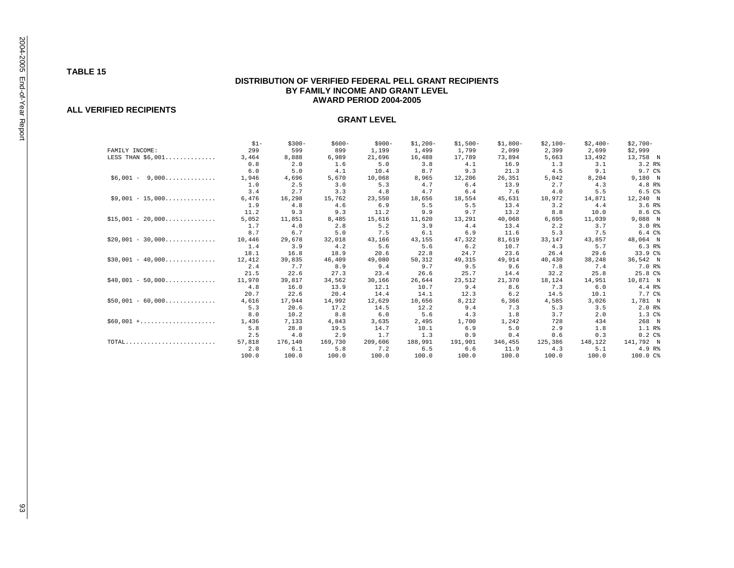**TABLE 15**

## DISTRIBUTION OF VERIFIED FEDERAL PELL GRANT RECIPIENTS BY FAMILY INCOME AND GRANT LEVEL AWARD PERIOD 2004-2005

**ALL VERIFIED RECIPIENTS**

**GRANT LEVEL**

| FAMILY INCOME: | $1- 299 | $300- 599 | $600- 899 | $900- 1,199 | $1,200- 1,499 | $1,500- 1,799 | $1,800- 2,099 | $2,100- 2,399 | $2,400- 2,699 | $2,700- $2,999 | |
|---|---|---|---|---|---|---|---|---|---|---|---|
| LESS THAN $6,001.............. | 3,464 | 8,888 | 6,989 | 21,696 | 16,488 | 17,789 | 73,894 | 5,663 | 13,492 | 13,758 | N |
| | 0.8 | 2.0 | 1.6 | 5.0 | 3.8 | 4.1 | 16.9 | 1.3 | 3.1 | 3.2 | R% |
| | 6.0 | 5.0 | 4.1 | 10.4 | 8.7 | 9.3 | 21.3 | 4.5 | 9.1 | 9.7 | C% |
| $6,001 - 9,000.............. | 1,946 | 4,696 | 5,670 | 10,068 | 8,965 | 12,206 | 26,351 | 5,042 | 8,204 | 9,180 | N |
| | 1.0 | 2.5 | 3.0 | 5.3 | 4.7 | 6.4 | 13.9 | 2.7 | 4.3 | 4.8 | R% |
| | 3.4 | 2.7 | 3.3 | 4.8 | 4.7 | 6.4 | 7.6 | 4.0 | 5.5 | 6.5 | C% |
| $9,001 - 15,000.............. | 6,476 | 16,298 | 15,762 | 23,550 | 18,656 | 18,554 | 45,631 | 10,972 | 14,871 | 12,240 | N |
| | 1.9 | 4.8 | 4.6 | 6.9 | 5.5 | 5.5 | 13.4 | 3.2 | 4.4 | 3.6 | R% |
| | 11.2 | 9.3 | 9.3 | 11.2 | 9.9 | 9.7 | 13.2 | 8.8 | 10.0 | 8.6 | C% |
| $15,001 - 20,000.............. | 5,052 | 11,851 | 8,485 | 15,616 | 11,620 | 13,291 | 40,068 | 6,695 | 11,039 | 9,088 | N |
| | 1.7 | 4.0 | 2.8 | 5.2 | 3.9 | 4.4 | 13.4 | 2.2 | 3.7 | 3.0 | R% |
| | 8.7 | 6.7 | 5.0 | 7.5 | 6.1 | 6.9 | 11.6 | 5.3 | 7.5 | 6.4 | C% |
| $20,001 - 30,000.............. | 10,446 | 29,678 | 32,018 | 43,166 | 43,155 | 47,322 | 81,619 | 33,147 | 43,857 | 48,064 | N |
| | 1.4 | 3.9 | 4.2 | 5.6 | 5.6 | 6.2 | 10.7 | 4.3 | 5.7 | 6.3 | R% |
| | 18.1 | 16.8 | 18.9 | 20.6 | 22.8 | 24.7 | 23.6 | 26.4 | 29.6 | 33.9 | C% |
| $30,001 - 40,000.............. | 12,412 | 39,835 | 46,409 | 49,080 | 50,312 | 49,315 | 49,914 | 40,430 | 38,248 | 36,542 | N |
| | 2.4 | 7.7 | 8.9 | 9.4 | 9.7 | 9.5 | 9.6 | 7.8 | 7.4 | 7.0 | R% |
| | 21.5 | 22.6 | 27.3 | 23.4 | 26.6 | 25.7 | 14.4 | 32.2 | 25.8 | 25.8 | C% |
| $40,001 - 50,000.............. | 11,970 | 39,817 | 34,562 | 30,166 | 26,644 | 23,512 | 21,370 | 18,124 | 14,951 | 10,871 | N |
| | 4.8 | 16.0 | 13.9 | 12.1 | 10.7 | 9.4 | 8.6 | 7.3 | 6.0 | 4.4 | R% |
| | 20.7 | 22.6 | 20.4 | 14.4 | 14.1 | 12.3 | 6.2 | 14.5 | 10.1 | 7.7 | C% |
| $50,001 - 60,000.............. | 4,616 | 17,944 | 14,992 | 12,629 | 10,656 | 8,212 | 6,366 | 4,585 | 3,026 | 1,781 | N |
| | 5.3 | 20.6 | 17.2 | 14.5 | 12.2 | 9.4 | 7.3 | 5.3 | 3.5 | 2.0 | R% |
| | 8.0 | 10.2 | 8.8 | 6.0 | 5.6 | 4.3 | 1.8 | 3.7 | 2.0 | 1.3 | C% |
| $60,001 +..................... | 1,436 | 7,133 | 4,843 | 3,635 | 2,495 | 1,700 | 1,242 | 728 | 434 | 268 | N |
| | 5.8 | 28.8 | 19.5 | 14.7 | 10.1 | 6.9 | 5.0 | 2.9 | 1.8 | 1.1 | R% |
| | 2.5 | 4.0 | 2.9 | 1.7 | 1.3 | 0.9 | 0.4 | 0.6 | 0.3 | 0.2 | C% |
| TOTAL......................... | 57,818 | 176,140 | 169,730 | 209,606 | 188,991 | 191,901 | 346,455 | 125,386 | 148,122 | 141,792 | N |
| | 2.0 | 6.1 | 5.8 | 7.2 | 6.5 | 6.6 | 11.9 | 4.3 | 5.1 | 4.9 | R% |
| | 100.0 | 100.0 | 100.0 | 100.0 | 100.0 | 100.0 | 100.0 | 100.0 | 100.0 | 100.0 | C% |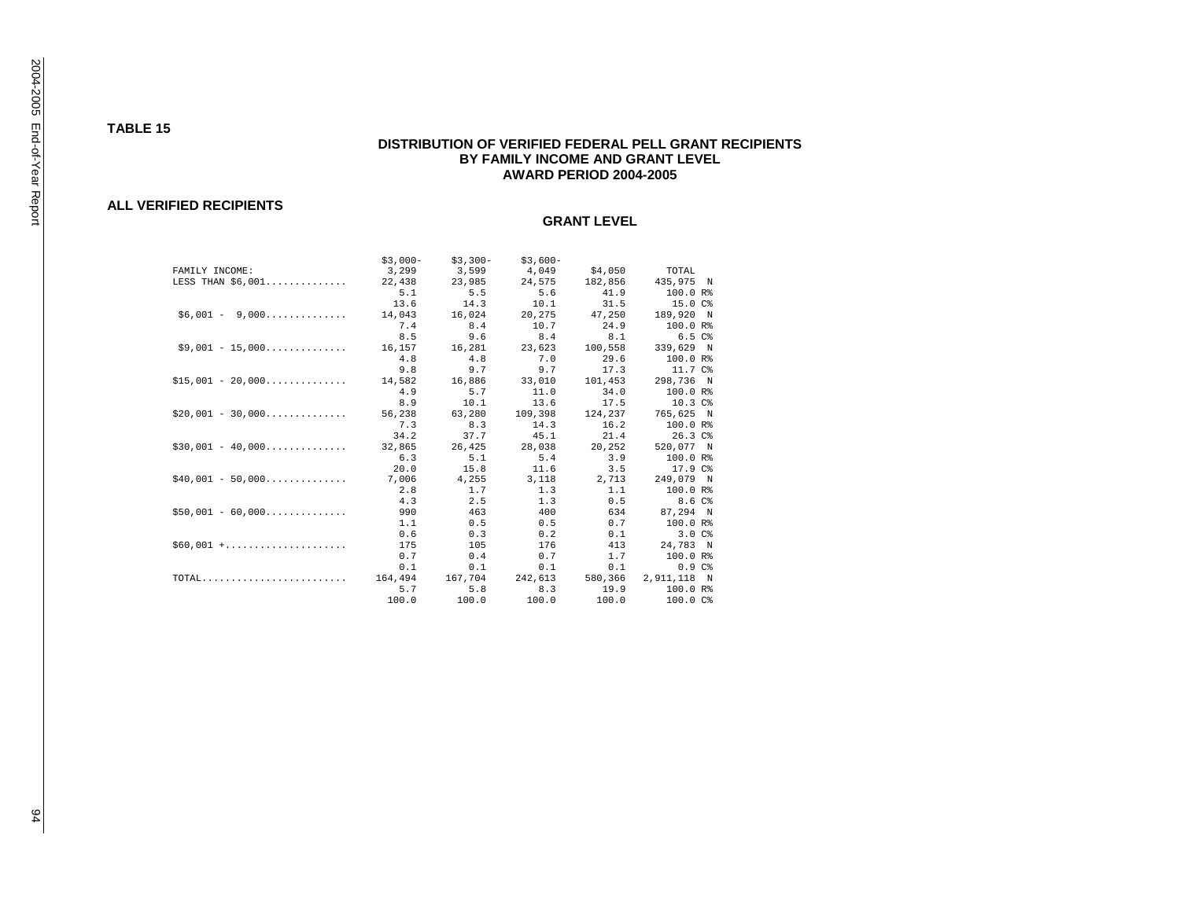**TABLE 15**

## DISTRIBUTION OF VERIFIED FEDERAL PELL GRANT RECIPIENTS BY FAMILY INCOME AND GRANT LEVEL AWARD PERIOD 2004-2005

### ALL VERIFIED RECIPIENTS

**GRANT LEVEL**

| FAMILY INCOME: | $3,000- 3,299 | $3,300- 3,599 | $3,600- 4,049 | $4,050 | TOTAL | |
|---|---|---|---|---|---|---|
| LESS THAN $6,001............. | 22,438 | 23,985 | 24,575 | 182,856 | 435,975 | N |
| | 5.1 | 5.5 | 5.6 | 41.9 | 100.0 | R% |
| | 13.6 | 14.3 | 10.1 | 31.5 | 15.0 | C% |
| $6,001 - 9,000............. | 14,043 | 16,024 | 20,275 | 47,250 | 189,920 | N |
| | 7.4 | 8.4 | 10.7 | 24.9 | 100.0 | R% |
| | 8.5 | 9.6 | 8.4 | 8.1 | 6.5 | C% |
| $9,001 - 15,000............. | 16,157 | 16,281 | 23,623 | 100,558 | 339,629 | N |
| | 4.8 | 4.8 | 7.0 | 29.6 | 100.0 | R% |
| | 9.8 | 9.7 | 9.7 | 17.3 | 11.7 | C% |
| $15,001 - 20,000............. | 14,582 | 16,886 | 33,010 | 101,453 | 298,736 | N |
| | 4.9 | 5.7 | 11.0 | 34.0 | 100.0 | R% |
| | 8.9 | 10.1 | 13.6 | 17.5 | 10.3 | C% |
| $20,001 - 30,000............. | 56,238 | 63,280 | 109,398 | 124,237 | 765,625 | N |
| | 7.3 | 8.3 | 14.3 | 16.2 | 100.0 | R% |
| | 34.2 | 37.7 | 45.1 | 21.4 | 26.3 | C% |
| $30,001 - 40,000............. | 32,865 | 26,425 | 28,038 | 20,252 | 520,077 | N |
| | 6.3 | 5.1 | 5.4 | 3.9 | 100.0 | R% |
| | 20.0 | 15.8 | 11.6 | 3.5 | 17.9 | C% |
| $40,001 - 50,000............. | 7,006 | 4,255 | 3,118 | 2,713 | 249,079 | N |
| | 2.8 | 1.7 | 1.3 | 1.1 | 100.0 | R% |
| | 4.3 | 2.5 | 1.3 | 0.5 | 8.6 | C% |
| $50,001 - 60,000............. | 990 | 463 | 400 | 634 | 87,294 | N |
| | 1.1 | 0.5 | 0.5 | 0.7 | 100.0 | R% |
| | 0.6 | 0.3 | 0.2 | 0.1 | 3.0 | C% |
| $60,001 +.................... | 175 | 105 | 176 | 413 | 24,783 | N |
| | 0.7 | 0.4 | 0.7 | 1.7 | 100.0 | R% |
| | 0.1 | 0.1 | 0.1 | 0.1 | 0.9 | C% |
| TOTAL........................ | 164,494 | 167,704 | 242,613 | 580,366 | 2,911,118 | N |
| | 5.7 | 5.8 | 8.3 | 19.9 | 100.0 | R% |
| | 100.0 | 100.0 | 100.0 | 100.0 | 100.0 | C% |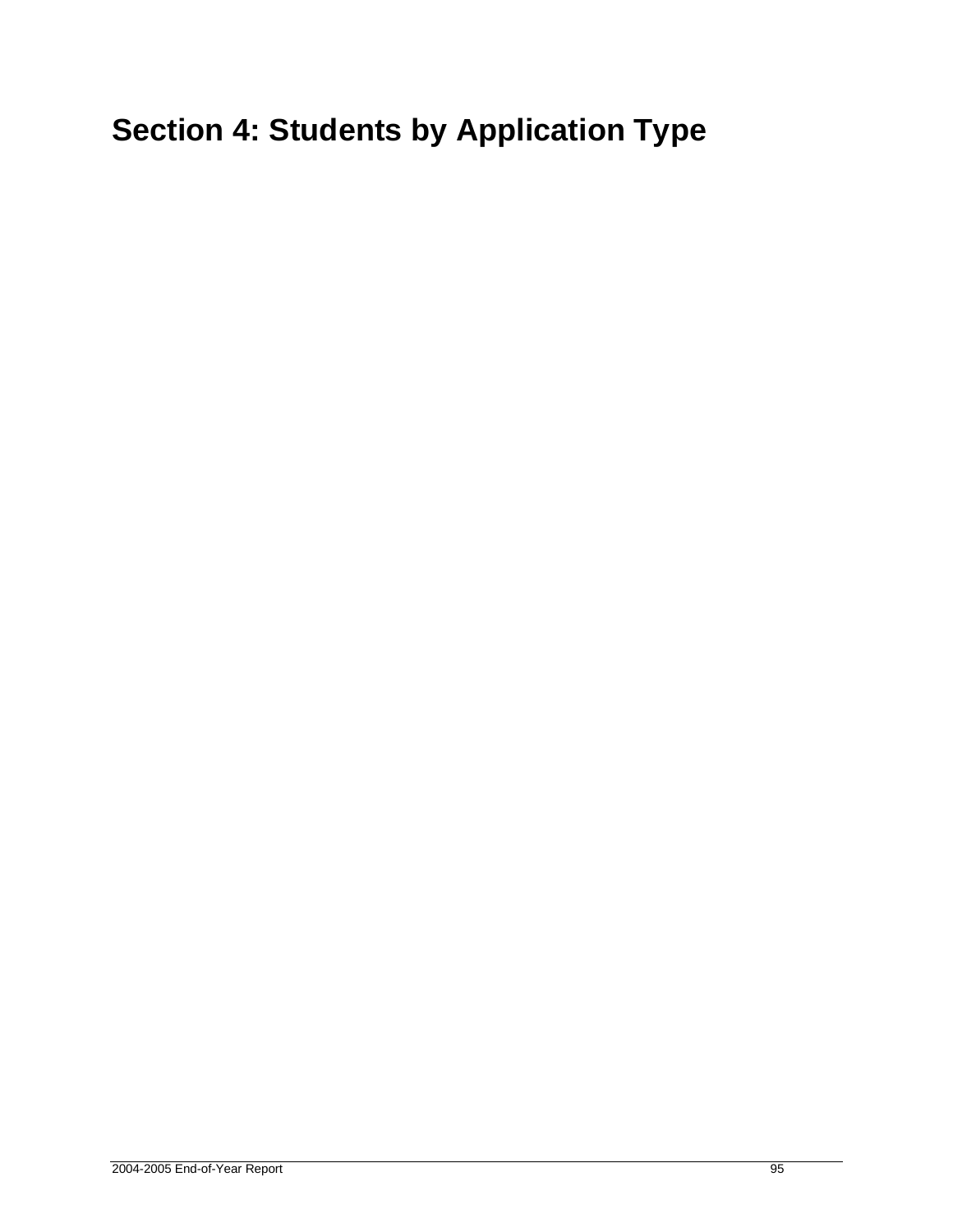# Section 4: Students by Application Type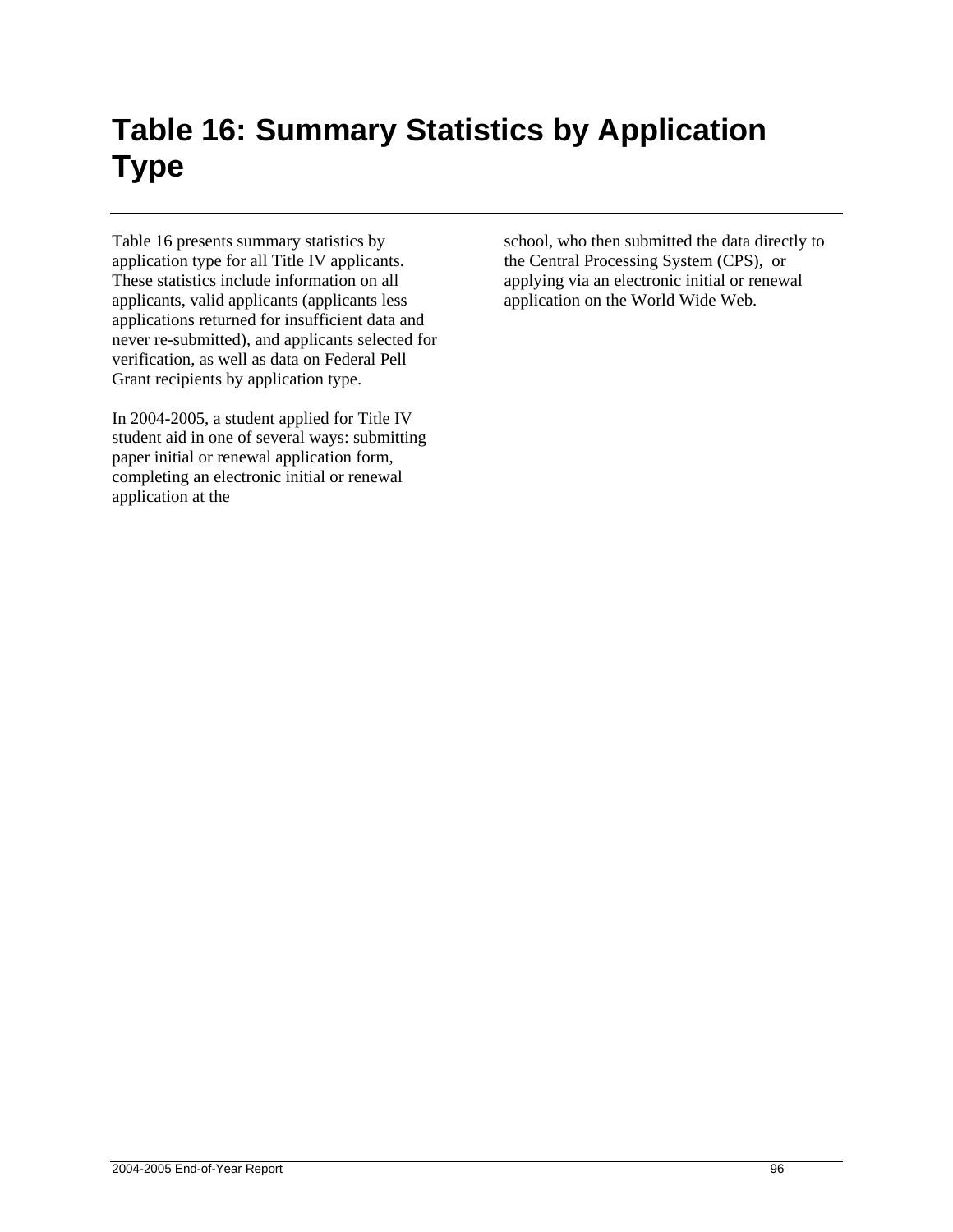# Table 16: Summary Statistics by Application Type

Table 16 presents summary statistics by application type for all Title IV applicants. These statistics include information on all applicants, valid applicants (applicants less applications returned for insufficient data and never re-submitted), and applicants selected for verification, as well as data on Federal Pell Grant recipients by application type.

In 2004-2005, a student applied for Title IV student aid in one of several ways: submitting paper initial or renewal application form, completing an electronic initial or renewal application at the school, who then submitted the data directly to the Central Processing System (CPS), or applying via an electronic initial or renewal application on the World Wide Web.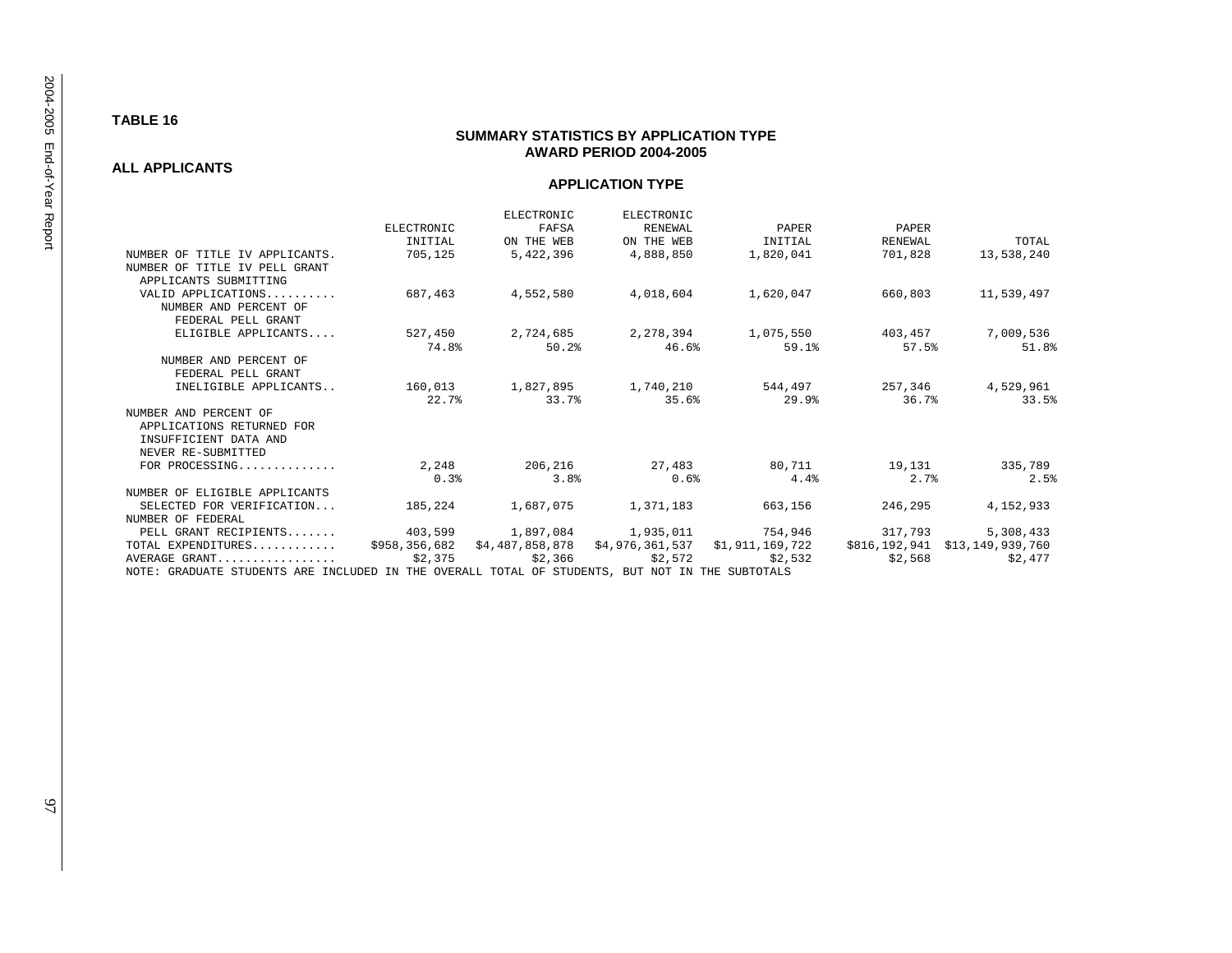**TABLE 16**

## SUMMARY STATISTICS BY APPLICATION TYPE
## AWARD PERIOD 2004-2005

**ALL APPLICANTS**

### APPLICATION TYPE

| | ELECTRONIC INITIAL | ELECTRONIC FAFSA ON THE WEB | ELECTRONIC RENEWAL ON THE WEB | PAPER INITIAL | PAPER RENEWAL | TOTAL |
|---|---|---|---|---|---|---|
| NUMBER OF TITLE IV APPLICANTS. | 705,125 | 5,422,396 | 4,888,850 | 1,820,041 | 701,828 | 13,538,240 |
| NUMBER OF TITLE IV PELL GRANT APPLICANTS SUBMITTING VALID APPLICATIONS.......... | 687,463 | 4,552,580 | 4,018,604 | 1,620,047 | 660,803 | 11,539,497 |
| NUMBER AND PERCENT OF FEDERAL PELL GRANT ELIGIBLE APPLICANTS.... | 527,450 | 2,724,685 | 2,278,394 | 1,075,550 | 403,457 | 7,009,536 |
| | 74.8% | 50.2% | 46.6% | 59.1% | 57.5% | 51.8% |
| NUMBER AND PERCENT OF FEDERAL PELL GRANT INELIGIBLE APPLICANTS.. | 160,013 | 1,827,895 | 1,740,210 | 544,497 | 257,346 | 4,529,961 |
| | 22.7% | 33.7% | 35.6% | 29.9% | 36.7% | 33.5% |
| NUMBER AND PERCENT OF APPLICATIONS RETURNED FOR INSUFFICIENT DATA AND NEVER RE-SUBMITTED FOR PROCESSING............. | 2,248 | 206,216 | 27,483 | 80,711 | 19,131 | 335,789 |
| | 0.3% | 3.8% | 0.6% | 4.4% | 2.7% | 2.5% |
| NUMBER OF ELIGIBLE APPLICANTS SELECTED FOR VERIFICATION... | 185,224 | 1,687,075 | 1,371,183 | 663,156 | 246,295 | 4,152,933 |
| NUMBER OF FEDERAL PELL GRANT RECIPIENTS....... | 403,599 | 1,897,084 | 1,935,011 | 754,946 | 317,793 | 5,308,433 |
| TOTAL EXPENDITURES........... | $958,356,682 | $4,487,858,878 | $4,976,361,537 | $1,911,169,722 | $816,192,941 | $13,149,939,760 |
| AVERAGE GRANT................ | $2,375 | $2,366 | $2,572 | $2,532 | $2,568 | $2,477 |

NOTE: GRADUATE STUDENTS ARE INCLUDED IN THE OVERALL TOTAL OF STUDENTS, BUT NOT IN THE SUBTOTALS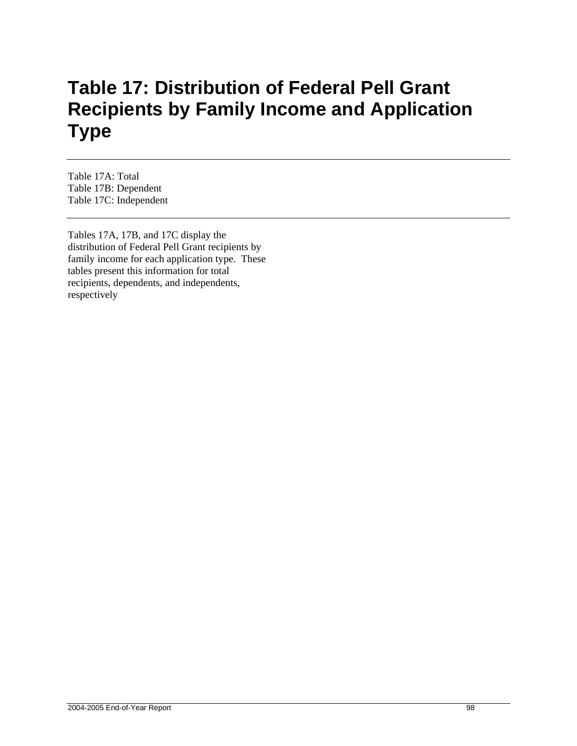# Table 17: Distribution of Federal Pell Grant Recipients by Family Income and Application Type

---

Table 17A: Total
Table 17B: Dependent
Table 17C: Independent

---

Tables 17A, 17B, and 17C display the distribution of Federal Pell Grant recipients by family income for each application type. These tables present this information for total recipients, dependents, and independents, respectively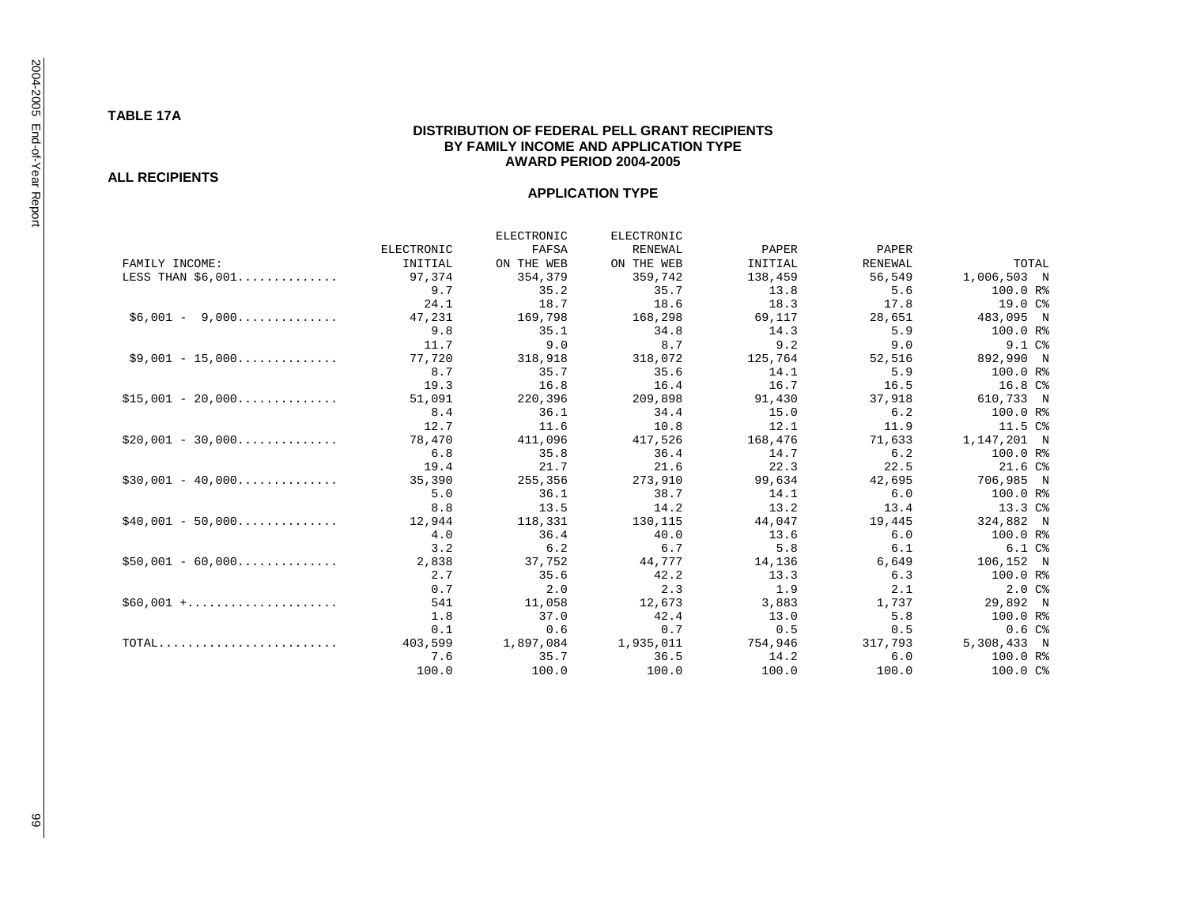**TABLE 17A**

## DISTRIBUTION OF FEDERAL PELL GRANT RECIPIENTS BY FAMILY INCOME AND APPLICATION TYPE AWARD PERIOD 2004-2005

**ALL RECIPIENTS**

### APPLICATION TYPE

| FAMILY INCOME: | ELECTRONIC INITIAL | ELECTRONIC FAFSA ON THE WEB | ELECTRONIC RENEWAL ON THE WEB | PAPER INITIAL | PAPER RENEWAL | TOTAL | |
|---|---|---|---|---|---|---|---|
| LESS THAN $6,001............. | 97,374 | 354,379 | 359,742 | 138,459 | 56,549 | 1,006,503 | N |
| | 9.7 | 35.2 | 35.7 | 13.8 | 5.6 | 100.0 | R% |
| | 24.1 | 18.7 | 18.6 | 18.3 | 17.8 | 19.0 | C% |
| $6,001 - 9,000............. | 47,231 | 169,798 | 168,298 | 69,117 | 28,651 | 483,095 | N |
| | 9.8 | 35.1 | 34.8 | 14.3 | 5.9 | 100.0 | R% |
| | 11.7 | 9.0 | 8.7 | 9.2 | 9.0 | 9.1 | C% |
| $9,001 - 15,000............. | 77,720 | 318,918 | 318,072 | 125,764 | 52,516 | 892,990 | N |
| | 8.7 | 35.7 | 35.6 | 14.1 | 5.9 | 100.0 | R% |
| | 19.3 | 16.8 | 16.4 | 16.7 | 16.5 | 16.8 | C% |
| $15,001 - 20,000............. | 51,091 | 220,396 | 209,898 | 91,430 | 37,918 | 610,733 | N |
| | 8.4 | 36.1 | 34.4 | 15.0 | 6.2 | 100.0 | R% |
| | 12.7 | 11.6 | 10.8 | 12.1 | 11.9 | 11.5 | C% |
| $20,001 - 30,000............. | 78,470 | 411,096 | 417,526 | 168,476 | 71,633 | 1,147,201 | N |
| | 6.8 | 35.8 | 36.4 | 14.7 | 6.2 | 100.0 | R% |
| | 19.4 | 21.7 | 21.6 | 22.3 | 22.5 | 21.6 | C% |
| $30,001 - 40,000............. | 35,390 | 255,356 | 273,910 | 99,634 | 42,695 | 706,985 | N |
| | 5.0 | 36.1 | 38.7 | 14.1 | 6.0 | 100.0 | R% |
| | 8.8 | 13.5 | 14.2 | 13.2 | 13.4 | 13.3 | C% |
| $40,001 - 50,000............. | 12,944 | 118,331 | 130,115 | 44,047 | 19,445 | 324,882 | N |
| | 4.0 | 36.4 | 40.0 | 13.6 | 6.0 | 100.0 | R% |
| | 3.2 | 6.2 | 6.7 | 5.8 | 6.1 | 6.1 | C% |
| $50,001 - 60,000............. | 2,838 | 37,752 | 44,777 | 14,136 | 6,649 | 106,152 | N |
| | 2.7 | 35.6 | 42.2 | 13.3 | 6.3 | 100.0 | R% |
| | 0.7 | 2.0 | 2.3 | 1.9 | 2.1 | 2.0 | C% |
| $60,001 +..................... | 541 | 11,058 | 12,673 | 3,883 | 1,737 | 29,892 | N |
| | 1.8 | 37.0 | 42.4 | 13.0 | 5.8 | 100.0 | R% |
| | 0.1 | 0.6 | 0.7 | 0.5 | 0.5 | 0.6 | C% |
| TOTAL......................... | 403,599 | 1,897,084 | 1,935,011 | 754,946 | 317,793 | 5,308,433 | N |
| | 7.6 | 35.7 | 36.5 | 14.2 | 6.0 | 100.0 | R% |
| | 100.0 | 100.0 | 100.0 | 100.0 | 100.0 | 100.0 | C% |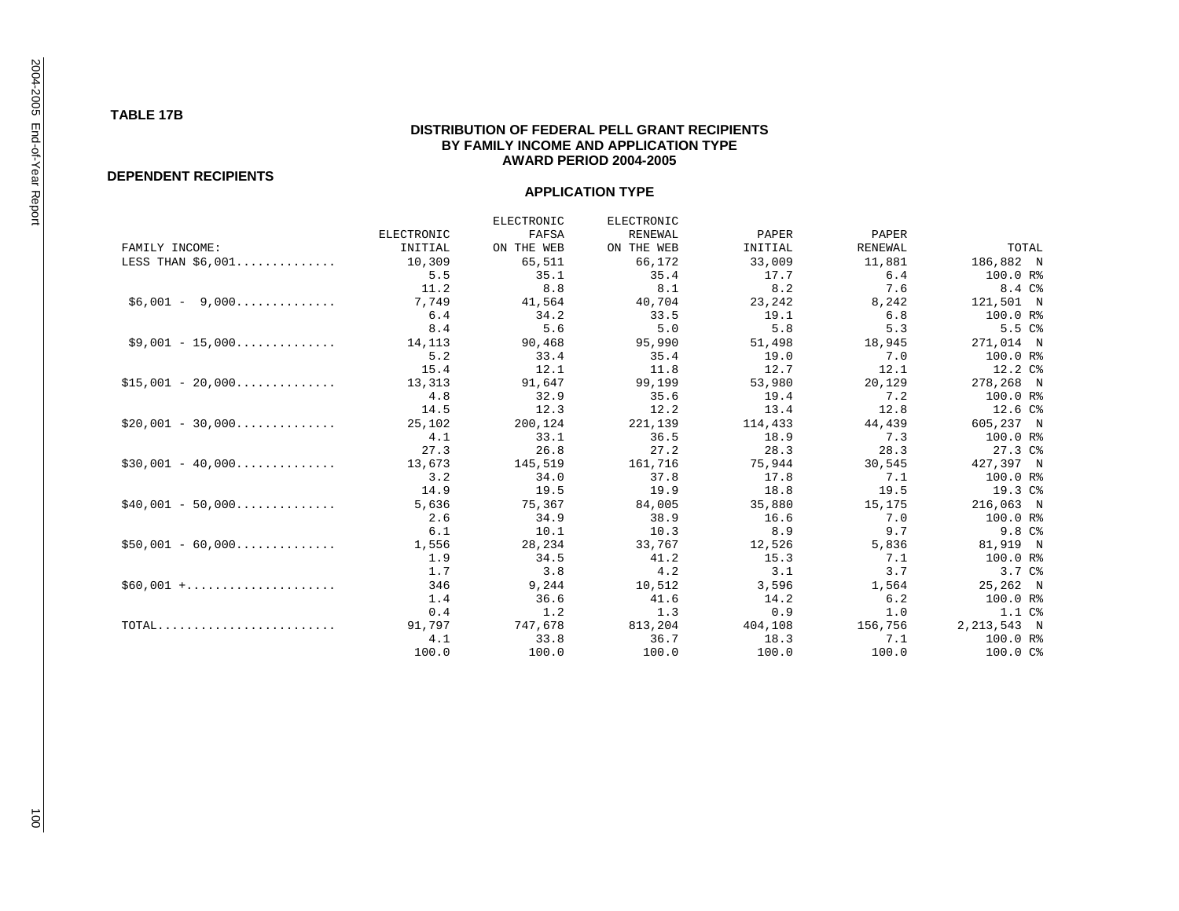**TABLE 17B**

## DISTRIBUTION OF FEDERAL PELL GRANT RECIPIENTS BY FAMILY INCOME AND APPLICATION TYPE AWARD PERIOD 2004-2005

**DEPENDENT RECIPIENTS**

**APPLICATION TYPE**

| FAMILY INCOME: | ELECTRONIC INITIAL | ELECTRONIC FAFSA ON THE WEB | ELECTRONIC RENEWAL ON THE WEB | PAPER INITIAL | PAPER RENEWAL | TOTAL | |
|---|---|---|---|---|---|---|---|
| LESS THAN $6,001.............. | 10,309 | 65,511 | 66,172 | 33,009 | 11,881 | 186,882 | N |
| | 5.5 | 35.1 | 35.4 | 17.7 | 6.4 | 100.0 | R% |
| | 11.2 | 8.8 | 8.1 | 8.2 | 7.6 | 8.4 | C% |
| $6,001 - 9,000.............. | 7,749 | 41,564 | 40,704 | 23,242 | 8,242 | 121,501 | N |
| | 6.4 | 34.2 | 33.5 | 19.1 | 6.8 | 100.0 | R% |
| | 8.4 | 5.6 | 5.0 | 5.8 | 5.3 | 5.5 | C% |
| $9,001 - 15,000.............. | 14,113 | 90,468 | 95,990 | 51,498 | 18,945 | 271,014 | N |
| | 5.2 | 33.4 | 35.4 | 19.0 | 7.0 | 100.0 | R% |
| | 15.4 | 12.1 | 11.8 | 12.7 | 12.1 | 12.2 | C% |
| $15,001 - 20,000.............. | 13,313 | 91,647 | 99,199 | 53,980 | 20,129 | 278,268 | N |
| | 4.8 | 32.9 | 35.6 | 19.4 | 7.2 | 100.0 | R% |
| | 14.5 | 12.3 | 12.2 | 13.4 | 12.8 | 12.6 | C% |
| $20,001 - 30,000.............. | 25,102 | 200,124 | 221,139 | 114,433 | 44,439 | 605,237 | N |
| | 4.1 | 33.1 | 36.5 | 18.9 | 7.3 | 100.0 | R% |
| | 27.3 | 26.8 | 27.2 | 28.3 | 28.3 | 27.3 | C% |
| $30,001 - 40,000.............. | 13,673 | 145,519 | 161,716 | 75,944 | 30,545 | 427,397 | N |
| | 3.2 | 34.0 | 37.8 | 17.8 | 7.1 | 100.0 | R% |
| | 14.9 | 19.5 | 19.9 | 18.8 | 19.5 | 19.3 | C% |
| $40,001 - 50,000.............. | 5,636 | 75,367 | 84,005 | 35,880 | 15,175 | 216,063 | N |
| | 2.6 | 34.9 | 38.9 | 16.6 | 7.0 | 100.0 | R% |
| | 6.1 | 10.1 | 10.3 | 8.9 | 9.7 | 9.8 | C% |
| $50,001 - 60,000.............. | 1,556 | 28,234 | 33,767 | 12,526 | 5,836 | 81,919 | N |
| | 1.9 | 34.5 | 41.2 | 15.3 | 7.1 | 100.0 | R% |
| | 1.7 | 3.8 | 4.2 | 3.1 | 3.7 | 3.7 | C% |
| $60,001 +..................... | 346 | 9,244 | 10,512 | 3,596 | 1,564 | 25,262 | N |
| | 1.4 | 36.6 | 41.6 | 14.2 | 6.2 | 100.0 | R% |
| | 0.4 | 1.2 | 1.3 | 0.9 | 1.0 | 1.1 | C% |
| TOTAL......................... | 91,797 | 747,678 | 813,204 | 404,108 | 156,756 | 2,213,543 | N |
| | 4.1 | 33.8 | 36.7 | 18.3 | 7.1 | 100.0 | R% |
| | 100.0 | 100.0 | 100.0 | 100.0 | 100.0 | 100.0 | C% |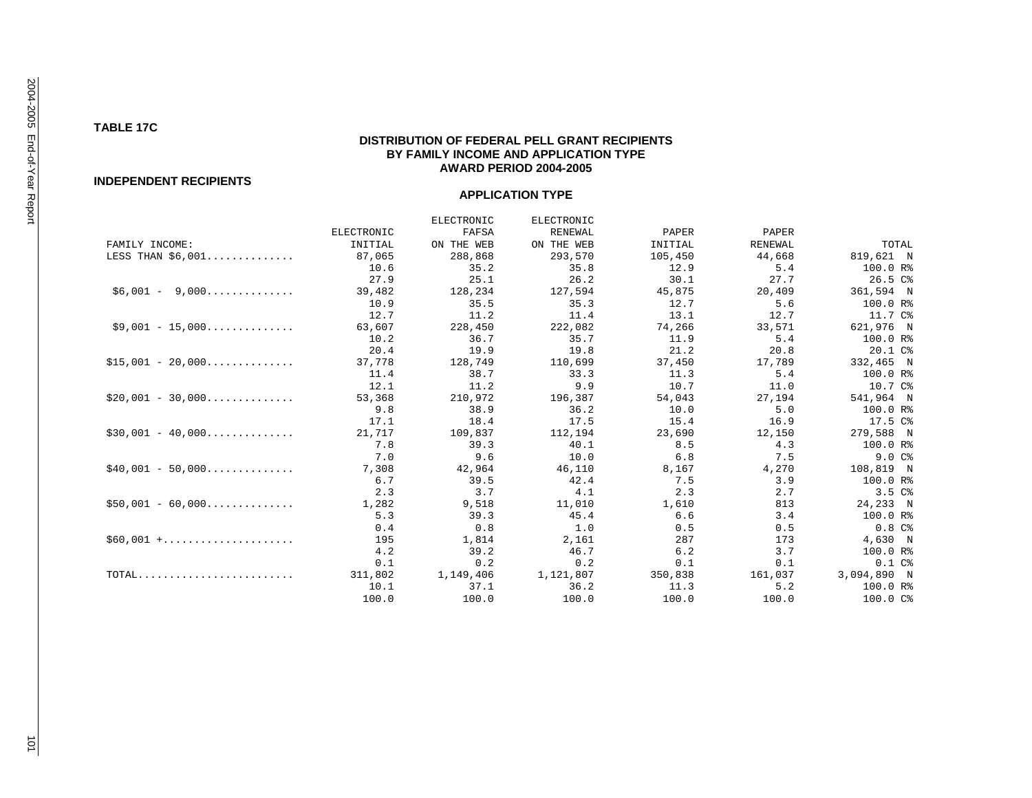**TABLE 17C**

**DISTRIBUTION OF FEDERAL PELL GRANT RECIPIENTS**
**BY FAMILY INCOME AND APPLICATION TYPE**
**AWARD PERIOD 2004-2005**

**INDEPENDENT RECIPIENTS**

**APPLICATION TYPE**

| FAMILY INCOME: | ELECTRONIC INITIAL | ELECTRONIC FAFSA ON THE WEB | ELECTRONIC RENEWAL ON THE WEB | PAPER INITIAL | PAPER RENEWAL | TOTAL | |
|---|---|---|---|---|---|---|---|
| LESS THAN $6,001.............. | 87,065 | 288,868 | 293,570 | 105,450 | 44,668 | 819,621 | N |
| | 10.6 | 35.2 | 35.8 | 12.9 | 5.4 | 100.0 | R% |
| | 27.9 | 25.1 | 26.2 | 30.1 | 27.7 | 26.5 | C% |
| $6,001 - 9,000.............. | 39,482 | 128,234 | 127,594 | 45,875 | 20,409 | 361,594 | N |
| | 10.9 | 35.5 | 35.3 | 12.7 | 5.6 | 100.0 | R% |
| | 12.7 | 11.2 | 11.4 | 13.1 | 12.7 | 11.7 | C% |
| $9,001 - 15,000.............. | 63,607 | 228,450 | 222,082 | 74,266 | 33,571 | 621,976 | N |
| | 10.2 | 36.7 | 35.7 | 11.9 | 5.4 | 100.0 | R% |
| | 20.4 | 19.9 | 19.8 | 21.2 | 20.8 | 20.1 | C% |
| $15,001 - 20,000.............. | 37,778 | 128,749 | 110,699 | 37,450 | 17,789 | 332,465 | N |
| | 11.4 | 38.7 | 33.3 | 11.3 | 5.4 | 100.0 | R% |
| | 12.1 | 11.2 | 9.9 | 10.7 | 11.0 | 10.7 | C% |
| $20,001 - 30,000.............. | 53,368 | 210,972 | 196,387 | 54,043 | 27,194 | 541,964 | N |
| | 9.8 | 38.9 | 36.2 | 10.0 | 5.0 | 100.0 | R% |
| | 17.1 | 18.4 | 17.5 | 15.4 | 16.9 | 17.5 | C% |
| $30,001 - 40,000.............. | 21,717 | 109,837 | 112,194 | 23,690 | 12,150 | 279,588 | N |
| | 7.8 | 39.3 | 40.1 | 8.5 | 4.3 | 100.0 | R% |
| | 7.0 | 9.6 | 10.0 | 6.8 | 7.5 | 9.0 | C% |
| $40,001 - 50,000.............. | 7,308 | 42,964 | 46,110 | 8,167 | 4,270 | 108,819 | N |
| | 6.7 | 39.5 | 42.4 | 7.5 | 3.9 | 100.0 | R% |
| | 2.3 | 3.7 | 4.1 | 2.3 | 2.7 | 3.5 | C% |
| $50,001 - 60,000.............. | 1,282 | 9,518 | 11,010 | 1,610 | 813 | 24,233 | N |
| | 5.3 | 39.3 | 45.4 | 6.6 | 3.4 | 100.0 | R% |
| | 0.4 | 0.8 | 1.0 | 0.5 | 0.5 | 0.8 | C% |
| $60,001 +..................... | 195 | 1,814 | 2,161 | 287 | 173 | 4,630 | N |
| | 4.2 | 39.2 | 46.7 | 6.2 | 3.7 | 100.0 | R% |
| | 0.1 | 0.2 | 0.2 | 0.1 | 0.1 | 0.1 | C% |
| TOTAL......................... | 311,802 | 1,149,406 | 1,121,807 | 350,838 | 161,037 | 3,094,890 | N |
| | 10.1 | 37.1 | 36.2 | 11.3 | 5.2 | 100.0 | R% |
| | 100.0 | 100.0 | 100.0 | 100.0 | 100.0 | 100.0 | C% |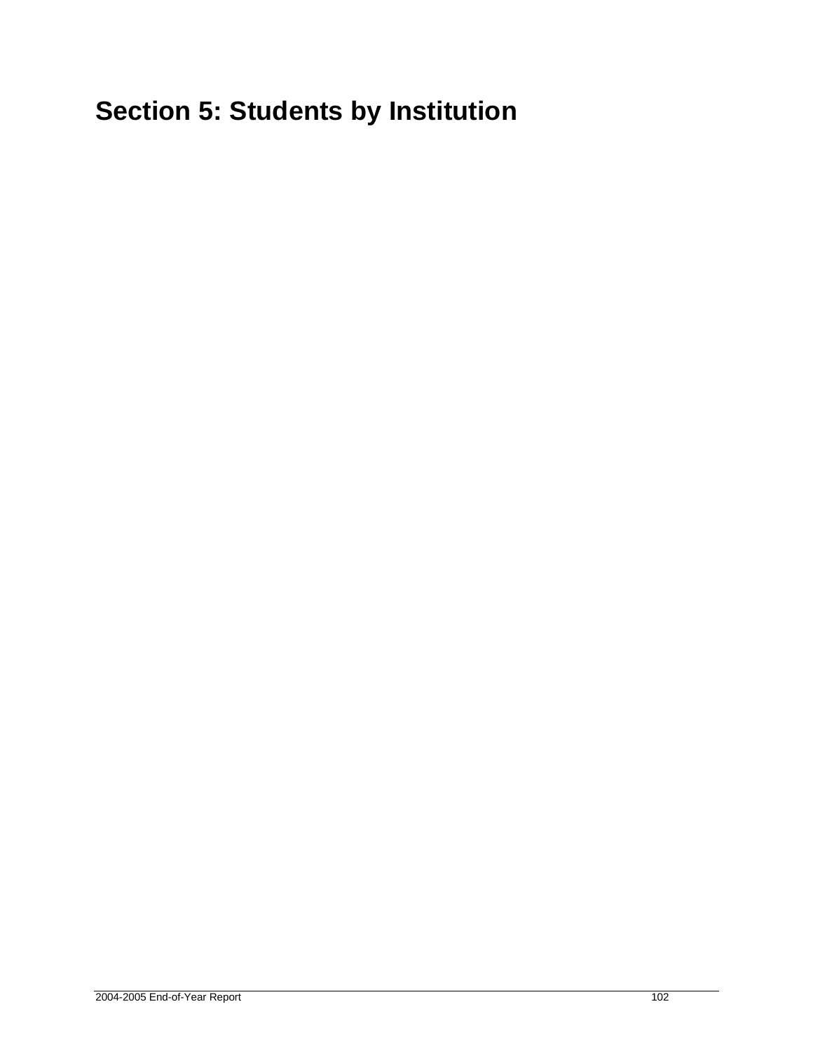# Section 5: Students by Institution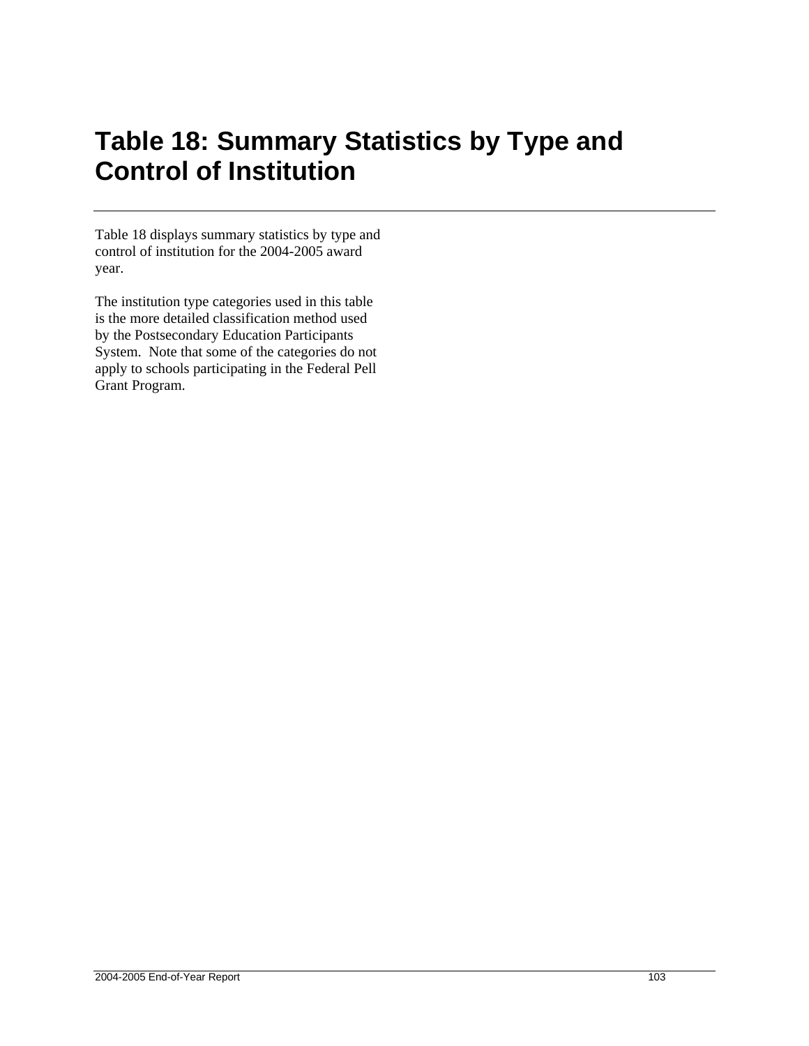# Table 18: Summary Statistics by Type and Control of Institution

Table 18 displays summary statistics by type and control of institution for the 2004-2005 award year.

The institution type categories used in this table is the more detailed classification method used by the Postsecondary Education Participants System. Note that some of the categories do not apply to schools participating in the Federal Pell Grant Program.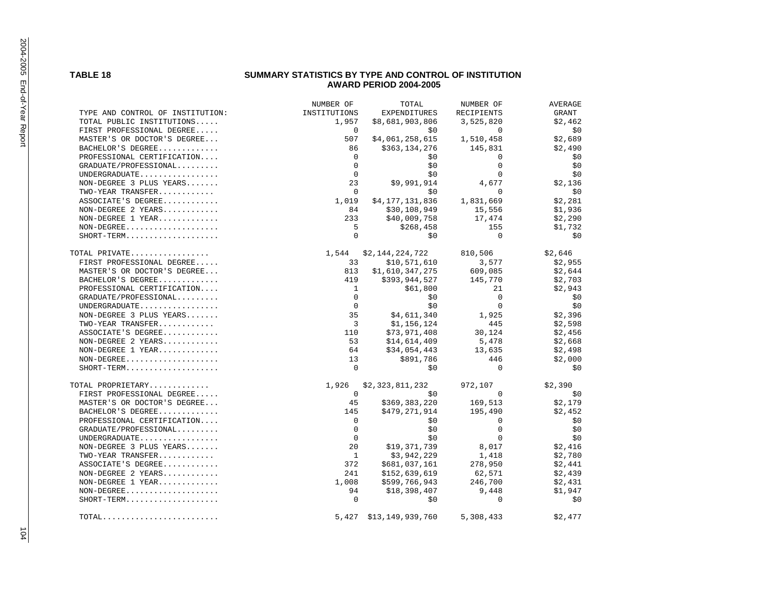**TABLE 18**

**SUMMARY STATISTICS BY TYPE AND CONTROL OF INSTITUTION**
**AWARD PERIOD 2004-2005**

| TYPE AND CONTROL OF INSTITUTION: | NUMBER OF INSTITUTIONS | TOTAL EXPENDITURES | NUMBER OF RECIPIENTS | AVERAGE GRANT |
|---|---|---|---|---|
| TOTAL PUBLIC INSTITUTIONS..... | 1,957 | $8,681,903,806 | 3,525,820 | $2,462 |
| FIRST PROFESSIONAL DEGREE..... | 0 | $0 | 0 | $0 |
| MASTER'S OR DOCTOR'S DEGREE... | 507 | $4,061,258,615 | 1,510,458 | $2,689 |
| BACHELOR'S DEGREE............ | 86 | $363,134,276 | 145,831 | $2,490 |
| PROFESSIONAL CERTIFICATION.... | 0 | $0 | 0 | $0 |
| GRADUATE/PROFESSIONAL......... | 0 | $0 | 0 | $0 |
| UNDERGRADUATE................ | 0 | $0 | 0 | $0 |
| NON-DEGREE 3 PLUS YEARS....... | 23 | $9,991,914 | 4,677 | $2,136 |
| TWO-YEAR TRANSFER............ | 0 | $0 | 0 | $0 |
| ASSOCIATE'S DEGREE............ | 1,019 | $4,177,131,836 | 1,831,669 | $2,281 |
| NON-DEGREE 2 YEARS............ | 84 | $30,108,949 | 15,556 | $1,936 |
| NON-DEGREE 1 YEAR............. | 233 | $40,009,758 | 17,474 | $2,290 |
| NON-DEGREE.................... | 5 | $268,458 | 155 | $1,732 |
| SHORT-TERM.................... | 0 | $0 | 0 | $0 |
| TOTAL PRIVATE................. | 1,544 | $2,144,224,722 | 810,506 | $2,646 |
| FIRST PROFESSIONAL DEGREE..... | 33 | $10,571,610 | 3,577 | $2,955 |
| MASTER'S OR DOCTOR'S DEGREE... | 813 | $1,610,347,275 | 609,085 | $2,644 |
| BACHELOR'S DEGREE............ | 419 | $393,944,527 | 145,770 | $2,703 |
| PROFESSIONAL CERTIFICATION.... | 1 | $61,800 | 21 | $2,943 |
| GRADUATE/PROFESSIONAL......... | 0 | $0 | 0 | $0 |
| UNDERGRADUATE................ | 0 | $0 | 0 | $0 |
| NON-DEGREE 3 PLUS YEARS....... | 35 | $4,611,340 | 1,925 | $2,396 |
| TWO-YEAR TRANSFER............ | 3 | $1,156,124 | 445 | $2,598 |
| ASSOCIATE'S DEGREE............ | 110 | $73,971,408 | 30,124 | $2,456 |
| NON-DEGREE 2 YEARS............ | 53 | $14,614,409 | 5,478 | $2,668 |
| NON-DEGREE 1 YEAR............. | 64 | $34,054,443 | 13,635 | $2,498 |
| NON-DEGREE.................... | 13 | $891,786 | 446 | $2,000 |
| SHORT-TERM.................... | 0 | $0 | 0 | $0 |
| TOTAL PROPRIETARY............. | 1,926 | $2,323,811,232 | 972,107 | $2,390 |
| FIRST PROFESSIONAL DEGREE..... | 0 | $0 | 0 | $0 |
| MASTER'S OR DOCTOR'S DEGREE... | 45 | $369,383,220 | 169,513 | $2,179 |
| BACHELOR'S DEGREE............ | 145 | $479,271,914 | 195,490 | $2,452 |
| PROFESSIONAL CERTIFICATION.... | 0 | $0 | 0 | $0 |
| GRADUATE/PROFESSIONAL......... | 0 | $0 | 0 | $0 |
| UNDERGRADUATE................ | 0 | $0 | 0 | $0 |
| NON-DEGREE 3 PLUS YEARS....... | 20 | $19,371,739 | 8,017 | $2,416 |
| TWO-YEAR TRANSFER............ | 1 | $3,942,229 | 1,418 | $2,780 |
| ASSOCIATE'S DEGREE............ | 372 | $681,037,161 | 278,950 | $2,441 |
| NON-DEGREE 2 YEARS............ | 241 | $152,639,619 | 62,571 | $2,439 |
| NON-DEGREE 1 YEAR............. | 1,008 | $599,766,943 | 246,700 | $2,431 |
| NON-DEGREE.................... | 94 | $18,398,407 | 9,448 | $1,947 |
| SHORT-TERM.................... | 0 | $0 | 0 | $0 |
| TOTAL......................... | 5,427 | $13,149,939,760 | 5,308,433 | $2,477 |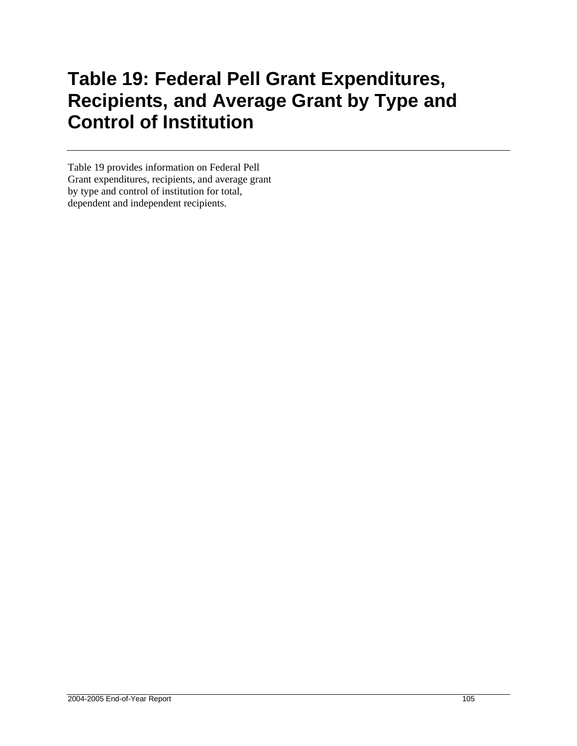# Table 19: Federal Pell Grant Expenditures, Recipients, and Average Grant by Type and Control of Institution

Table 19 provides information on Federal Pell Grant expenditures, recipients, and average grant by type and control of institution for total, dependent and independent recipients.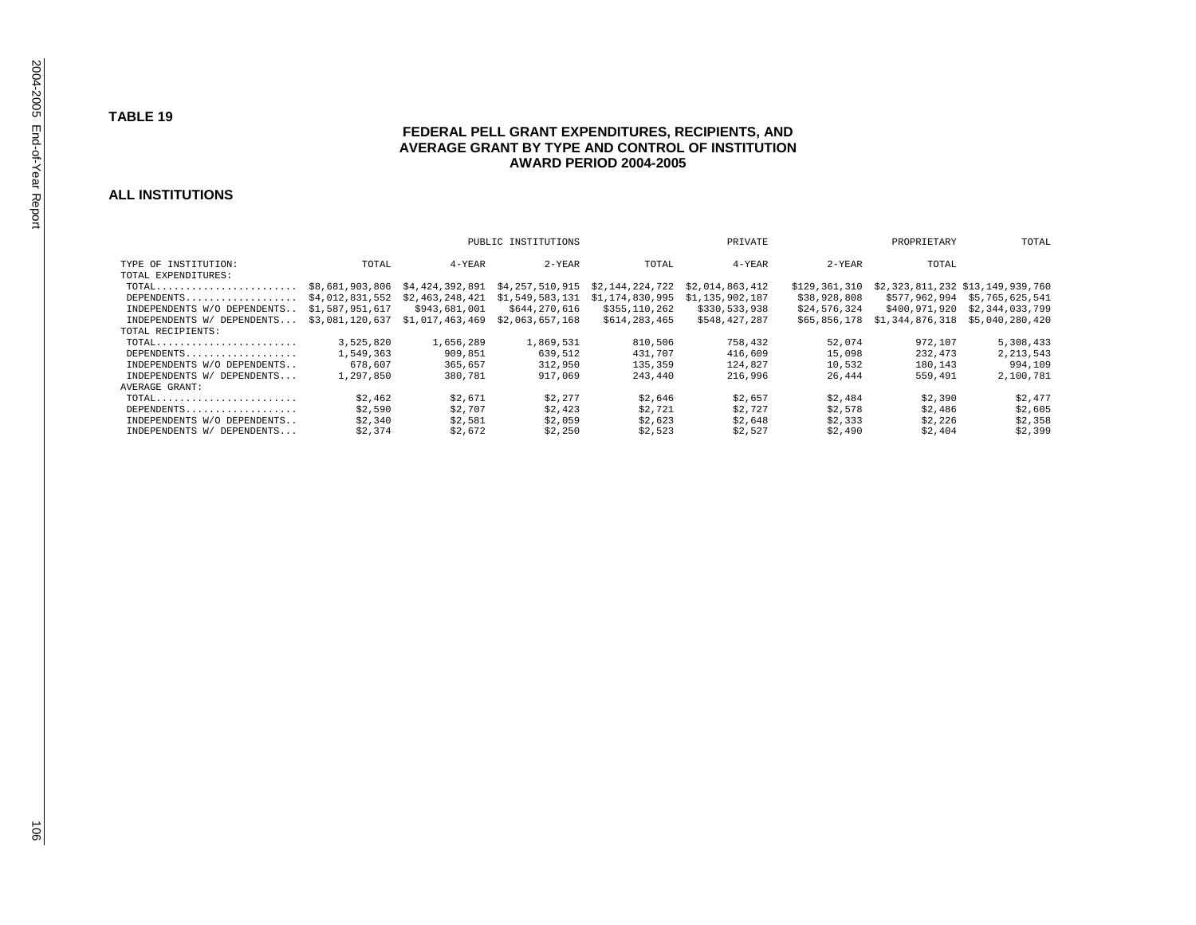**TABLE 19**

## FEDERAL PELL GRANT EXPENDITURES, RECIPIENTS, AND AVERAGE GRANT BY TYPE AND CONTROL OF INSTITUTION AWARD PERIOD 2004-2005

### ALL INSTITUTIONS

| | PUBLIC INSTITUTIONS | | | PRIVATE | | | PROPRIETARY | TOTAL |
|---|---|---|---|---|---|---|---|---|
| TYPE OF INSTITUTION: | TOTAL | 4-YEAR | 2-YEAR | TOTAL | 4-YEAR | 2-YEAR | TOTAL | |
| TOTAL EXPENDITURES: | | | | | | | | |
| TOTAL........................ | $8,681,903,806 | $4,424,392,891 | $4,257,510,915 | $2,144,224,722 | $2,014,863,412 | $129,361,310 | $2,323,811,232 | $13,149,939,760 |
| DEPENDENTS................... | $4,012,831,552 | $2,463,248,421 | $1,549,583,131 | $1,174,830,995 | $1,135,902,187 | $38,928,808 | $577,962,994 | $5,765,625,541 |
| INDEPENDENTS W/O DEPENDENTS.. | $1,587,951,617 | $943,681,001 | $644,270,616 | $355,110,262 | $330,533,938 | $24,576,324 | $400,971,920 | $2,344,033,799 |
| INDEPENDENTS W/ DEPENDENTS... | $3,081,120,637 | $1,017,463,469 | $2,063,657,168 | $614,283,465 | $548,427,287 | $65,856,178 | $1,344,876,318 | $5,040,280,420 |
| TOTAL RECIPIENTS: | | | | | | | | |
| TOTAL........................ | 3,525,820 | 1,656,289 | 1,869,531 | 810,506 | 758,432 | 52,074 | 972,107 | 5,308,433 |
| DEPENDENTS................... | 1,549,363 | 909,851 | 639,512 | 431,707 | 416,609 | 15,098 | 232,473 | 2,213,543 |
| INDEPENDENTS W/O DEPENDENTS.. | 678,607 | 365,657 | 312,950 | 135,359 | 124,827 | 10,532 | 180,143 | 994,109 |
| INDEPENDENTS W/ DEPENDENTS... | 1,297,850 | 380,781 | 917,069 | 243,440 | 216,996 | 26,444 | 559,491 | 2,100,781 |
| AVERAGE GRANT: | | | | | | | | |
| TOTAL........................ | $2,462 | $2,671 | $2,277 | $2,646 | $2,657 | $2,484 | $2,390 | $2,477 |
| DEPENDENTS................... | $2,590 | $2,707 | $2,423 | $2,721 | $2,727 | $2,578 | $2,486 | $2,605 |
| INDEPENDENTS W/O DEPENDENTS.. | $2,340 | $2,581 | $2,059 | $2,623 | $2,648 | $2,333 | $2,226 | $2,358 |
| INDEPENDENTS W/ DEPENDENTS... | $2,374 | $2,672 | $2,250 | $2,523 | $2,527 | $2,490 | $2,404 | $2,399 |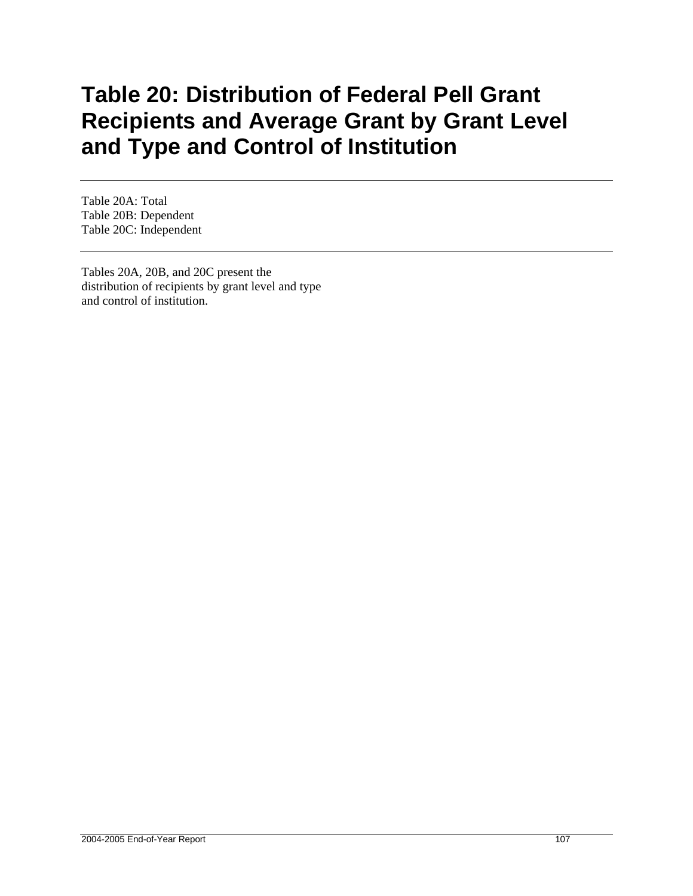# Table 20: Distribution of Federal Pell Grant Recipients and Average Grant by Grant Level and Type and Control of Institution

---

Table 20A: Total
Table 20B: Dependent
Table 20C: Independent

---

Tables 20A, 20B, and 20C present the distribution of recipients by grant level and type and control of institution.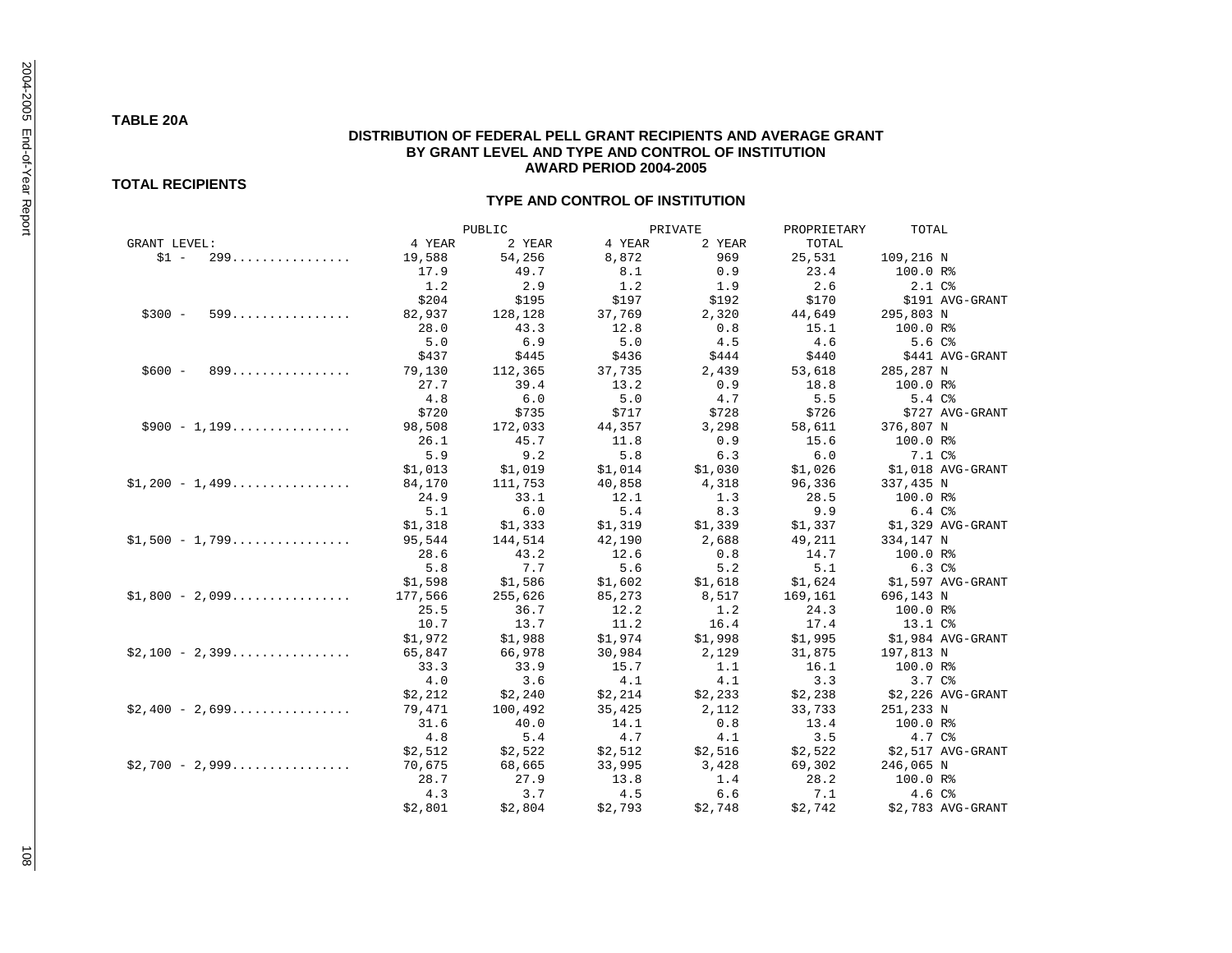**TABLE 20A**

**DISTRIBUTION OF FEDERAL PELL GRANT RECIPIENTS AND AVERAGE GRANT BY GRANT LEVEL AND TYPE AND CONTROL OF INSTITUTION AWARD PERIOD 2004-2005**

**TOTAL RECIPIENTS**

**TYPE AND CONTROL OF INSTITUTION**

| | PUBLIC | | PRIVATE | | PROPRIETARY | TOTAL | |
|---|---|---|---|---|---|---|---|
| GRANT LEVEL: | 4 YEAR | 2 YEAR | 4 YEAR | 2 YEAR | TOTAL | | |
| $1 - 299................ | 19,588 | 54,256 | 8,872 | 969 | 25,531 | 109,216 | N |
| | 17.9 | 49.7 | 8.1 | 0.9 | 23.4 | 100.0 | R% |
| | 1.2 | 2.9 | 1.2 | 1.9 | 2.6 | 2.1 | C% |
| | $204 | $195 | $197 | $192 | $170 | $191 | AVG-GRANT |
| $300 - 599................ | 82,937 | 128,128 | 37,769 | 2,320 | 44,649 | 295,803 | N |
| | 28.0 | 43.3 | 12.8 | 0.8 | 15.1 | 100.0 | R% |
| | 5.0 | 6.9 | 5.0 | 4.5 | 4.6 | 5.6 | C% |
| | $437 | $445 | $436 | $444 | $440 | $441 | AVG-GRANT |
| $600 - 899................ | 79,130 | 112,365 | 37,735 | 2,439 | 53,618 | 285,287 | N |
| | 27.7 | 39.4 | 13.2 | 0.9 | 18.8 | 100.0 | R% |
| | 4.8 | 6.0 | 5.0 | 4.7 | 5.5 | 5.4 | C% |
| | $720 | $735 | $717 | $728 | $726 | $727 | AVG-GRANT |
| $900 - 1,199................ | 98,508 | 172,033 | 44,357 | 3,298 | 58,611 | 376,807 | N |
| | 26.1 | 45.7 | 11.8 | 0.9 | 15.6 | 100.0 | R% |
| | 5.9 | 9.2 | 5.8 | 6.3 | 6.0 | 7.1 | C% |
| | $1,013 | $1,019 | $1,014 | $1,030 | $1,026 | $1,018 | AVG-GRANT |
| $1,200 - 1,499................ | 84,170 | 111,753 | 40,858 | 4,318 | 96,336 | 337,435 | N |
| | 24.9 | 33.1 | 12.1 | 1.3 | 28.5 | 100.0 | R% |
| | 5.1 | 6.0 | 5.4 | 8.3 | 9.9 | 6.4 | C% |
| | $1,318 | $1,333 | $1,319 | $1,339 | $1,337 | $1,329 | AVG-GRANT |
| $1,500 - 1,799................ | 95,544 | 144,514 | 42,190 | 2,688 | 49,211 | 334,147 | N |
| | 28.6 | 43.2 | 12.6 | 0.8 | 14.7 | 100.0 | R% |
| | 5.8 | 7.7 | 5.6 | 5.2 | 5.1 | 6.3 | C% |
| | $1,598 | $1,586 | $1,602 | $1,618 | $1,624 | $1,597 | AVG-GRANT |
| $1,800 - 2,099................ | 177,566 | 255,626 | 85,273 | 8,517 | 169,161 | 696,143 | N |
| | 25.5 | 36.7 | 12.2 | 1.2 | 24.3 | 100.0 | R% |
| | 10.7 | 13.7 | 11.2 | 16.4 | 17.4 | 13.1 | C% |
| | $1,972 | $1,988 | $1,974 | $1,998 | $1,995 | $1,984 | AVG-GRANT |
| $2,100 - 2,399................ | 65,847 | 66,978 | 30,984 | 2,129 | 31,875 | 197,813 | N |
| | 33.3 | 33.9 | 15.7 | 1.1 | 16.1 | 100.0 | R% |
| | 4.0 | 3.6 | 4.1 | 4.1 | 3.3 | 3.7 | C% |
| | $2,212 | $2,240 | $2,214 | $2,233 | $2,238 | $2,226 | AVG-GRANT |
| $2,400 - 2,699................ | 79,471 | 100,492 | 35,425 | 2,112 | 33,733 | 251,233 | N |
| | 31.6 | 40.0 | 14.1 | 0.8 | 13.4 | 100.0 | R% |
| | 4.8 | 5.4 | 4.7 | 4.1 | 3.5 | 4.7 | C% |
| | $2,512 | $2,522 | $2,512 | $2,516 | $2,522 | $2,517 | AVG-GRANT |
| $2,700 - 2,999................ | 70,675 | 68,665 | 33,995 | 3,428 | 69,302 | 246,065 | N |
| | 28.7 | 27.9 | 13.8 | 1.4 | 28.2 | 100.0 | R% |
| | 4.3 | 3.7 | 4.5 | 6.6 | 7.1 | 4.6 | C% |
| | $2,801 | $2,804 | $2,793 | $2,748 | $2,742 | $2,783 | AVG-GRANT |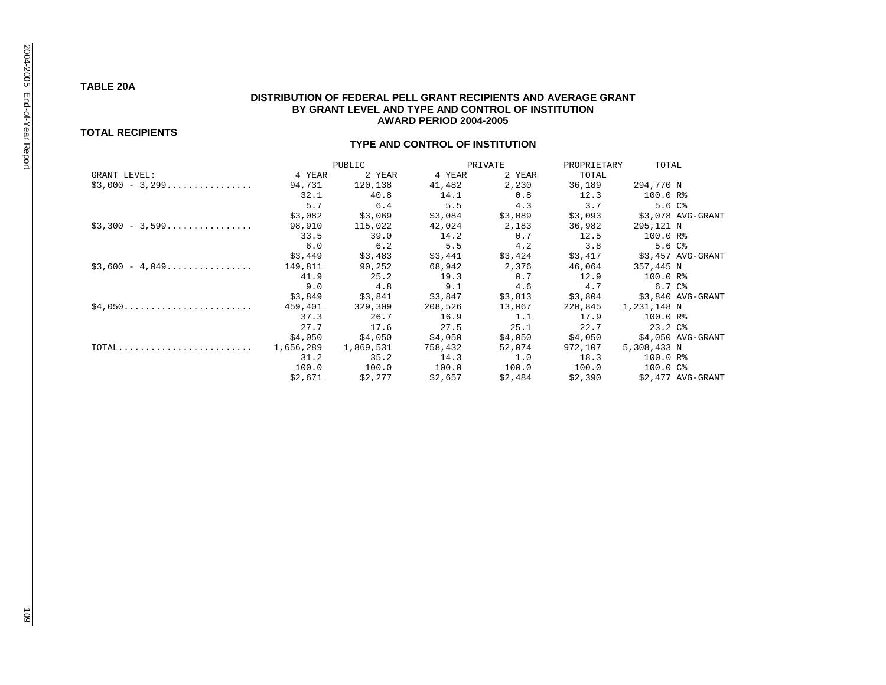**TABLE 20A**

**DISTRIBUTION OF FEDERAL PELL GRANT RECIPIENTS AND AVERAGE GRANT BY GRANT LEVEL AND TYPE AND CONTROL OF INSTITUTION AWARD PERIOD 2004-2005**

**TOTAL RECIPIENTS**

**TYPE AND CONTROL OF INSTITUTION**

| | PUBLIC | | PRIVATE | | PROPRIETARY | TOTAL | |
|---|---|---|---|---|---|---|---|
| GRANT LEVEL: | 4 YEAR | 2 YEAR | 4 YEAR | 2 YEAR | TOTAL | | |
| $3,000 - 3,299................ | 94,731 | 120,138 | 41,482 | 2,230 | 36,189 | 294,770 | N |
| | 32.1 | 40.8 | 14.1 | 0.8 | 12.3 | 100.0 | R% |
| | 5.7 | 6.4 | 5.5 | 4.3 | 3.7 | 5.6 | C% |
| | $3,082 | $3,069 | $3,084 | $3,089 | $3,093 | $3,078 | AVG-GRANT |
| $3,300 - 3,599................ | 98,910 | 115,022 | 42,024 | 2,183 | 36,982 | 295,121 | N |
| | 33.5 | 39.0 | 14.2 | 0.7 | 12.5 | 100.0 | R% |
| | 6.0 | 6.2 | 5.5 | 4.2 | 3.8 | 5.6 | C% |
| | $3,449 | $3,483 | $3,441 | $3,424 | $3,417 | $3,457 | AVG-GRANT |
| $3,600 - 4,049................ | 149,811 | 90,252 | 68,942 | 2,376 | 46,064 | 357,445 | N |
| | 41.9 | 25.2 | 19.3 | 0.7 | 12.9 | 100.0 | R% |
| | 9.0 | 4.8 | 9.1 | 4.6 | 4.7 | 6.7 | C% |
| | $3,849 | $3,841 | $3,847 | $3,813 | $3,804 | $3,840 | AVG-GRANT |
| $4,050........................ | 459,401 | 329,309 | 208,526 | 13,067 | 220,845 | 1,231,148 | N |
| | 37.3 | 26.7 | 16.9 | 1.1 | 17.9 | 100.0 | R% |
| | 27.7 | 17.6 | 27.5 | 25.1 | 22.7 | 23.2 | C% |
| | $4,050 | $4,050 | $4,050 | $4,050 | $4,050 | $4,050 | AVG-GRANT |
| TOTAL......................... | 1,656,289 | 1,869,531 | 758,432 | 52,074 | 972,107 | 5,308,433 | N |
| | 31.2 | 35.2 | 14.3 | 1.0 | 18.3 | 100.0 | R% |
| | 100.0 | 100.0 | 100.0 | 100.0 | 100.0 | 100.0 | C% |
| | $2,671 | $2,277 | $2,657 | $2,484 | $2,390 | $2,477 | AVG-GRANT |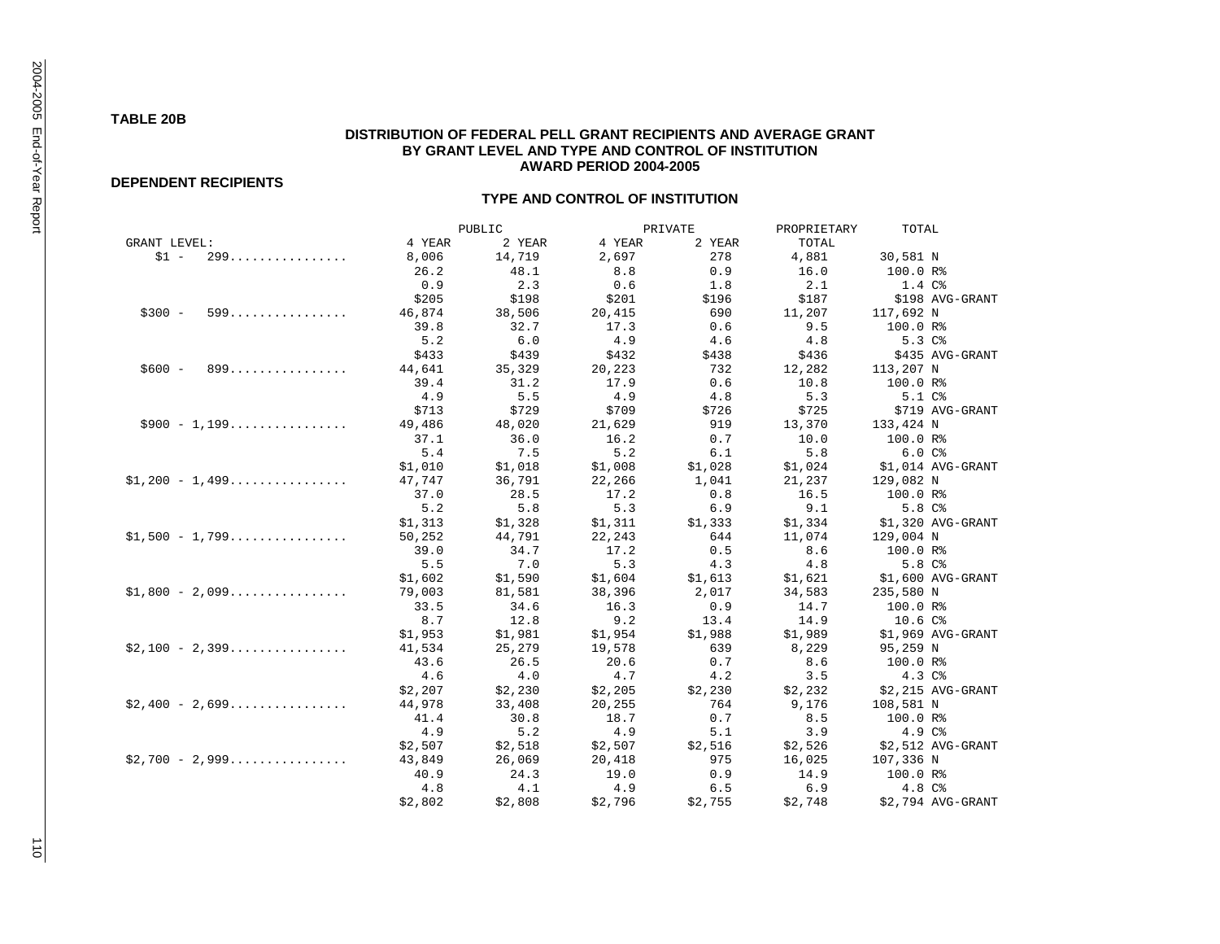**TABLE 20B**

**DISTRIBUTION OF FEDERAL PELL GRANT RECIPIENTS AND AVERAGE GRANT BY GRANT LEVEL AND TYPE AND CONTROL OF INSTITUTION AWARD PERIOD 2004-2005**

**DEPENDENT RECIPIENTS**

**TYPE AND CONTROL OF INSTITUTION**

| | PUBLIC | | PRIVATE | | PROPRIETARY | TOTAL | |
|---|---|---|---|---|---|---|---|
| GRANT LEVEL: | 4 YEAR | 2 YEAR | 4 YEAR | 2 YEAR | TOTAL | | |
| $1 - 299................ | 8,006 | 14,719 | 2,697 | 278 | 4,881 | 30,581 | N |
| | 26.2 | 48.1 | 8.8 | 0.9 | 16.0 | 100.0 | R% |
| | 0.9 | 2.3 | 0.6 | 1.8 | 2.1 | 1.4 | C% |
| | $205 | $198 | $201 | $196 | $187 | $198 | AVG-GRANT |
| $300 - 599................ | 46,874 | 38,506 | 20,415 | 690 | 11,207 | 117,692 | N |
| | 39.8 | 32.7 | 17.3 | 0.6 | 9.5 | 100.0 | R% |
| | 5.2 | 6.0 | 4.9 | 4.6 | 4.8 | 5.3 | C% |
| | $433 | $439 | $432 | $438 | $436 | $435 | AVG-GRANT |
| $600 - 899................ | 44,641 | 35,329 | 20,223 | 732 | 12,282 | 113,207 | N |
| | 39.4 | 31.2 | 17.9 | 0.6 | 10.8 | 100.0 | R% |
| | 4.9 | 5.5 | 4.9 | 4.8 | 5.3 | 5.1 | C% |
| | $713 | $729 | $709 | $726 | $725 | $719 | AVG-GRANT |
| $900 - 1,199................ | 49,486 | 48,020 | 21,629 | 919 | 13,370 | 133,424 | N |
| | 37.1 | 36.0 | 16.2 | 0.7 | 10.0 | 100.0 | R% |
| | 5.4 | 7.5 | 5.2 | 6.1 | 5.8 | 6.0 | C% |
| | $1,010 | $1,018 | $1,008 | $1,028 | $1,024 | $1,014 | AVG-GRANT |
| $1,200 - 1,499................ | 47,747 | 36,791 | 22,266 | 1,041 | 21,237 | 129,082 | N |
| | 37.0 | 28.5 | 17.2 | 0.8 | 16.5 | 100.0 | R% |
| | 5.2 | 5.8 | 5.3 | 6.9 | 9.1 | 5.8 | C% |
| | $1,313 | $1,328 | $1,311 | $1,333 | $1,334 | $1,320 | AVG-GRANT |
| $1,500 - 1,799................ | 50,252 | 44,791 | 22,243 | 644 | 11,074 | 129,004 | N |
| | 39.0 | 34.7 | 17.2 | 0.5 | 8.6 | 100.0 | R% |
| | 5.5 | 7.0 | 5.3 | 4.3 | 4.8 | 5.8 | C% |
| | $1,602 | $1,590 | $1,604 | $1,613 | $1,621 | $1,600 | AVG-GRANT |
| $1,800 - 2,099................ | 79,003 | 81,581 | 38,396 | 2,017 | 34,583 | 235,580 | N |
| | 33.5 | 34.6 | 16.3 | 0.9 | 14.7 | 100.0 | R% |
| | 8.7 | 12.8 | 9.2 | 13.4 | 14.9 | 10.6 | C% |
| | $1,953 | $1,981 | $1,954 | $1,988 | $1,989 | $1,969 | AVG-GRANT |
| $2,100 - 2,399................ | 41,534 | 25,279 | 19,578 | 639 | 8,229 | 95,259 | N |
| | 43.6 | 26.5 | 20.6 | 0.7 | 8.6 | 100.0 | R% |
| | 4.6 | 4.0 | 4.7 | 4.2 | 3.5 | 4.3 | C% |
| | $2,207 | $2,230 | $2,205 | $2,230 | $2,232 | $2,215 | AVG-GRANT |
| $2,400 - 2,699................ | 44,978 | 33,408 | 20,255 | 764 | 9,176 | 108,581 | N |
| | 41.4 | 30.8 | 18.7 | 0.7 | 8.5 | 100.0 | R% |
| | 4.9 | 5.2 | 4.9 | 5.1 | 3.9 | 4.9 | C% |
| | $2,507 | $2,518 | $2,507 | $2,516 | $2,526 | $2,512 | AVG-GRANT |
| $2,700 - 2,999................ | 43,849 | 26,069 | 20,418 | 975 | 16,025 | 107,336 | N |
| | 40.9 | 24.3 | 19.0 | 0.9 | 14.9 | 100.0 | R% |
| | 4.8 | 4.1 | 4.9 | 6.5 | 6.9 | 4.8 | C% |
| | $2,802 | $2,808 | $2,796 | $2,755 | $2,748 | $2,794 | AVG-GRANT |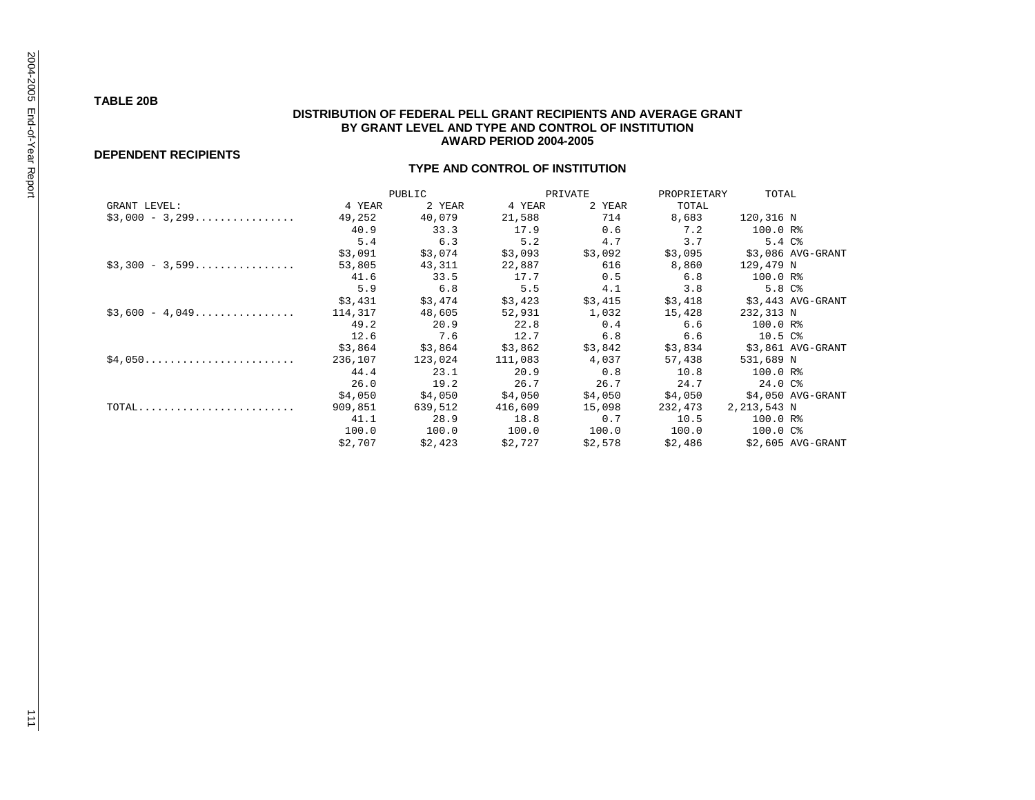**TABLE 20B**

**DISTRIBUTION OF FEDERAL PELL GRANT RECIPIENTS AND AVERAGE GRANT BY GRANT LEVEL AND TYPE AND CONTROL OF INSTITUTION AWARD PERIOD 2004-2005**

**DEPENDENT RECIPIENTS**

**TYPE AND CONTROL OF INSTITUTION**

| | PUBLIC | | PRIVATE | | PROPRIETARY | TOTAL | |
|---|---|---|---|---|---|---|---|
| GRANT LEVEL: | 4 YEAR | 2 YEAR | 4 YEAR | 2 YEAR | TOTAL | | |
| $3,000 - 3,299................ | 49,252 | 40,079 | 21,588 | 714 | 8,683 | 120,316 | N |
| | 40.9 | 33.3 | 17.9 | 0.6 | 7.2 | 100.0 | R% |
| | 5.4 | 6.3 | 5.2 | 4.7 | 3.7 | 5.4 | C% |
| | $3,091 | $3,074 | $3,093 | $3,092 | $3,095 | $3,086 | AVG-GRANT |
| $3,300 - 3,599................ | 53,805 | 43,311 | 22,887 | 616 | 8,860 | 129,479 | N |
| | 41.6 | 33.5 | 17.7 | 0.5 | 6.8 | 100.0 | R% |
| | 5.9 | 6.8 | 5.5 | 4.1 | 3.8 | 5.8 | C% |
| | $3,431 | $3,474 | $3,423 | $3,415 | $3,418 | $3,443 | AVG-GRANT |
| $3,600 - 4,049................ | 114,317 | 48,605 | 52,931 | 1,032 | 15,428 | 232,313 | N |
| | 49.2 | 20.9 | 22.8 | 0.4 | 6.6 | 100.0 | R% |
| | 12.6 | 7.6 | 12.7 | 6.8 | 6.6 | 10.5 | C% |
| | $3,864 | $3,864 | $3,862 | $3,842 | $3,834 | $3,861 | AVG-GRANT |
| $4,050........................ | 236,107 | 123,024 | 111,083 | 4,037 | 57,438 | 531,689 | N |
| | 44.4 | 23.1 | 20.9 | 0.8 | 10.8 | 100.0 | R% |
| | 26.0 | 19.2 | 26.7 | 26.7 | 24.7 | 24.0 | C% |
| | $4,050 | $4,050 | $4,050 | $4,050 | $4,050 | $4,050 | AVG-GRANT |
| TOTAL......................... | 909,851 | 639,512 | 416,609 | 15,098 | 232,473 | 2,213,543 | N |
| | 41.1 | 28.9 | 18.8 | 0.7 | 10.5 | 100.0 | R% |
| | 100.0 | 100.0 | 100.0 | 100.0 | 100.0 | 100.0 | C% |
| | $2,707 | $2,423 | $2,727 | $2,578 | $2,486 | $2,605 | AVG-GRANT |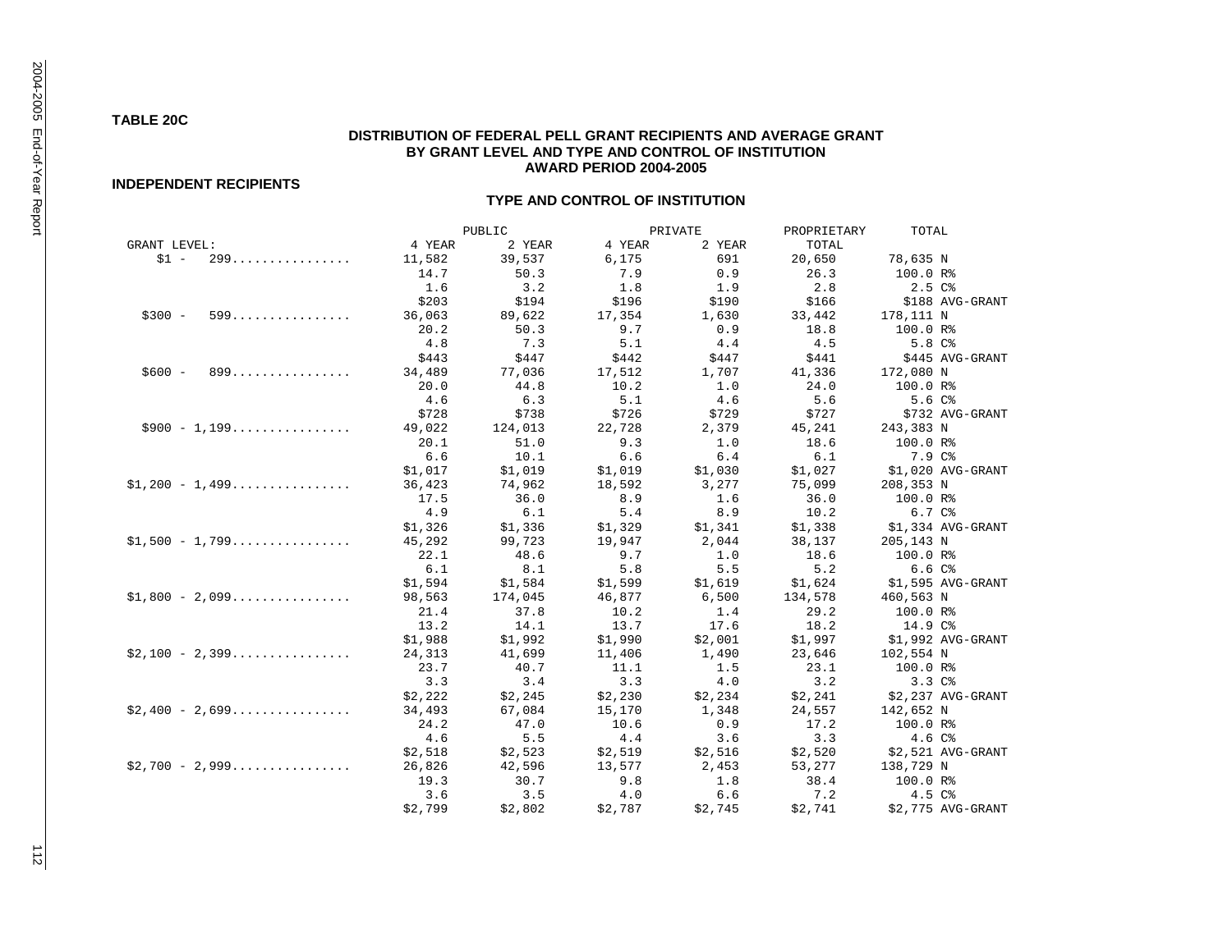**TABLE 20C**

**DISTRIBUTION OF FEDERAL PELL GRANT RECIPIENTS AND AVERAGE GRANT BY GRANT LEVEL AND TYPE AND CONTROL OF INSTITUTION AWARD PERIOD 2004-2005**

**INDEPENDENT RECIPIENTS**

**TYPE AND CONTROL OF INSTITUTION**

| | PUBLIC | | PRIVATE | | PROPRIETARY | TOTAL | |
|---|---|---|---|---|---|---|---|
| GRANT LEVEL: | 4 YEAR | 2 YEAR | 4 YEAR | 2 YEAR | TOTAL | | |
| $1 - 299................ | 11,582 | 39,537 | 6,175 | 691 | 20,650 | 78,635 | N |
| | 14.7 | 50.3 | 7.9 | 0.9 | 26.3 | 100.0 | R% |
| | 1.6 | 3.2 | 1.8 | 1.9 | 2.8 | 2.5 | C% |
| | $203 | $194 | $196 | $190 | $166 | $188 | AVG-GRANT |
| $300 - 599................ | 36,063 | 89,622 | 17,354 | 1,630 | 33,442 | 178,111 | N |
| | 20.2 | 50.3 | 9.7 | 0.9 | 18.8 | 100.0 | R% |
| | 4.8 | 7.3 | 5.1 | 4.4 | 4.5 | 5.8 | C% |
| | $443 | $447 | $442 | $447 | $441 | $445 | AVG-GRANT |
| $600 - 899................ | 34,489 | 77,036 | 17,512 | 1,707 | 41,336 | 172,080 | N |
| | 20.0 | 44.8 | 10.2 | 1.0 | 24.0 | 100.0 | R% |
| | 4.6 | 6.3 | 5.1 | 4.6 | 5.6 | 5.6 | C% |
| | $728 | $738 | $726 | $729 | $727 | $732 | AVG-GRANT |
| $900 - 1,199................ | 49,022 | 124,013 | 22,728 | 2,379 | 45,241 | 243,383 | N |
| | 20.1 | 51.0 | 9.3 | 1.0 | 18.6 | 100.0 | R% |
| | 6.6 | 10.1 | 6.6 | 6.4 | 6.1 | 7.9 | C% |
| | $1,017 | $1,019 | $1,019 | $1,030 | $1,027 | $1,020 | AVG-GRANT |
| $1,200 - 1,499................ | 36,423 | 74,962 | 18,592 | 3,277 | 75,099 | 208,353 | N |
| | 17.5 | 36.0 | 8.9 | 1.6 | 36.0 | 100.0 | R% |
| | 4.9 | 6.1 | 5.4 | 8.9 | 10.2 | 6.7 | C% |
| | $1,326 | $1,336 | $1,329 | $1,341 | $1,338 | $1,334 | AVG-GRANT |
| $1,500 - 1,799................ | 45,292 | 99,723 | 19,947 | 2,044 | 38,137 | 205,143 | N |
| | 22.1 | 48.6 | 9.7 | 1.0 | 18.6 | 100.0 | R% |
| | 6.1 | 8.1 | 5.8 | 5.5 | 5.2 | 6.6 | C% |
| | $1,594 | $1,584 | $1,599 | $1,619 | $1,624 | $1,595 | AVG-GRANT |
| $1,800 - 2,099................ | 98,563 | 174,045 | 46,877 | 6,500 | 134,578 | 460,563 | N |
| | 21.4 | 37.8 | 10.2 | 1.4 | 29.2 | 100.0 | R% |
| | 13.2 | 14.1 | 13.7 | 17.6 | 18.2 | 14.9 | C% |
| | $1,988 | $1,992 | $1,990 | $2,001 | $1,997 | $1,992 | AVG-GRANT |
| $2,100 - 2,399................ | 24,313 | 41,699 | 11,406 | 1,490 | 23,646 | 102,554 | N |
| | 23.7 | 40.7 | 11.1 | 1.5 | 23.1 | 100.0 | R% |
| | 3.3 | 3.4 | 3.3 | 4.0 | 3.2 | 3.3 | C% |
| | $2,222 | $2,245 | $2,230 | $2,234 | $2,241 | $2,237 | AVG-GRANT |
| $2,400 - 2,699................ | 34,493 | 67,084 | 15,170 | 1,348 | 24,557 | 142,652 | N |
| | 24.2 | 47.0 | 10.6 | 0.9 | 17.2 | 100.0 | R% |
| | 4.6 | 5.5 | 4.4 | 3.6 | 3.3 | 4.6 | C% |
| | $2,518 | $2,523 | $2,519 | $2,516 | $2,520 | $2,521 | AVG-GRANT |
| $2,700 - 2,999................ | 26,826 | 42,596 | 13,577 | 2,453 | 53,277 | 138,729 | N |
| | 19.3 | 30.7 | 9.8 | 1.8 | 38.4 | 100.0 | R% |
| | 3.6 | 3.5 | 4.0 | 6.6 | 7.2 | 4.5 | C% |
| | $2,799 | $2,802 | $2,787 | $2,745 | $2,741 | $2,775 | AVG-GRANT |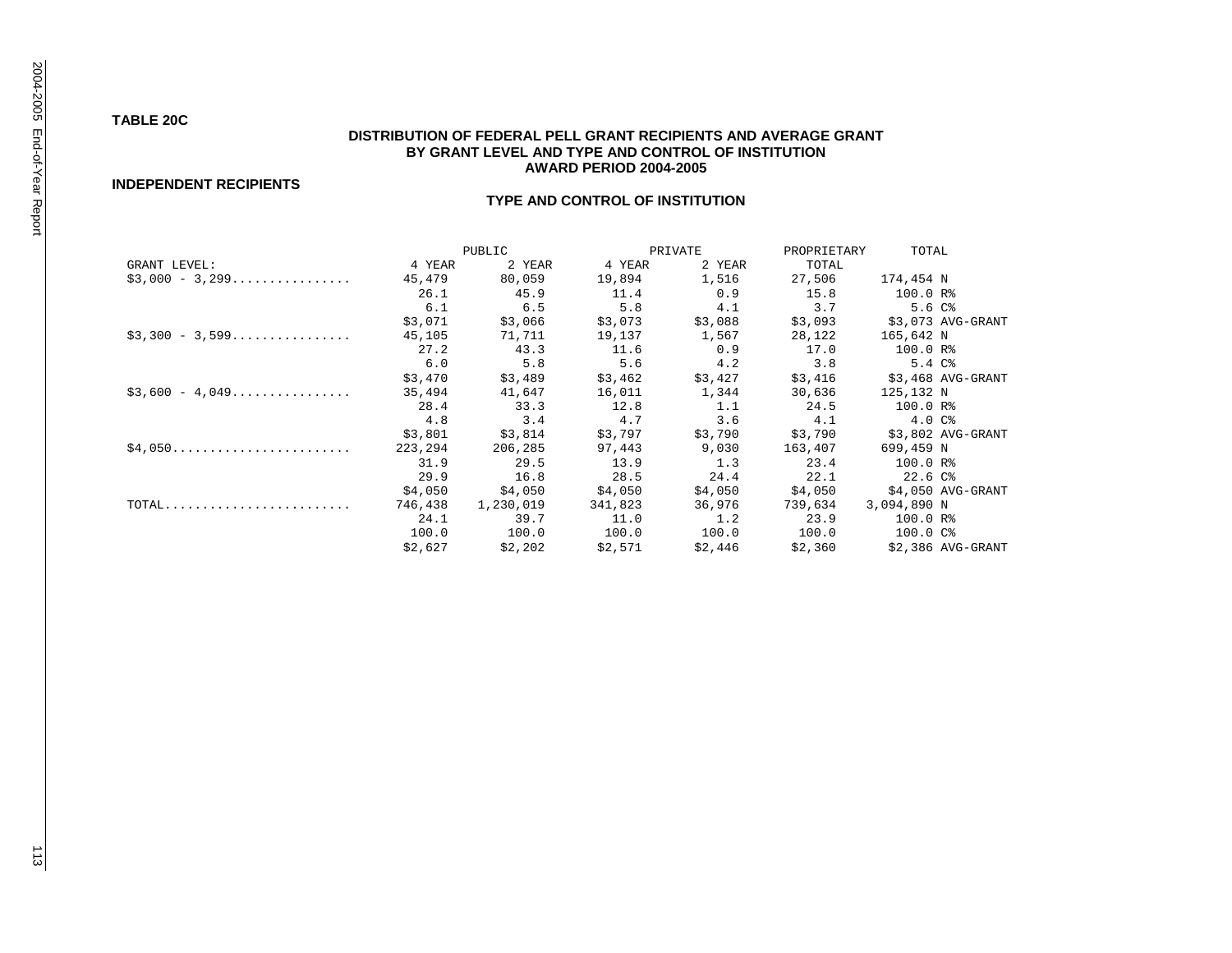**TABLE 20C**

### DISTRIBUTION OF FEDERAL PELL GRANT RECIPIENTS AND AVERAGE GRANT BY GRANT LEVEL AND TYPE AND CONTROL OF INSTITUTION AWARD PERIOD 2004-2005

**INDEPENDENT RECIPIENTS**

**TYPE AND CONTROL OF INSTITUTION**

| | PUBLIC | | PRIVATE | | PROPRIETARY | TOTAL | |
|---|---|---|---|---|---|---|---|
| GRANT LEVEL: | 4 YEAR | 2 YEAR | 4 YEAR | 2 YEAR | TOTAL | | |
| $3,000 - 3,299................ | 45,479 | 80,059 | 19,894 | 1,516 | 27,506 | 174,454 | N |
| | 26.1 | 45.9 | 11.4 | 0.9 | 15.8 | 100.0 | R% |
| | 6.1 | 6.5 | 5.8 | 4.1 | 3.7 | 5.6 | C% |
| | $3,071 | $3,066 | $3,073 | $3,088 | $3,093 | $3,073 | AVG-GRANT |
| $3,300 - 3,599................ | 45,105 | 71,711 | 19,137 | 1,567 | 28,122 | 165,642 | N |
| | 27.2 | 43.3 | 11.6 | 0.9 | 17.0 | 100.0 | R% |
| | 6.0 | 5.8 | 5.6 | 4.2 | 3.8 | 5.4 | C% |
| | $3,470 | $3,489 | $3,462 | $3,427 | $3,416 | $3,468 | AVG-GRANT |
| $3,600 - 4,049................ | 35,494 | 41,647 | 16,011 | 1,344 | 30,636 | 125,132 | N |
| | 28.4 | 33.3 | 12.8 | 1.1 | 24.5 | 100.0 | R% |
| | 4.8 | 3.4 | 4.7 | 3.6 | 4.1 | 4.0 | C% |
| | $3,801 | $3,814 | $3,797 | $3,790 | $3,790 | $3,802 | AVG-GRANT |
| $4,050........................ | 223,294 | 206,285 | 97,443 | 9,030 | 163,407 | 699,459 | N |
| | 31.9 | 29.5 | 13.9 | 1.3 | 23.4 | 100.0 | R% |
| | 29.9 | 16.8 | 28.5 | 24.4 | 22.1 | 22.6 | C% |
| | $4,050 | $4,050 | $4,050 | $4,050 | $4,050 | $4,050 | AVG-GRANT |
| TOTAL......................... | 746,438 | 1,230,019 | 341,823 | 36,976 | 739,634 | 3,094,890 | N |
| | 24.1 | 39.7 | 11.0 | 1.2 | 23.9 | 100.0 | R% |
| | 100.0 | 100.0 | 100.0 | 100.0 | 100.0 | 100.0 | C% |
| | $2,627 | $2,202 | $2,571 | $2,446 | $2,360 | $2,386 | AVG-GRANT |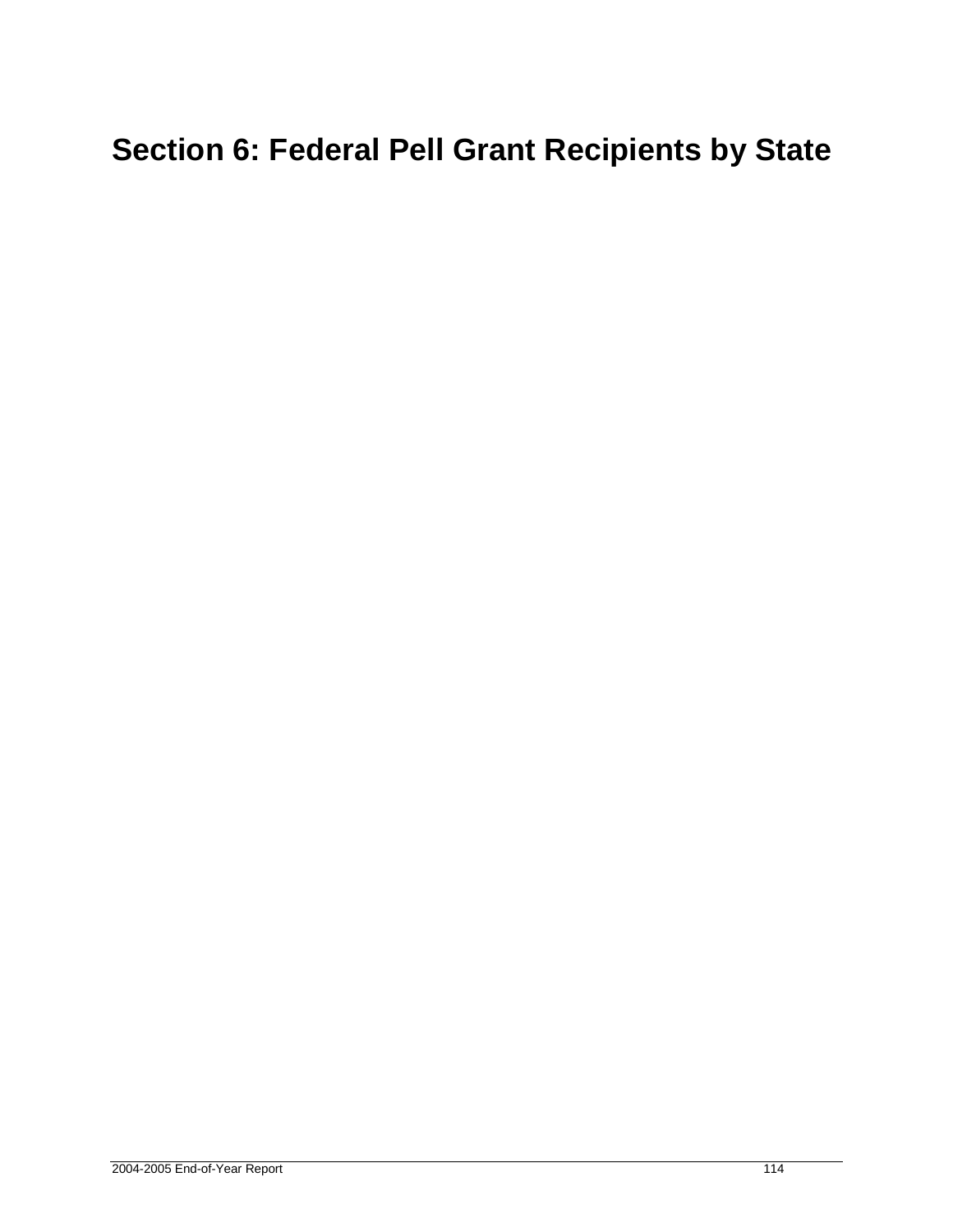# Section 6: Federal Pell Grant Recipients by State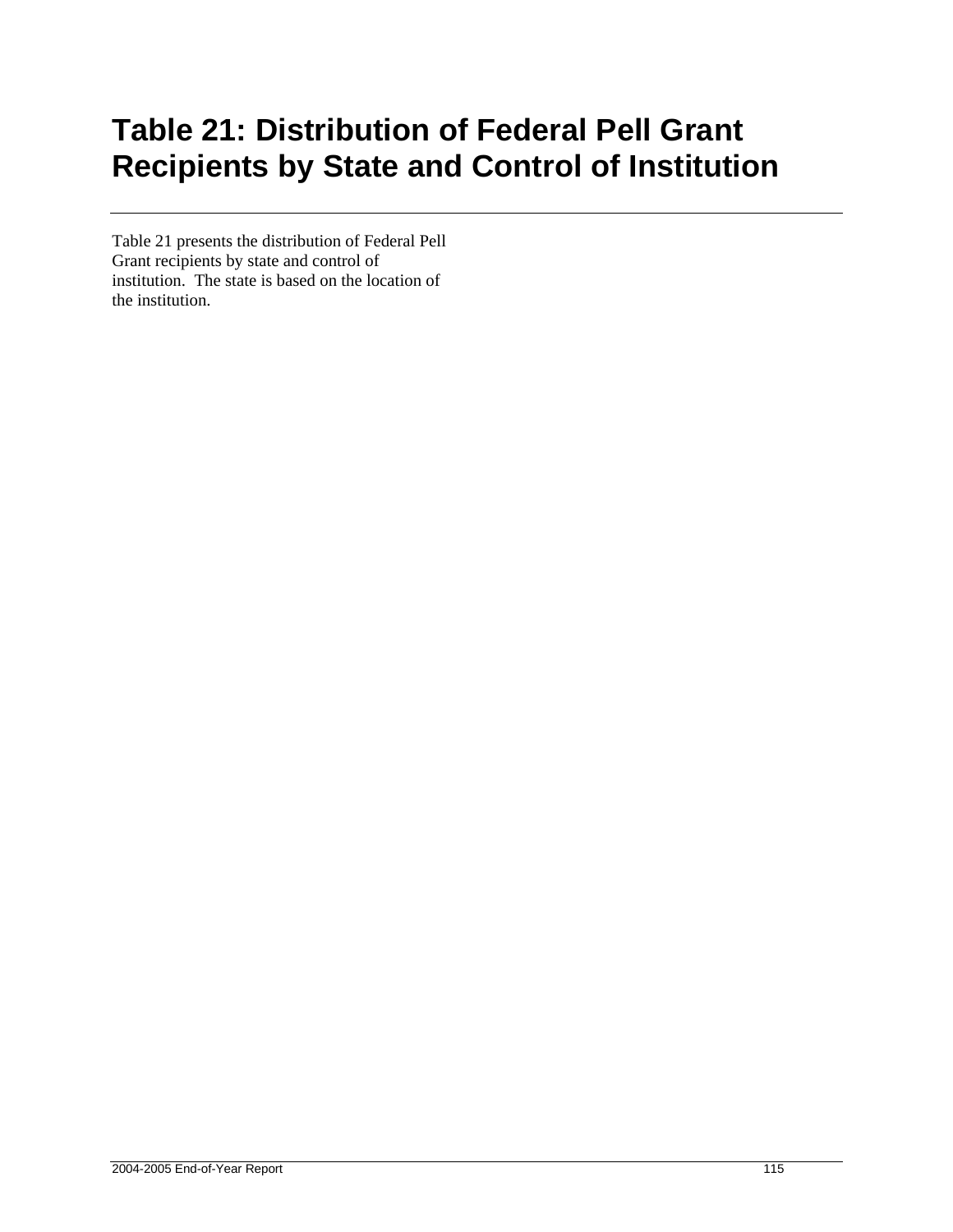# Table 21: Distribution of Federal Pell Grant Recipients by State and Control of Institution

Table 21 presents the distribution of Federal Pell Grant recipients by state and control of institution. The state is based on the location of the institution.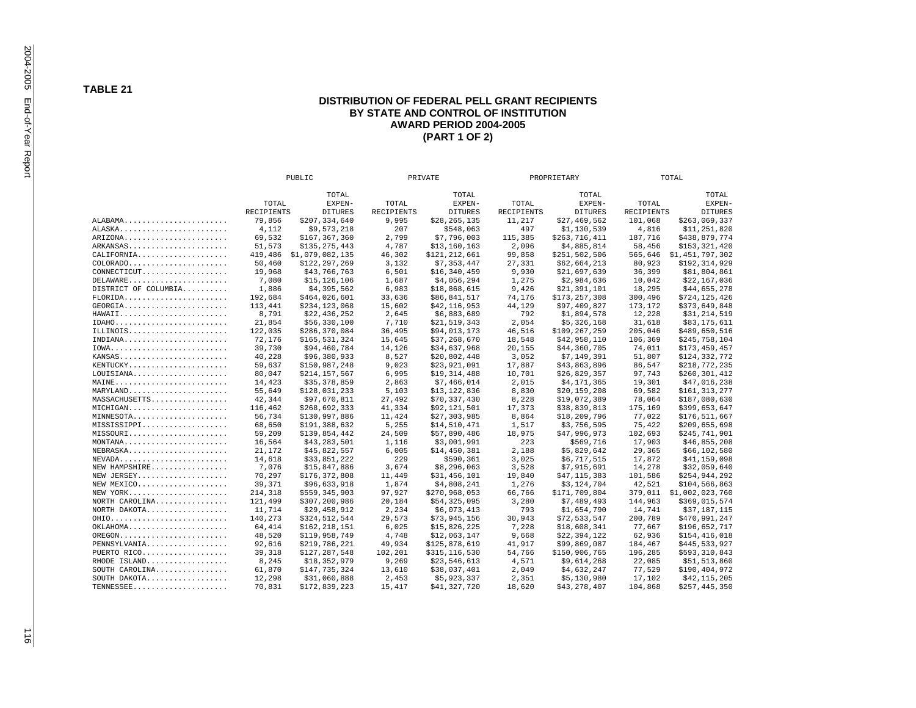**TABLE 21**

## DISTRIBUTION OF FEDERAL PELL GRANT RECIPIENTS BY STATE AND CONTROL OF INSTITUTION AWARD PERIOD 2004-2005 (PART 1 OF 2)

| | PUBLIC | | PRIVATE | | PROPRIETARY | | TOTAL | |
|---|---|---|---|---|---|---|---|---|
| | TOTAL RECIPIENTS | TOTAL EXPEN-DITURES | TOTAL RECIPIENTS | TOTAL EXPEN-DITURES | TOTAL RECIPIENTS | TOTAL EXPEN-DITURES | TOTAL RECIPIENTS | TOTAL EXPEN-DITURES |
| ALABAMA | 79,856 | $207,334,640 | 9,995 | $28,265,135 | 11,217 | $27,469,562 | 101,068 | $263,069,337 |
| ALASKA | 4,112 | $9,573,218 | 207 | $548,063 | 497 | $1,130,539 | 4,816 | $11,251,820 |
| ARIZONA | 69,532 | $167,367,360 | 2,799 | $7,796,003 | 115,385 | $263,716,411 | 187,716 | $438,879,774 |
| ARKANSAS | 51,573 | $135,275,443 | 4,787 | $13,160,163 | 2,096 | $4,885,814 | 58,456 | $153,321,420 |
| CALIFORNIA | 419,486 | $1,079,082,135 | 46,302 | $121,212,661 | 99,858 | $251,502,506 | 565,646 | $1,451,797,302 |
| COLORADO | 50,460 | $122,297,269 | 3,132 | $7,353,447 | 27,331 | $62,664,213 | 80,923 | $192,314,929 |
| CONNECTICUT | 19,968 | $43,766,763 | 6,501 | $16,340,459 | 9,930 | $21,697,639 | 36,399 | $81,804,861 |
| DELAWARE | 7,080 | $15,126,106 | 1,687 | $4,056,294 | 1,275 | $2,984,636 | 10,042 | $22,167,036 |
| DISTRICT OF COLUMBIA | 1,886 | $4,395,562 | 6,983 | $18,868,615 | 9,426 | $21,391,101 | 18,295 | $44,655,278 |
| FLORIDA | 192,684 | $464,026,601 | 33,636 | $86,841,517 | 74,176 | $173,257,308 | 300,496 | $724,125,426 |
| GEORGIA | 113,441 | $234,123,068 | 15,602 | $42,116,953 | 44,129 | $97,409,827 | 173,172 | $373,649,848 |
| HAWAII | 8,791 | $22,436,252 | 2,645 | $6,883,689 | 792 | $1,894,578 | 12,228 | $31,214,519 |
| IDAHO | 21,854 | $56,330,100 | 7,710 | $21,519,343 | 2,054 | $5,326,168 | 31,618 | $83,175,611 |
| ILLINOIS | 122,035 | $286,370,084 | 36,495 | $94,013,173 | 46,516 | $109,267,259 | 205,046 | $489,650,516 |
| INDIANA | 72,176 | $165,531,324 | 15,645 | $37,268,670 | 18,548 | $42,958,110 | 106,369 | $245,758,104 |
| IOWA | 39,730 | $94,460,784 | 14,126 | $34,637,968 | 20,155 | $44,360,705 | 74,011 | $173,459,457 |
| KANSAS | 40,228 | $96,380,933 | 8,527 | $20,802,448 | 3,052 | $7,149,391 | 51,807 | $124,332,772 |
| KENTUCKY | 59,637 | $150,987,248 | 9,023 | $23,921,091 | 17,887 | $43,863,896 | 86,547 | $218,772,235 |
| LOUISIANA | 80,047 | $214,157,567 | 6,995 | $19,314,488 | 10,701 | $26,829,357 | 97,743 | $260,301,412 |
| MAINE | 14,423 | $35,378,859 | 2,863 | $7,466,014 | 2,015 | $4,171,365 | 19,301 | $47,016,238 |
| MARYLAND | 55,649 | $128,031,233 | 5,103 | $13,122,836 | 8,830 | $20,159,208 | 69,582 | $161,313,277 |
| MASSACHUSETTS | 42,344 | $97,670,811 | 27,492 | $70,337,430 | 8,228 | $19,072,389 | 78,064 | $187,080,630 |
| MICHIGAN | 116,462 | $268,692,333 | 41,334 | $92,121,501 | 17,373 | $38,839,813 | 175,169 | $399,653,647 |
| MINNESOTA | 56,734 | $130,997,886 | 11,424 | $27,303,985 | 8,864 | $18,209,796 | 77,022 | $176,511,667 |
| MISSISSIPPI | 68,650 | $191,388,632 | 5,255 | $14,510,471 | 1,517 | $3,756,595 | 75,422 | $209,655,698 |
| MISSOURI | 59,209 | $139,854,442 | 24,509 | $57,890,486 | 18,975 | $47,996,973 | 102,693 | $245,741,901 |
| MONTANA | 16,564 | $43,283,501 | 1,116 | $3,001,991 | 223 | $569,716 | 17,903 | $46,855,208 |
| NEBRASKA | 21,172 | $45,822,557 | 6,005 | $14,450,381 | 2,188 | $5,829,642 | 29,365 | $66,102,580 |
| NEVADA | 14,618 | $33,851,222 | 229 | $590,361 | 3,025 | $6,717,515 | 17,872 | $41,159,098 |
| NEW HAMPSHIRE | 7,076 | $15,847,886 | 3,674 | $8,296,063 | 3,528 | $7,915,691 | 14,278 | $32,059,640 |
| NEW JERSEY | 70,297 | $176,372,808 | 11,449 | $31,456,101 | 19,840 | $47,115,383 | 101,586 | $254,944,292 |
| NEW MEXICO | 39,371 | $96,633,918 | 1,874 | $4,808,241 | 1,276 | $3,124,704 | 42,521 | $104,566,863 |
| NEW YORK | 214,318 | $559,345,903 | 97,927 | $270,968,053 | 66,766 | $171,709,804 | 379,011 | $1,002,023,760 |
| NORTH CAROLINA | 121,499 | $307,200,986 | 20,184 | $54,325,095 | 3,280 | $7,489,493 | 144,963 | $369,015,574 |
| NORTH DAKOTA | 11,714 | $29,458,912 | 2,234 | $6,073,413 | 793 | $1,654,790 | 14,741 | $37,187,115 |
| OHIO | 140,273 | $324,512,544 | 29,573 | $73,945,156 | 30,943 | $72,533,547 | 200,789 | $470,991,247 |
| OKLAHOMA | 64,414 | $162,218,151 | 6,025 | $15,826,225 | 7,228 | $18,608,341 | 77,667 | $196,652,717 |
| OREGON | 48,520 | $119,958,749 | 4,748 | $12,063,147 | 9,668 | $22,394,122 | 62,936 | $154,416,018 |
| PENNSYLVANIA | 92,616 | $219,786,221 | 49,934 | $125,878,619 | 41,917 | $99,869,087 | 184,467 | $445,533,927 |
| PUERTO RICO | 39,318 | $127,287,548 | 102,201 | $315,116,530 | 54,766 | $150,906,765 | 196,285 | $593,310,843 |
| RHODE ISLAND | 8,245 | $18,352,979 | 9,269 | $23,546,613 | 4,571 | $9,614,268 | 22,085 | $51,513,860 |
| SOUTH CAROLINA | 61,870 | $147,735,324 | 13,610 | $38,037,401 | 2,049 | $4,632,247 | 77,529 | $190,404,972 |
| SOUTH DAKOTA | 12,298 | $31,060,888 | 2,453 | $5,923,337 | 2,351 | $5,130,980 | 17,102 | $42,115,205 |
| TENNESSEE | 70,831 | $172,839,223 | 15,417 | $41,327,720 | 18,620 | $43,278,407 | 104,868 | $257,445,350 |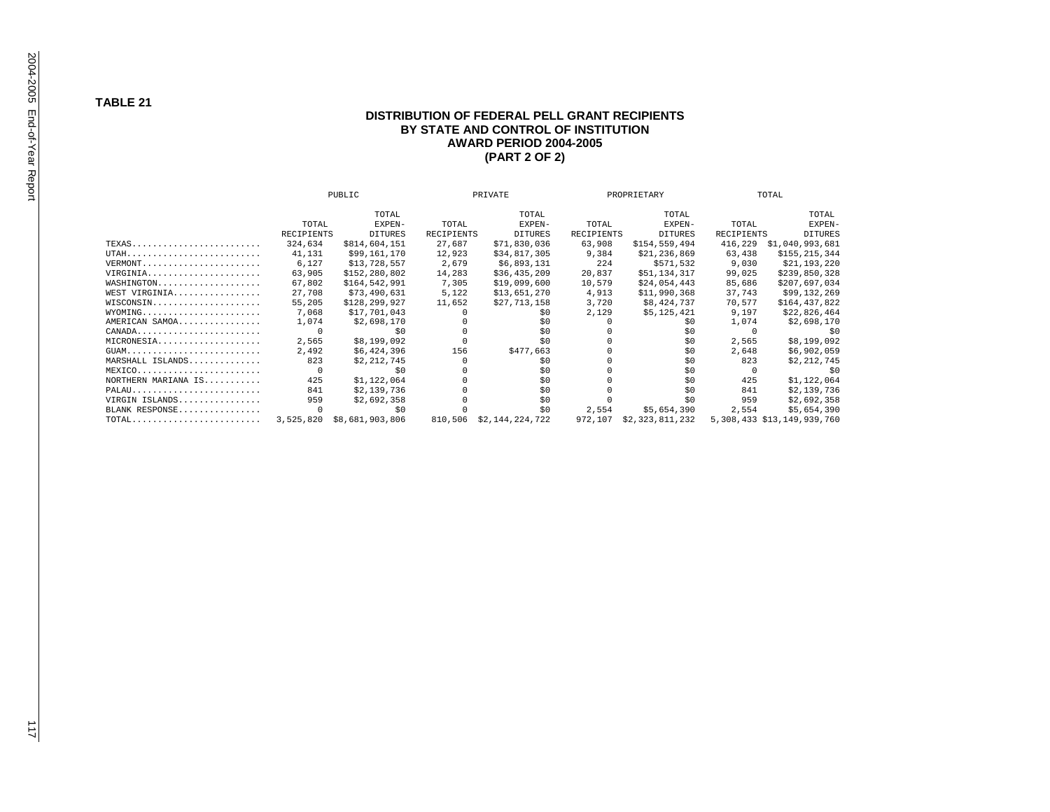**TABLE 21**

## DISTRIBUTION OF FEDERAL PELL GRANT RECIPIENTS BY STATE AND CONTROL OF INSTITUTION AWARD PERIOD 2004-2005 (PART 2 OF 2)

| | PUBLIC | | PRIVATE | | PROPRIETARY | | TOTAL | |
|---|---|---|---|---|---|---|---|---|
| | TOTAL RECIPIENTS | TOTAL EXPEN-DITURES | TOTAL RECIPIENTS | TOTAL EXPEN-DITURES | TOTAL RECIPIENTS | TOTAL EXPEN-DITURES | TOTAL RECIPIENTS | TOTAL EXPEN-DITURES |
| TEXAS | 324,634 | $814,604,151 | 27,687 | $71,830,036 | 63,908 | $154,559,494 | 416,229 | $1,040,993,681 |
| UTAH | 41,131 | $99,161,170 | 12,923 | $34,817,305 | 9,384 | $21,236,869 | 63,438 | $155,215,344 |
| VERMONT | 6,127 | $13,728,557 | 2,679 | $6,893,131 | 224 | $571,532 | 9,030 | $21,193,220 |
| VIRGINIA | 63,905 | $152,280,802 | 14,283 | $36,435,209 | 20,837 | $51,134,317 | 99,025 | $239,850,328 |
| WASHINGTON | 67,802 | $164,542,991 | 7,305 | $19,099,600 | 10,579 | $24,054,443 | 85,686 | $207,697,034 |
| WEST VIRGINIA | 27,708 | $73,490,631 | 5,122 | $13,651,270 | 4,913 | $11,990,368 | 37,743 | $99,132,269 |
| WISCONSIN | 55,205 | $128,299,927 | 11,652 | $27,713,158 | 3,720 | $8,424,737 | 70,577 | $164,437,822 |
| WYOMING | 7,068 | $17,701,043 | 0 | $0 | 2,129 | $5,125,421 | 9,197 | $22,826,464 |
| AMERICAN SAMOA | 1,074 | $2,698,170 | 0 | $0 | 0 | $0 | 1,074 | $2,698,170 |
| CANADA | 0 | $0 | 0 | $0 | 0 | $0 | 0 | $0 |
| MICRONESIA | 2,565 | $8,199,092 | 0 | $0 | 0 | $0 | 2,565 | $8,199,092 |
| GUAM | 2,492 | $6,424,396 | 156 | $477,663 | 0 | $0 | 2,648 | $6,902,059 |
| MARSHALL ISLANDS | 823 | $2,212,745 | 0 | $0 | 0 | $0 | 823 | $2,212,745 |
| MEXICO | 0 | $0 | 0 | $0 | 0 | $0 | 0 | $0 |
| NORTHERN MARIANA IS | 425 | $1,122,064 | 0 | $0 | 0 | $0 | 425 | $1,122,064 |
| PALAU | 841 | $2,139,736 | 0 | $0 | 0 | $0 | 841 | $2,139,736 |
| VIRGIN ISLANDS | 959 | $2,692,358 | 0 | $0 | 0 | $0 | 959 | $2,692,358 |
| BLANK RESPONSE | 0 | $0 | 0 | $0 | 2,554 | $5,654,390 | 2,554 | $5,654,390 |
| TOTAL | 3,525,820 | $8,681,903,806 | 810,506 | $2,144,224,722 | 972,107 | $2,323,811,232 | 5,308,433 | $13,149,939,760 |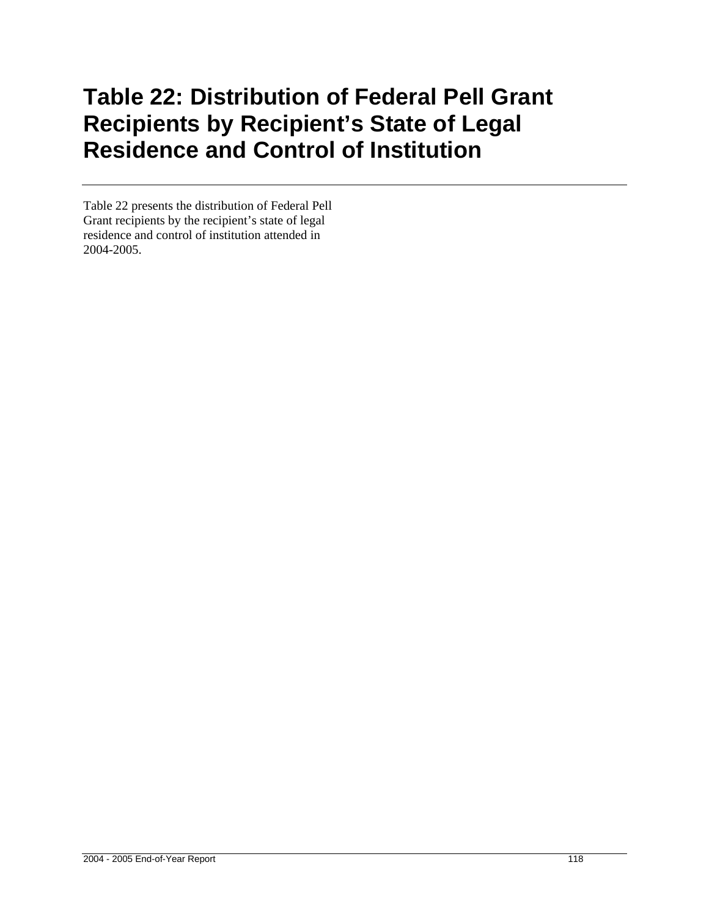# Table 22: Distribution of Federal Pell Grant Recipients by Recipient's State of Legal Residence and Control of Institution

Table 22 presents the distribution of Federal Pell Grant recipients by the recipient's state of legal residence and control of institution attended in 2004-2005.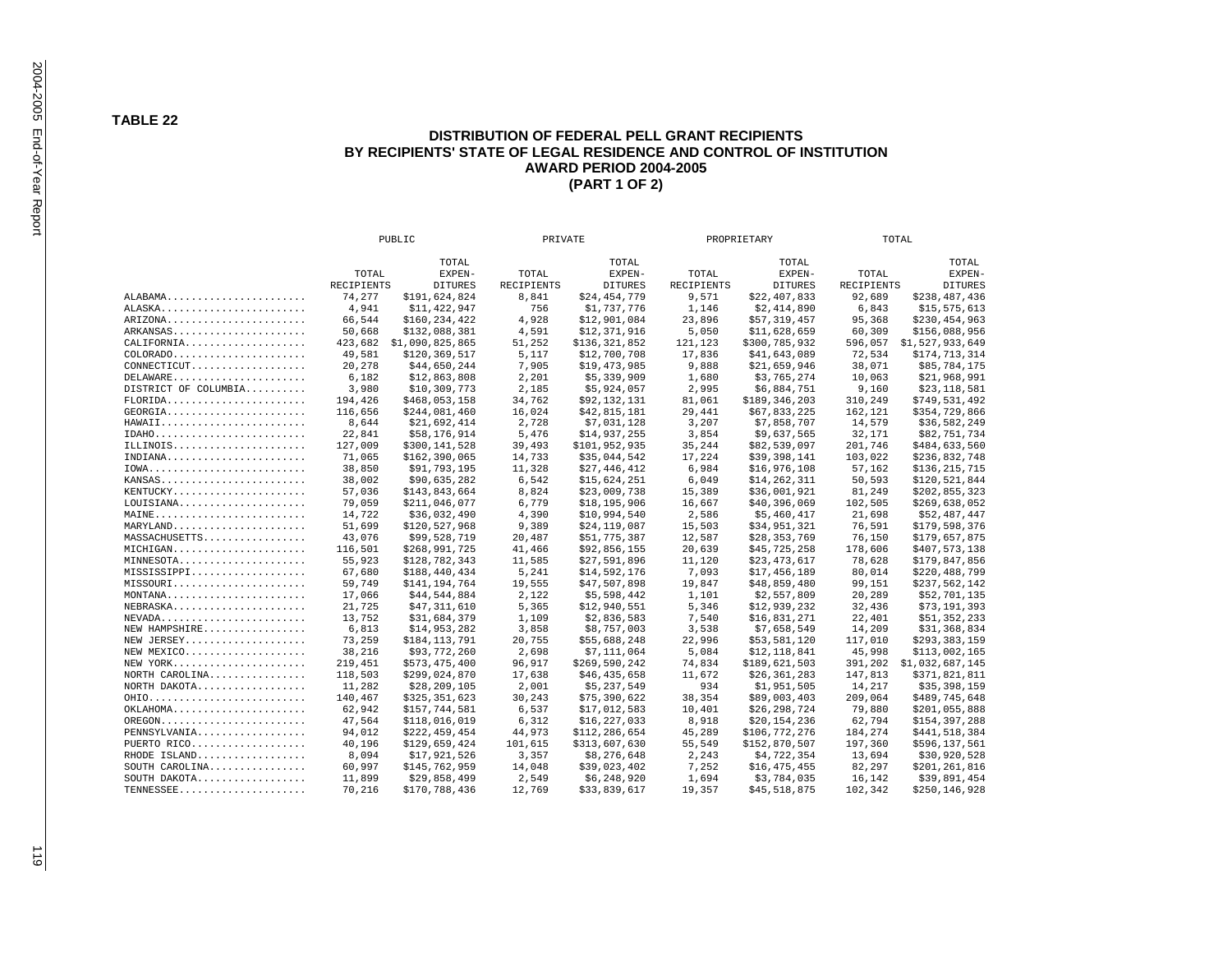**TABLE 22**

## DISTRIBUTION OF FEDERAL PELL GRANT RECIPIENTS BY RECIPIENTS' STATE OF LEGAL RESIDENCE AND CONTROL OF INSTITUTION AWARD PERIOD 2004-2005 (PART 1 OF 2)

| | PUBLIC | | PRIVATE | | PROPRIETARY | | TOTAL | |
|---|---|---|---|---|---|---|---|---|
| | TOTAL RECIPIENTS | TOTAL EXPEN-DITURES | TOTAL RECIPIENTS | TOTAL EXPEN-DITURES | TOTAL RECIPIENTS | TOTAL EXPEN-DITURES | TOTAL RECIPIENTS | TOTAL EXPEN-DITURES |
| ALABAMA | 74,277 | $191,624,824 | 8,841 | $24,454,779 | 9,571 | $22,407,833 | 92,689 | $238,487,436 |
| ALASKA | 4,941 | $11,422,947 | 756 | $1,737,776 | 1,146 | $2,414,890 | 6,843 | $15,575,613 |
| ARIZONA | 66,544 | $160,234,422 | 4,928 | $12,901,084 | 23,896 | $57,319,457 | 95,368 | $230,454,963 |
| ARKANSAS | 50,668 | $132,088,381 | 4,591 | $12,371,916 | 5,050 | $11,628,659 | 60,309 | $156,088,956 |
| CALIFORNIA | 423,682 | $1,090,825,865 | 51,252 | $136,321,852 | 121,123 | $300,785,932 | 596,057 | $1,527,933,649 |
| COLORADO | 49,581 | $120,369,517 | 5,117 | $12,700,708 | 17,836 | $41,643,089 | 72,534 | $174,713,314 |
| CONNECTICUT | 20,278 | $44,650,244 | 7,905 | $19,473,985 | 9,888 | $21,659,946 | 38,071 | $85,784,175 |
| DELAWARE | 6,182 | $12,863,808 | 2,201 | $5,339,909 | 1,680 | $3,765,274 | 10,063 | $21,968,991 |
| DISTRICT OF COLUMBIA | 3,980 | $10,309,773 | 2,185 | $5,924,057 | 2,995 | $6,884,751 | 9,160 | $23,118,581 |
| FLORIDA | 194,426 | $468,053,158 | 34,762 | $92,132,131 | 81,061 | $189,346,203 | 310,249 | $749,531,492 |
| GEORGIA | 116,656 | $244,081,460 | 16,024 | $42,815,181 | 29,441 | $67,833,225 | 162,121 | $354,729,866 |
| HAWAII | 8,644 | $21,692,414 | 2,728 | $7,031,128 | 3,207 | $7,858,707 | 14,579 | $36,582,249 |
| IDAHO | 22,841 | $58,176,914 | 5,476 | $14,937,255 | 3,854 | $9,637,565 | 32,171 | $82,751,734 |
| ILLINOIS | 127,009 | $300,141,528 | 39,493 | $101,952,935 | 35,244 | $82,539,097 | 201,746 | $484,633,560 |
| INDIANA | 71,065 | $162,390,065 | 14,733 | $35,044,542 | 17,224 | $39,398,141 | 103,022 | $236,832,748 |
| IOWA | 38,850 | $91,793,195 | 11,328 | $27,446,412 | 6,984 | $16,976,108 | 57,162 | $136,215,715 |
| KANSAS | 38,002 | $90,635,282 | 6,542 | $15,624,251 | 6,049 | $14,262,311 | 50,593 | $120,521,844 |
| KENTUCKY | 57,036 | $143,843,664 | 8,824 | $23,009,738 | 15,389 | $36,001,921 | 81,249 | $202,855,323 |
| LOUISIANA | 79,059 | $211,046,077 | 6,779 | $18,195,906 | 16,667 | $40,396,069 | 102,505 | $269,638,052 |
| MAINE | 14,722 | $36,032,490 | 4,390 | $10,994,540 | 2,586 | $5,460,417 | 21,698 | $52,487,447 |
| MARYLAND | 51,699 | $120,527,968 | 9,389 | $24,119,087 | 15,503 | $34,951,321 | 76,591 | $179,598,376 |
| MASSACHUSETTS | 43,076 | $99,528,719 | 20,487 | $51,775,387 | 12,587 | $28,353,769 | 76,150 | $179,657,875 |
| MICHIGAN | 116,501 | $268,991,725 | 41,466 | $92,856,155 | 20,639 | $45,725,258 | 178,606 | $407,573,138 |
| MINNESOTA | 55,923 | $128,782,343 | 11,585 | $27,591,896 | 11,120 | $23,473,617 | 78,628 | $179,847,856 |
| MISSISSIPPI | 67,680 | $188,440,434 | 5,241 | $14,592,176 | 7,093 | $17,456,189 | 80,014 | $220,488,799 |
| MISSOURI | 59,749 | $141,194,764 | 19,555 | $47,507,898 | 19,847 | $48,859,480 | 99,151 | $237,562,142 |
| MONTANA | 17,066 | $44,544,884 | 2,122 | $5,598,442 | 1,101 | $2,557,809 | 20,289 | $52,701,135 |
| NEBRASKA | 21,725 | $47,311,610 | 5,365 | $12,940,551 | 5,346 | $12,939,232 | 32,436 | $73,191,393 |
| NEVADA | 13,752 | $31,684,379 | 1,109 | $2,836,583 | 7,540 | $16,831,271 | 22,401 | $51,352,233 |
| NEW HAMPSHIRE | 6,813 | $14,953,282 | 3,858 | $8,757,003 | 3,538 | $7,658,549 | 14,209 | $31,368,834 |
| NEW JERSEY | 73,259 | $184,113,791 | 20,755 | $55,688,248 | 22,996 | $53,581,120 | 117,010 | $293,383,159 |
| NEW MEXICO | 38,216 | $93,772,260 | 2,698 | $7,111,064 | 5,084 | $12,118,841 | 45,998 | $113,002,165 |
| NEW YORK | 219,451 | $573,475,400 | 96,917 | $269,590,242 | 74,834 | $189,621,503 | 391,202 | $1,032,687,145 |
| NORTH CAROLINA | 118,503 | $299,024,870 | 17,638 | $46,435,658 | 11,672 | $26,361,283 | 147,813 | $371,821,811 |
| NORTH DAKOTA | 11,282 | $28,209,105 | 2,001 | $5,237,549 | 934 | $1,951,505 | 14,217 | $35,398,159 |
| OHIO | 140,467 | $325,351,623 | 30,243 | $75,390,622 | 38,354 | $89,003,403 | 209,064 | $489,745,648 |
| OKLAHOMA | 62,942 | $157,744,581 | 6,537 | $17,012,583 | 10,401 | $26,298,724 | 79,880 | $201,055,888 |
| OREGON | 47,564 | $118,016,019 | 6,312 | $16,227,033 | 8,918 | $20,154,236 | 62,794 | $154,397,288 |
| PENNSYLVANIA | 94,012 | $222,459,454 | 44,973 | $112,286,654 | 45,289 | $106,772,276 | 184,274 | $441,518,384 |
| PUERTO RICO | 40,196 | $129,659,424 | 101,615 | $313,607,630 | 55,549 | $152,870,507 | 197,360 | $596,137,561 |
| RHODE ISLAND | 8,094 | $17,921,526 | 3,357 | $8,276,648 | 2,243 | $4,722,354 | 13,694 | $30,920,528 |
| SOUTH CAROLINA | 60,997 | $145,762,959 | 14,048 | $39,023,402 | 7,252 | $16,475,455 | 82,297 | $201,261,816 |
| SOUTH DAKOTA | 11,899 | $29,858,499 | 2,549 | $6,248,920 | 1,694 | $3,784,035 | 16,142 | $39,891,454 |
| TENNESSEE | 70,216 | $170,788,436 | 12,769 | $33,839,617 | 19,357 | $45,518,875 | 102,342 | $250,146,928 |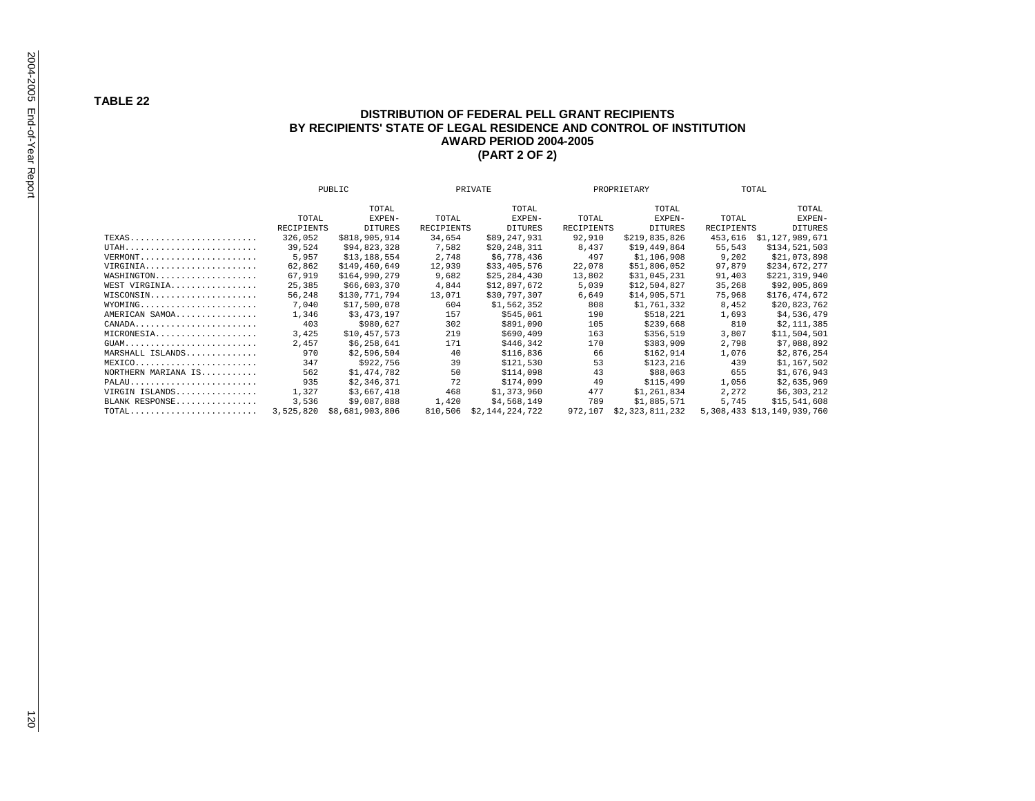**TABLE 22**

## DISTRIBUTION OF FEDERAL PELL GRANT RECIPIENTS BY RECIPIENTS' STATE OF LEGAL RESIDENCE AND CONTROL OF INSTITUTION AWARD PERIOD 2004-2005 (PART 2 OF 2)

| | PUBLIC | | PRIVATE | | PROPRIETARY | | TOTAL | |
|---|---|---|---|---|---|---|---|---|
| | TOTAL RECIPIENTS | TOTAL EXPEN-DITURES | TOTAL RECIPIENTS | TOTAL EXPEN-DITURES | TOTAL RECIPIENTS | TOTAL EXPEN-DITURES | TOTAL RECIPIENTS | TOTAL EXPEN-DITURES |
| TEXAS........................ | 326,052 | $818,905,914 | 34,654 | $89,247,931 | 92,910 | $219,835,826 | 453,616 | $1,127,989,671 |
| UTAH......................... | 39,524 | $94,823,328 | 7,582 | $20,248,311 | 8,437 | $19,449,864 | 55,543 | $134,521,503 |
| VERMONT...................... | 5,957 | $13,188,554 | 2,748 | $6,778,436 | 497 | $1,106,908 | 9,202 | $21,073,898 |
| VIRGINIA..................... | 62,862 | $149,460,649 | 12,939 | $33,405,576 | 22,078 | $51,806,052 | 97,879 | $234,672,277 |
| WASHINGTON................... | 67,919 | $164,990,279 | 9,682 | $25,284,430 | 13,802 | $31,045,231 | 91,403 | $221,319,940 |
| WEST VIRGINIA................ | 25,385 | $66,603,370 | 4,844 | $12,897,672 | 5,039 | $12,504,827 | 35,268 | $92,005,869 |
| WISCONSIN.................... | 56,248 | $130,771,794 | 13,071 | $30,797,307 | 6,649 | $14,905,571 | 75,968 | $176,474,672 |
| WYOMING...................... | 7,040 | $17,500,078 | 604 | $1,562,352 | 808 | $1,761,332 | 8,452 | $20,823,762 |
| AMERICAN SAMOA............... | 1,346 | $3,473,197 | 157 | $545,061 | 190 | $518,221 | 1,693 | $4,536,479 |
| CANADA....................... | 403 | $980,627 | 302 | $891,090 | 105 | $239,668 | 810 | $2,111,385 |
| MICRONESIA................... | 3,425 | $10,457,573 | 219 | $690,409 | 163 | $356,519 | 3,807 | $11,504,501 |
| GUAM......................... | 2,457 | $6,258,641 | 171 | $446,342 | 170 | $383,909 | 2,798 | $7,088,892 |
| MARSHALL ISLANDS............. | 970 | $2,596,504 | 40 | $116,836 | 66 | $162,914 | 1,076 | $2,876,254 |
| MEXICO....................... | 347 | $922,756 | 39 | $121,530 | 53 | $123,216 | 439 | $1,167,502 |
| NORTHERN MARIANA IS.......... | 562 | $1,474,782 | 50 | $114,098 | 43 | $88,063 | 655 | $1,676,943 |
| PALAU........................ | 935 | $2,346,371 | 72 | $174,099 | 49 | $115,499 | 1,056 | $2,635,969 |
| VIRGIN ISLANDS............... | 1,327 | $3,667,418 | 468 | $1,373,960 | 477 | $1,261,834 | 2,272 | $6,303,212 |
| BLANK RESPONSE............... | 3,536 | $9,087,888 | 1,420 | $4,568,149 | 789 | $1,885,571 | 5,745 | $15,541,608 |
| TOTAL........................ | 3,525,820 | $8,681,903,806 | 810,506 | $2,144,224,722 | 972,107 | $2,323,811,232 | 5,308,433 | $13,149,939,760 |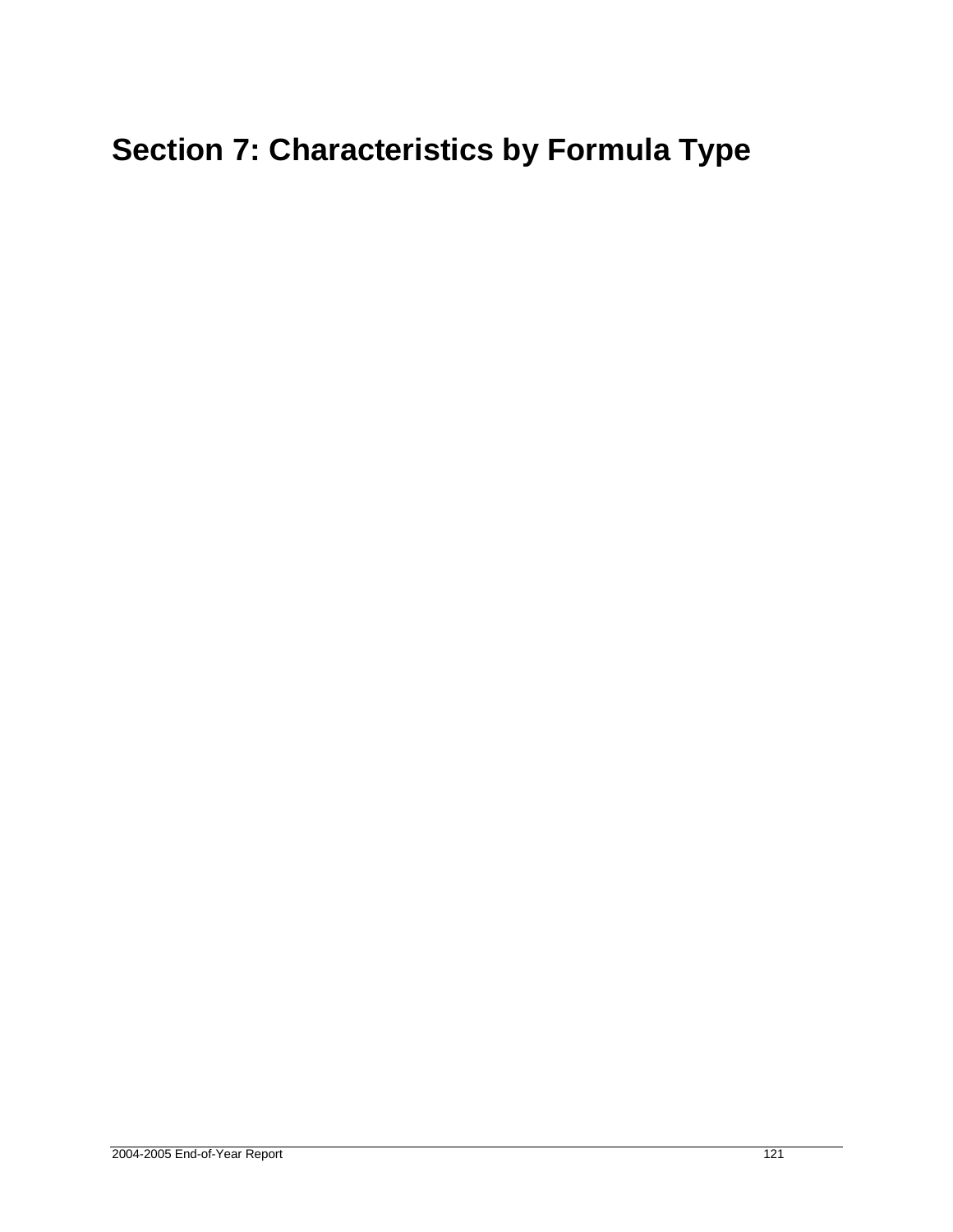# Section 7: Characteristics by Formula Type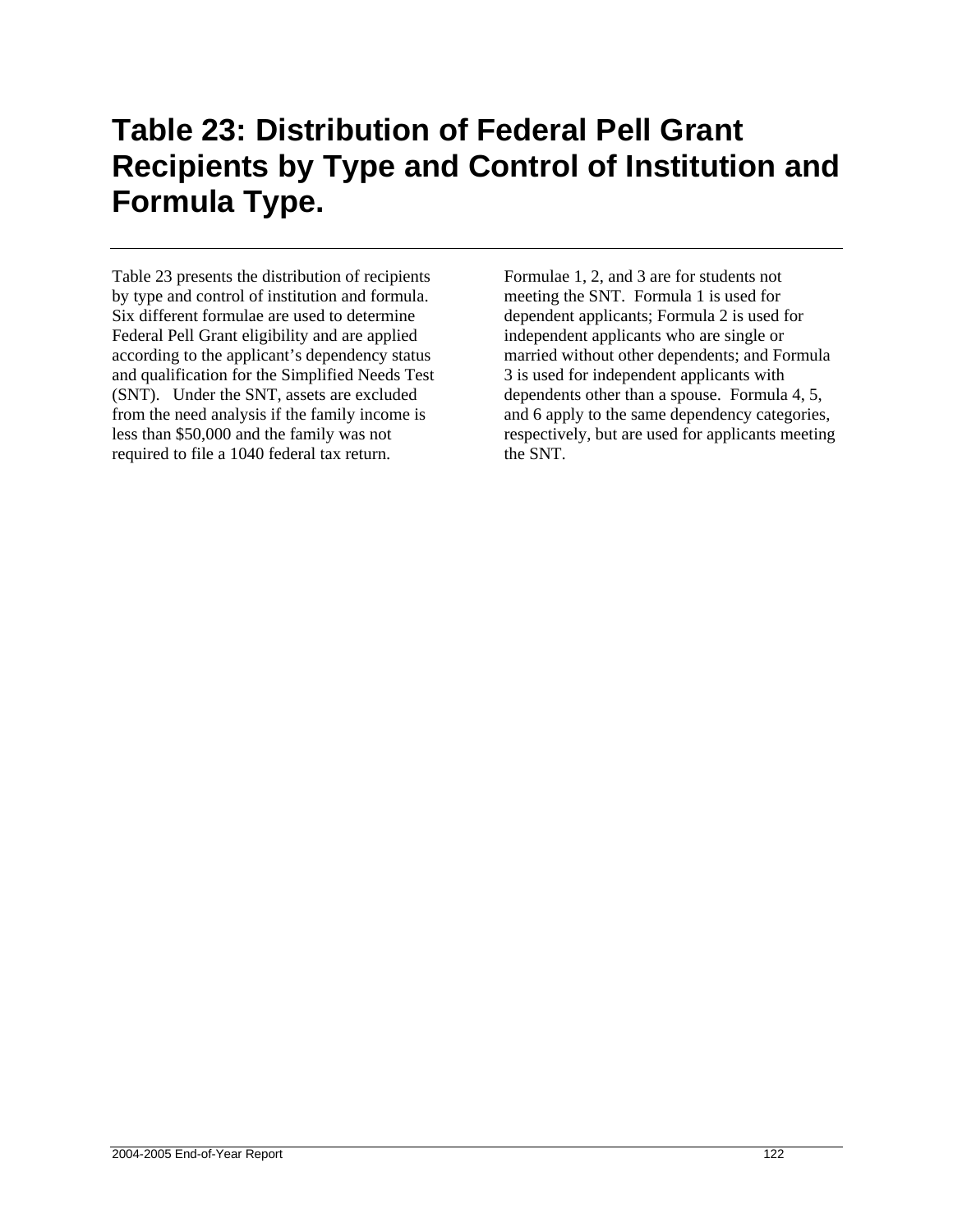# Table 23: Distribution of Federal Pell Grant Recipients by Type and Control of Institution and Formula Type.

Table 23 presents the distribution of recipients by type and control of institution and formula. Six different formulae are used to determine Federal Pell Grant eligibility and are applied according to the applicant's dependency status and qualification for the Simplified Needs Test (SNT). Under the SNT, assets are excluded from the need analysis if the family income is less than $50,000 and the family was not required to file a 1040 federal tax return.

Formulae 1, 2, and 3 are for students not meeting the SNT. Formula 1 is used for dependent applicants; Formula 2 is used for independent applicants who are single or married without other dependents; and Formula 3 is used for independent applicants with dependents other than a spouse. Formula 4, 5, and 6 apply to the same dependency categories, respectively, but are used for applicants meeting the SNT.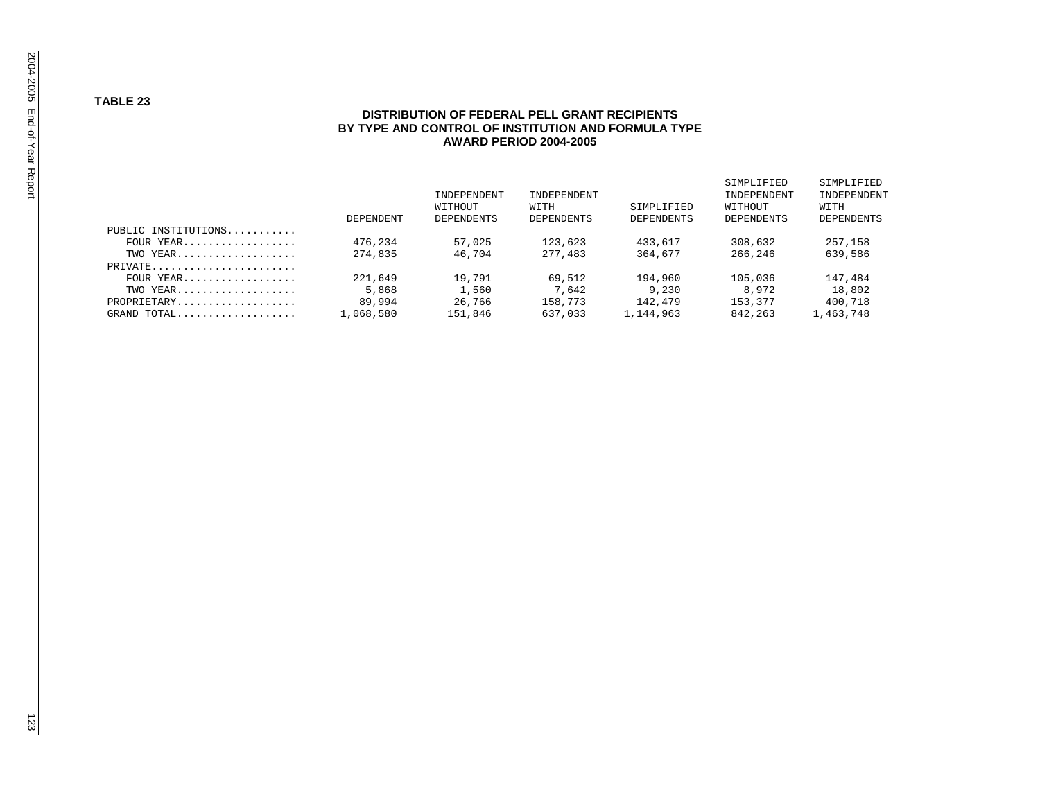**TABLE 23**

## DISTRIBUTION OF FEDERAL PELL GRANT RECIPIENTS BY TYPE AND CONTROL OF INSTITUTION AND FORMULA TYPE AWARD PERIOD 2004-2005

| | DEPENDENT | INDEPENDENT WITHOUT DEPENDENTS | INDEPENDENT WITH DEPENDENTS | SIMPLIFIED DEPENDENTS | SIMPLIFIED INDEPENDENT WITHOUT DEPENDENTS | SIMPLIFIED INDEPENDENT WITH DEPENDENTS |
|---|---|---|---|---|---|---|
| PUBLIC INSTITUTIONS........... | | | | | | |
| FOUR YEAR.................. | 476,234 | 57,025 | 123,623 | 433,617 | 308,632 | 257,158 |
| TWO YEAR................... | 274,835 | 46,704 | 277,483 | 364,677 | 266,246 | 639,586 |
| PRIVATE....................... | | | | | | |
| FOUR YEAR.................. | 221,649 | 19,791 | 69,512 | 194,960 | 105,036 | 147,484 |
| TWO YEAR................... | 5,868 | 1,560 | 7,642 | 9,230 | 8,972 | 18,802 |
| PROPRIETARY................... | 89,994 | 26,766 | 158,773 | 142,479 | 153,377 | 400,718 |
| GRAND TOTAL................... | 1,068,580 | 151,846 | 637,033 | 1,144,963 | 842,263 | 1,463,748 |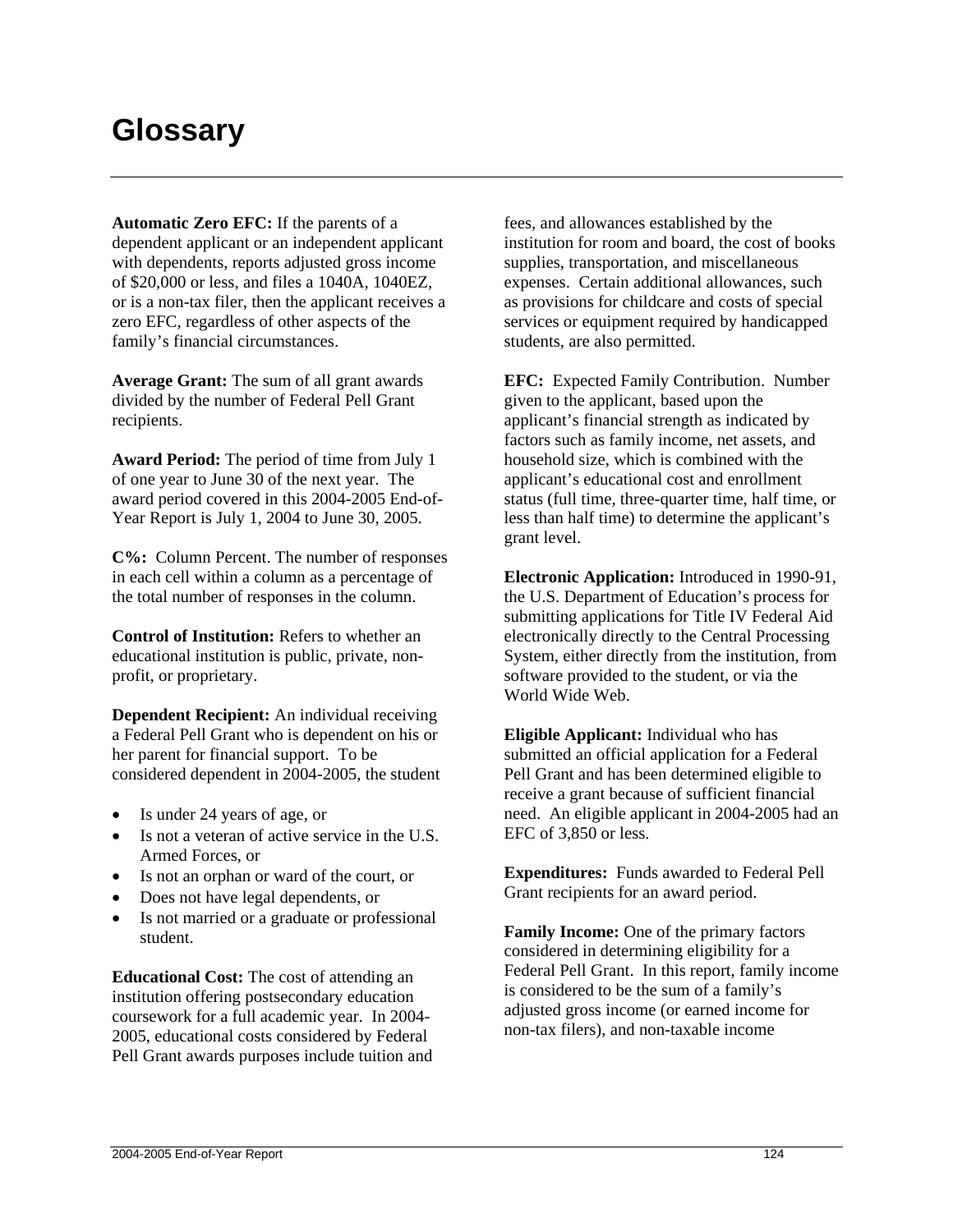# Glossary

**Automatic Zero EFC:** If the parents of a dependent applicant or an independent applicant with dependents, reports adjusted gross income of $20,000 or less, and files a 1040A, 1040EZ, or is a non-tax filer, then the applicant receives a zero EFC, regardless of other aspects of the family's financial circumstances.

**Average Grant:** The sum of all grant awards divided by the number of Federal Pell Grant recipients.

**Award Period:** The period of time from July 1 of one year to June 30 of the next year. The award period covered in this 2004-2005 End-of-Year Report is July 1, 2004 to June 30, 2005.

**C%:** Column Percent. The number of responses in each cell within a column as a percentage of the total number of responses in the column.

**Control of Institution:** Refers to whether an educational institution is public, private, non-profit, or proprietary.

**Dependent Recipient:** An individual receiving a Federal Pell Grant who is dependent on his or her parent for financial support. To be considered dependent in 2004-2005, the student

- Is under 24 years of age, or
- Is not a veteran of active service in the U.S. Armed Forces, or
- Is not an orphan or ward of the court, or
- Does not have legal dependents, or
- Is not married or a graduate or professional student.

**Educational Cost:** The cost of attending an institution offering postsecondary education coursework for a full academic year. In 2004-2005, educational costs considered by Federal Pell Grant awards purposes include tuition and fees, and allowances established by the institution for room and board, the cost of books supplies, transportation, and miscellaneous expenses. Certain additional allowances, such as provisions for childcare and costs of special services or equipment required by handicapped students, are also permitted.

**EFC:** Expected Family Contribution. Number given to the applicant, based upon the applicant's financial strength as indicated by factors such as family income, net assets, and household size, which is combined with the applicant's educational cost and enrollment status (full time, three-quarter time, half time, or less than half time) to determine the applicant's grant level.

**Electronic Application:** Introduced in 1990-91, the U.S. Department of Education's process for submitting applications for Title IV Federal Aid electronically directly to the Central Processing System, either directly from the institution, from software provided to the student, or via the World Wide Web.

**Eligible Applicant:** Individual who has submitted an official application for a Federal Pell Grant and has been determined eligible to receive a grant because of sufficient financial need. An eligible applicant in 2004-2005 had an EFC of 3,850 or less.

**Expenditures:** Funds awarded to Federal Pell Grant recipients for an award period.

**Family Income:** One of the primary factors considered in determining eligibility for a Federal Pell Grant. In this report, family income is considered to be the sum of a family's adjusted gross income (or earned income for non-tax filers), and non-taxable income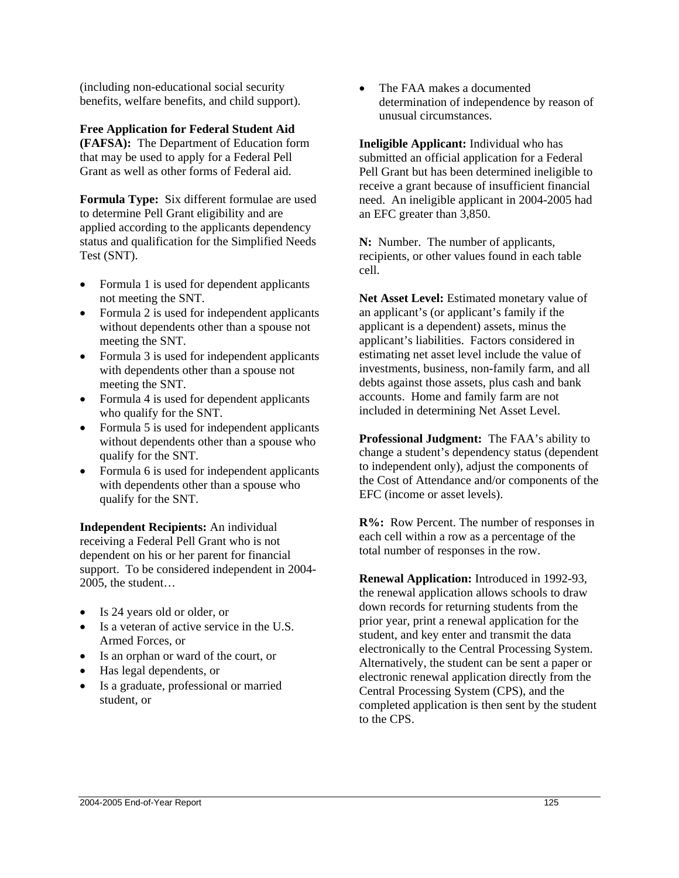(including non-educational social security benefits, welfare benefits, and child support).

**Free Application for Federal Student Aid (FAFSA):** The Department of Education form that may be used to apply for a Federal Pell Grant as well as other forms of Federal aid.

**Formula Type:** Six different formulae are used to determine Pell Grant eligibility and are applied according to the applicants dependency status and qualification for the Simplified Needs Test (SNT).

- Formula 1 is used for dependent applicants not meeting the SNT.
- Formula 2 is used for independent applicants without dependents other than a spouse not meeting the SNT.
- Formula 3 is used for independent applicants with dependents other than a spouse not meeting the SNT.
- Formula 4 is used for dependent applicants who qualify for the SNT.
- Formula 5 is used for independent applicants without dependents other than a spouse who qualify for the SNT.
- Formula 6 is used for independent applicants with dependents other than a spouse who qualify for the SNT.

**Independent Recipients:** An individual receiving a Federal Pell Grant who is not dependent on his or her parent for financial support. To be considered independent in 2004-2005, the student…

- Is 24 years old or older, or
- Is a veteran of active service in the U.S. Armed Forces, or
- Is an orphan or ward of the court, or
- Has legal dependents, or
- Is a graduate, professional or married student, or
- The FAA makes a documented determination of independence by reason of unusual circumstances.

**Ineligible Applicant:** Individual who has submitted an official application for a Federal Pell Grant but has been determined ineligible to receive a grant because of insufficient financial need. An ineligible applicant in 2004-2005 had an EFC greater than 3,850.

**N:** Number. The number of applicants, recipients, or other values found in each table cell.

**Net Asset Level:** Estimated monetary value of an applicant's (or applicant's family if the applicant is a dependent) assets, minus the applicant's liabilities. Factors considered in estimating net asset level include the value of investments, business, non-family farm, and all debts against those assets, plus cash and bank accounts. Home and family farm are not included in determining Net Asset Level.

**Professional Judgment:** The FAA's ability to change a student's dependency status (dependent to independent only), adjust the components of the Cost of Attendance and/or components of the EFC (income or asset levels).

**R%:** Row Percent. The number of responses in each cell within a row as a percentage of the total number of responses in the row.

**Renewal Application:** Introduced in 1992-93, the renewal application allows schools to draw down records for returning students from the prior year, print a renewal application for the student, and key enter and transmit the data electronically to the Central Processing System. Alternatively, the student can be sent a paper or electronic renewal application directly from the Central Processing System (CPS), and the completed application is then sent by the student to the CPS.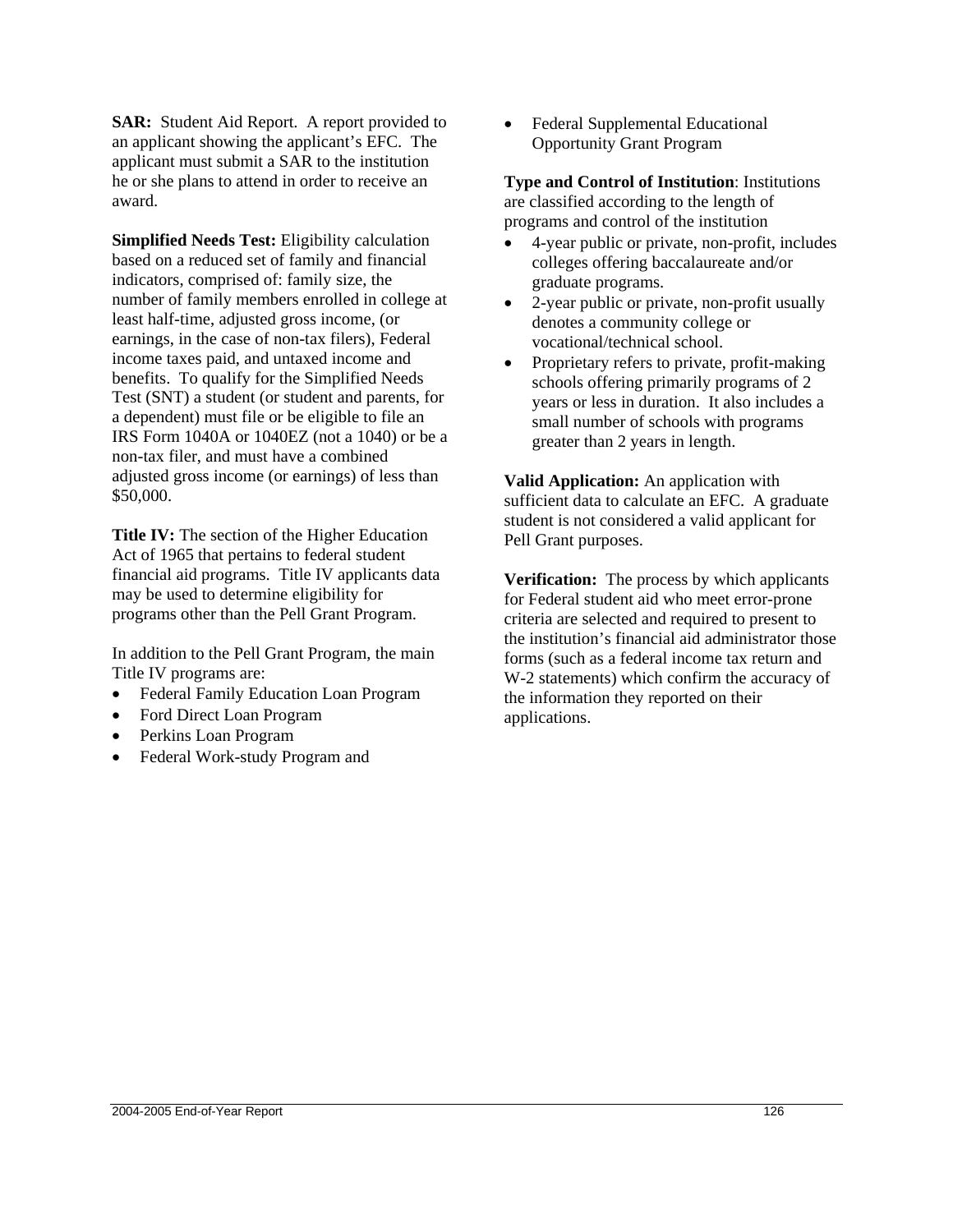**SAR:** Student Aid Report. A report provided to an applicant showing the applicant's EFC. The applicant must submit a SAR to the institution he or she plans to attend in order to receive an award.

**Simplified Needs Test:** Eligibility calculation based on a reduced set of family and financial indicators, comprised of: family size, the number of family members enrolled in college at least half-time, adjusted gross income, (or earnings, in the case of non-tax filers), Federal income taxes paid, and untaxed income and benefits. To qualify for the Simplified Needs Test (SNT) a student (or student and parents, for a dependent) must file or be eligible to file an IRS Form 1040A or 1040EZ (not a 1040) or be a non-tax filer, and must have a combined adjusted gross income (or earnings) of less than $50,000.

**Title IV:** The section of the Higher Education Act of 1965 that pertains to federal student financial aid programs. Title IV applicants data may be used to determine eligibility for programs other than the Pell Grant Program.

In addition to the Pell Grant Program, the main Title IV programs are:

- Federal Family Education Loan Program
- Ford Direct Loan Program
- Perkins Loan Program
- Federal Work-study Program and
- Federal Supplemental Educational Opportunity Grant Program

**Type and Control of Institution**: Institutions are classified according to the length of programs and control of the institution

- 4-year public or private, non-profit, includes colleges offering baccalaureate and/or graduate programs.
- 2-year public or private, non-profit usually denotes a community college or vocational/technical school.
- Proprietary refers to private, profit-making schools offering primarily programs of 2 years or less in duration. It also includes a small number of schools with programs greater than 2 years in length.

**Valid Application:** An application with sufficient data to calculate an EFC. A graduate student is not considered a valid applicant for Pell Grant purposes.

**Verification:** The process by which applicants for Federal student aid who meet error-prone criteria are selected and required to present to the institution's financial aid administrator those forms (such as a federal income tax return and W-2 statements) which confirm the accuracy of the information they reported on their applications.